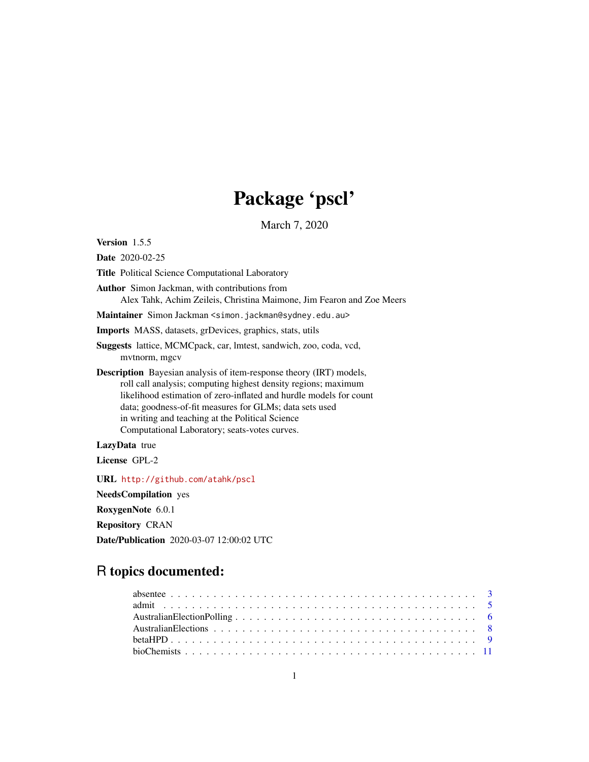# Package 'pscl'

March 7, 2020

**Version** 1.5.5

**Date** 2020-02-25

**Title** Political Science Computational Laboratory

**Author** Simon Jackman, with contributions from
Alex Tahk, Achim Zeileis, Christina Maimone, Jim Fearon and Zoe Meers

**Maintainer** Simon Jackman <simon.jackman@sydney.edu.au>

**Imports** MASS, datasets, grDevices, graphics, stats, utils

**Suggests** lattice, MCMCpack, car, lmtest, sandwich, zoo, coda, vcd,
mvtnorm, mgcv

**Description** Bayesian analysis of item-response theory (IRT) models,
roll call analysis; computing highest density regions; maximum
likelihood estimation of zero-inflated and hurdle models for count
data; goodness-of-fit measures for GLMs; data sets used
in writing and teaching at the Political Science
Computational Laboratory; seats-votes curves.

**LazyData** true

**License** GPL-2

**URL** http://github.com/atahk/pscl

**NeedsCompilation** yes

**RoxygenNote** 6.0.1

**Repository** CRAN

**Date/Publication** 2020-03-07 12:00:02 UTC

## R topics documented:

- absentee . . . . . . . . . . . . . . . . . . . . . . . . . . . . . . . . . . . . . . . . . . 3
- admit . . . . . . . . . . . . . . . . . . . . . . . . . . . . . . . . . . . . . . . . . . . 5
- AustralianElectionPolling . . . . . . . . . . . . . . . . . . . . . . . . . . . . . . . . . 6
- AustralianElections . . . . . . . . . . . . . . . . . . . . . . . . . . . . . . . . . . . . 8
- betaHPD . . . . . . . . . . . . . . . . . . . . . . . . . . . . . . . . . . . . . . . . . . 9
- bioChemists . . . . . . . . . . . . . . . . . . . . . . . . . . . . . . . . . . . . . . . . 11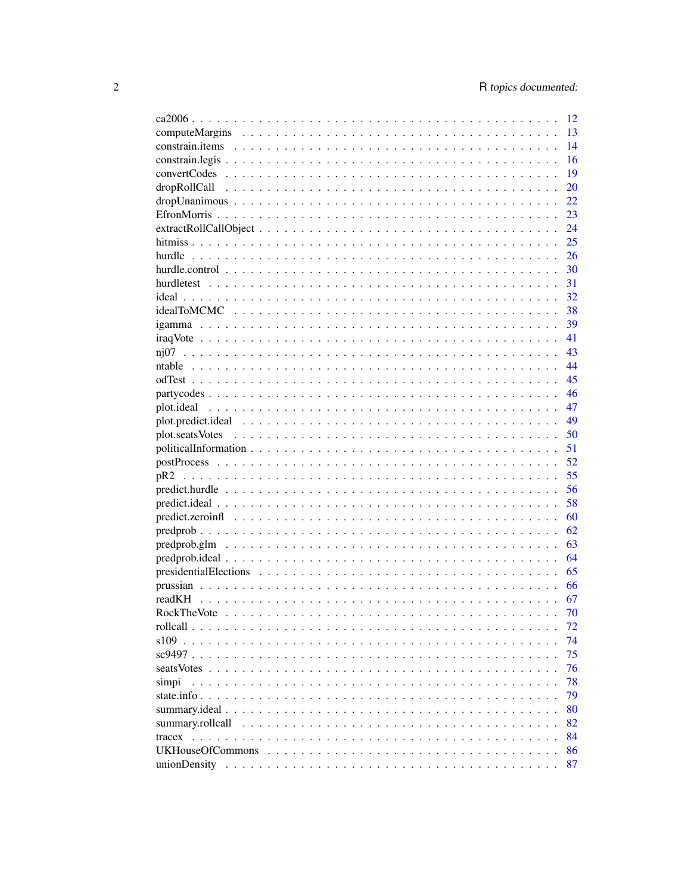| | |
|---|---|
| ca2006 | 12 |
| computeMargins | 13 |
| constrain.items | 14 |
| constrain.legis | 16 |
| convertCodes | 19 |
| dropRollCall | 20 |
| dropUnanimous | 22 |
| EfronMorris | 23 |
| extractRollCallObject | 24 |
| hitmiss | 25 |
| hurdle | 26 |
| hurdle.control | 30 |
| hurdletest | 31 |
| ideal | 32 |
| idealToMCMC | 38 |
| igamma | 39 |
| iraqVote | 41 |
| nj07 | 43 |
| ntable | 44 |
| odTest | 45 |
| partycodes | 46 |
| plot.ideal | 47 |
| plot.predict.ideal | 49 |
| plot.seatsVotes | 50 |
| politicalInformation | 51 |
| postProcess | 52 |
| pR2 | 55 |
| predict.hurdle | 56 |
| predict.ideal | 58 |
| predict.zeroinfl | 60 |
| predprob | 62 |
| predprob.glm | 63 |
| predprob.ideal | 64 |
| presidentialElections | 65 |
| prussian | 66 |
| readKH | 67 |
| RockTheVote | 70 |
| rollcall | 72 |
| s109 | 74 |
| sc9497 | 75 |
| seatsVotes | 76 |
| simpi | 78 |
| state.info | 79 |
| summary.ideal | 80 |
| summary.rollcall | 82 |
| tracex | 84 |
| UKHouseOfCommons | 86 |
| unionDensity | 87 |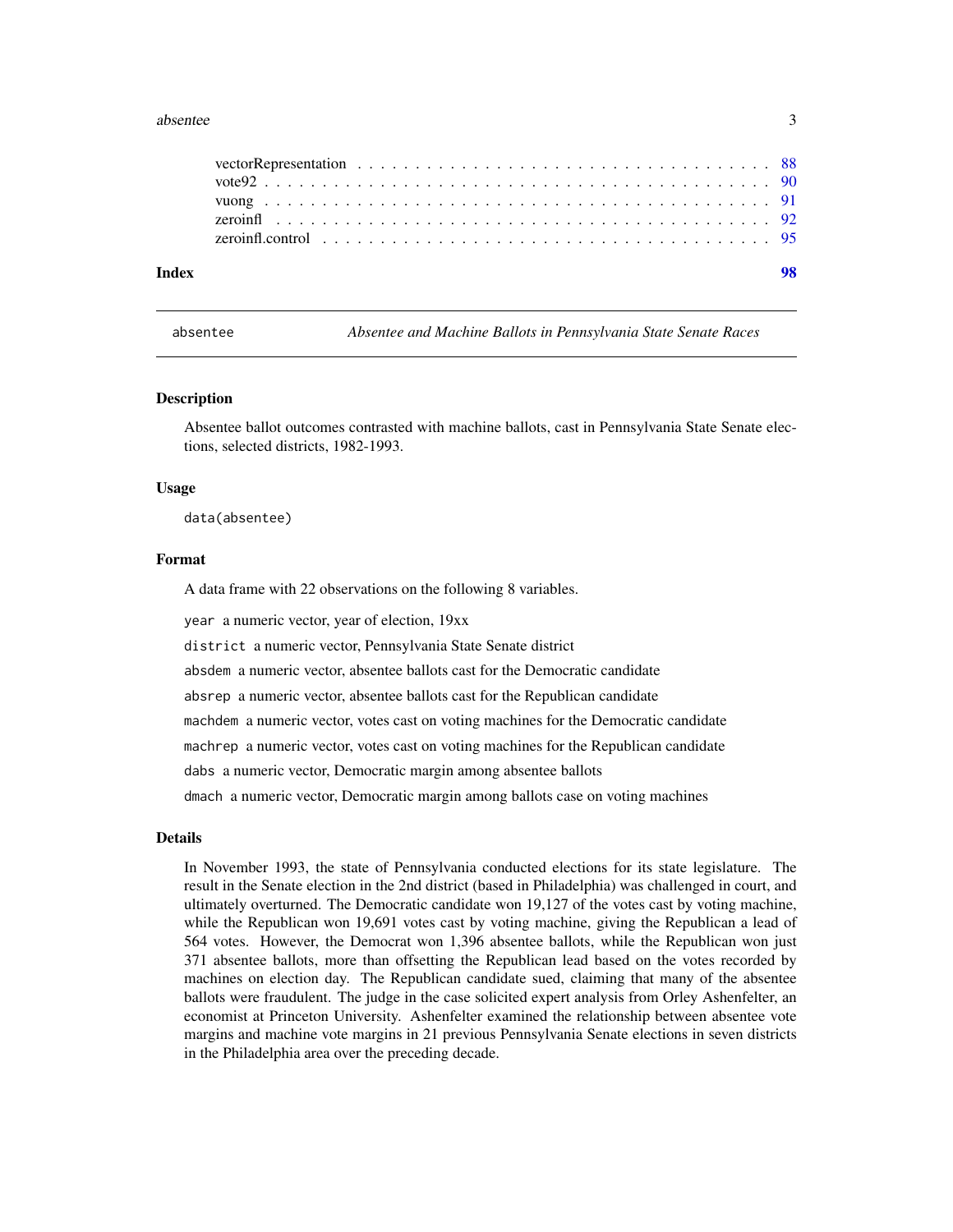| | |
|---|---|
| vectorRepresentation | 88 |
| vote92 | 90 |
| vuong | 91 |
| zeroinfl | 92 |
| zeroinfl.control | 95 |

**Index** **98**

---

`absentee` *Absentee and Machine Ballots in Pennsylvania State Senate Races*

---

## Description

Absentee ballot outcomes contrasted with machine ballots, cast in Pennsylvania State Senate elections, selected districts, 1982-1993.

## Usage

```
data(absentee)
```

## Format

A data frame with 22 observations on the following 8 variables.

`year` a numeric vector, year of election, 19xx

`district` a numeric vector, Pennsylvania State Senate district

`absdem` a numeric vector, absentee ballots cast for the Democratic candidate

`absrep` a numeric vector, absentee ballots cast for the Republican candidate

`machdem` a numeric vector, votes cast on voting machines for the Democratic candidate

`machrep` a numeric vector, votes cast on voting machines for the Republican candidate

`dabs` a numeric vector, Democratic margin among absentee ballots

`dmach` a numeric vector, Democratic margin among ballots case on voting machines

## Details

In November 1993, the state of Pennsylvania conducted elections for its state legislature. The result in the Senate election in the 2nd district (based in Philadelphia) was challenged in court, and ultimately overturned. The Democratic candidate won 19,127 of the votes cast by voting machine, while the Republican won 19,691 votes cast by voting machine, giving the Republican a lead of 564 votes. However, the Democrat won 1,396 absentee ballots, while the Republican won just 371 absentee ballots, more than offsetting the Republican lead based on the votes recorded by machines on election day. The Republican candidate sued, claiming that many of the absentee ballots were fraudulent. The judge in the case solicited expert analysis from Orley Ashenfelter, an economist at Princeton University. Ashenfelter examined the relationship between absentee vote margins and machine vote margins in 21 previous Pennsylvania Senate elections in seven districts in the Philadelphia area over the preceding decade.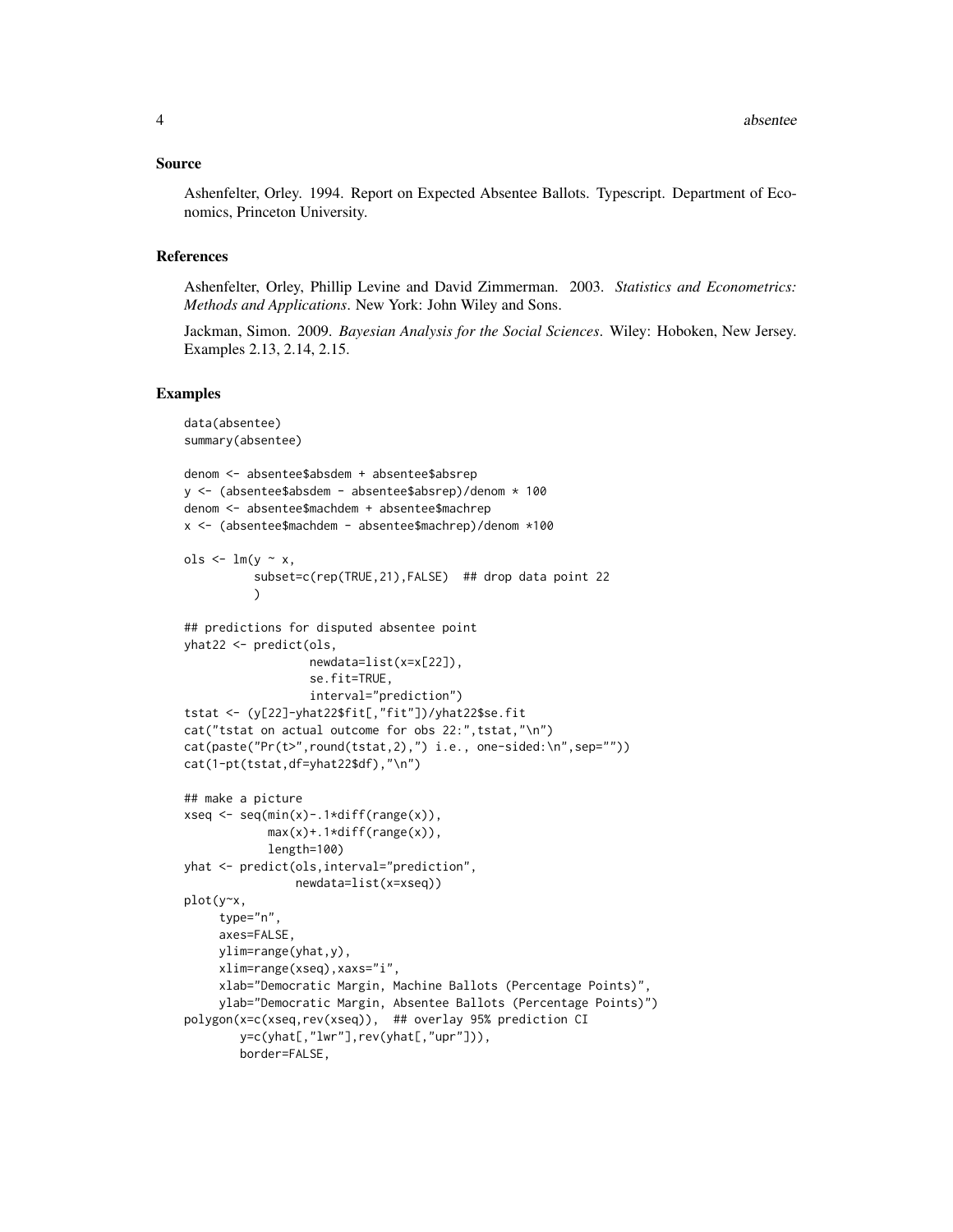## Source

Ashenfelter, Orley. 1994. Report on Expected Absentee Ballots. Typescript. Department of Economics, Princeton University.

## References

Ashenfelter, Orley, Phillip Levine and David Zimmerman. 2003. *Statistics and Econometrics: Methods and Applications*. New York: John Wiley and Sons.

Jackman, Simon. 2009. *Bayesian Analysis for the Social Sciences*. Wiley: Hoboken, New Jersey. Examples 2.13, 2.14, 2.15.

## Examples

```
data(absentee)
summary(absentee)

denom <- absentee$absdem + absentee$absrep
y <- (absentee$absdem - absentee$absrep)/denom * 100
denom <- absentee$machdem + absentee$machrep
x <- (absentee$machdem - absentee$machrep)/denom *100

ols <- lm(y ~ x,
          subset=c(rep(TRUE,21),FALSE)  ## drop data point 22
          )

## predictions for disputed absentee point
yhat22 <- predict(ols,
                  newdata=list(x=x[22]),
                  se.fit=TRUE,
                  interval="prediction")
tstat <- (y[22]-yhat22$fit[,"fit"])/yhat22$se.fit
cat("tstat on actual outcome for obs 22:",tstat,"\n")
cat(paste("Pr(t>",round(tstat,2),") i.e., one-sided:\n",sep=""))
cat(1-pt(tstat,df=yhat22$df),"\n")

## make a picture
xseq <- seq(min(x)-.1*diff(range(x)),
            max(x)+.1*diff(range(x)),
            length=100)
yhat <- predict(ols,interval="prediction",
                newdata=list(x=xseq))
plot(y~x,
     type="n",
     axes=FALSE,
     ylim=range(yhat,y),
     xlim=range(xseq),xaxs="i",
     xlab="Democratic Margin, Machine Ballots (Percentage Points)",
     ylab="Democratic Margin, Absentee Ballots (Percentage Points)")
polygon(x=c(xseq,rev(xseq)),  ## overlay 95% prediction CI
        y=c(yhat[,"lwr"],rev(yhat[,"upr"])),
        border=FALSE,
```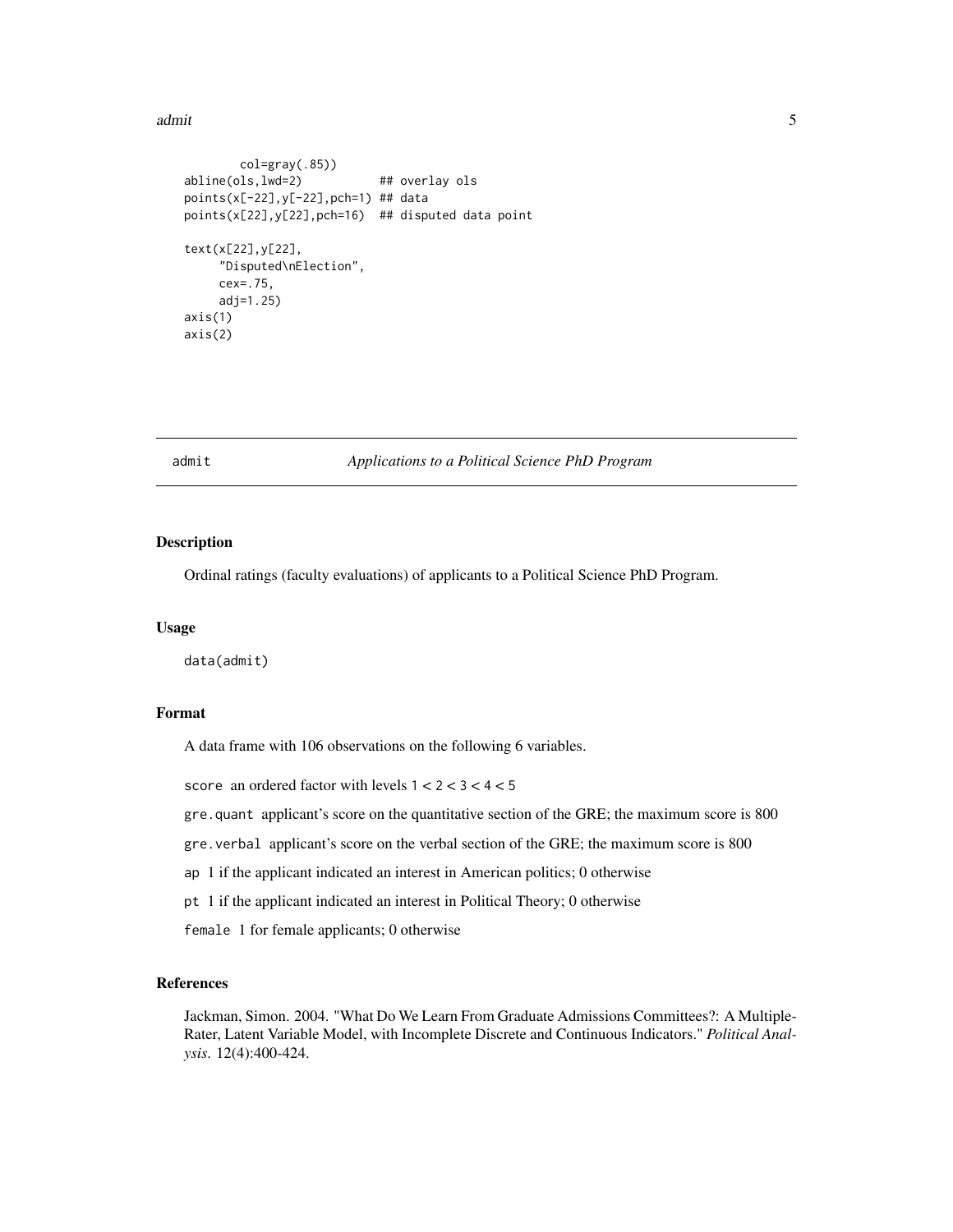```
        col=gray(.85))
abline(ols,lwd=2)           ## overlay ols
points(x[-22],y[-22],pch=1) ## data
points(x[22],y[22],pch=16)  ## disputed data point

text(x[22],y[22],
     "Disputed\nElection",
     cex=.75,
     adj=1.25)
axis(1)
axis(2)
```

---

## admit — *Applications to a Political Science PhD Program*

---

### Description

Ordinal ratings (faculty evaluations) of applicants to a Political Science PhD Program.

### Usage

```
data(admit)
```

### Format

A data frame with 106 observations on the following 6 variables.

`score` an ordered factor with levels `1 < 2 < 3 < 4 < 5`

`gre.quant` applicant's score on the quantitative section of the GRE; the maximum score is 800

`gre.verbal` applicant's score on the verbal section of the GRE; the maximum score is 800

`ap` 1 if the applicant indicated an interest in American politics; 0 otherwise

`pt` 1 if the applicant indicated an interest in Political Theory; 0 otherwise

`female` 1 for female applicants; 0 otherwise

### References

Jackman, Simon. 2004. "What Do We Learn From Graduate Admissions Committees?: A Multiple-Rater, Latent Variable Model, with Incomplete Discrete and Continuous Indicators." *Political Analysis*. 12(4):400-424.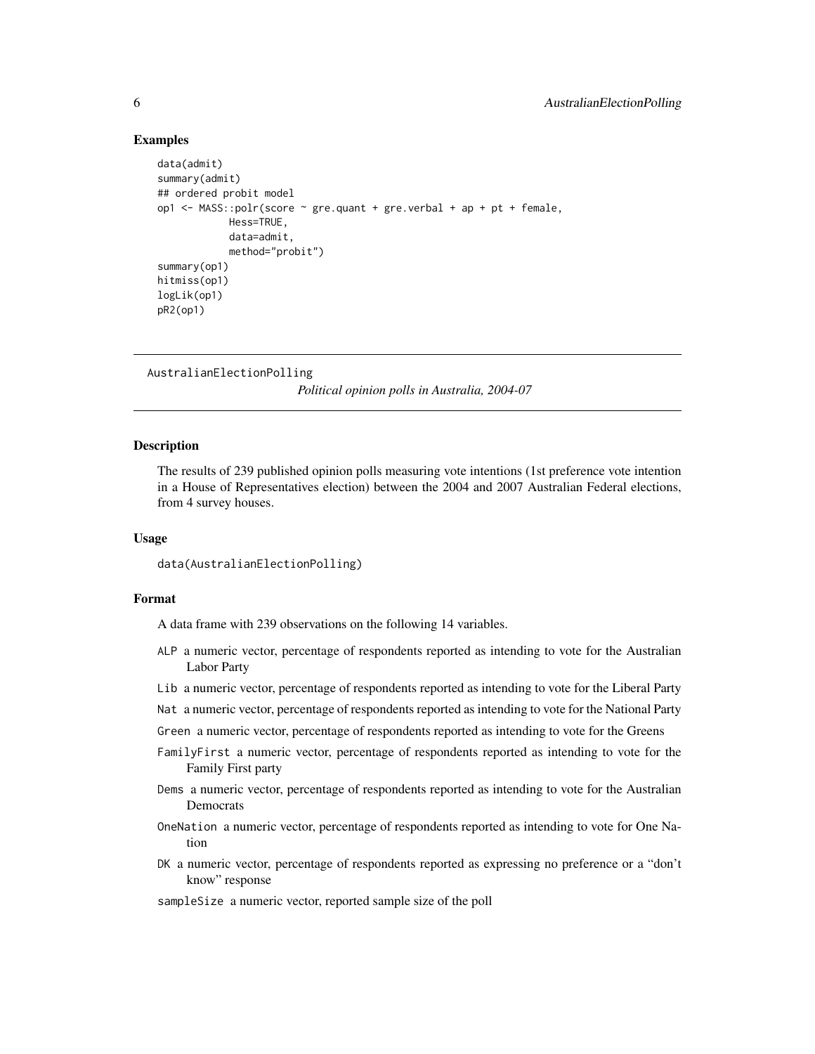### Examples

```
data(admit)
summary(admit)
## ordered probit model
op1 <- MASS::polr(score ~ gre.quant + gre.verbal + ap + pt + female,
            Hess=TRUE,
            data=admit,
            method="probit")
summary(op1)
hitmiss(op1)
logLik(op1)
pR2(op1)
```

---

## AustralianElectionPolling

*Political opinion polls in Australia, 2004-07*

---

### Description

The results of 239 published opinion polls measuring vote intentions (1st preference vote intention in a House of Representatives election) between the 2004 and 2007 Australian Federal elections, from 4 survey houses.

### Usage

```
data(AustralianElectionPolling)
```

### Format

A data frame with 239 observations on the following 14 variables.

- `ALP` a numeric vector, percentage of respondents reported as intending to vote for the Australian Labor Party
- `Lib` a numeric vector, percentage of respondents reported as intending to vote for the Liberal Party
- `Nat` a numeric vector, percentage of respondents reported as intending to vote for the National Party
- `Green` a numeric vector, percentage of respondents reported as intending to vote for the Greens
- `FamilyFirst` a numeric vector, percentage of respondents reported as intending to vote for the Family First party
- `Dems` a numeric vector, percentage of respondents reported as intending to vote for the Australian Democrats
- `OneNation` a numeric vector, percentage of respondents reported as intending to vote for One Nation
- `DK` a numeric vector, percentage of respondents reported as expressing no preference or a "don't know" response
- `sampleSize` a numeric vector, reported sample size of the poll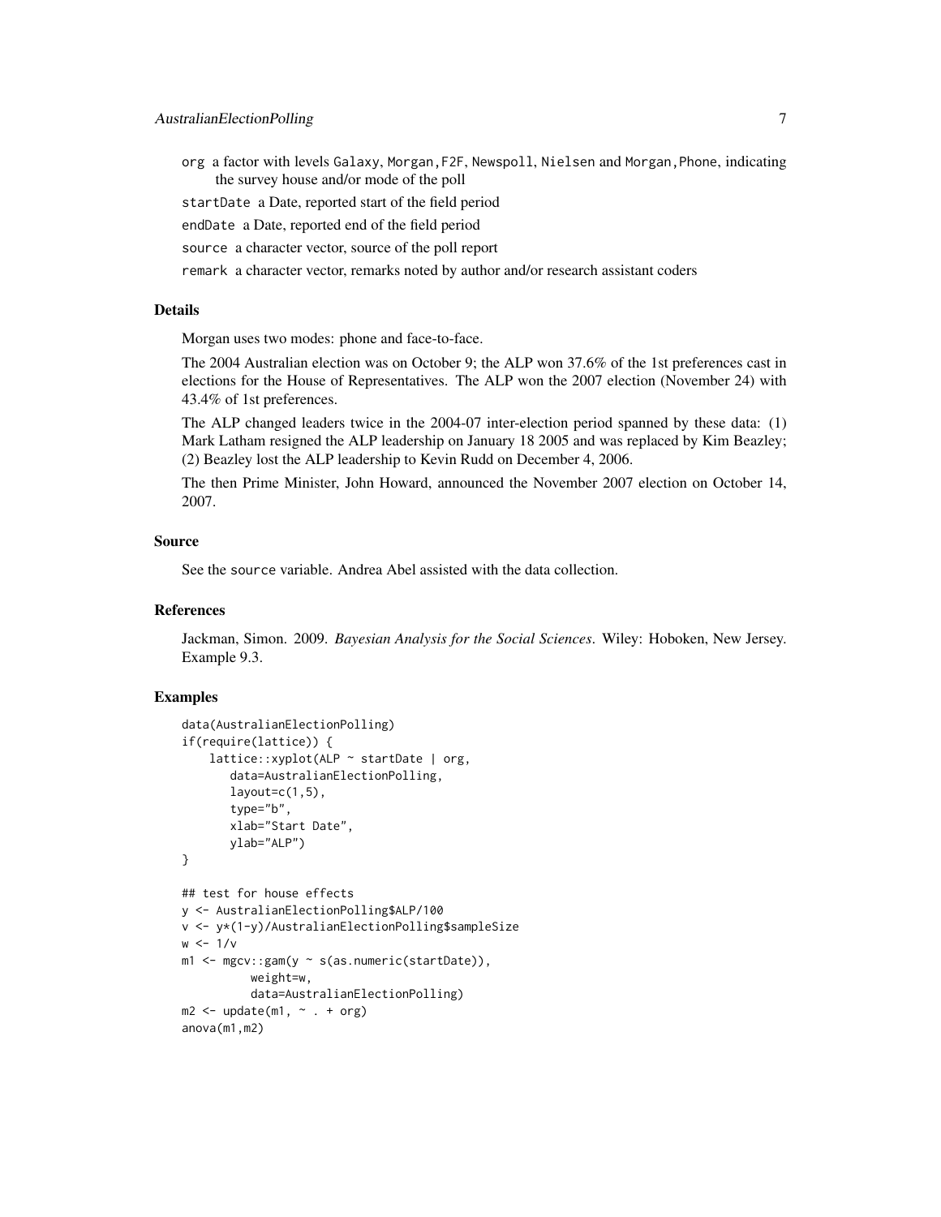org a factor with levels Galaxy, Morgan,F2F, Newspoll, Nielsen and Morgan,Phone, indicating the survey house and/or mode of the poll

startDate a Date, reported start of the field period

endDate a Date, reported end of the field period

source a character vector, source of the poll report

remark a character vector, remarks noted by author and/or research assistant coders

### Details

Morgan uses two modes: phone and face-to-face.

The 2004 Australian election was on October 9; the ALP won 37.6% of the 1st preferences cast in elections for the House of Representatives. The ALP won the 2007 election (November 24) with 43.4% of 1st preferences.

The ALP changed leaders twice in the 2004-07 inter-election period spanned by these data: (1) Mark Latham resigned the ALP leadership on January 18 2005 and was replaced by Kim Beazley; (2) Beazley lost the ALP leadership to Kevin Rudd on December 4, 2006.

The then Prime Minister, John Howard, announced the November 2007 election on October 14, 2007.

### Source

See the source variable. Andrea Abel assisted with the data collection.

### References

Jackman, Simon. 2009. *Bayesian Analysis for the Social Sciences*. Wiley: Hoboken, New Jersey. Example 9.3.

### Examples

```
data(AustralianElectionPolling)
if(require(lattice)) {
    lattice::xyplot(ALP ~ startDate | org,
       data=AustralianElectionPolling,
       layout=c(1,5),
       type="b",
       xlab="Start Date",
       ylab="ALP")
}

## test for house effects
y <- AustralianElectionPolling$ALP/100
v <- y*(1-y)/AustralianElectionPolling$sampleSize
w <- 1/v
m1 <- mgcv::gam(y ~ s(as.numeric(startDate)),
          weight=w,
          data=AustralianElectionPolling)
m2 <- update(m1, ~ . + org)
anova(m1,m2)
```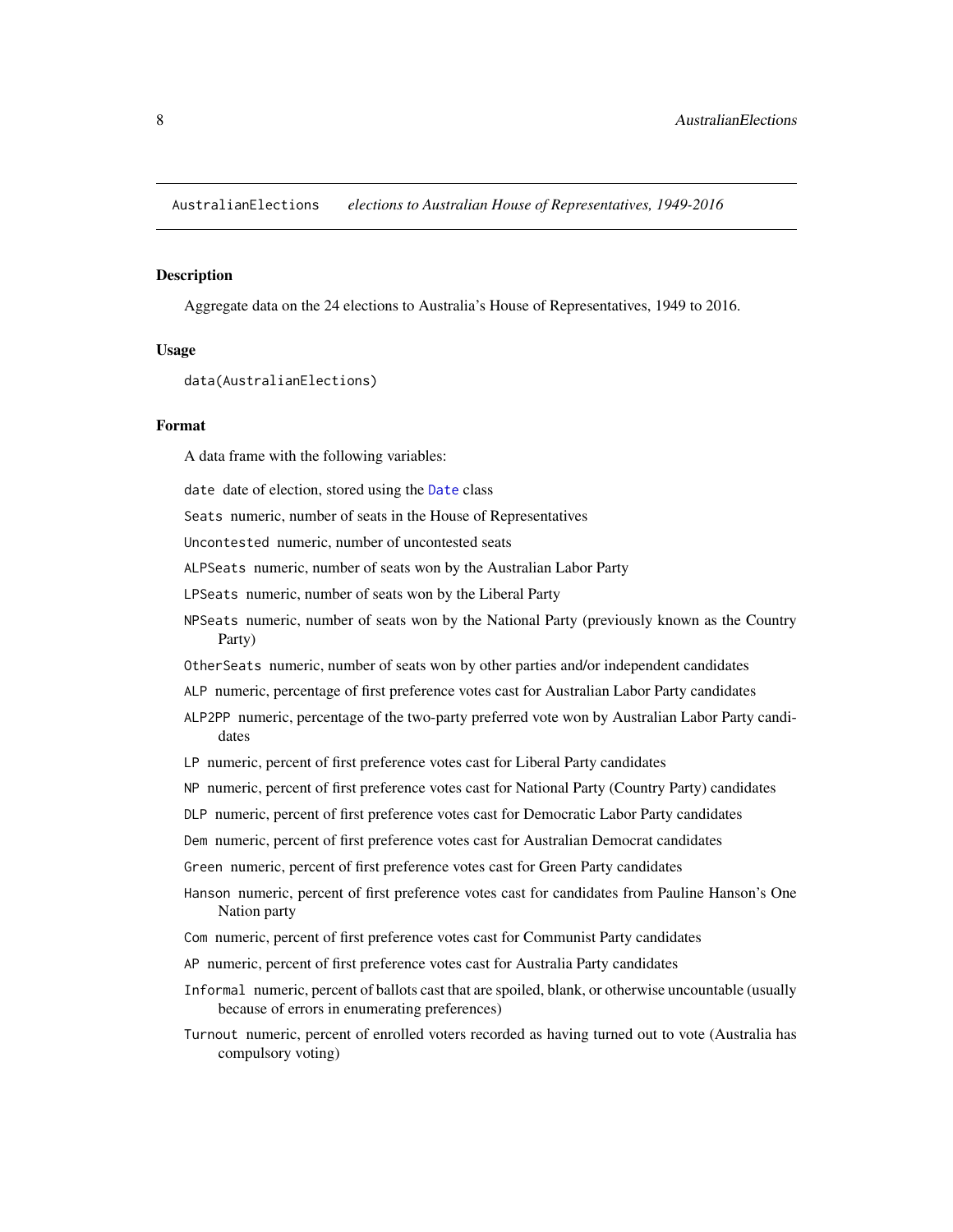AustralianElections    *elections to Australian House of Representatives, 1949-2016*

## Description

Aggregate data on the 24 elections to Australia's House of Representatives, 1949 to 2016.

## Usage

```
data(AustralianElections)
```

## Format

A data frame with the following variables:

- `date` date of election, stored using the `Date` class
- `Seats` numeric, number of seats in the House of Representatives
- `Uncontested` numeric, number of uncontested seats
- `ALPSeats` numeric, number of seats won by the Australian Labor Party
- `LPSeats` numeric, number of seats won by the Liberal Party
- `NPSeats` numeric, number of seats won by the National Party (previously known as the Country Party)
- `OtherSeats` numeric, number of seats won by other parties and/or independent candidates
- `ALP` numeric, percentage of first preference votes cast for Australian Labor Party candidates
- `ALP2PP` numeric, percentage of the two-party preferred vote won by Australian Labor Party candidates
- `LP` numeric, percent of first preference votes cast for Liberal Party candidates
- `NP` numeric, percent of first preference votes cast for National Party (Country Party) candidates
- `DLP` numeric, percent of first preference votes cast for Democratic Labor Party candidates
- `Dem` numeric, percent of first preference votes cast for Australian Democrat candidates
- `Green` numeric, percent of first preference votes cast for Green Party candidates
- `Hanson` numeric, percent of first preference votes cast for candidates from Pauline Hanson's One Nation party
- `Com` numeric, percent of first preference votes cast for Communist Party candidates
- `AP` numeric, percent of first preference votes cast for Australia Party candidates
- `Informal` numeric, percent of ballots cast that are spoiled, blank, or otherwise uncountable (usually because of errors in enumerating preferences)
- `Turnout` numeric, percent of enrolled voters recorded as having turned out to vote (Australia has compulsory voting)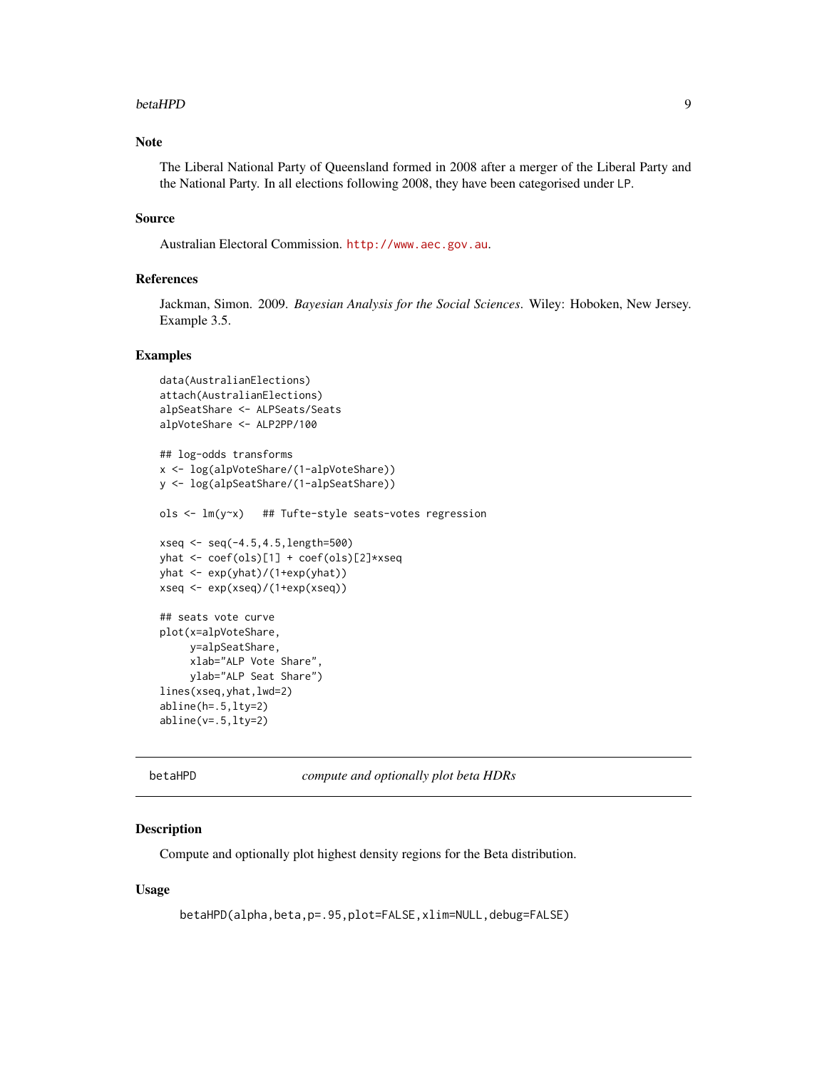## Note

The Liberal National Party of Queensland formed in 2008 after a merger of the Liberal Party and the National Party. In all elections following 2008, they have been categorised under LP.

## Source

Australian Electoral Commission. http://www.aec.gov.au.

## References

Jackman, Simon. 2009. *Bayesian Analysis for the Social Sciences*. Wiley: Hoboken, New Jersey. Example 3.5.

## Examples

```
data(AustralianElections)
attach(AustralianElections)
alpSeatShare <- ALPSeats/Seats
alpVoteShare <- ALP2PP/100

## log-odds transforms
x <- log(alpVoteShare/(1-alpVoteShare))
y <- log(alpSeatShare/(1-alpSeatShare))

ols <- lm(y~x)   ## Tufte-style seats-votes regression

xseq <- seq(-4.5,4.5,length=500)
yhat <- coef(ols)[1] + coef(ols)[2]*xseq
yhat <- exp(yhat)/(1+exp(yhat))
xseq <- exp(xseq)/(1+exp(xseq))

## seats vote curve
plot(x=alpVoteShare,
     y=alpSeatShare,
     xlab="ALP Vote Share",
     ylab="ALP Seat Share")
lines(xseq,yhat,lwd=2)
abline(h=.5,lty=2)
abline(v=.5,lty=2)
```

---

# betaHPD — *compute and optionally plot beta HDRs*

## Description

Compute and optionally plot highest density regions for the Beta distribution.

## Usage

```
betaHPD(alpha,beta,p=.95,plot=FALSE,xlim=NULL,debug=FALSE)
```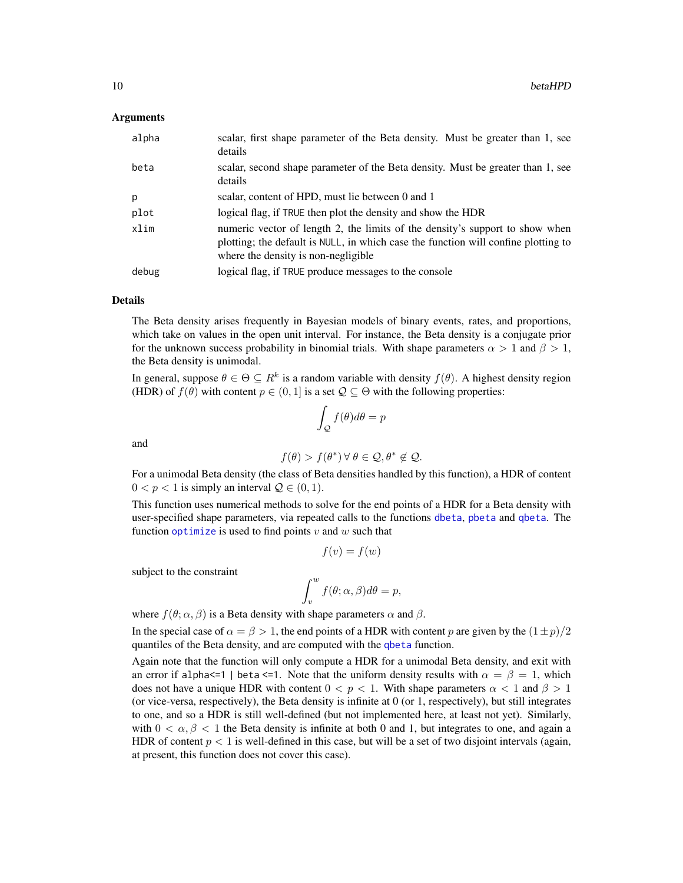### Arguments

| | |
|---|---|
| alpha | scalar, first shape parameter of the Beta density. Must be greater than 1, see details |
| beta | scalar, second shape parameter of the Beta density. Must be greater than 1, see details |
| p | scalar, content of HPD, must lie between 0 and 1 |
| plot | logical flag, if TRUE then plot the density and show the HDR |
| xlim | numeric vector of length 2, the limits of the density's support to show when plotting; the default is NULL, in which case the function will confine plotting to where the density is non-negligible |
| debug | logical flag, if TRUE produce messages to the console |

### Details

The Beta density arises frequently in Bayesian models of binary events, rates, and proportions, which take on values in the open unit interval. For instance, the Beta density is a conjugate prior for the unknown success probability in binomial trials. With shape parameters $\alpha > 1$ and $\beta > 1$, the Beta density is unimodal.

In general, suppose $\theta \in \Theta \subseteq R^k$ is a random variable with density $f(\theta)$. A highest density region (HDR) of $f(\theta)$ with content $p \in (0, 1]$ is a set $\mathcal{Q} \subseteq \Theta$ with the following properties:

$$\int_{\mathcal{Q}} f(\theta) d\theta = p$$

and

$$f(\theta) > f(\theta^*) \,\forall\, \theta \in \mathcal{Q}, \theta^* \notin \mathcal{Q}.$$

For a unimodal Beta density (the class of Beta densities handled by this function), a HDR of content $0 < p < 1$ is simply an interval $\mathcal{Q} \in (0, 1)$.

This function uses numerical methods to solve for the end points of a HDR for a Beta density with user-specified shape parameters, via repeated calls to the functions dbeta, pbeta and qbeta. The function optimize is used to find points $v$ and $w$ such that

$$f(v) = f(w)$$

subject to the constraint

$$\int_v^w f(\theta; \alpha, \beta) d\theta = p,$$

where $f(\theta; \alpha, \beta)$ is a Beta density with shape parameters $\alpha$ and $\beta$.

In the special case of $\alpha = \beta > 1$, the end points of a HDR with content $p$ are given by the $(1 \pm p)/2$ quantiles of the Beta density, and are computed with the qbeta function.

Again note that the function will only compute a HDR for a unimodal Beta density, and exit with an error if `alpha<=1 | beta <=1`. Note that the uniform density results with $\alpha = \beta = 1$, which does not have a unique HDR with content $0 < p < 1$. With shape parameters $\alpha < 1$ and $\beta > 1$ (or vice-versa, respectively), the Beta density is infinite at 0 (or 1, respectively), but still integrates to one, and so a HDR is still well-defined (but not implemented here, at least not yet). Similarly, with $0 < \alpha, \beta < 1$ the Beta density is infinite at both 0 and 1, but integrates to one, and again a HDR of content $p < 1$ is well-defined in this case, but will be a set of two disjoint intervals (again, at present, this function does not cover this case).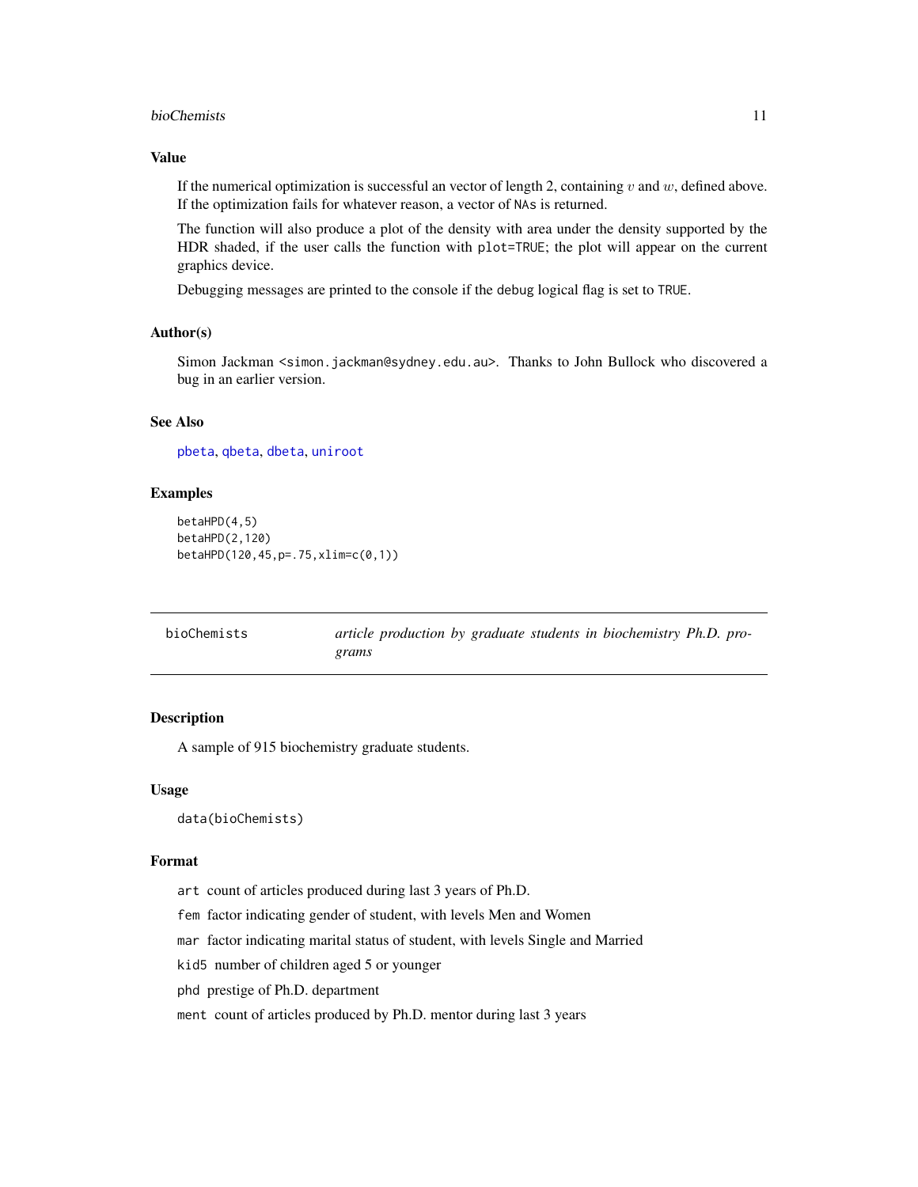### Value

If the numerical optimization is successful an vector of length 2, containing $v$ and $w$, defined above. If the optimization fails for whatever reason, a vector of NAs is returned.

The function will also produce a plot of the density with area under the density supported by the HDR shaded, if the user calls the function with `plot=TRUE`; the plot will appear on the current graphics device.

Debugging messages are printed to the console if the `debug` logical flag is set to `TRUE`.

### Author(s)

Simon Jackman <simon.jackman@sydney.edu.au>. Thanks to John Bullock who discovered a bug in an earlier version.

### See Also

pbeta, qbeta, dbeta, uniroot

### Examples

```
betaHPD(4,5)
betaHPD(2,120)
betaHPD(120,45,p=.75,xlim=c(0,1))
```

---

## bioChemists — *article production by graduate students in biochemistry Ph.D. programs*

---

### Description

A sample of 915 biochemistry graduate students.

### Usage

```
data(bioChemists)
```

### Format

- `art` count of articles produced during last 3 years of Ph.D.
- `fem` factor indicating gender of student, with levels Men and Women
- `mar` factor indicating marital status of student, with levels Single and Married
- `kid5` number of children aged 5 or younger
- `phd` prestige of Ph.D. department
- `ment` count of articles produced by Ph.D. mentor during last 3 years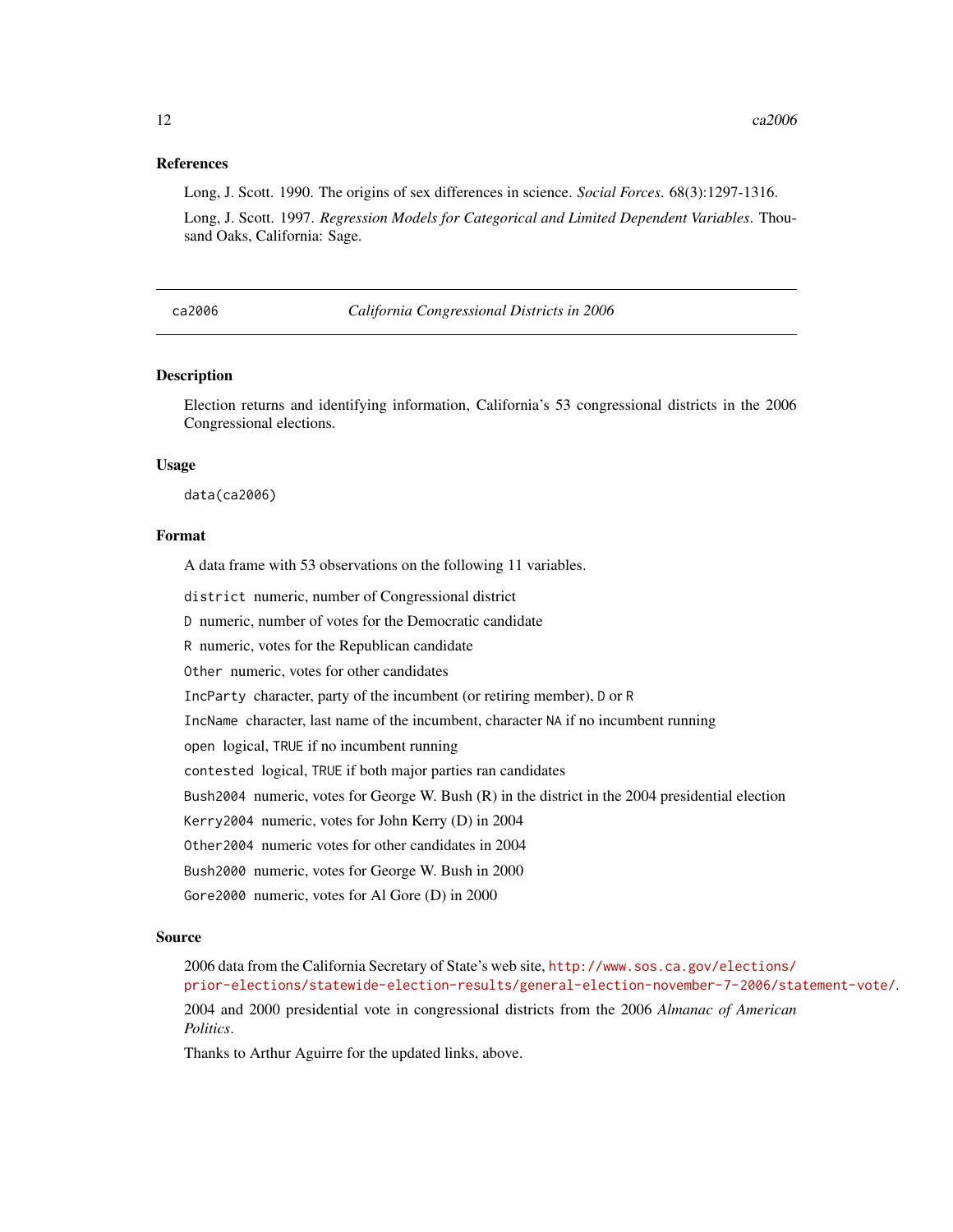## References

Long, J. Scott. 1990. The origins of sex differences in science. *Social Forces*. 68(3):1297-1316.

Long, J. Scott. 1997. *Regression Models for Categorical and Limited Dependent Variables*. Thousand Oaks, California: Sage.

---

# ca2006 — *California Congressional Districts in 2006*

---

## Description

Election returns and identifying information, California's 53 congressional districts in the 2006 Congressional elections.

## Usage

```
data(ca2006)
```

## Format

A data frame with 53 observations on the following 11 variables.

`district` numeric, number of Congressional district

`D` numeric, number of votes for the Democratic candidate

`R` numeric, votes for the Republican candidate

`Other` numeric, votes for other candidates

`IncParty` character, party of the incumbent (or retiring member), `D` or `R`

`IncName` character, last name of the incumbent, character `NA` if no incumbent running

`open` logical, `TRUE` if no incumbent running

`contested` logical, `TRUE` if both major parties ran candidates

`Bush2004` numeric, votes for George W. Bush (R) in the district in the 2004 presidential election

`Kerry2004` numeric, votes for John Kerry (D) in 2004

`Other2004` numeric votes for other candidates in 2004

`Bush2000` numeric, votes for George W. Bush in 2000

`Gore2000` numeric, votes for Al Gore (D) in 2000

## Source

2006 data from the California Secretary of State's web site, http://www.sos.ca.gov/elections/prior-elections/statewide-election-results/general-election-november-7-2006/statement-vote/.

2004 and 2000 presidential vote in congressional districts from the 2006 *Almanac of American Politics*.

Thanks to Arthur Aguirre for the updated links, above.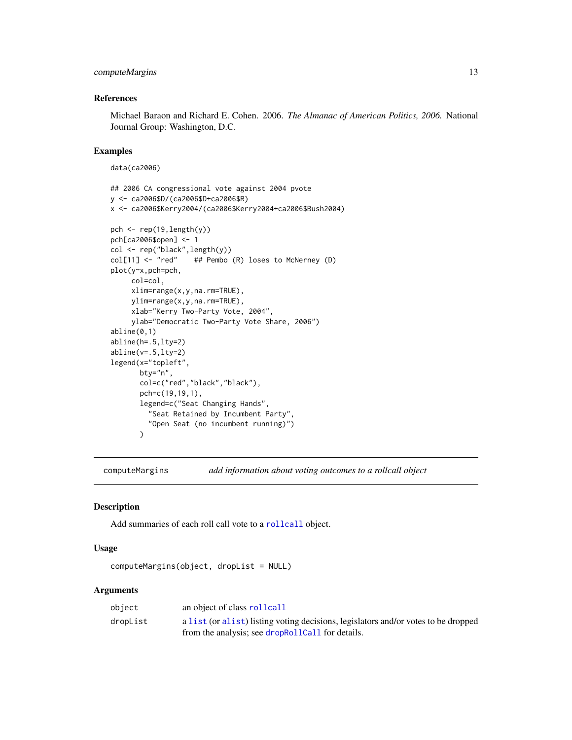### References

Michael Baraon and Richard E. Cohen. 2006. *The Almanac of American Politics, 2006.* National Journal Group: Washington, D.C.

### Examples

```
data(ca2006)

## 2006 CA congressional vote against 2004 pvote
y <- ca2006$D/(ca2006$D+ca2006$R)
x <- ca2006$Kerry2004/(ca2006$Kerry2004+ca2006$Bush2004)

pch <- rep(19,length(y))
pch[ca2006$open] <- 1
col <- rep("black",length(y))
col[11] <- "red"    ## Pembo (R) loses to McNerney (D)
plot(y~x,pch=pch,
     col=col,
     xlim=range(x,y,na.rm=TRUE),
     ylim=range(x,y,na.rm=TRUE),
     xlab="Kerry Two-Party Vote, 2004",
     ylab="Democratic Two-Party Vote Share, 2006")
abline(0,1)
abline(h=.5,lty=2)
abline(v=.5,lty=2)
legend(x="topleft",
       bty="n",
       col=c("red","black","black"),
       pch=c(19,19,1),
       legend=c("Seat Changing Hands",
         "Seat Retained by Incumbent Party",
         "Open Seat (no incumbent running)")
       )
```

---

## computeMargins — *add information about voting outcomes to a rollcall object*

### Description

Add summaries of each roll call vote to a rollcall object.

### Usage

```
computeMargins(object, dropList = NULL)
```

### Arguments

| | |
|---|---|
| object | an object of class rollcall |
| dropList | a list (or alist) listing voting decisions, legislators and/or votes to be dropped from the analysis; see dropRollCall for details. |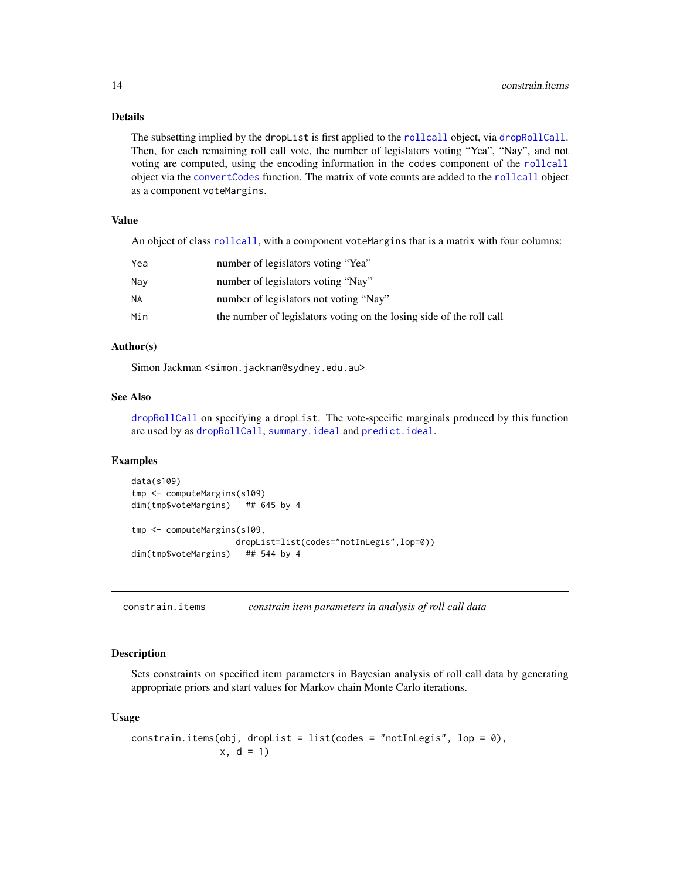### Details

The subsetting implied by the `dropList` is first applied to the `rollcall` object, via `dropRollCall`. Then, for each remaining roll call vote, the number of legislators voting "Yea", "Nay", and not voting are computed, using the encoding information in the `codes` component of the `rollcall` object via the `convertCodes` function. The matrix of vote counts are added to the `rollcall` object as a component `voteMargins`.

### Value

An object of class `rollcall`, with a component `voteMargins` that is a matrix with four columns:

| | |
|---|---|
| `Yea` | number of legislators voting "Yea" |
| `Nay` | number of legislators voting "Nay" |
| `NA` | number of legislators not voting "Nay" |
| `Min` | the number of legislators voting on the losing side of the roll call |

### Author(s)

Simon Jackman <simon.jackman@sydney.edu.au>

### See Also

`dropRollCall` on specifying a `dropList`. The vote-specific marginals produced by this function are used by as `dropRollCall`, `summary.ideal` and `predict.ideal`.

### Examples

```
data(s109)
tmp <- computeMargins(s109)
dim(tmp$voteMargins)   ## 645 by 4

tmp <- computeMargins(s109,
                      dropList=list(codes="notInLegis",lop=0))
dim(tmp$voteMargins)   ## 544 by 4
```

---

## constrain.items — *constrain item parameters in analysis of roll call data*

---

### Description

Sets constraints on specified item parameters in Bayesian analysis of roll call data by generating appropriate priors and start values for Markov chain Monte Carlo iterations.

### Usage

```
constrain.items(obj, dropList = list(codes = "notInLegis", lop = 0),
                x, d = 1)
```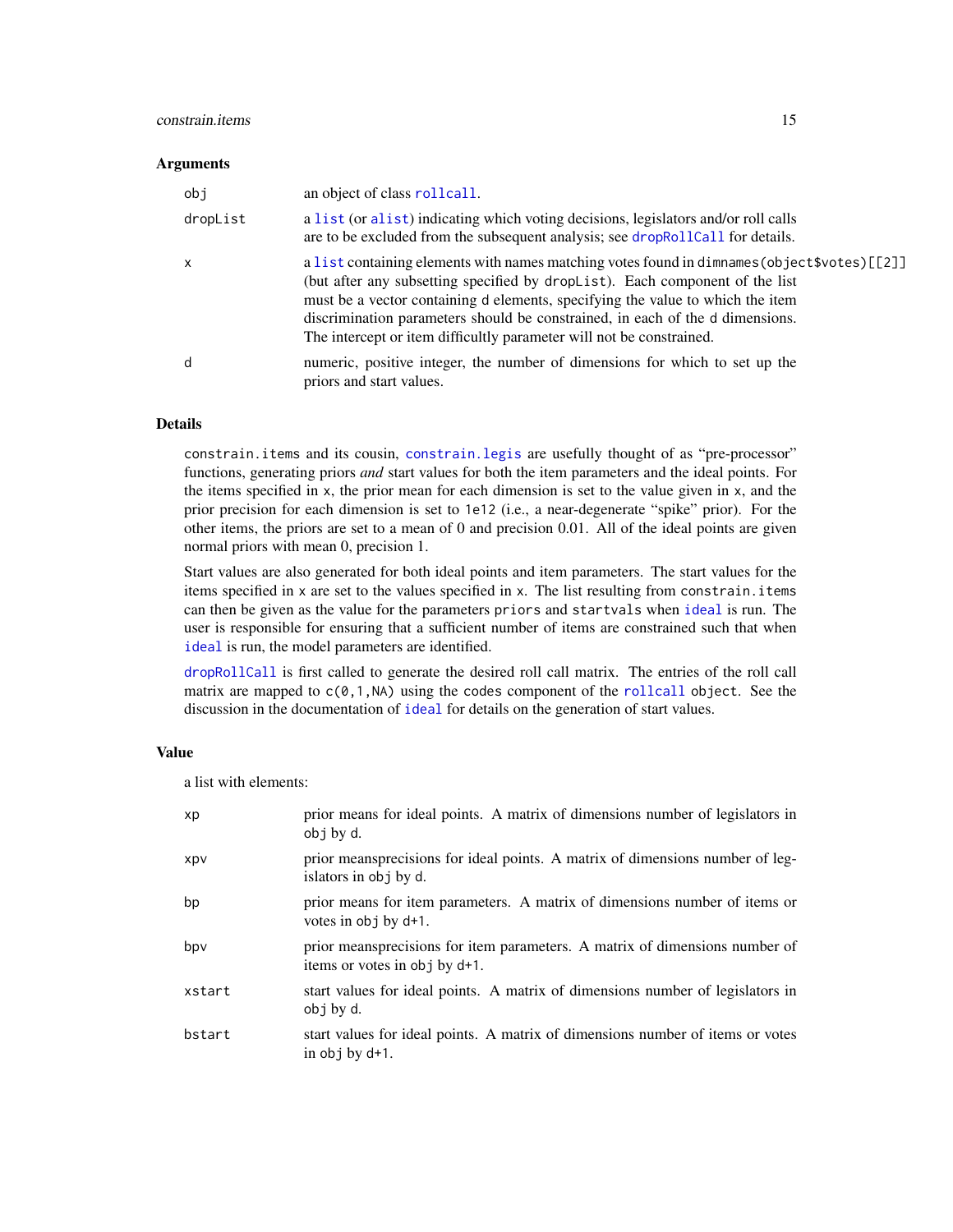### Arguments

| | |
|---|---|
| obj | an object of class rollcall. |
| dropList | a list (or alist) indicating which voting decisions, legislators and/or roll calls are to be excluded from the subsequent analysis; see dropRollCall for details. |
| x | a list containing elements with names matching votes found in dimnames(object$votes)[[2]] (but after any subsetting specified by dropList). Each component of the list must be a vector containing d elements, specifying the value to which the item discrimination parameters should be constrained, in each of the d dimensions. The intercept or item difficultly parameter will not be constrained. |
| d | numeric, positive integer, the number of dimensions for which to set up the priors and start values. |

### Details

constrain.items and its cousin, constrain.legis are usefully thought of as "pre-processor" functions, generating priors *and* start values for both the item parameters and the ideal points. For the items specified in x, the prior mean for each dimension is set to the value given in x, and the prior precision for each dimension is set to 1e12 (i.e., a near-degenerate "spike" prior). For the other items, the priors are set to a mean of 0 and precision 0.01. All of the ideal points are given normal priors with mean 0, precision 1.

Start values are also generated for both ideal points and item parameters. The start values for the items specified in x are set to the values specified in x. The list resulting from constrain.items can then be given as the value for the parameters priors and startvals when ideal is run. The user is responsible for ensuring that a sufficient number of items are constrained such that when ideal is run, the model parameters are identified.

dropRollCall is first called to generate the desired roll call matrix. The entries of the roll call matrix are mapped to c(0,1,NA) using the codes component of the rollcall object. See the discussion in the documentation of ideal for details on the generation of start values.

### Value

a list with elements:

| | |
|---|---|
| xp | prior means for ideal points. A matrix of dimensions number of legislators in obj by d. |
| xpv | prior meansprecisions for ideal points. A matrix of dimensions number of legislators in obj by d. |
| bp | prior means for item parameters. A matrix of dimensions number of items or votes in obj by d+1. |
| bpv | prior meansprecisions for item parameters. A matrix of dimensions number of items or votes in obj by d+1. |
| xstart | start values for ideal points. A matrix of dimensions number of legislators in obj by d. |
| bstart | start values for ideal points. A matrix of dimensions number of items or votes in obj by d+1. |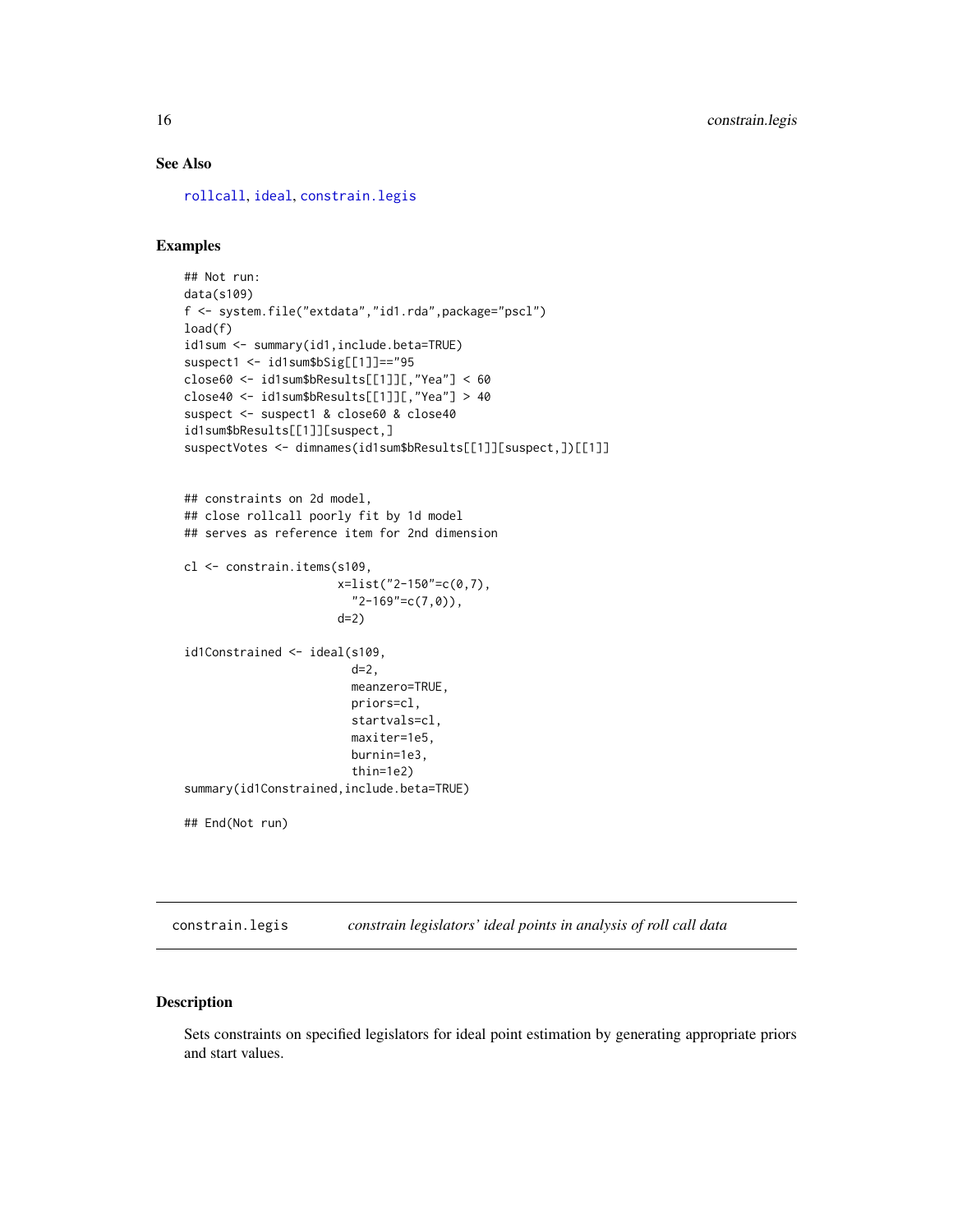## See Also

rollcall, ideal, constrain.legis

## Examples

```
## Not run:
data(s109)
f <- system.file("extdata","id1.rda",package="pscl")
load(f)
id1sum <- summary(id1,include.beta=TRUE)
suspect1 <- id1sum$bSig[[1]]=="95
close60 <- id1sum$bResults[[1]][,"Yea"] < 60
close40 <- id1sum$bResults[[1]][,"Yea"] > 40
suspect <- suspect1 & close60 & close40
id1sum$bResults[[1]][suspect,]
suspectVotes <- dimnames(id1sum$bResults[[1]][suspect,])[[1]]


## constraints on 2d model,
## close rollcall poorly fit by 1d model
## serves as reference item for 2nd dimension

cl <- constrain.items(s109,
                      x=list("2-150"=c(0,7),
                        "2-169"=c(7,0)),
                      d=2)

id1Constrained <- ideal(s109,
                        d=2,
                        meanzero=TRUE,
                        priors=cl,
                        startvals=cl,
                        maxiter=1e5,
                        burnin=1e3,
                        thin=1e2)
summary(id1Constrained,include.beta=TRUE)

## End(Not run)
```

---

# constrain.legis — *constrain legislators' ideal points in analysis of roll call data*

## Description

Sets constraints on specified legislators for ideal point estimation by generating appropriate priors and start values.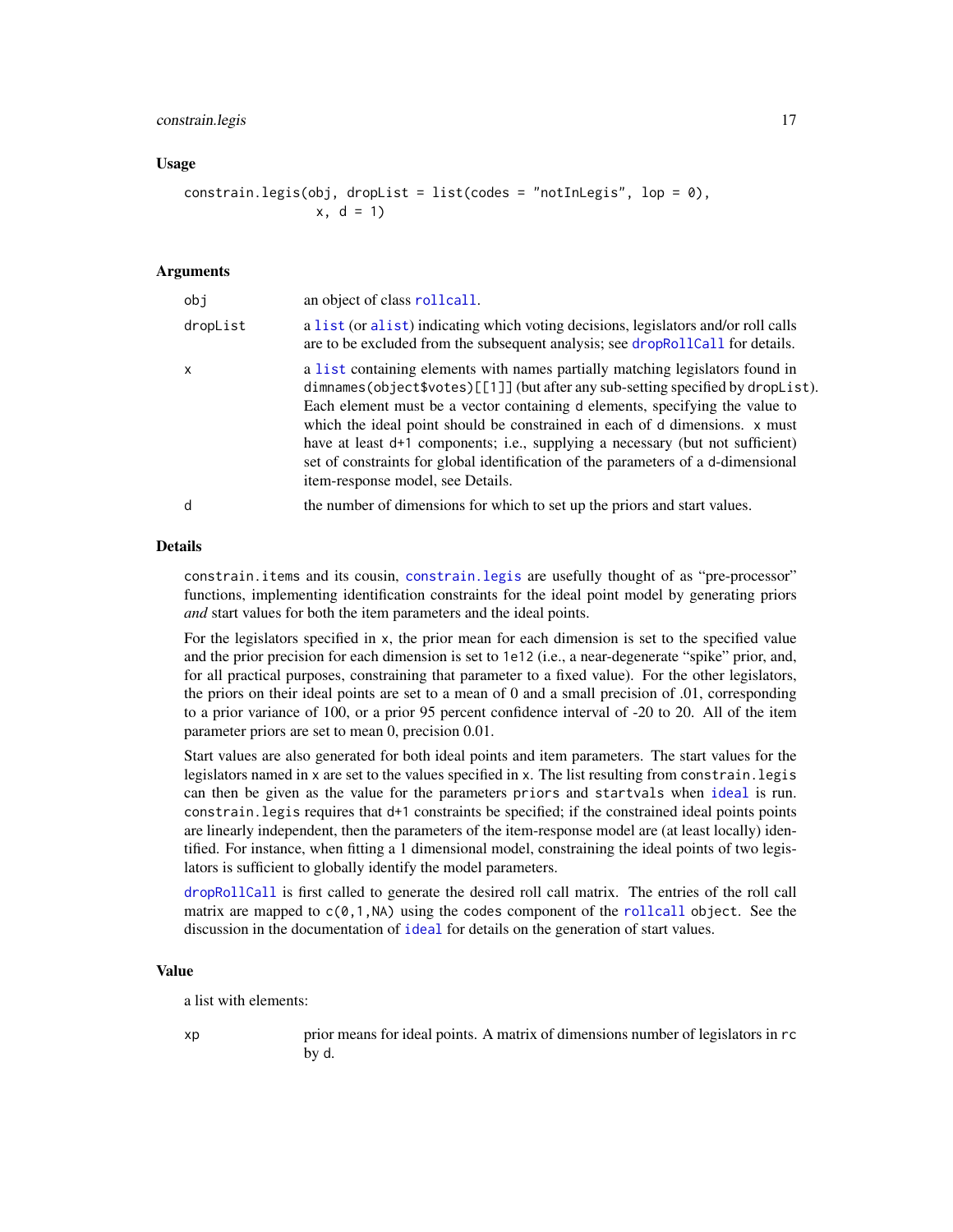## Usage

```
constrain.legis(obj, dropList = list(codes = "notInLegis", lop = 0),
                x, d = 1)
```

## Arguments

| | |
|---|---|
| obj | an object of class rollcall. |
| dropList | a list (or alist) indicating which voting decisions, legislators and/or roll calls are to be excluded from the subsequent analysis; see dropRollCall for details. |
| x | a list containing elements with names partially matching legislators found in dimnames(object$votes)[[1]] (but after any sub-setting specified by dropList). Each element must be a vector containing d elements, specifying the value to which the ideal point should be constrained in each of d dimensions. x must have at least d+1 components; i.e., supplying a necessary (but not sufficient) set of constraints for global identification of the parameters of a d-dimensional item-response model, see Details. |
| d | the number of dimensions for which to set up the priors and start values. |

## Details

constrain.items and its cousin, constrain.legis are usefully thought of as "pre-processor" functions, implementing identification constraints for the ideal point model by generating priors *and* start values for both the item parameters and the ideal points.

For the legislators specified in x, the prior mean for each dimension is set to the specified value and the prior precision for each dimension is set to 1e12 (i.e., a near-degenerate "spike" prior, and, for all practical purposes, constraining that parameter to a fixed value). For the other legislators, the priors on their ideal points are set to a mean of 0 and a small precision of .01, corresponding to a prior variance of 100, or a prior 95 percent confidence interval of -20 to 20. All of the item parameter priors are set to mean 0, precision 0.01.

Start values are also generated for both ideal points and item parameters. The start values for the legislators named in x are set to the values specified in x. The list resulting from constrain.legis can then be given as the value for the parameters priors and startvals when ideal is run. constrain.legis requires that d+1 constraints be specified; if the constrained ideal points points are linearly independent, then the parameters of the item-response model are (at least locally) identified. For instance, when fitting a 1 dimensional model, constraining the ideal points of two legislators is sufficient to globally identify the model parameters.

dropRollCall is first called to generate the desired roll call matrix. The entries of the roll call matrix are mapped to c(0,1,NA) using the codes component of the rollcall object. See the discussion in the documentation of ideal for details on the generation of start values.

## Value

a list with elements:

| | |
|---|---|
| xp | prior means for ideal points. A matrix of dimensions number of legislators in rc by d. |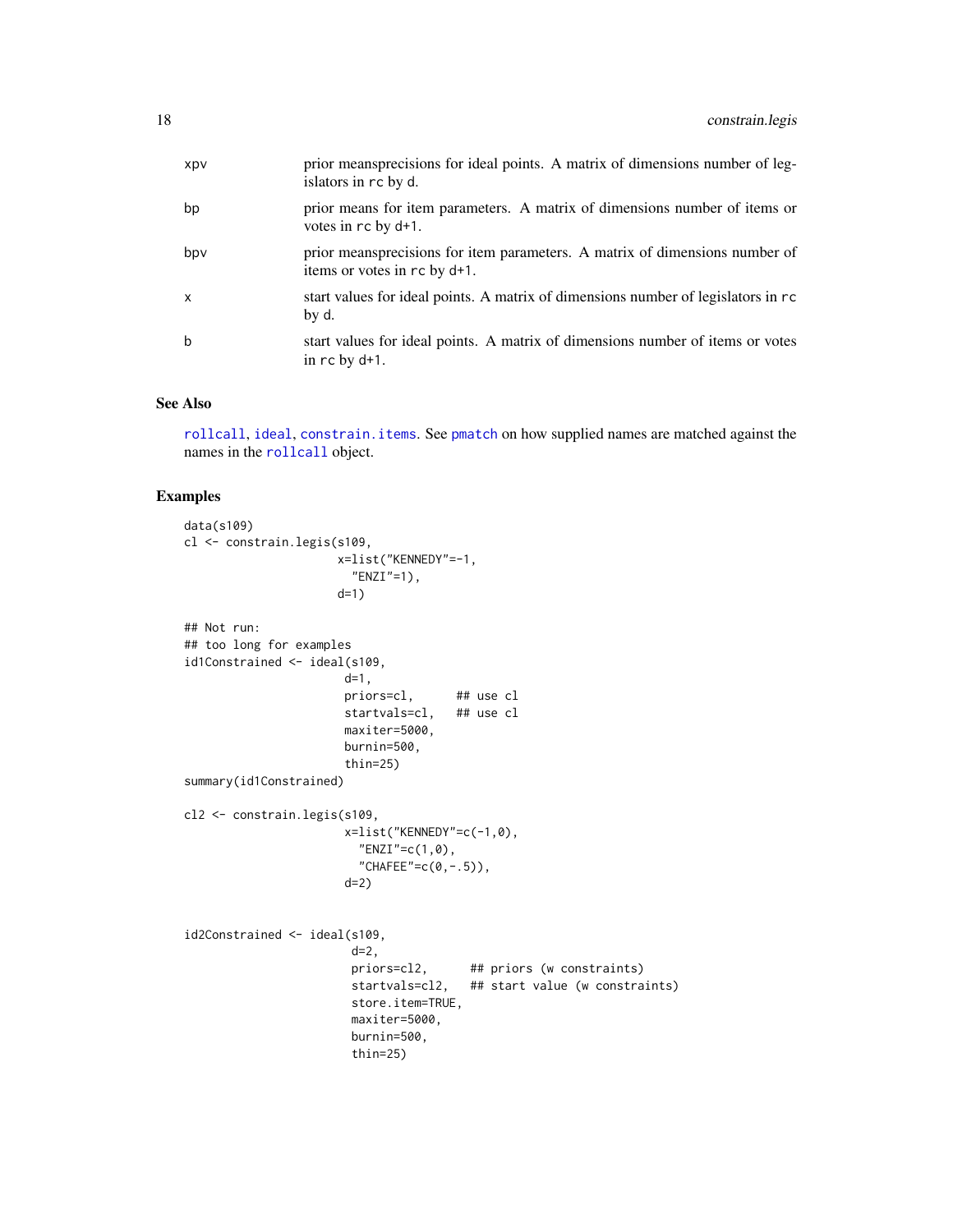| | |
|---|---|
| xpv | prior meansprecisions for ideal points. A matrix of dimensions number of legislators in rc by d. |
| bp | prior means for item parameters. A matrix of dimensions number of items or votes in rc by d+1. |
| bpv | prior meansprecisions for item parameters. A matrix of dimensions number of items or votes in rc by d+1. |
| x | start values for ideal points. A matrix of dimensions number of legislators in rc by d. |
| b | start values for ideal points. A matrix of dimensions number of items or votes in rc by d+1. |

## See Also

rollcall, ideal, constrain.items. See pmatch on how supplied names are matched against the names in the rollcall object.

## Examples

```
data(s109)
cl <- constrain.legis(s109,
                      x=list("KENNEDY"=-1,
                        "ENZI"=1),
                      d=1)

## Not run:
## too long for examples
id1Constrained <- ideal(s109,
                       d=1,
                       priors=cl,      ## use cl
                       startvals=cl,   ## use cl
                       maxiter=5000,
                       burnin=500,
                       thin=25)
summary(id1Constrained)

cl2 <- constrain.legis(s109,
                       x=list("KENNEDY"=c(-1,0),
                         "ENZI"=c(1,0),
                         "CHAFEE"=c(0,-.5)),
                       d=2)


id2Constrained <- ideal(s109,
                        d=2,
                        priors=cl2,      ## priors (w constraints)
                        startvals=cl2,   ## start value (w constraints)
                        store.item=TRUE,
                        maxiter=5000,
                        burnin=500,
                        thin=25)
```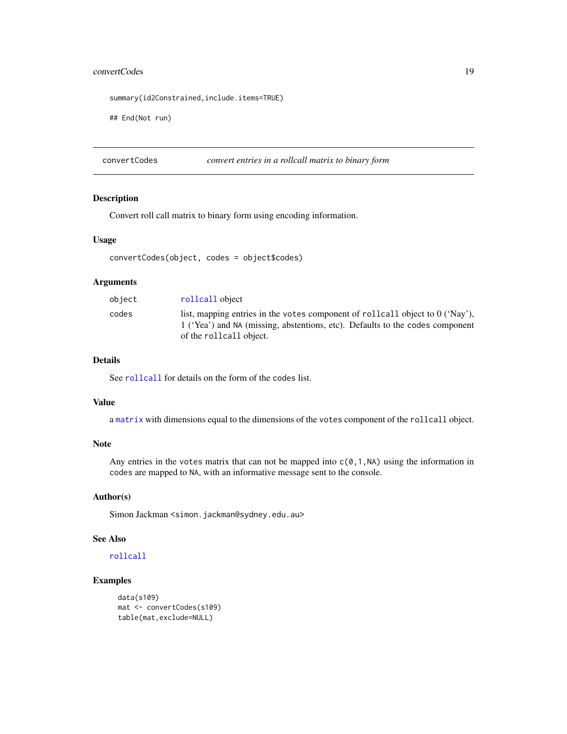```
summary(id2Constrained,include.items=TRUE)

## End(Not run)
```

---

## convertCodes — *convert entries in a rollcall matrix to binary form*

### Description

Convert roll call matrix to binary form using encoding information.

### Usage

```
convertCodes(object, codes = object$codes)
```

### Arguments

| | |
|---|---|
| `object` | `rollcall` object |
| `codes` | list, mapping entries in the `votes` component of `rollcall` object to 0 ('Nay'), 1 ('Yea') and `NA` (missing, abstentions, etc). Defaults to the `codes` component of the `rollcall` object. |

### Details

See `rollcall` for details on the form of the `codes` list.

### Value

a `matrix` with dimensions equal to the dimensions of the `votes` component of the `rollcall` object.

### Note

Any entries in the `votes` matrix that can not be mapped into `c(0,1,NA)` using the information in `codes` are mapped to `NA`, with an informative message sent to the console.

### Author(s)

Simon Jackman <simon.jackman@sydney.edu.au>

### See Also

`rollcall`

### Examples

```
data(s109)
mat <- convertCodes(s109)
table(mat,exclude=NULL)
```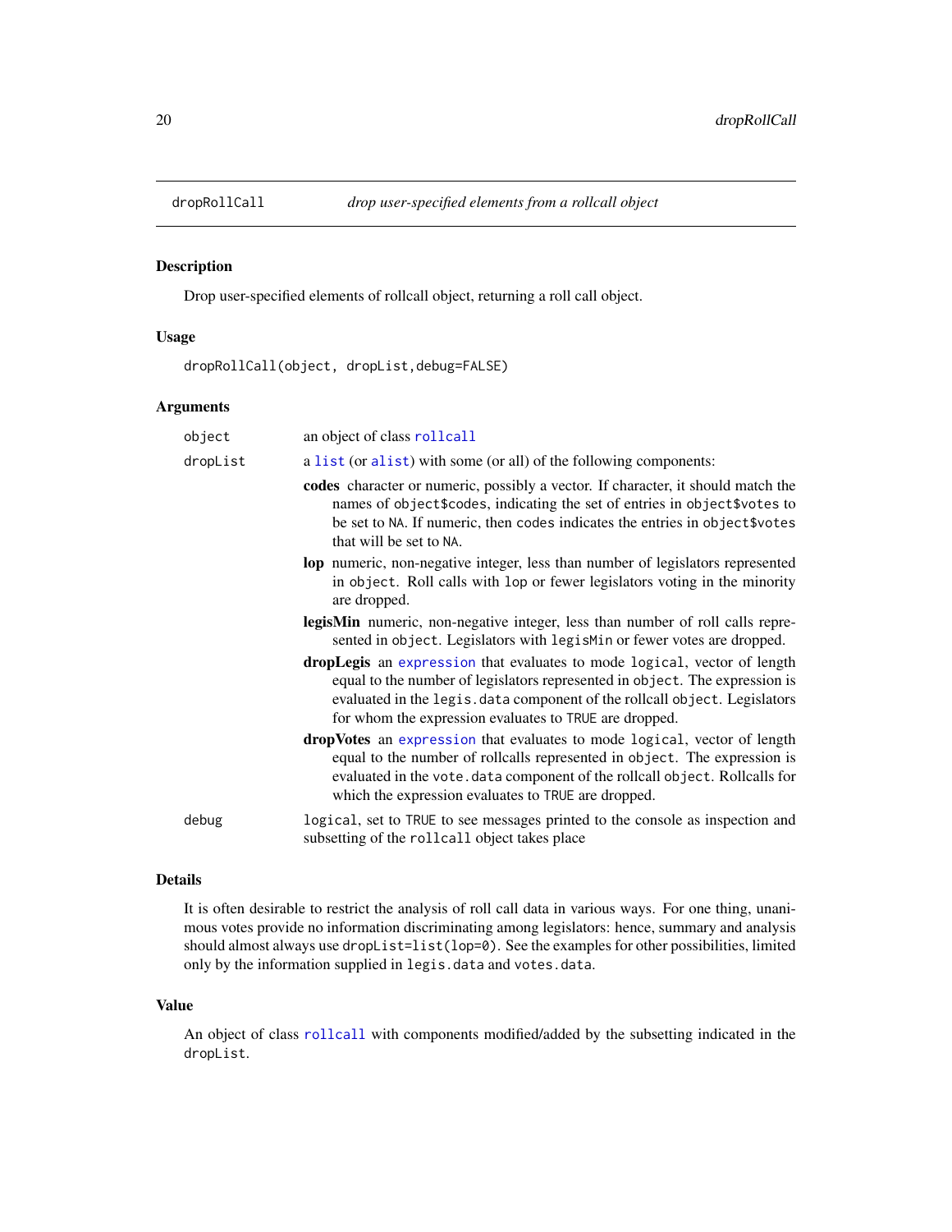# dropRollCall

*drop user-specified elements from a rollcall object*

## Description

Drop user-specified elements of rollcall object, returning a roll call object.

## Usage

```
dropRollCall(object, dropList,debug=FALSE)
```

## Arguments

| | |
|---|---|
| `object` | an object of class `rollcall` |
| `dropList` | a `list` (or `alist`) with some (or all) of the following components: |

- **codes** character or numeric, possibly a vector. If character, it should match the names of `object$codes`, indicating the set of entries in `object$votes` to be set to `NA`. If numeric, then `codes` indicates the entries in `object$votes` that will be set to `NA`.
- **lop** numeric, non-negative integer, less than number of legislators represented in `object`. Roll calls with `lop` or fewer legislators voting in the minority are dropped.
- **legisMin** numeric, non-negative integer, less than number of roll calls represented in `object`. Legislators with `legisMin` or fewer votes are dropped.
- **dropLegis** an `expression` that evaluates to mode `logical`, vector of length equal to the number of legislators represented in `object`. The expression is evaluated in the `legis.data` component of the rollcall `object`. Legislators for whom the expression evaluates to `TRUE` are dropped.
- **dropVotes** an `expression` that evaluates to mode `logical`, vector of length equal to the number of rollcalls represented in `object`. The expression is evaluated in the `vote.data` component of the rollcall `object`. Rollcalls for which the expression evaluates to `TRUE` are dropped.

| | |
|---|---|
| `debug` | `logical`, set to `TRUE` to see messages printed to the console as inspection and subsetting of the `rollcall` object takes place |

## Details

It is often desirable to restrict the analysis of roll call data in various ways. For one thing, unanimous votes provide no information discriminating among legislators: hence, summary and analysis should almost always use `dropList=list(lop=0)`. See the examples for other possibilities, limited only by the information supplied in `legis.data` and `votes.data`.

## Value

An object of class `rollcall` with components modified/added by the subsetting indicated in the `dropList`.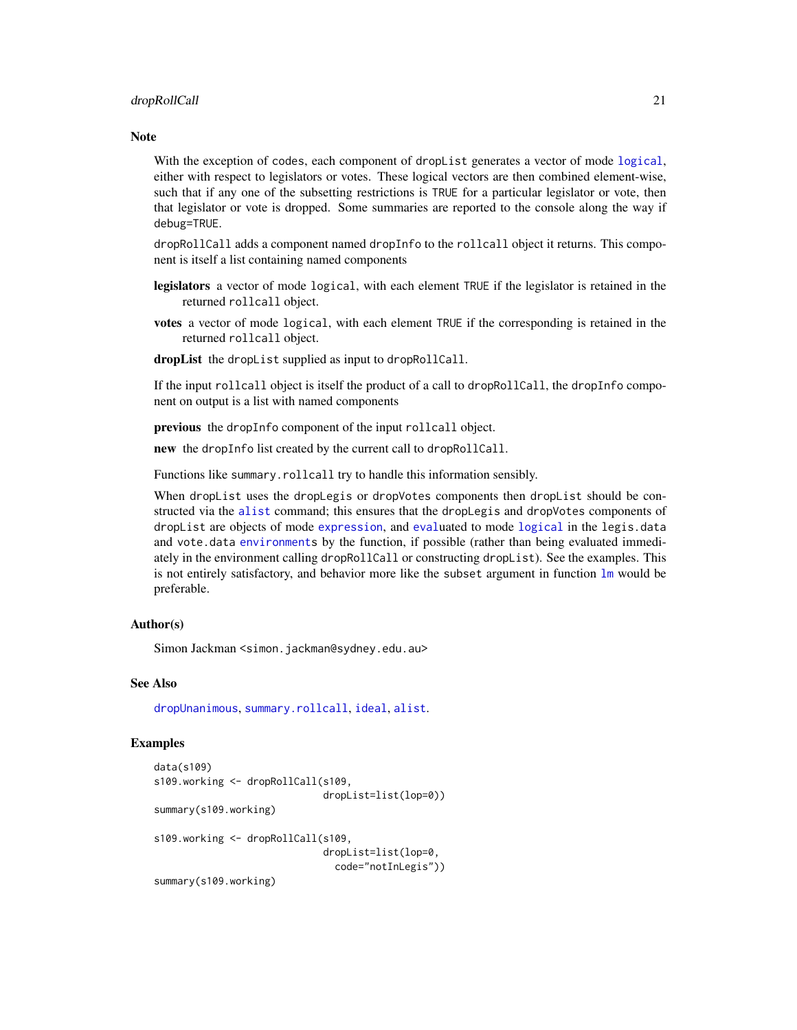## Note

With the exception of `codes`, each component of `dropList` generates a vector of mode `logical`, either with respect to legislators or votes. These logical vectors are then combined element-wise, such that if any one of the subsetting restrictions is `TRUE` for a particular legislator or vote, then that legislator or vote is dropped. Some summaries are reported to the console along the way if `debug=TRUE`.

`dropRollCall` adds a component named `dropInfo` to the `rollcall` object it returns. This component is itself a list containing named components

**legislators** a vector of mode `logical`, with each element `TRUE` if the legislator is retained in the returned `rollcall` object.

**votes** a vector of mode `logical`, with each element `TRUE` if the corresponding is retained in the returned `rollcall` object.

**dropList** the `dropList` supplied as input to `dropRollCall`.

If the input `rollcall` object is itself the product of a call to `dropRollCall`, the `dropInfo` component on output is a list with named components

**previous** the `dropInfo` component of the input `rollcall` object.

**new** the `dropInfo` list created by the current call to `dropRollCall`.

Functions like `summary.rollcall` try to handle this information sensibly.

When `dropList` uses the `dropLegis` or `dropVotes` components then `dropList` should be constructed via the `alist` command; this ensures that the `dropLegis` and `dropVotes` components of `dropList` are objects of mode `expression`, and `eval`uated to mode `logical` in the `legis.data` and `vote.data` `environment`s by the function, if possible (rather than being evaluated immediately in the environment calling `dropRollCall` or constructing `dropList`). See the examples. This is not entirely satisfactory, and behavior more like the `subset` argument in function `lm` would be preferable.

## Author(s)

Simon Jackman <simon.jackman@sydney.edu.au>

## See Also

`dropUnanimous`, `summary.rollcall`, `ideal`, `alist`.

## Examples

```
data(s109)
s109.working <- dropRollCall(s109,
                             dropList=list(lop=0))
summary(s109.working)

s109.working <- dropRollCall(s109,
                             dropList=list(lop=0,
                               code="notInLegis"))
summary(s109.working)
```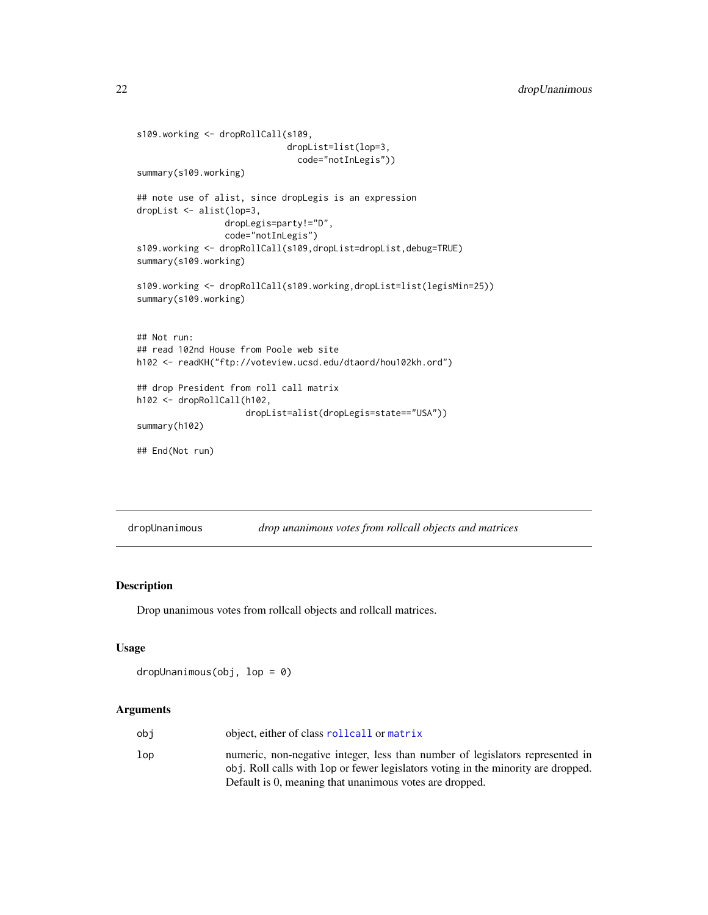```
s109.working <- dropRollCall(s109,
                             dropList=list(lop=3,
                               code="notInLegis"))
summary(s109.working)

## note use of alist, since dropLegis is an expression
dropList <- alist(lop=3,
                 dropLegis=party!="D",
                 code="notInLegis")
s109.working <- dropRollCall(s109,dropList=dropList,debug=TRUE)
summary(s109.working)

s109.working <- dropRollCall(s109.working,dropList=list(legisMin=25))
summary(s109.working)


## Not run:
## read 102nd House from Poole web site
h102 <- readKH("ftp://voteview.ucsd.edu/dtaord/hou102kh.ord")

## drop President from roll call matrix
h102 <- dropRollCall(h102,
                     dropList=alist(dropLegis=state=="USA"))
summary(h102)

## End(Not run)
```

---

## dropUnanimous — *drop unanimous votes from rollcall objects and matrices*

### Description

Drop unanimous votes from rollcall objects and rollcall matrices.

### Usage

```
dropUnanimous(obj, lop = 0)
```

### Arguments

| | |
|---|---|
| `obj` | object, either of class `rollcall` or `matrix` |
| `lop` | numeric, non-negative integer, less than number of legislators represented in `obj`. Roll calls with `lop` or fewer legislators voting in the minority are dropped. Default is 0, meaning that unanimous votes are dropped. |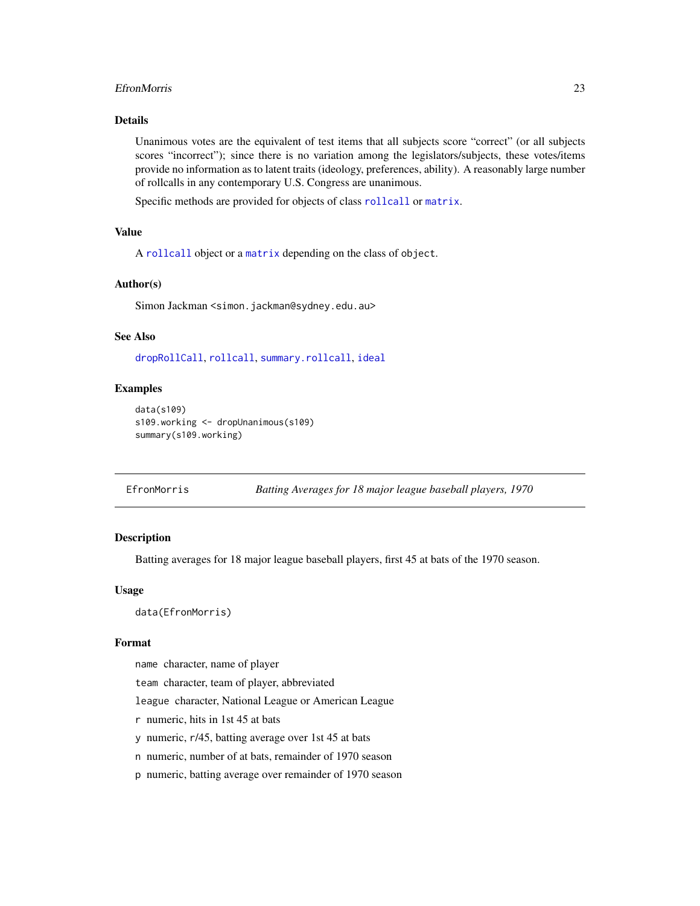### Details

Unanimous votes are the equivalent of test items that all subjects score "correct" (or all subjects scores "incorrect"); since there is no variation among the legislators/subjects, these votes/items provide no information as to latent traits (ideology, preferences, ability). A reasonably large number of rollcalls in any contemporary U.S. Congress are unanimous.

Specific methods are provided for objects of class `rollcall` or `matrix`.

### Value

A `rollcall` object or a `matrix` depending on the class of `object`.

### Author(s)

Simon Jackman <simon.jackman@sydney.edu.au>

### See Also

`dropRollCall`, `rollcall`, `summary.rollcall`, `ideal`

### Examples

```
data(s109)
s109.working <- dropUnanimous(s109)
summary(s109.working)
```

---

## EfronMorris — *Batting Averages for 18 major league baseball players, 1970*

### Description

Batting averages for 18 major league baseball players, first 45 at bats of the 1970 season.

### Usage

```
data(EfronMorris)
```

### Format

`name` character, name of player

`team` character, team of player, abbreviated

`league` character, National League or American League

`r` numeric, hits in 1st 45 at bats

`y` numeric, r/45, batting average over 1st 45 at bats

`n` numeric, number of at bats, remainder of 1970 season

`p` numeric, batting average over remainder of 1970 season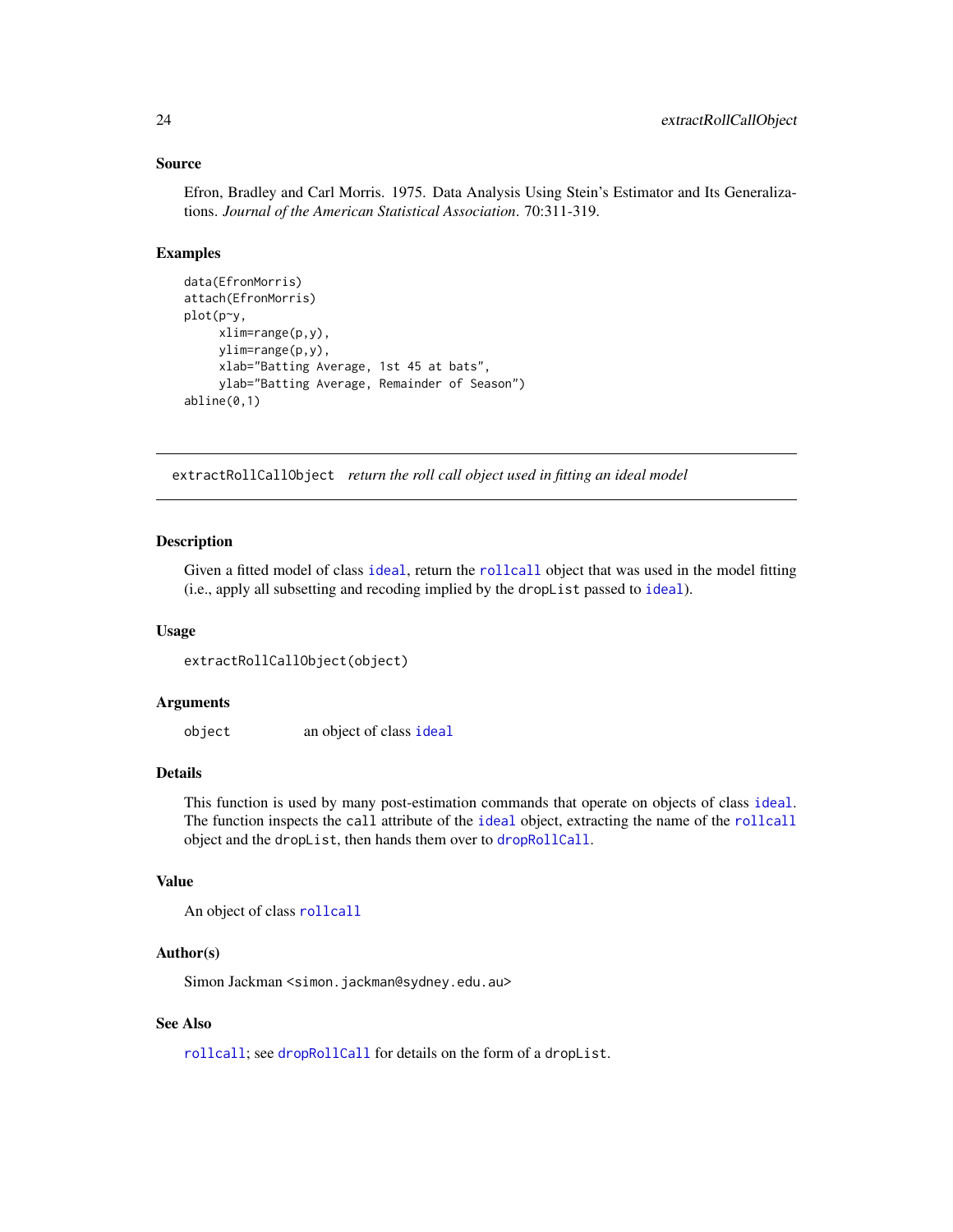## Source

Efron, Bradley and Carl Morris. 1975. Data Analysis Using Stein's Estimator and Its Generalizations. *Journal of the American Statistical Association*. 70:311-319.

## Examples

```
data(EfronMorris)
attach(EfronMorris)
plot(p~y,
     xlim=range(p,y),
     ylim=range(p,y),
     xlab="Batting Average, 1st 45 at bats",
     ylab="Batting Average, Remainder of Season")
abline(0,1)
```

---

# extractRollCallObject *return the roll call object used in fitting an ideal model*

## Description

Given a fitted model of class `ideal`, return the `rollcall` object that was used in the model fitting (i.e., apply all subsetting and recoding implied by the `dropList` passed to `ideal`).

## Usage

```
extractRollCallObject(object)
```

## Arguments

| | |
|---|---|
| `object` | an object of class `ideal` |

## Details

This function is used by many post-estimation commands that operate on objects of class `ideal`. The function inspects the `call` attribute of the `ideal` object, extracting the name of the `rollcall` object and the `dropList`, then hands them over to `dropRollCall`.

## Value

An object of class `rollcall`

## Author(s)

Simon Jackman <simon.jackman@sydney.edu.au>

## See Also

`rollcall`; see `dropRollCall` for details on the form of a `dropList`.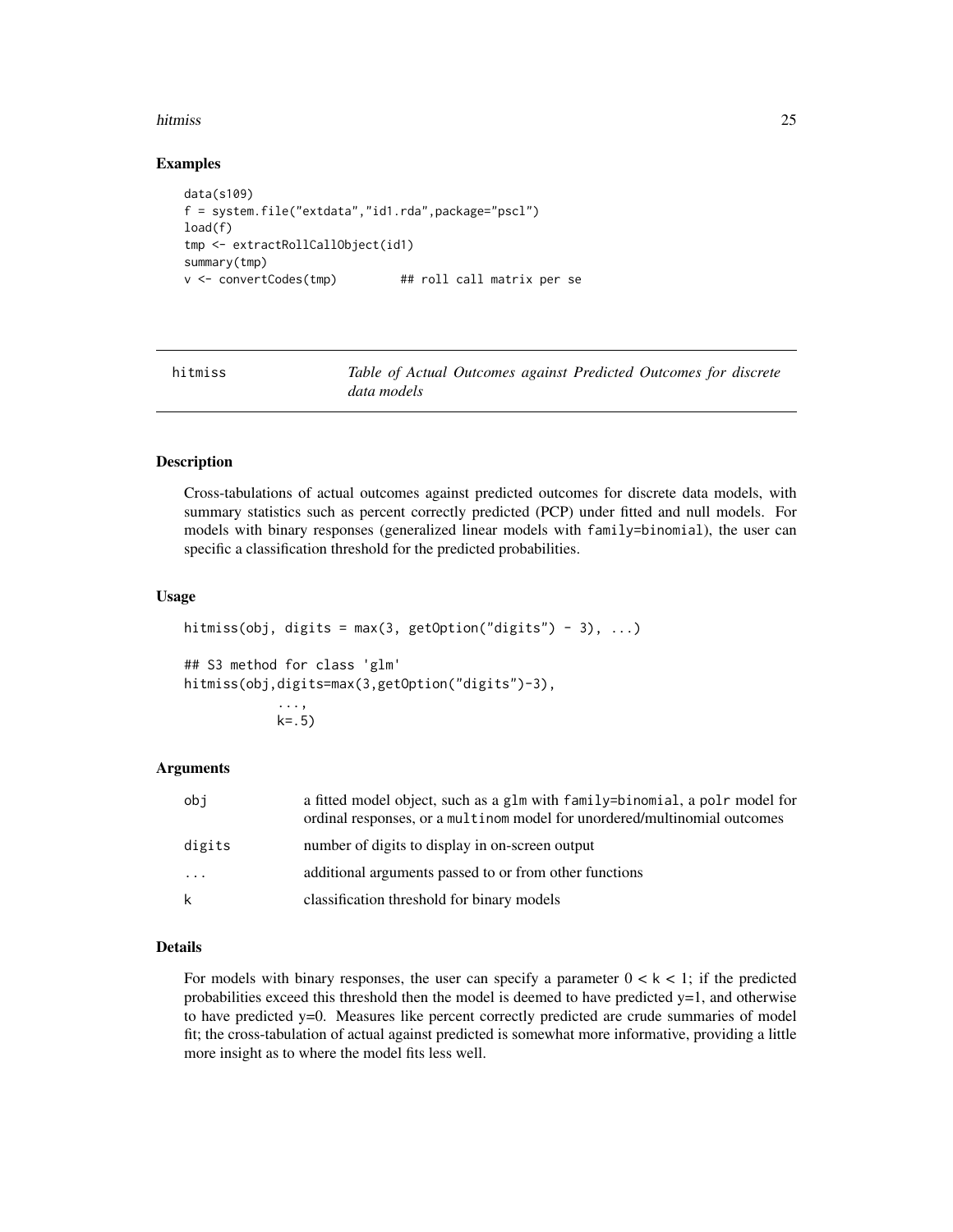## Examples

```
data(s109)
f = system.file("extdata","id1.rda",package="pscl")
load(f)
tmp <- extractRollCallObject(id1)
summary(tmp)
v <- convertCodes(tmp)         ## roll call matrix per se
```

---

# hitmiss

*Table of Actual Outcomes against Predicted Outcomes for discrete data models*

---

## Description

Cross-tabulations of actual outcomes against predicted outcomes for discrete data models, with summary statistics such as percent correctly predicted (PCP) under fitted and null models. For models with binary responses (generalized linear models with `family=binomial`), the user can specific a classification threshold for the predicted probabilities.

## Usage

```
hitmiss(obj, digits = max(3, getOption("digits") - 3), ...)

## S3 method for class 'glm'
hitmiss(obj,digits=max(3,getOption("digits")-3),
            ...,
            k=.5)
```

## Arguments

| | |
|---|---|
| obj | a fitted model object, such as a `glm` with `family=binomial`, a `polr` model for ordinal responses, or a `multinom` model for unordered/multinomial outcomes |
| digits | number of digits to display in on-screen output |
| ... | additional arguments passed to or from other functions |
| k | classification threshold for binary models |

## Details

For models with binary responses, the user can specify a parameter $0 < k < 1$; if the predicted probabilities exceed this threshold then the model is deemed to have predicted y=1, and otherwise to have predicted y=0. Measures like percent correctly predicted are crude summaries of model fit; the cross-tabulation of actual against predicted is somewhat more informative, providing a little more insight as to where the model fits less well.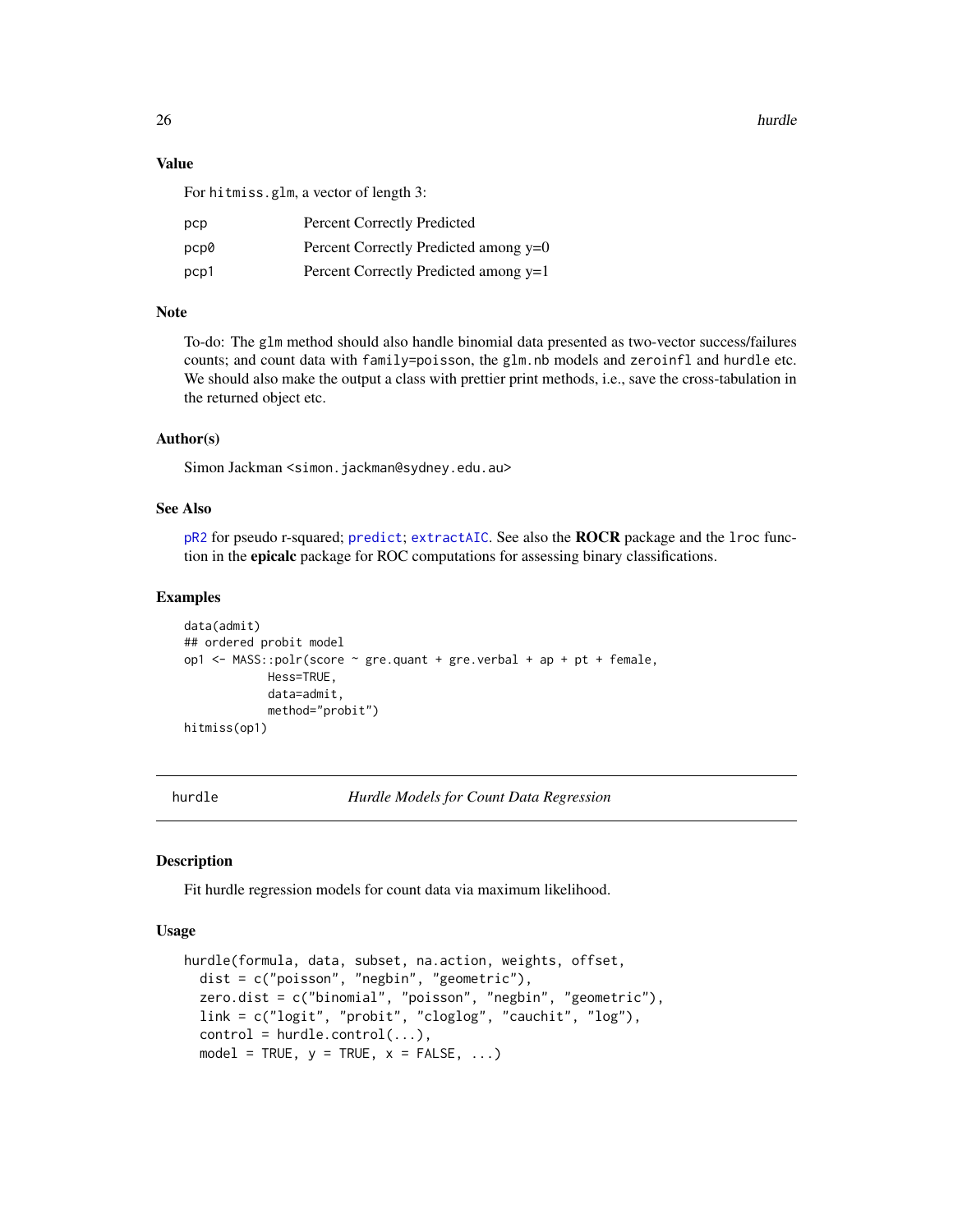### Value

For `hitmiss.glm`, a vector of length 3:

| | |
|---|---|
| `pcp` | Percent Correctly Predicted |
| `pcp0` | Percent Correctly Predicted among y=0 |
| `pcp1` | Percent Correctly Predicted among y=1 |

### Note

To-do: The `glm` method should also handle binomial data presented as two-vector success/failures counts; and count data with `family=poisson`, the `glm.nb` models and `zeroinfl` and `hurdle` etc. We should also make the output a class with prettier print methods, i.e., save the cross-tabulation in the returned object etc.

### Author(s)

Simon Jackman <simon.jackman@sydney.edu.au>

### See Also

`pR2` for pseudo r-squared; `predict`; `extractAIC`. See also the **ROCR** package and the `lroc` function in the **epicalc** package for ROC computations for assessing binary classifications.

### Examples

```
data(admit)
## ordered probit model
op1 <- MASS::polr(score ~ gre.quant + gre.verbal + ap + pt + female,
            Hess=TRUE,
            data=admit,
            method="probit")
hitmiss(op1)
```

---

## hurdle — *Hurdle Models for Count Data Regression*

### Description

Fit hurdle regression models for count data via maximum likelihood.

### Usage

```
hurdle(formula, data, subset, na.action, weights, offset,
  dist = c("poisson", "negbin", "geometric"),
  zero.dist = c("binomial", "poisson", "negbin", "geometric"),
  link = c("logit", "probit", "cloglog", "cauchit", "log"),
  control = hurdle.control(...),
  model = TRUE, y = TRUE, x = FALSE, ...)
```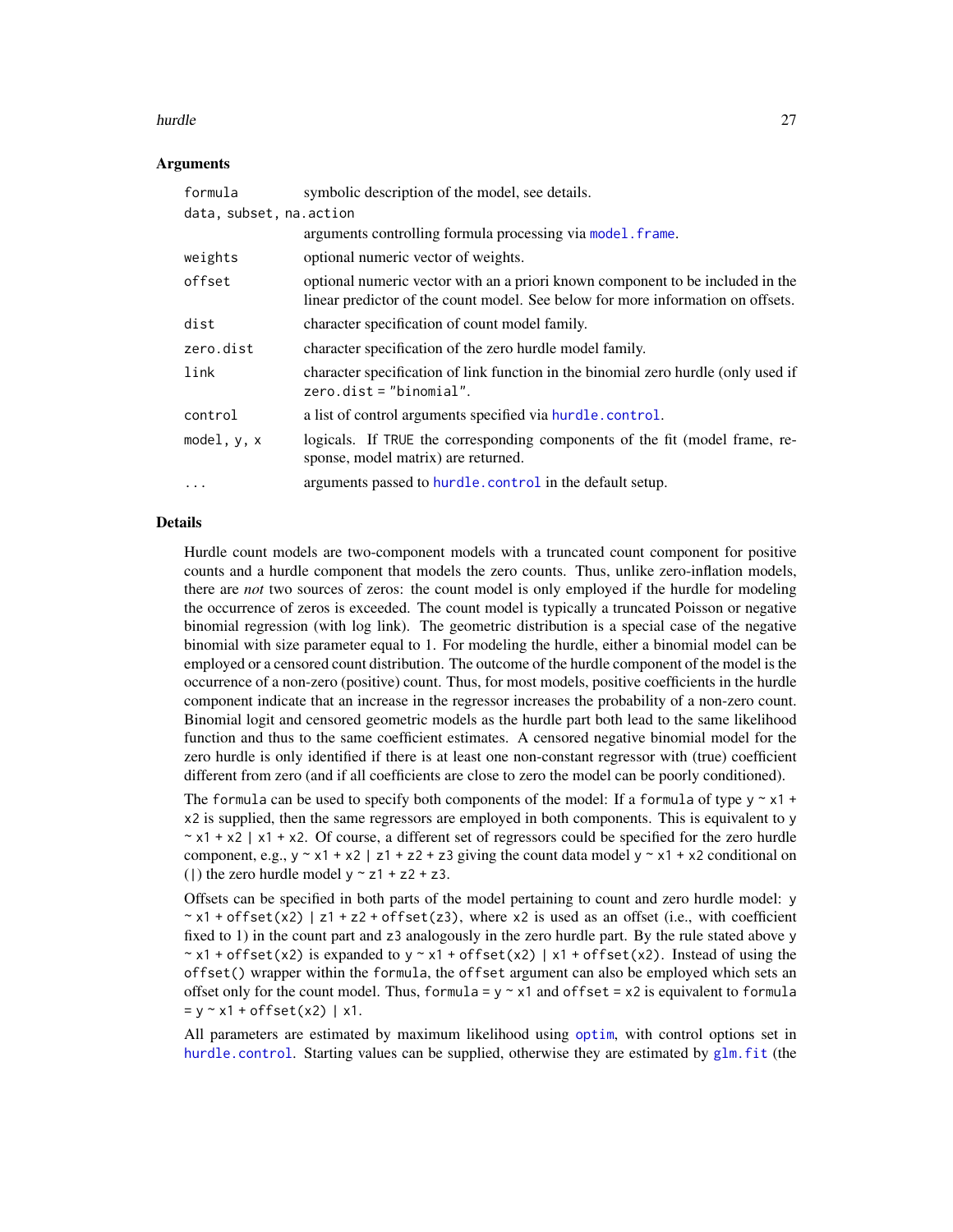## Arguments

| | |
|---|---|
| `formula` | symbolic description of the model, see details. |
| `data, subset, na.action` | arguments controlling formula processing via `model.frame`. |
| `weights` | optional numeric vector of weights. |
| `offset` | optional numeric vector with an a priori known component to be included in the linear predictor of the count model. See below for more information on offsets. |
| `dist` | character specification of count model family. |
| `zero.dist` | character specification of the zero hurdle model family. |
| `link` | character specification of link function in the binomial zero hurdle (only used if `zero.dist = "binomial"`. |
| `control` | a list of control arguments specified via `hurdle.control`. |
| `model, y, x` | logicals. If `TRUE` the corresponding components of the fit (model frame, response, model matrix) are returned. |
| `...` | arguments passed to `hurdle.control` in the default setup. |

## Details

Hurdle count models are two-component models with a truncated count component for positive counts and a hurdle component that models the zero counts. Thus, unlike zero-inflation models, there are *not* two sources of zeros: the count model is only employed if the hurdle for modeling the occurrence of zeros is exceeded. The count model is typically a truncated Poisson or negative binomial regression (with log link). The geometric distribution is a special case of the negative binomial with size parameter equal to 1. For modeling the hurdle, either a binomial model can be employed or a censored count distribution. The outcome of the hurdle component of the model is the occurrence of a non-zero (positive) count. Thus, for most models, positive coefficients in the hurdle component indicate that an increase in the regressor increases the probability of a non-zero count. Binomial logit and censored geometric models as the hurdle part both lead to the same likelihood function and thus to the same coefficient estimates. A censored negative binomial model for the zero hurdle is only identified if there is at least one non-constant regressor with (true) coefficient different from zero (and if all coefficients are close to zero the model can be poorly conditioned).

The `formula` can be used to specify both components of the model: If a `formula` of type `y ~ x1 + x2` is supplied, then the same regressors are employed in both components. This is equivalent to `y ~ x1 + x2 | x1 + x2`. Of course, a different set of regressors could be specified for the zero hurdle component, e.g., `y ~ x1 + x2 | z1 + z2 + z3` giving the count data model `y ~ x1 + x2` conditional on (`|`) the zero hurdle model `y ~ z1 + z2 + z3`.

Offsets can be specified in both parts of the model pertaining to count and zero hurdle model: `y ~ x1 + offset(x2) | z1 + z2 + offset(z3)`, where `x2` is used as an offset (i.e., with coefficient fixed to 1) in the count part and `z3` analogously in the zero hurdle part. By the rule stated above `y ~ x1 + offset(x2)` is expanded to `y ~ x1 + offset(x2) | x1 + offset(x2)`. Instead of using the `offset()` wrapper within the `formula`, the `offset` argument can also be employed which sets an offset only for the count model. Thus, `formula = y ~ x1` and `offset = x2` is equivalent to `formula = y ~ x1 + offset(x2) | x1`.

All parameters are estimated by maximum likelihood using `optim`, with control options set in `hurdle.control`. Starting values can be supplied, otherwise they are estimated by `glm.fit` (the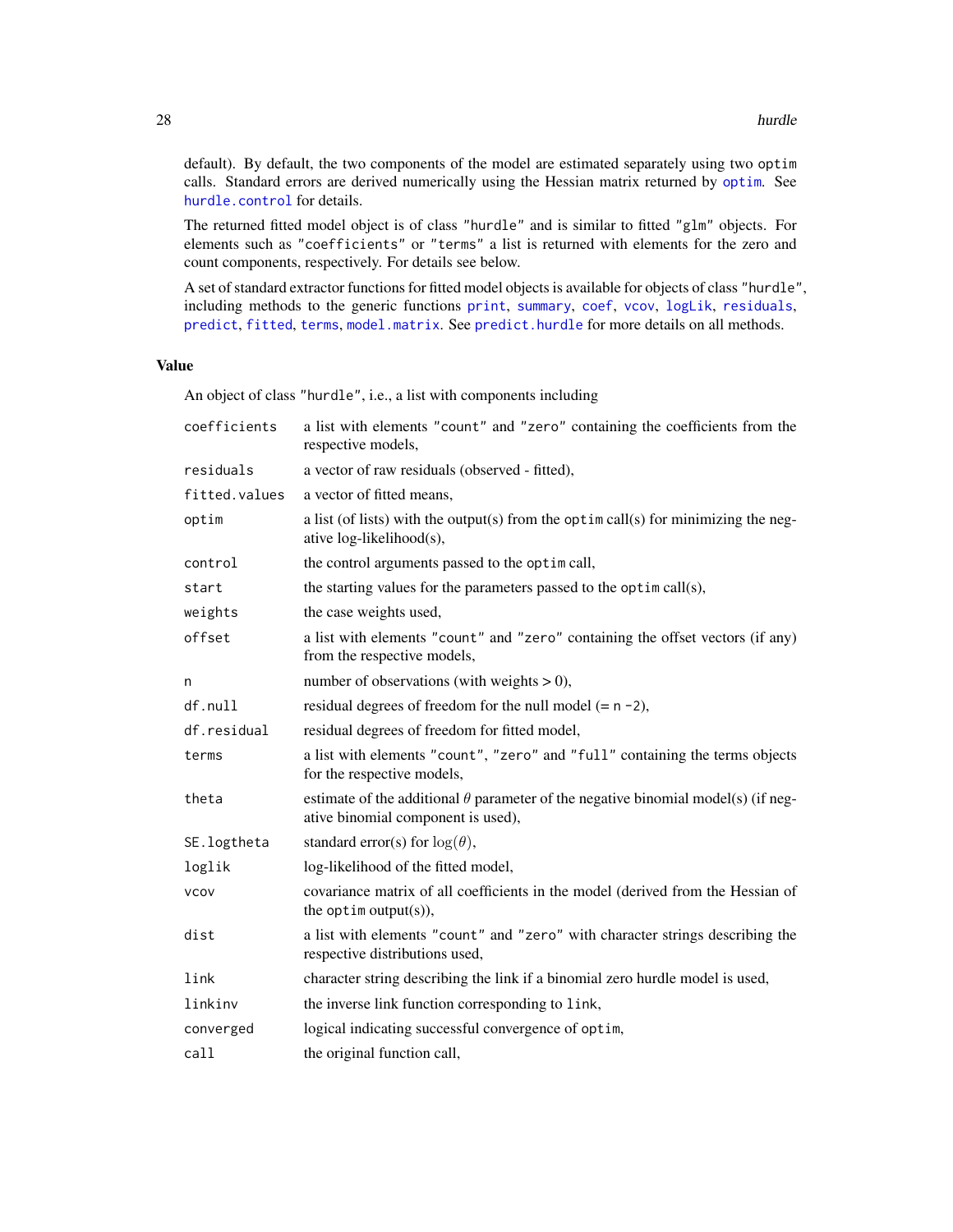default). By default, the two components of the model are estimated separately using two `optim` calls. Standard errors are derived numerically using the Hessian matrix returned by `optim`. See `hurdle.control` for details.

The returned fitted model object is of class `"hurdle"` and is similar to fitted `"glm"` objects. For elements such as `"coefficients"` or `"terms"` a list is returned with elements for the zero and count components, respectively. For details see below.

A set of standard extractor functions for fitted model objects is available for objects of class `"hurdle"`, including methods to the generic functions `print`, `summary`, `coef`, `vcov`, `logLik`, `residuals`, `predict`, `fitted`, `terms`, `model.matrix`. See `predict.hurdle` for more details on all methods.

## Value

An object of class `"hurdle"`, i.e., a list with components including

| | |
|---|---|
| `coefficients` | a list with elements `"count"` and `"zero"` containing the coefficients from the respective models, |
| `residuals` | a vector of raw residuals (observed - fitted), |
| `fitted.values` | a vector of fitted means, |
| `optim` | a list (of lists) with the output(s) from the `optim` call(s) for minimizing the negative log-likelihood(s), |
| `control` | the control arguments passed to the `optim` call, |
| `start` | the starting values for the parameters passed to the `optim` call(s), |
| `weights` | the case weights used, |
| `offset` | a list with elements `"count"` and `"zero"` containing the offset vectors (if any) from the respective models, |
| `n` | number of observations (with weights > 0), |
| `df.null` | residual degrees of freedom for the null model (= `n -2`), |
| `df.residual` | residual degrees of freedom for fitted model, |
| `terms` | a list with elements `"count"`, `"zero"` and `"full"` containing the terms objects for the respective models, |
| `theta` | estimate of the additional $\theta$ parameter of the negative binomial model(s) (if negative binomial component is used), |
| `SE.logtheta` | standard error(s) for $\log(\theta)$, |
| `loglik` | log-likelihood of the fitted model, |
| `vcov` | covariance matrix of all coefficients in the model (derived from the Hessian of the `optim` output(s)), |
| `dist` | a list with elements `"count"` and `"zero"` with character strings describing the respective distributions used, |
| `link` | character string describing the link if a binomial zero hurdle model is used, |
| `linkinv` | the inverse link function corresponding to `link`, |
| `converged` | logical indicating successful convergence of `optim`, |
| `call` | the original function call, |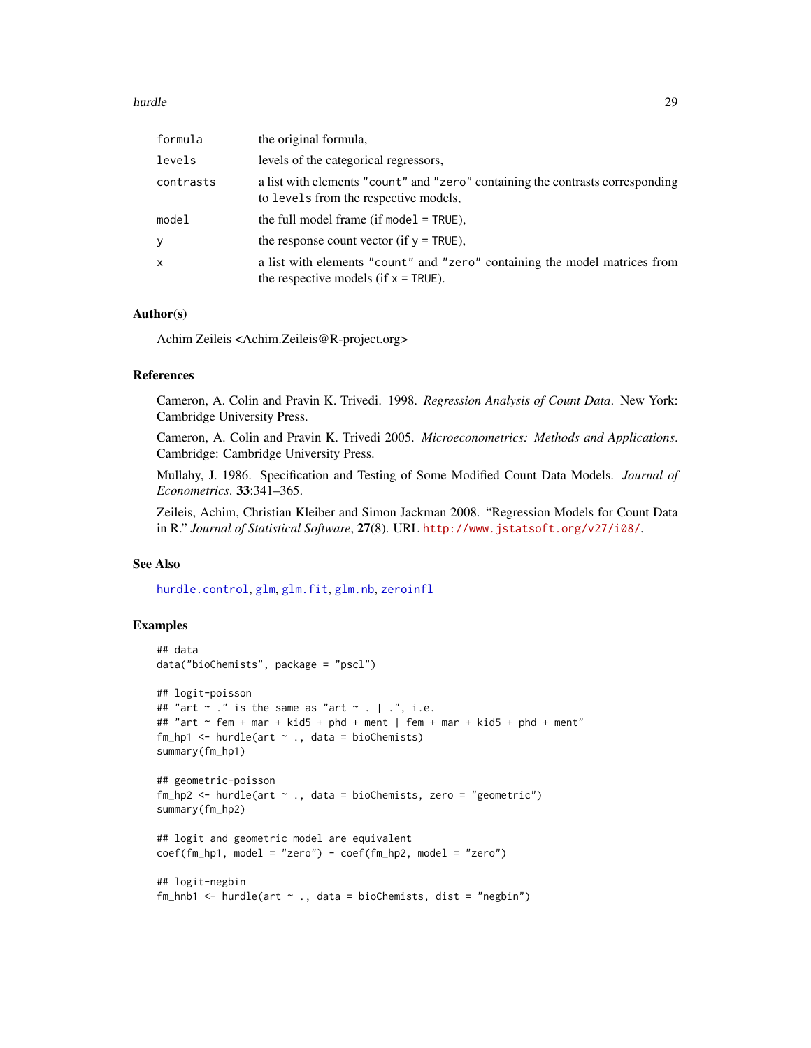| | |
|---|---|
| `formula` | the original formula, |
| `levels` | levels of the categorical regressors, |
| `contrasts` | a list with elements `"count"` and `"zero"` containing the contrasts corresponding to `levels` from the respective models, |
| `model` | the full model frame (if `model = TRUE`), |
| `y` | the response count vector (if `y = TRUE`), |
| `x` | a list with elements `"count"` and `"zero"` containing the model matrices from the respective models (if `x = TRUE`). |

### Author(s)

Achim Zeileis <Achim.Zeileis@R-project.org>

### References

Cameron, A. Colin and Pravin K. Trivedi. 1998. *Regression Analysis of Count Data*. New York: Cambridge University Press.

Cameron, A. Colin and Pravin K. Trivedi 2005. *Microeconometrics: Methods and Applications*. Cambridge: Cambridge University Press.

Mullahy, J. 1986. Specification and Testing of Some Modified Count Data Models. *Journal of Econometrics*. **33**:341–365.

Zeileis, Achim, Christian Kleiber and Simon Jackman 2008. "Regression Models for Count Data in R." *Journal of Statistical Software*, **27**(8). URL http://www.jstatsoft.org/v27/i08/.

### See Also

`hurdle.control`, `glm`, `glm.fit`, `glm.nb`, `zeroinfl`

### Examples

```
## data
data("bioChemists", package = "pscl")

## logit-poisson
## "art ~ ." is the same as "art ~ . | .", i.e.
## "art ~ fem + mar + kid5 + phd + ment | fem + mar + kid5 + phd + ment"
fm_hp1 <- hurdle(art ~ ., data = bioChemists)
summary(fm_hp1)

## geometric-poisson
fm_hp2 <- hurdle(art ~ ., data = bioChemists, zero = "geometric")
summary(fm_hp2)

## logit and geometric model are equivalent
coef(fm_hp1, model = "zero") - coef(fm_hp2, model = "zero")

## logit-negbin
fm_hnb1 <- hurdle(art ~ ., data = bioChemists, dist = "negbin")
```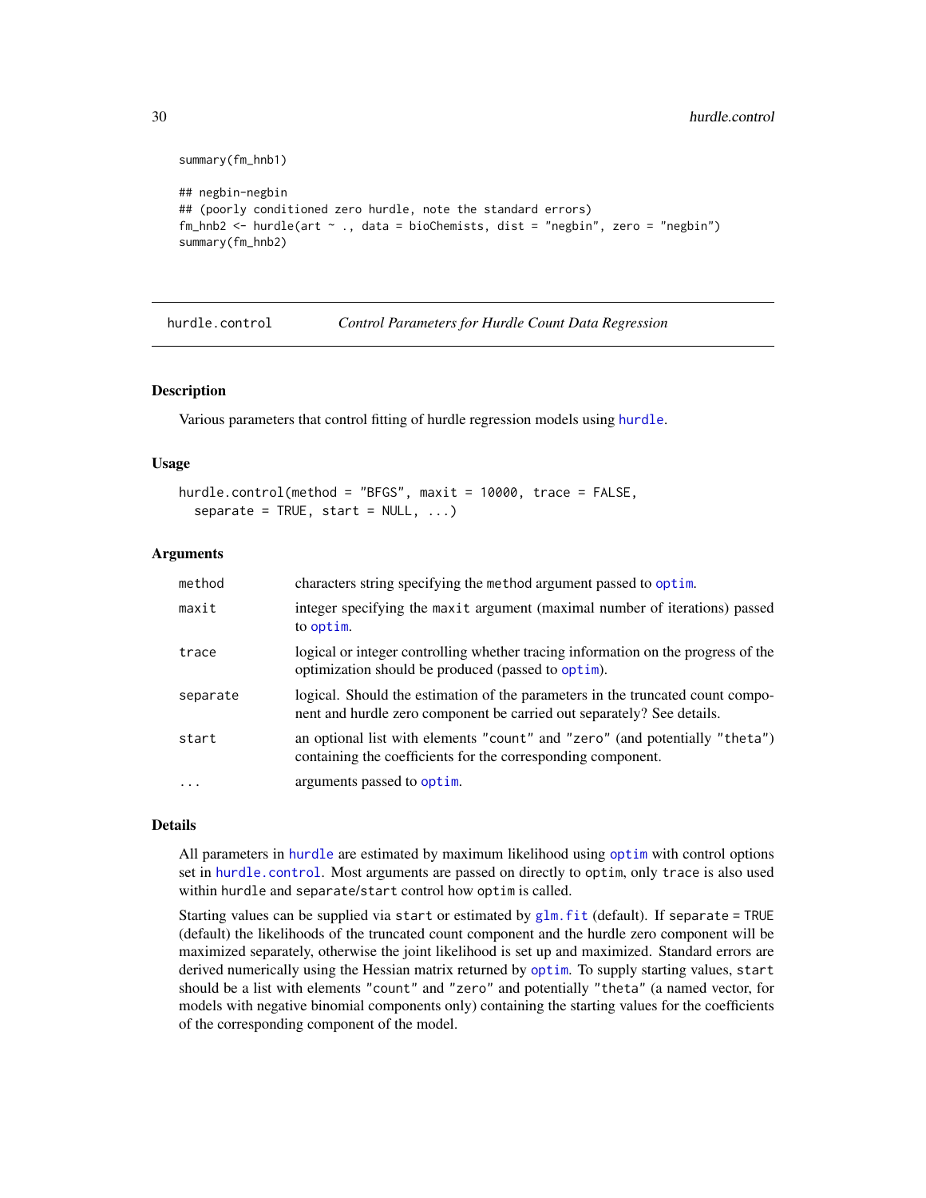```
summary(fm_hnb1)

## negbin-negbin
## (poorly conditioned zero hurdle, note the standard errors)
fm_hnb2 <- hurdle(art ~ ., data = bioChemists, dist = "negbin", zero = "negbin")
summary(fm_hnb2)
```

## hurdle.control — *Control Parameters for Hurdle Count Data Regression*

### Description

Various parameters that control fitting of hurdle regression models using `hurdle`.

### Usage

```
hurdle.control(method = "BFGS", maxit = 10000, trace = FALSE,
  separate = TRUE, start = NULL, ...)
```

### Arguments

| Argument | Description |
|---|---|
| `method` | characters string specifying the `method` argument passed to `optim`. |
| `maxit` | integer specifying the `maxit` argument (maximal number of iterations) passed to `optim`. |
| `trace` | logical or integer controlling whether tracing information on the progress of the optimization should be produced (passed to `optim`). |
| `separate` | logical. Should the estimation of the parameters in the truncated count component and hurdle zero component be carried out separately? See details. |
| `start` | an optional list with elements `"count"` and `"zero"` (and potentially `"theta"`) containing the coefficients for the corresponding component. |
| `...` | arguments passed to `optim`. |

### Details

All parameters in `hurdle` are estimated by maximum likelihood using `optim` with control options set in `hurdle.control`. Most arguments are passed on directly to `optim`, only `trace` is also used within `hurdle` and `separate`/`start` control how `optim` is called.

Starting values can be supplied via `start` or estimated by `glm.fit` (default). If `separate = TRUE` (default) the likelihoods of the truncated count component and the hurdle zero component will be maximized separately, otherwise the joint likelihood is set up and maximized. Standard errors are derived numerically using the Hessian matrix returned by `optim`. To supply starting values, `start` should be a list with elements `"count"` and `"zero"` and potentially `"theta"` (a named vector, for models with negative binomial components only) containing the starting values for the coefficients of the corresponding component of the model.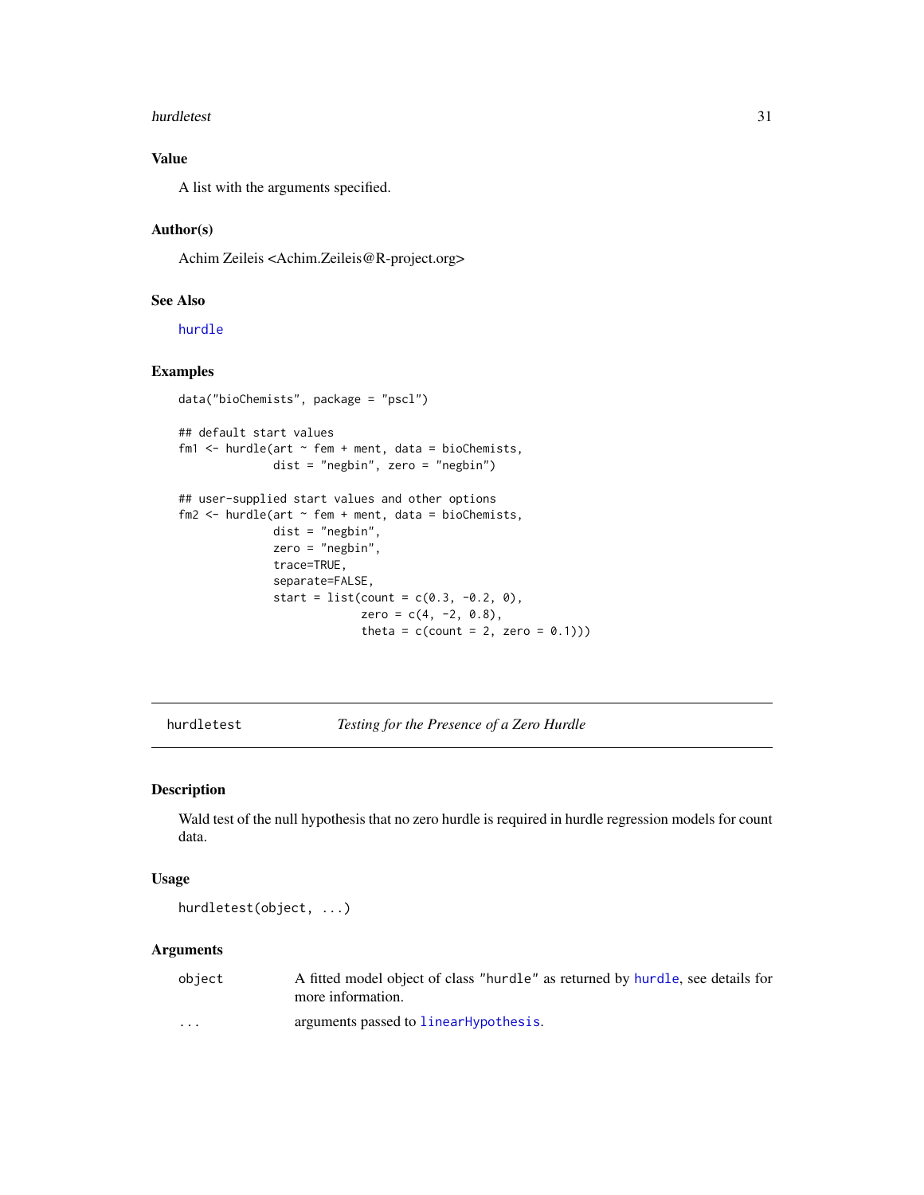### Value

A list with the arguments specified.

### Author(s)

Achim Zeileis <Achim.Zeileis@R-project.org>

### See Also

`hurdle`

### Examples

```
data("bioChemists", package = "pscl")

## default start values
fm1 <- hurdle(art ~ fem + ment, data = bioChemists,
              dist = "negbin", zero = "negbin")

## user-supplied start values and other options
fm2 <- hurdle(art ~ fem + ment, data = bioChemists,
              dist = "negbin",
              zero = "negbin",
              trace=TRUE,
              separate=FALSE,
              start = list(count = c(0.3, -0.2, 0),
                           zero = c(4, -2, 0.8),
                           theta = c(count = 2, zero = 0.1)))
```

---

## hurdletest — *Testing for the Presence of a Zero Hurdle*

### Description

Wald test of the null hypothesis that no zero hurdle is required in hurdle regression models for count data.

### Usage

```
hurdletest(object, ...)
```

### Arguments

| | |
|---|---|
| `object` | A fitted model object of class `"hurdle"` as returned by `hurdle`, see details for more information. |
| `...` | arguments passed to `linearHypothesis`. |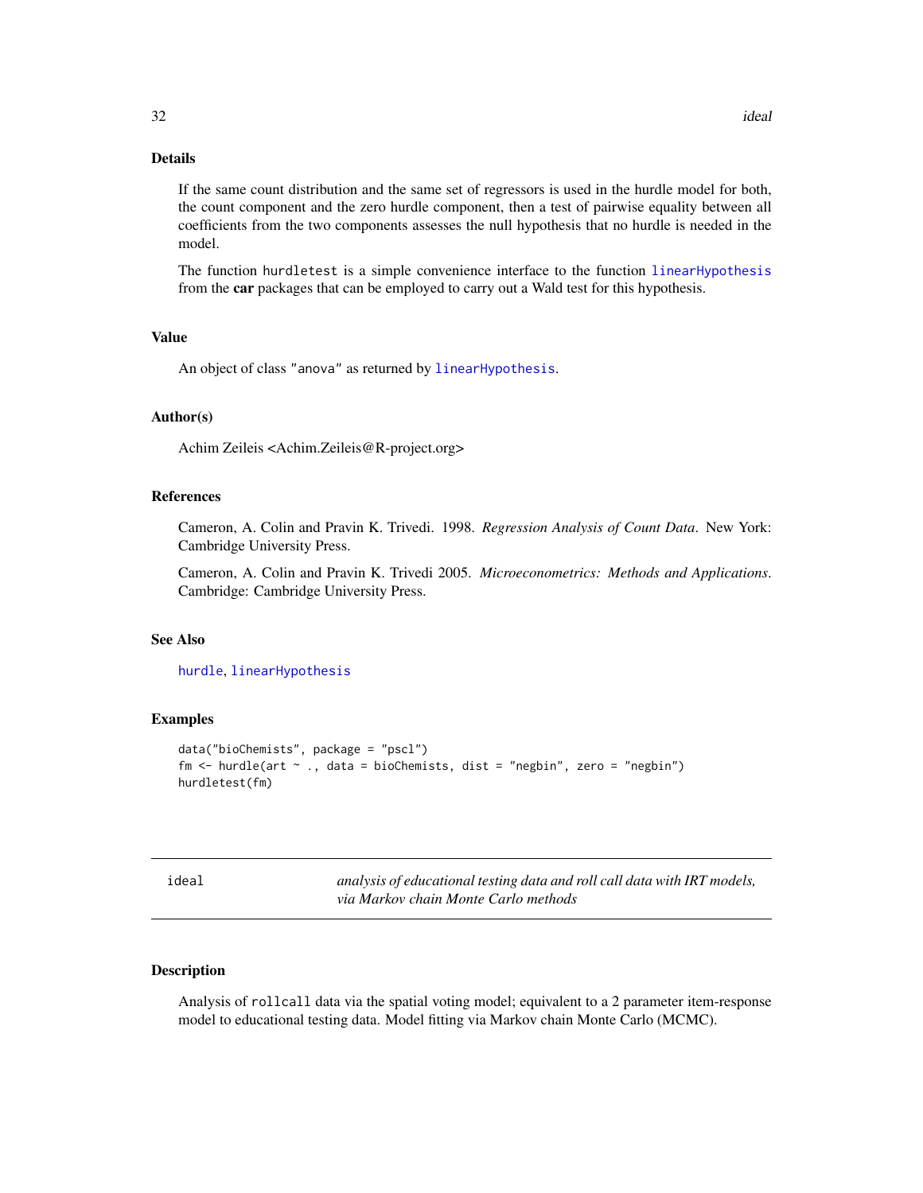### Details

If the same count distribution and the same set of regressors is used in the hurdle model for both, the count component and the zero hurdle component, then a test of pairwise equality between all coefficients from the two components assesses the null hypothesis that no hurdle is needed in the model.

The function `hurdletest` is a simple convenience interface to the function `linearHypothesis` from the **car** packages that can be employed to carry out a Wald test for this hypothesis.

### Value

An object of class `"anova"` as returned by `linearHypothesis`.

### Author(s)

Achim Zeileis <Achim.Zeileis@R-project.org>

### References

Cameron, A. Colin and Pravin K. Trivedi. 1998. *Regression Analysis of Count Data*. New York: Cambridge University Press.

Cameron, A. Colin and Pravin K. Trivedi 2005. *Microeconometrics: Methods and Applications*. Cambridge: Cambridge University Press.

### See Also

`hurdle`, `linearHypothesis`

### Examples

```
data("bioChemists", package = "pscl")
fm <- hurdle(art ~ ., data = bioChemists, dist = "negbin", zero = "negbin")
hurdletest(fm)
```

---

## ideal — *analysis of educational testing data and roll call data with IRT models, via Markov chain Monte Carlo methods*

---

### Description

Analysis of `rollcall` data via the spatial voting model; equivalent to a 2 parameter item-response model to educational testing data. Model fitting via Markov chain Monte Carlo (MCMC).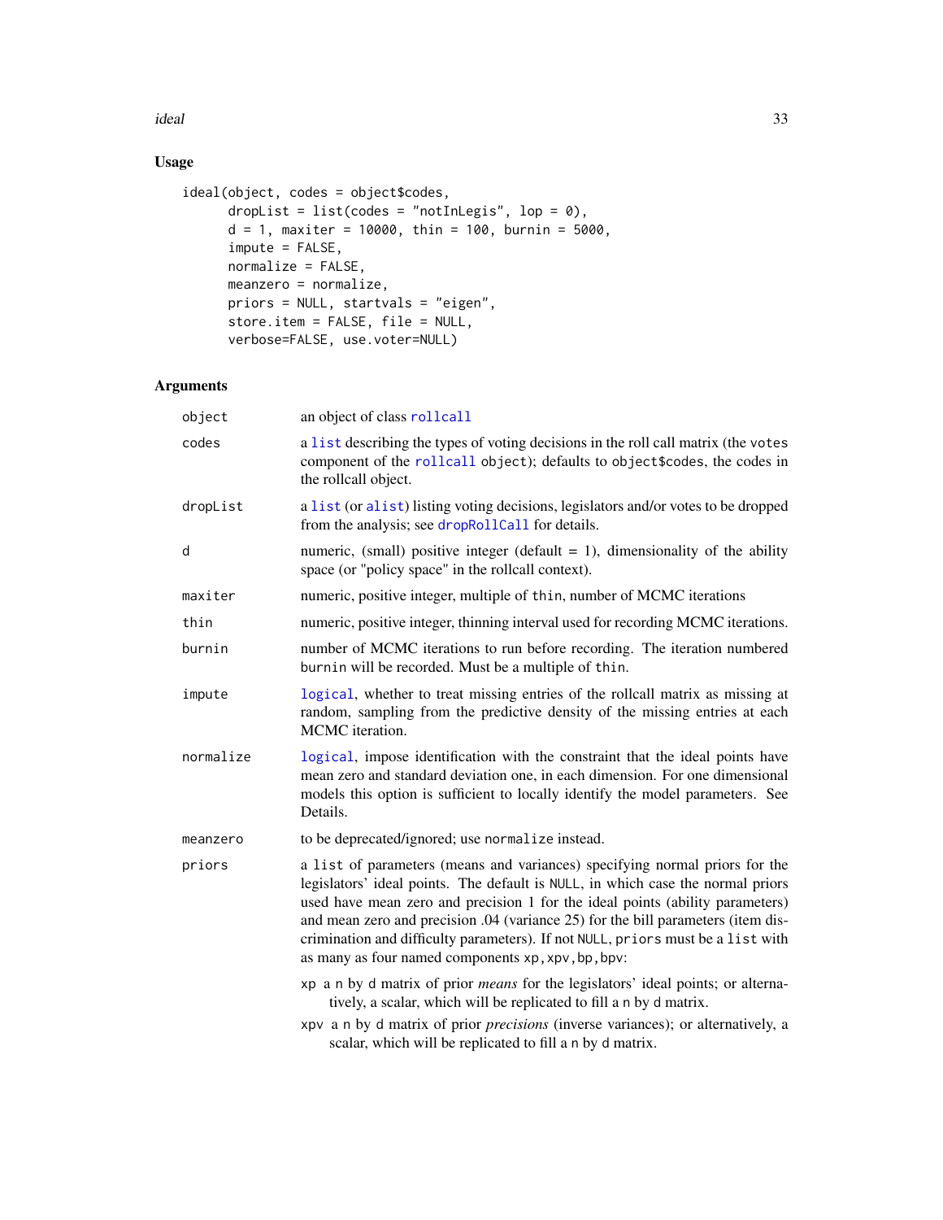## Usage

```
ideal(object, codes = object$codes,
      dropList = list(codes = "notInLegis", lop = 0),
      d = 1, maxiter = 10000, thin = 100, burnin = 5000,
      impute = FALSE,
      normalize = FALSE,
      meanzero = normalize,
      priors = NULL, startvals = "eigen",
      store.item = FALSE, file = NULL,
      verbose=FALSE, use.voter=NULL)
```

## Arguments

| | |
|---|---|
| `object` | an object of class `rollcall` |
| `codes` | a `list` describing the types of voting decisions in the roll call matrix (the `votes` component of the `rollcall` object); defaults to `object$codes`, the codes in the rollcall object. |
| `dropList` | a `list` (or `alist`) listing voting decisions, legislators and/or votes to be dropped from the analysis; see `dropRollCall` for details. |
| `d` | numeric, (small) positive integer (default = 1), dimensionality of the ability space (or "policy space" in the rollcall context). |
| `maxiter` | numeric, positive integer, multiple of `thin`, number of MCMC iterations |
| `thin` | numeric, positive integer, thinning interval used for recording MCMC iterations. |
| `burnin` | number of MCMC iterations to run before recording. The iteration numbered `burnin` will be recorded. Must be a multiple of `thin`. |
| `impute` | `logical`, whether to treat missing entries of the rollcall matrix as missing at random, sampling from the predictive density of the missing entries at each MCMC iteration. |
| `normalize` | `logical`, impose identification with the constraint that the ideal points have mean zero and standard deviation one, in each dimension. For one dimensional models this option is sufficient to locally identify the model parameters. See Details. |
| `meanzero` | to be deprecated/ignored; use `normalize` instead. |
| `priors` | a `list` of parameters (means and variances) specifying normal priors for the legislators' ideal points. The default is `NULL`, in which case the normal priors used have mean zero and precision 1 for the ideal points (ability parameters) and mean zero and precision .04 (variance 25) for the bill parameters (item discrimination and difficulty parameters). If not `NULL`, `priors` must be a `list` with as many as four named components `xp,xpv,bp,bpv`:<br>`xp` a `n` by `d` matrix of prior *means* for the legislators' ideal points; or alternatively, a scalar, which will be replicated to fill a `n` by `d` matrix.<br>`xpv` a `n` by `d` matrix of prior *precisions* (inverse variances); or alternatively, a scalar, which will be replicated to fill a `n` by `d` matrix. |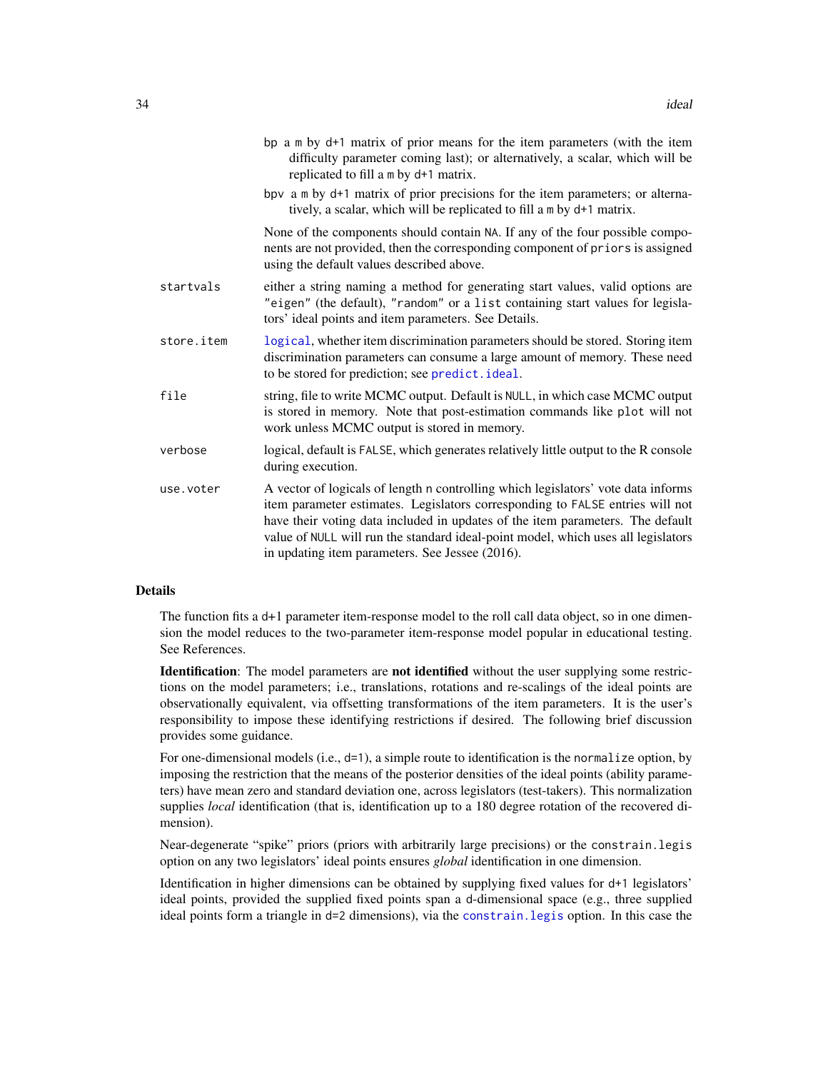- `bp` a `m` by `d+1` matrix of prior means for the item parameters (with the item difficulty parameter coming last); or alternatively, a scalar, which will be replicated to fill a `m` by `d+1` matrix.
- `bpv` a `m` by `d+1` matrix of prior precisions for the item parameters; or alternatively, a scalar, which will be replicated to fill a `m` by `d+1` matrix.

None of the components should contain `NA`. If any of the four possible components are not provided, then the corresponding component of `priors` is assigned using the default values described above.

`startvals` either a string naming a method for generating start values, valid options are `"eigen"` (the default), `"random"` or a `list` containing start values for legislators' ideal points and item parameters. See Details.

`store.item` `logical`, whether item discrimination parameters should be stored. Storing item discrimination parameters can consume a large amount of memory. These need to be stored for prediction; see `predict.ideal`.

`file` string, file to write MCMC output. Default is `NULL`, in which case MCMC output is stored in memory. Note that post-estimation commands like `plot` will not work unless MCMC output is stored in memory.

`verbose` logical, default is `FALSE`, which generates relatively little output to the R console during execution.

`use.voter` A vector of logicals of length `n` controlling which legislators' vote data informs item parameter estimates. Legislators corresponding to `FALSE` entries will not have their voting data included in updates of the item parameters. The default value of `NULL` will run the standard ideal-point model, which uses all legislators in updating item parameters. See Jessee (2016).

## Details

The function fits a `d+1` parameter item-response model to the roll call data object, so in one dimension the model reduces to the two-parameter item-response model popular in educational testing. See References.

**Identification**: The model parameters are **not identified** without the user supplying some restrictions on the model parameters; i.e., translations, rotations and re-scalings of the ideal points are observationally equivalent, via offsetting transformations of the item parameters. It is the user's responsibility to impose these identifying restrictions if desired. The following brief discussion provides some guidance.

For one-dimensional models (i.e., `d=1`), a simple route to identification is the `normalize` option, by imposing the restriction that the means of the posterior densities of the ideal points (ability parameters) have mean zero and standard deviation one, across legislators (test-takers). This normalization supplies *local* identification (that is, identification up to a 180 degree rotation of the recovered dimension).

Near-degenerate "spike" priors (priors with arbitrarily large precisions) or the `constrain.legis` option on any two legislators' ideal points ensures *global* identification in one dimension.

Identification in higher dimensions can be obtained by supplying fixed values for `d+1` legislators' ideal points, provided the supplied fixed points span a d-dimensional space (e.g., three supplied ideal points form a triangle in `d=2` dimensions), via the `constrain.legis` option. In this case the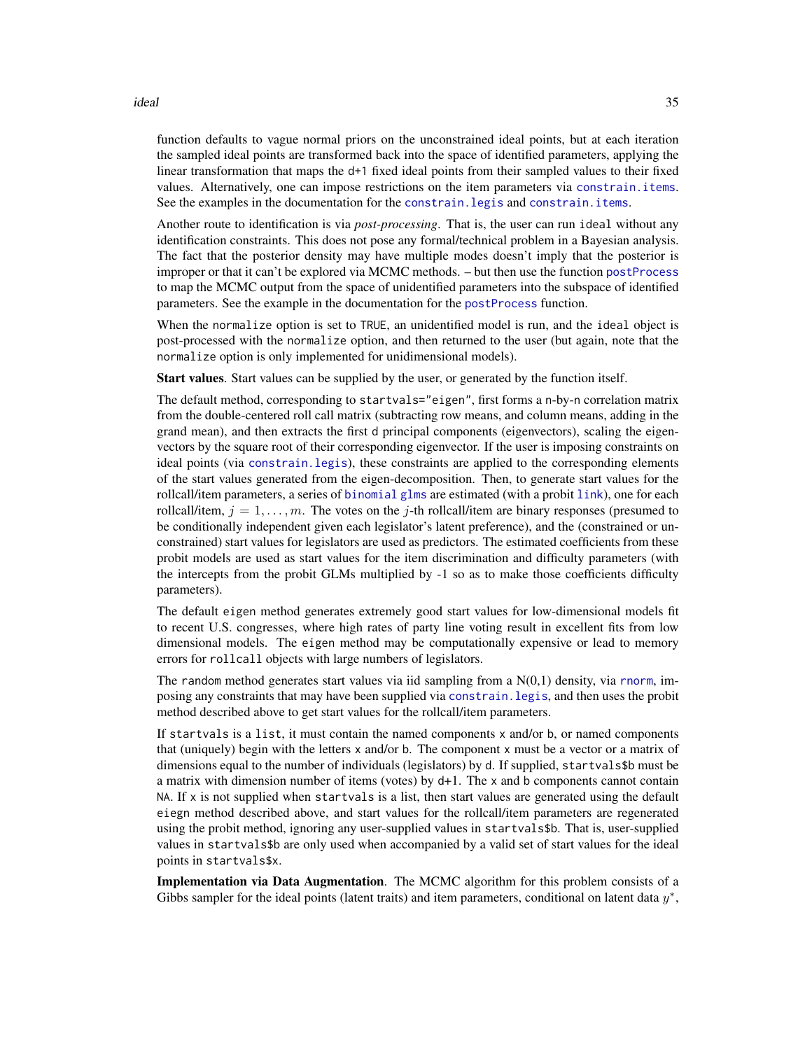function defaults to vague normal priors on the unconstrained ideal points, but at each iteration the sampled ideal points are transformed back into the space of identified parameters, applying the linear transformation that maps the d+1 fixed ideal points from their sampled values to their fixed values. Alternatively, one can impose restrictions on the item parameters via constrain.items. See the examples in the documentation for the constrain.legis and constrain.items.

Another route to identification is via *post-processing*. That is, the user can run ideal without any identification constraints. This does not pose any formal/technical problem in a Bayesian analysis. The fact that the posterior density may have multiple modes doesn't imply that the posterior is improper or that it can't be explored via MCMC methods. – but then use the function postProcess to map the MCMC output from the space of unidentified parameters into the subspace of identified parameters. See the example in the documentation for the postProcess function.

When the normalize option is set to TRUE, an unidentified model is run, and the ideal object is post-processed with the normalize option, and then returned to the user (but again, note that the normalize option is only implemented for unidimensional models).

**Start values**. Start values can be supplied by the user, or generated by the function itself.

The default method, corresponding to startvals="eigen", first forms a n-by-n correlation matrix from the double-centered roll call matrix (subtracting row means, and column means, adding in the grand mean), and then extracts the first d principal components (eigenvectors), scaling the eigenvectors by the square root of their corresponding eigenvector. If the user is imposing constraints on ideal points (via constrain.legis), these constraints are applied to the corresponding elements of the start values generated from the eigen-decomposition. Then, to generate start values for the rollcall/item parameters, a series of binomial glms are estimated (with a probit link), one for each rollcall/item, $j = 1, \ldots, m$. The votes on the $j$-th rollcall/item are binary responses (presumed to be conditionally independent given each legislator's latent preference), and the (constrained or unconstrained) start values for legislators are used as predictors. The estimated coefficients from these probit models are used as start values for the item discrimination and difficulty parameters (with the intercepts from the probit GLMs multiplied by -1 so as to make those coefficients difficulty parameters).

The default eigen method generates extremely good start values for low-dimensional models fit to recent U.S. congresses, where high rates of party line voting result in excellent fits from low dimensional models. The eigen method may be computationally expensive or lead to memory errors for rollcall objects with large numbers of legislators.

The random method generates start values via iid sampling from a N(0,1) density, via rnorm, imposing any constraints that may have been supplied via constrain.legis, and then uses the probit method described above to get start values for the rollcall/item parameters.

If startvals is a list, it must contain the named components x and/or b, or named components that (uniquely) begin with the letters x and/or b. The component x must be a vector or a matrix of dimensions equal to the number of individuals (legislators) by d. If supplied, startvals$b must be a matrix with dimension number of items (votes) by d+1. The x and b components cannot contain NA. If x is not supplied when startvals is a list, then start values are generated using the default eiegn method described above, and start values for the rollcall/item parameters are regenerated using the probit method, ignoring any user-supplied values in startvals$b. That is, user-supplied values in startvals$b are only used when accompanied by a valid set of start values for the ideal points in startvals$x.

**Implementation via Data Augmentation**. The MCMC algorithm for this problem consists of a Gibbs sampler for the ideal points (latent traits) and item parameters, conditional on latent data $y^*$,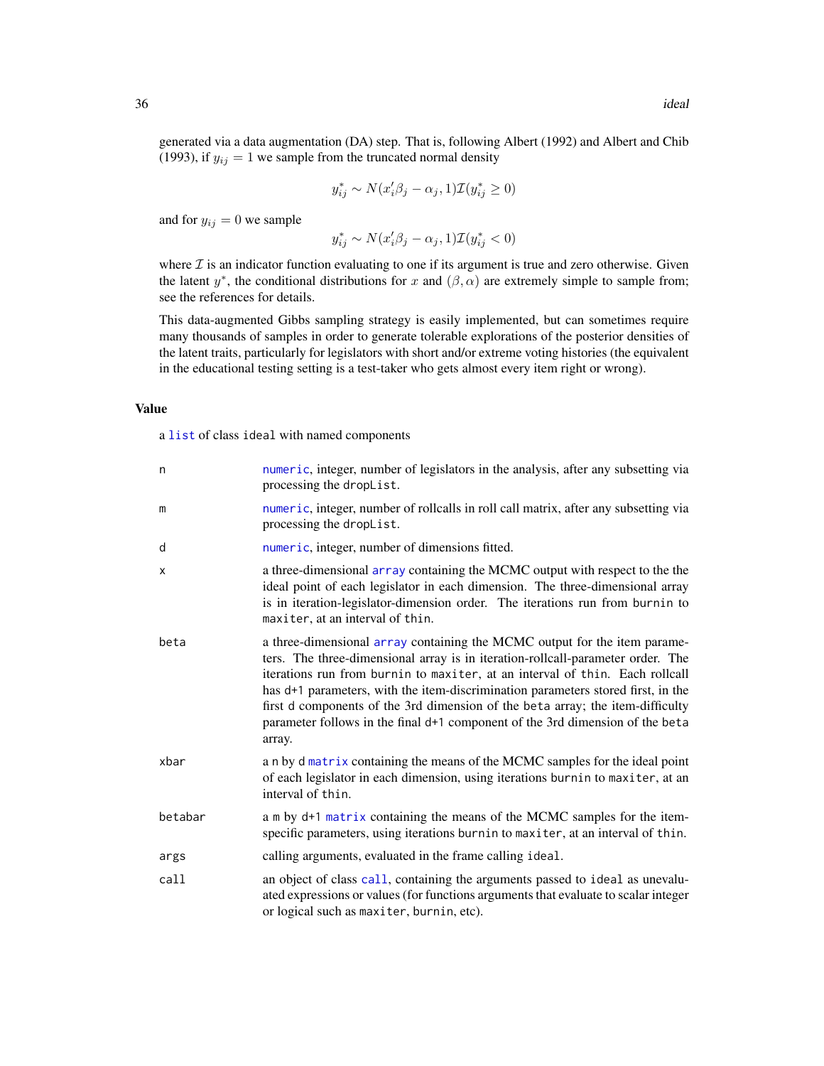generated via a data augmentation (DA) step. That is, following Albert (1992) and Albert and Chib (1993), if $y_{ij} = 1$ we sample from the truncated normal density

$$y^*_{ij} \sim N(x'_i\beta_j - \alpha_j, 1)\mathcal{I}(y^*_{ij} \geq 0)$$

and for $y_{ij} = 0$ we sample

$$y^*_{ij} \sim N(x'_i\beta_j - \alpha_j, 1)\mathcal{I}(y^*_{ij} < 0)$$

where $\mathcal{I}$ is an indicator function evaluating to one if its argument is true and zero otherwise. Given the latent $y^*$, the conditional distributions for $x$ and $(\beta, \alpha)$ are extremely simple to sample from; see the references for details.

This data-augmented Gibbs sampling strategy is easily implemented, but can sometimes require many thousands of samples in order to generate tolerable explorations of the posterior densities of the latent traits, particularly for legislators with short and/or extreme voting histories (the equivalent in the educational testing setting is a test-taker who gets almost every item right or wrong).

## Value

a `list` of class `ideal` with named components

| | |
|---|---|
| `n` | `numeric`, integer, number of legislators in the analysis, after any subsetting via processing the `dropList`. |
| `m` | `numeric`, integer, number of rollcalls in roll call matrix, after any subsetting via processing the `dropList`. |
| `d` | `numeric`, integer, number of dimensions fitted. |
| `x` | a three-dimensional `array` containing the MCMC output with respect to the the ideal point of each legislator in each dimension. The three-dimensional array is in iteration-legislator-dimension order. The iterations run from `burnin` to `maxiter`, at an interval of `thin`. |
| `beta` | a three-dimensional `array` containing the MCMC output for the item parameters. The three-dimensional array is in iteration-rollcall-parameter order. The iterations run from `burnin` to `maxiter`, at an interval of `thin`. Each rollcall has `d+1` parameters, with the item-discrimination parameters stored first, in the first `d` components of the 3rd dimension of the `beta` array; the item-difficulty parameter follows in the final `d+1` component of the 3rd dimension of the `beta` array. |
| `xbar` | a `n` by `d` `matrix` containing the means of the MCMC samples for the ideal point of each legislator in each dimension, using iterations `burnin` to `maxiter`, at an interval of `thin`. |
| `betabar` | a `m` by `d+1` `matrix` containing the means of the MCMC samples for the item-specific parameters, using iterations `burnin` to `maxiter`, at an interval of `thin`. |
| `args` | calling arguments, evaluated in the frame calling `ideal`. |
| `call` | an object of class `call`, containing the arguments passed to `ideal` as unevaluated expressions or values (for functions arguments that evaluate to scalar integer or logical such as `maxiter`, `burnin`, etc). |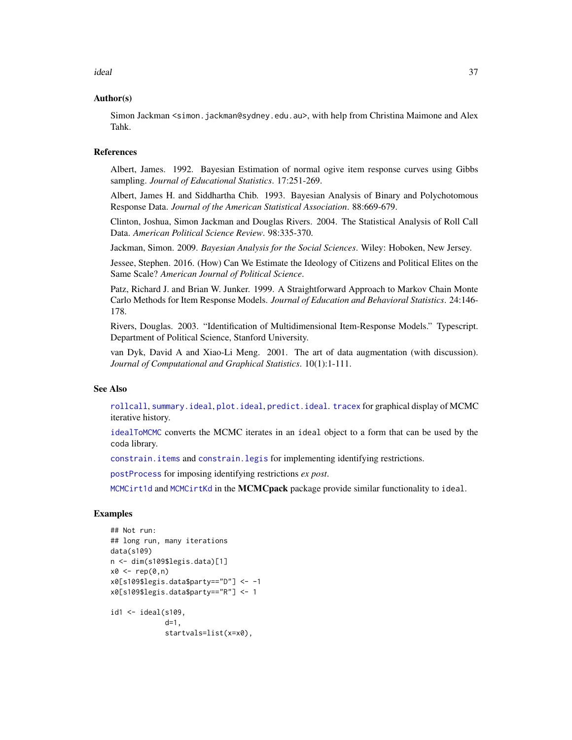### Author(s)

Simon Jackman <simon.jackman@sydney.edu.au>, with help from Christina Maimone and Alex Tahk.

### References

Albert, James. 1992. Bayesian Estimation of normal ogive item response curves using Gibbs sampling. *Journal of Educational Statistics*. 17:251-269.

Albert, James H. and Siddhartha Chib. 1993. Bayesian Analysis of Binary and Polychotomous Response Data. *Journal of the American Statistical Association*. 88:669-679.

Clinton, Joshua, Simon Jackman and Douglas Rivers. 2004. The Statistical Analysis of Roll Call Data. *American Political Science Review*. 98:335-370.

Jackman, Simon. 2009. *Bayesian Analysis for the Social Sciences*. Wiley: Hoboken, New Jersey.

Jessee, Stephen. 2016. (How) Can We Estimate the Ideology of Citizens and Political Elites on the Same Scale? *American Journal of Political Science*.

Patz, Richard J. and Brian W. Junker. 1999. A Straightforward Approach to Markov Chain Monte Carlo Methods for Item Response Models. *Journal of Education and Behavioral Statistics*. 24:146-178.

Rivers, Douglas. 2003. "Identification of Multidimensional Item-Response Models." Typescript. Department of Political Science, Stanford University.

van Dyk, David A and Xiao-Li Meng. 2001. The art of data augmentation (with discussion). *Journal of Computational and Graphical Statistics*. 10(1):1-111.

### See Also

`rollcall`, `summary.ideal`, `plot.ideal`, `predict.ideal`. `tracex` for graphical display of MCMC iterative history.

`idealToMCMC` converts the MCMC iterates in an `ideal` object to a form that can be used by the `coda` library.

`constrain.items` and `constrain.legis` for implementing identifying restrictions.

`postProcess` for imposing identifying restrictions *ex post*.

`MCMCirt1d` and `MCMCirtKd` in the **MCMCpack** package provide similar functionality to `ideal`.

### Examples

```
## Not run:
## long run, many iterations
data(s109)
n <- dim(s109$legis.data)[1]
x0 <- rep(0,n)
x0[s109$legis.data$party=="D"] <- -1
x0[s109$legis.data$party=="R"] <- 1

id1 <- ideal(s109,
             d=1,
             startvals=list(x=x0),
```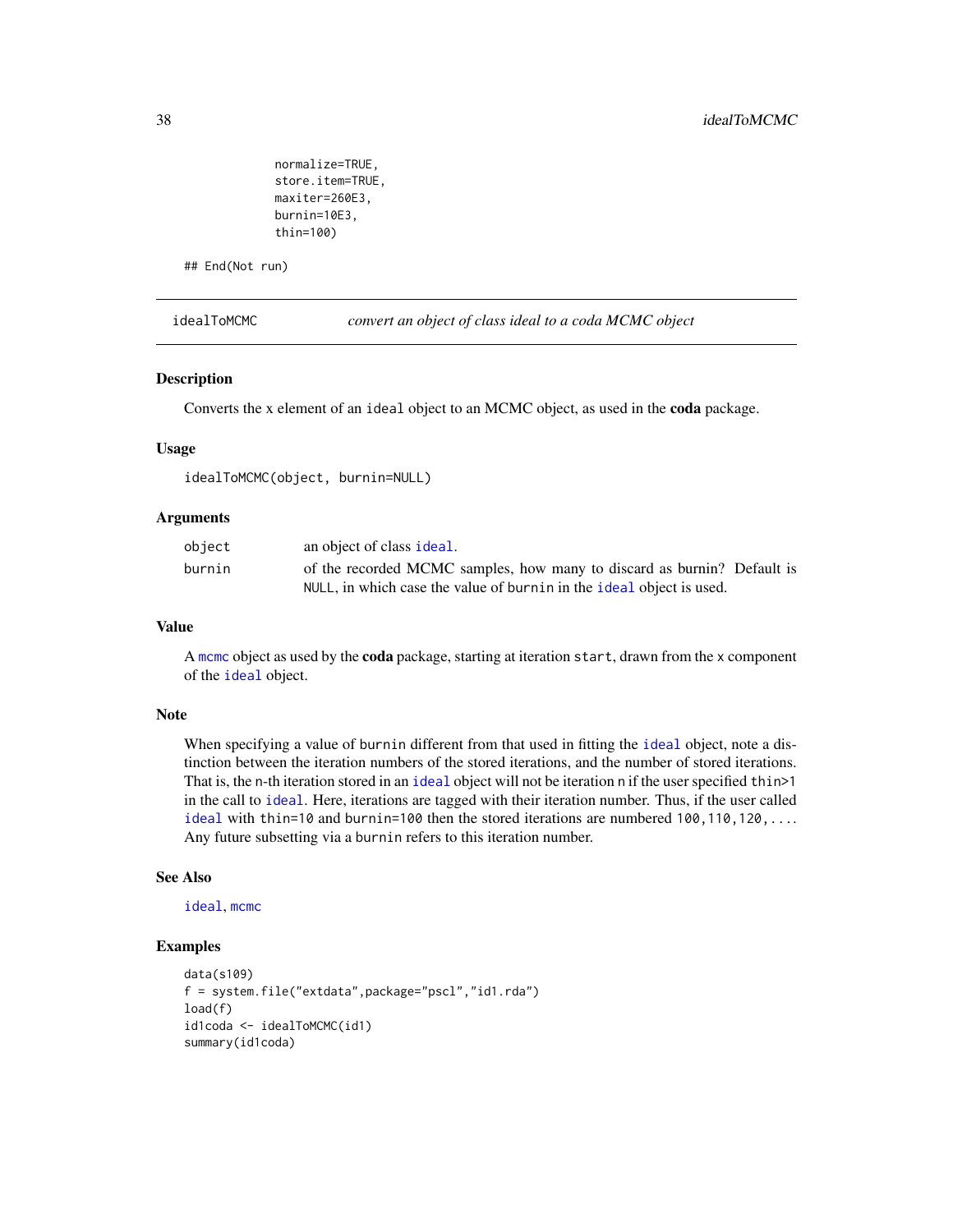```
            normalize=TRUE,
            store.item=TRUE,
            maxiter=260E3,
            burnin=10E3,
            thin=100)

## End(Not run)
```

---

## idealToMCMC — *convert an object of class ideal to a coda MCMC object*

### Description

Converts the x element of an `ideal` object to an MCMC object, as used in the **coda** package.

### Usage

```
idealToMCMC(object, burnin=NULL)
```

### Arguments

| | |
|---|---|
| `object` | an object of class `ideal`. |
| `burnin` | of the recorded MCMC samples, how many to discard as burnin? Default is `NULL`, in which case the value of `burnin` in the `ideal` object is used. |

### Value

A `mcmc` object as used by the **coda** package, starting at iteration `start`, drawn from the `x` component of the `ideal` object.

### Note

When specifying a value of `burnin` different from that used in fitting the `ideal` object, note a distinction between the iteration numbers of the stored iterations, and the number of stored iterations. That is, the `n`-th iteration stored in an `ideal` object will not be iteration `n` if the user specified `thin>1` in the call to `ideal`. Here, iterations are tagged with their iteration number. Thus, if the user called `ideal` with `thin=10` and `burnin=100` then the stored iterations are numbered `100,110,120,...`. Any future subsetting via a `burnin` refers to this iteration number.

### See Also

`ideal`, `mcmc`

### Examples

```
data(s109)
f = system.file("extdata",package="pscl","id1.rda")
load(f)
id1coda <- idealToMCMC(id1)
summary(id1coda)
```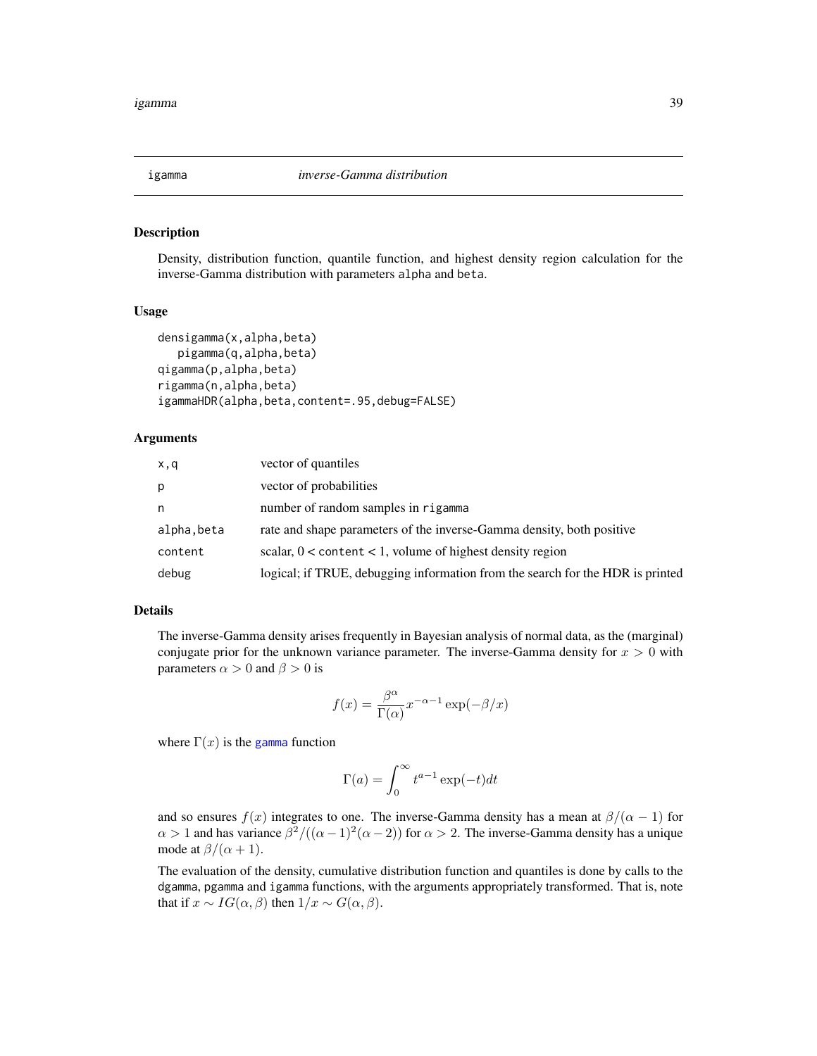## igamma — *inverse-Gamma distribution*

### Description

Density, distribution function, quantile function, and highest density region calculation for the inverse-Gamma distribution with parameters alpha and beta.

### Usage

```
densigamma(x,alpha,beta)
   pigamma(q,alpha,beta)
qigamma(p,alpha,beta)
rigamma(n,alpha,beta)
igammaHDR(alpha,beta,content=.95,debug=FALSE)
```

### Arguments

| | |
|---|---|
| x,q | vector of quantiles |
| p | vector of probabilities |
| n | number of random samples in rigamma |
| alpha,beta | rate and shape parameters of the inverse-Gamma density, both positive |
| content | scalar, 0 < content < 1, volume of highest density region |
| debug | logical; if TRUE, debugging information from the search for the HDR is printed |

### Details

The inverse-Gamma density arises frequently in Bayesian analysis of normal data, as the (marginal) conjugate prior for the unknown variance parameter. The inverse-Gamma density for $x > 0$ with parameters $\alpha > 0$ and $\beta > 0$ is

$$f(x) = \frac{\beta^{\alpha}}{\Gamma(\alpha)} x^{-\alpha-1} \exp(-\beta/x)$$

where $\Gamma(x)$ is the gamma function

$$\Gamma(a) = \int_0^{\infty} t^{a-1} \exp(-t) dt$$

and so ensures $f(x)$ integrates to one. The inverse-Gamma density has a mean at $\beta/(\alpha-1)$ for $\alpha > 1$ and has variance $\beta^2/((\alpha-1)^2(\alpha-2))$ for $\alpha > 2$. The inverse-Gamma density has a unique mode at $\beta/(\alpha+1)$.

The evaluation of the density, cumulative distribution function and quantiles is done by calls to the dgamma, pgamma and igamma functions, with the arguments appropriately transformed. That is, note that if $x \sim IG(\alpha, \beta)$ then $1/x \sim G(\alpha, \beta)$.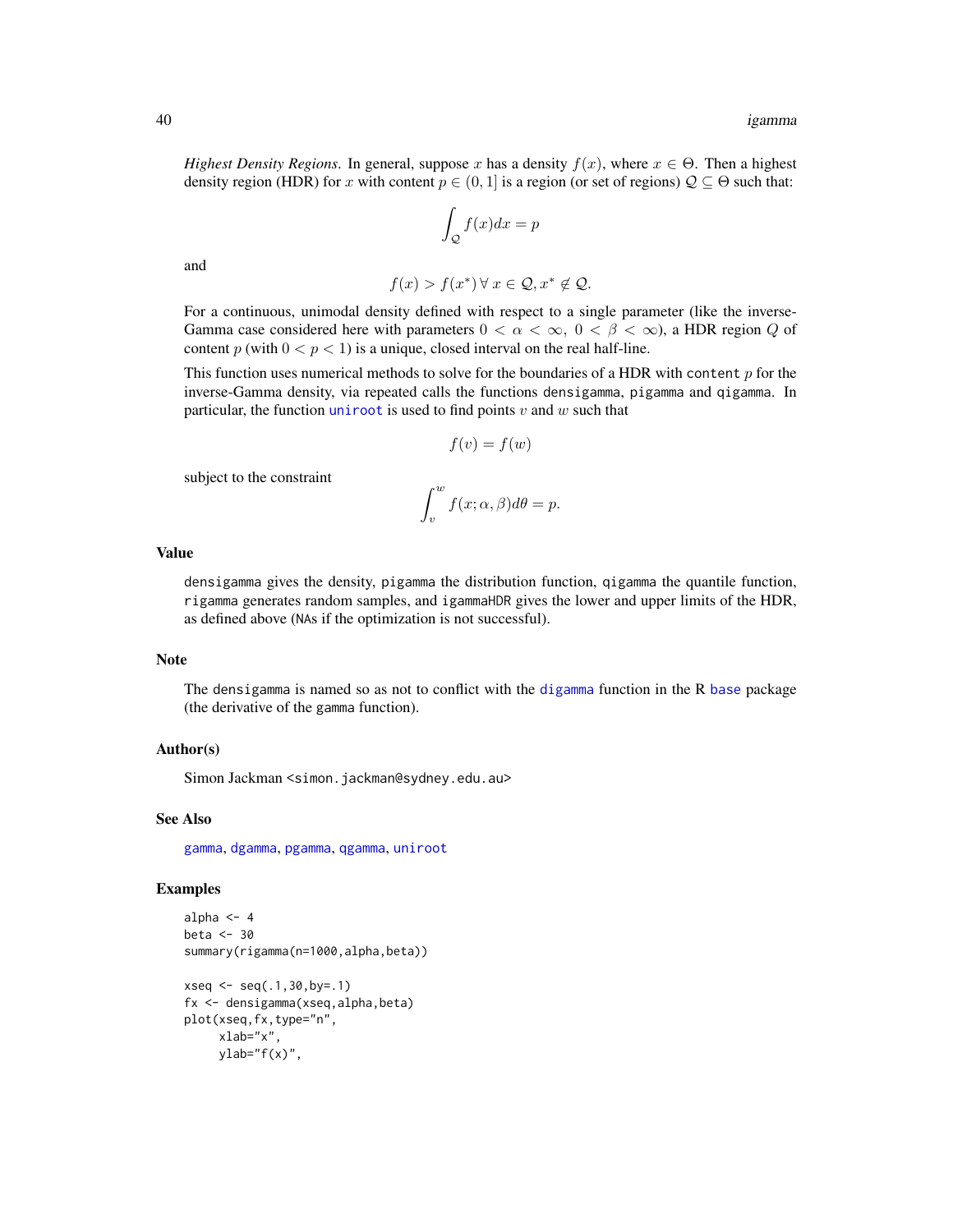*Highest Density Regions*. In general, suppose $x$ has a density $f(x)$, where $x \in \Theta$. Then a highest density region (HDR) for $x$ with content $p \in (0, 1]$ is a region (or set of regions) $\mathcal{Q} \subseteq \Theta$ such that:

$$\int_{\mathcal{Q}} f(x)dx = p$$

and

$$f(x) > f(x^*) \, \forall \, x \in \mathcal{Q}, x^* \notin \mathcal{Q}.$$

For a continuous, unimodal density defined with respect to a single parameter (like the inverse-Gamma case considered here with parameters $0 < \alpha < \infty, \; 0 < \beta < \infty$), a HDR region $Q$ of content $p$ (with $0 < p < 1$) is a unique, closed interval on the real half-line.

This function uses numerical methods to solve for the boundaries of a HDR with `content` $p$ for the inverse-Gamma density, via repeated calls the functions `densigamma`, `pigamma` and `qigamma`. In particular, the function `uniroot` is used to find points $v$ and $w$ such that

$$f(v) = f(w)$$

subject to the constraint

$$\int_v^w f(x; \alpha, \beta) d\theta = p.$$

## Value

`densigamma` gives the density, `pigamma` the distribution function, `qigamma` the quantile function, `rigamma` generates random samples, and `igammaHDR` gives the lower and upper limits of the HDR, as defined above (`NA`s if the optimization is not successful).

## Note

The `densigamma` is named so as not to conflict with the `digamma` function in the R `base` package (the derivative of the `gamma` function).

## Author(s)

Simon Jackman <simon.jackman@sydney.edu.au>

## See Also

`gamma`, `dgamma`, `pgamma`, `qgamma`, `uniroot`

## Examples

```
alpha <- 4
beta <- 30
summary(rigamma(n=1000,alpha,beta))

xseq <- seq(.1,30,by=.1)
fx <- densigamma(xseq,alpha,beta)
plot(xseq,fx,type="n",
     xlab="x",
     ylab="f(x)",
```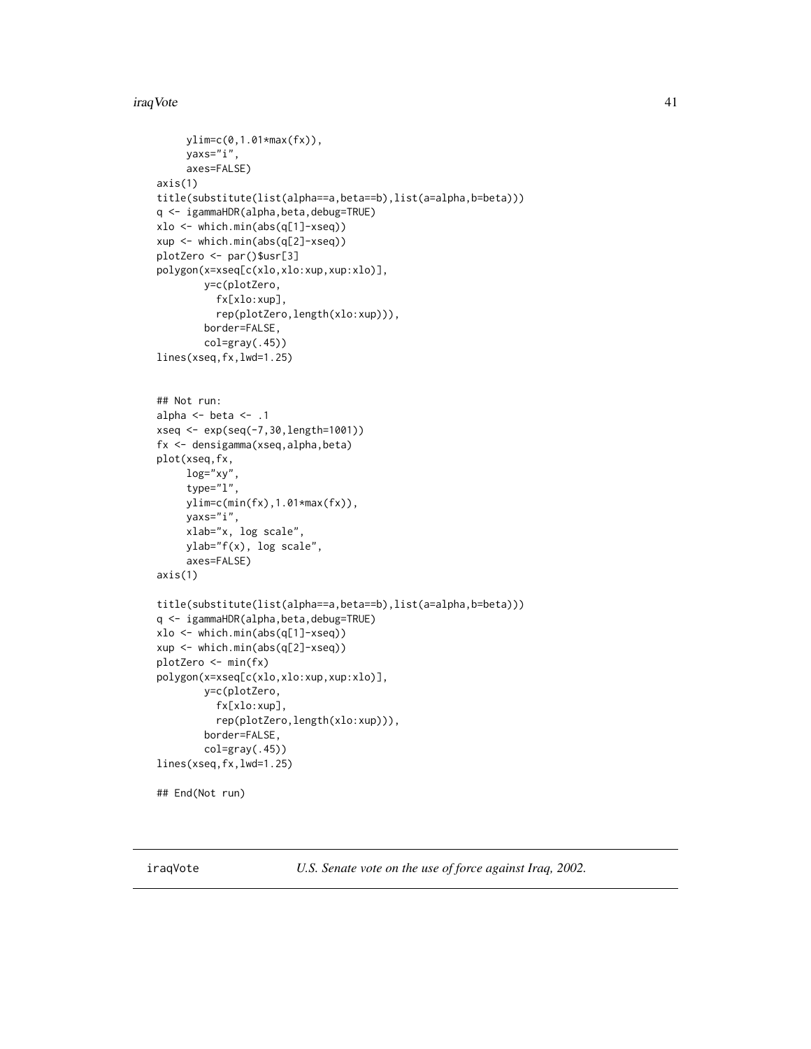```
     ylim=c(0,1.01*max(fx)),
     yaxs="i",
     axes=FALSE)
axis(1)
title(substitute(list(alpha==a,beta==b),list(a=alpha,b=beta)))
q <- igammaHDR(alpha,beta,debug=TRUE)
xlo <- which.min(abs(q[1]-xseq))
xup <- which.min(abs(q[2]-xseq))
plotZero <- par()$usr[3]
polygon(x=xseq[c(xlo,xlo:xup,xup:xlo)],
        y=c(plotZero,
          fx[xlo:xup],
          rep(plotZero,length(xlo:xup))),
        border=FALSE,
        col=gray(.45))
lines(xseq,fx,lwd=1.25)


## Not run:
alpha <- beta <- .1
xseq <- exp(seq(-7,30,length=1001))
fx <- densigamma(xseq,alpha,beta)
plot(xseq,fx,
     log="xy",
     type="l",
     ylim=c(min(fx),1.01*max(fx)),
     yaxs="i",
     xlab="x, log scale",
     ylab="f(x), log scale",
     axes=FALSE)
axis(1)

title(substitute(list(alpha==a,beta==b),list(a=alpha,b=beta)))
q <- igammaHDR(alpha,beta,debug=TRUE)
xlo <- which.min(abs(q[1]-xseq))
xup <- which.min(abs(q[2]-xseq))
plotZero <- min(fx)
polygon(x=xseq[c(xlo,xlo:xup,xup:xlo)],
        y=c(plotZero,
          fx[xlo:xup],
          rep(plotZero,length(xlo:xup))),
        border=FALSE,
        col=gray(.45))
lines(xseq,fx,lwd=1.25)

## End(Not run)
```

---

`iraqVote` *U.S. Senate vote on the use of force against Iraq, 2002.*

---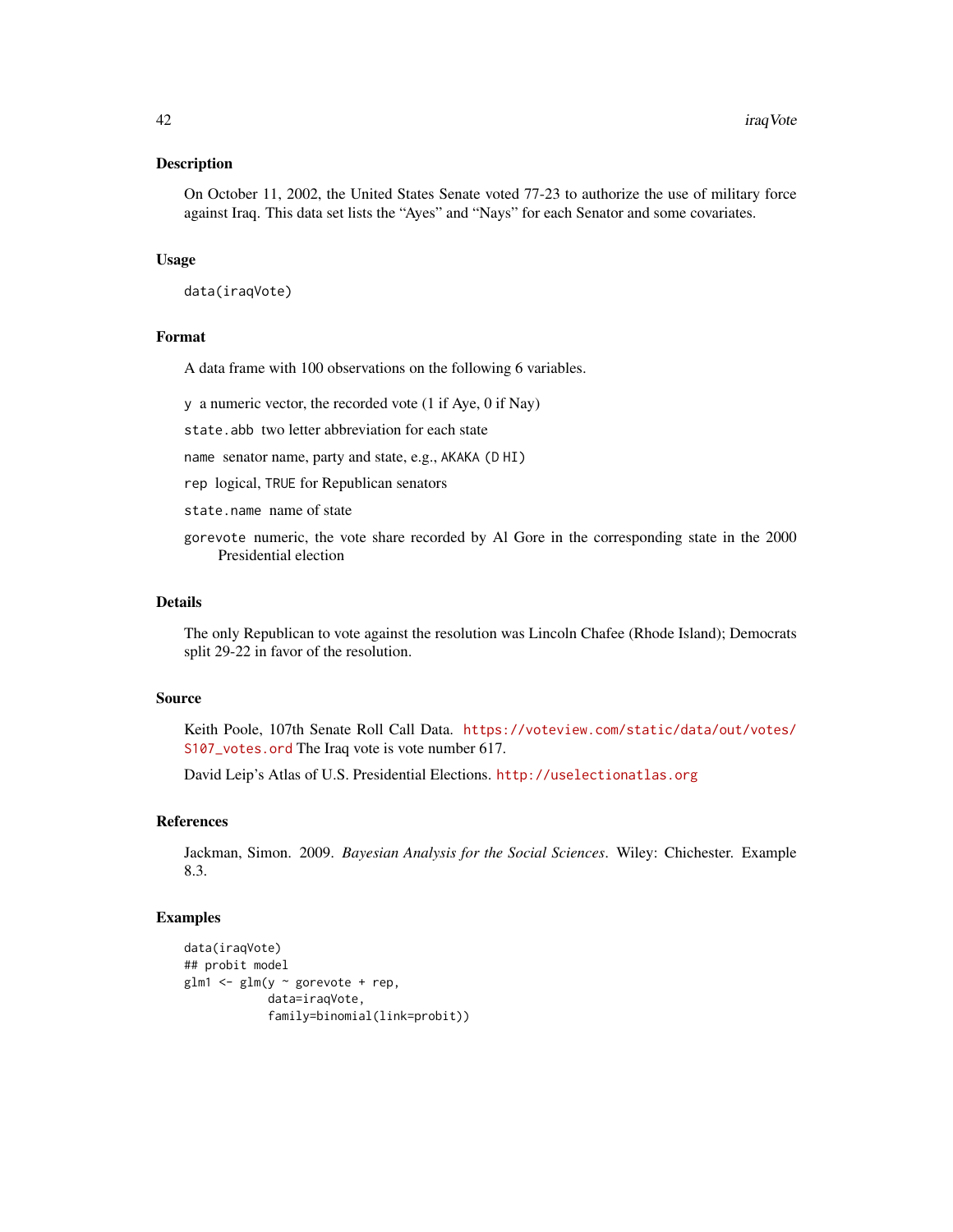## Description

On October 11, 2002, the United States Senate voted 77-23 to authorize the use of military force against Iraq. This data set lists the "Ayes" and "Nays" for each Senator and some covariates.

## Usage

```
data(iraqVote)
```

## Format

A data frame with 100 observations on the following 6 variables.

- `y` a numeric vector, the recorded vote (1 if Aye, 0 if Nay)
- `state.abb` two letter abbreviation for each state
- `name` senator name, party and state, e.g., `AKAKA (D HI)`
- `rep` logical, `TRUE` for Republican senators
- `state.name` name of state
- `gorevote` numeric, the vote share recorded by Al Gore in the corresponding state in the 2000 Presidential election

## Details

The only Republican to vote against the resolution was Lincoln Chafee (Rhode Island); Democrats split 29-22 in favor of the resolution.

## Source

Keith Poole, 107th Senate Roll Call Data. https://voteview.com/static/data/out/votes/S107_votes.ord The Iraq vote is vote number 617.

David Leip's Atlas of U.S. Presidential Elections. http://uselectionatlas.org

## References

Jackman, Simon. 2009. *Bayesian Analysis for the Social Sciences*. Wiley: Chichester. Example 8.3.

## Examples

```
data(iraqVote)
## probit model
glm1 <- glm(y ~ gorevote + rep,
            data=iraqVote,
            family=binomial(link=probit))
```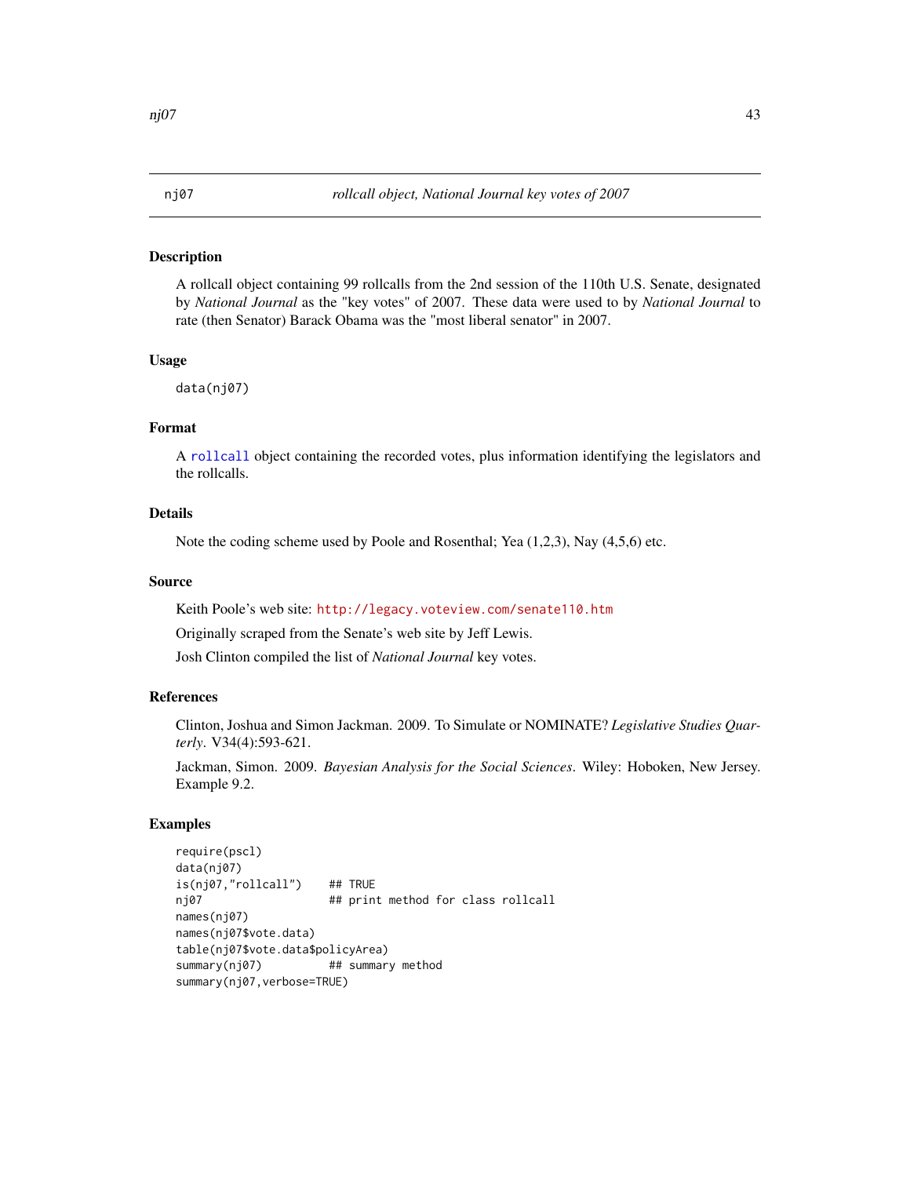# nj07 — *rollcall object, National Journal key votes of 2007*

## Description

A rollcall object containing 99 rollcalls from the 2nd session of the 110th U.S. Senate, designated by *National Journal* as the "key votes" of 2007. These data were used to by *National Journal* to rate (then Senator) Barack Obama was the "most liberal senator" in 2007.

## Usage

```
data(nj07)
```

## Format

A rollcall object containing the recorded votes, plus information identifying the legislators and the rollcalls.

## Details

Note the coding scheme used by Poole and Rosenthal; Yea (1,2,3), Nay (4,5,6) etc.

## Source

Keith Poole's web site: http://legacy.voteview.com/senate110.htm

Originally scraped from the Senate's web site by Jeff Lewis.

Josh Clinton compiled the list of *National Journal* key votes.

## References

Clinton, Joshua and Simon Jackman. 2009. To Simulate or NOMINATE? *Legislative Studies Quarterly*. V34(4):593-621.

Jackman, Simon. 2009. *Bayesian Analysis for the Social Sciences*. Wiley: Hoboken, New Jersey. Example 9.2.

## Examples

```
require(pscl)
data(nj07)
is(nj07,"rollcall")    ## TRUE
nj07                   ## print method for class rollcall
names(nj07)
names(nj07$vote.data)
table(nj07$vote.data$policyArea)
summary(nj07)          ## summary method
summary(nj07,verbose=TRUE)
```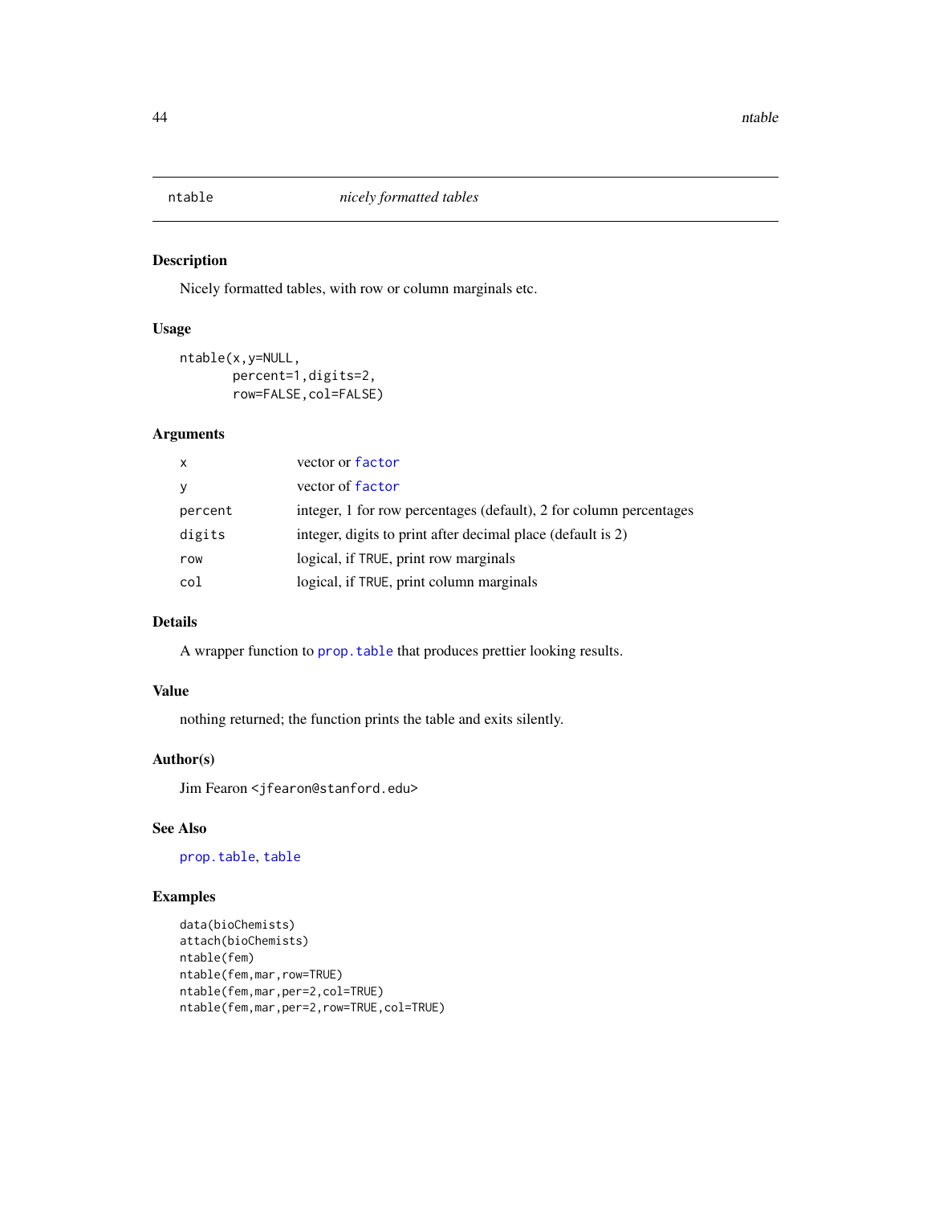ntable *nicely formatted tables*

## Description

Nicely formatted tables, with row or column marginals etc.

## Usage

```
ntable(x,y=NULL,
       percent=1,digits=2,
       row=FALSE,col=FALSE)
```

## Arguments

| | |
|---|---|
| x | vector or factor |
| y | vector of factor |
| percent | integer, 1 for row percentages (default), 2 for column percentages |
| digits | integer, digits to print after decimal place (default is 2) |
| row | logical, if TRUE, print row marginals |
| col | logical, if TRUE, print column marginals |

## Details

A wrapper function to prop.table that produces prettier looking results.

## Value

nothing returned; the function prints the table and exits silently.

## Author(s)

Jim Fearon <jfearon@stanford.edu>

## See Also

prop.table, table

## Examples

```
data(bioChemists)
attach(bioChemists)
ntable(fem)
ntable(fem,mar,row=TRUE)
ntable(fem,mar,per=2,col=TRUE)
ntable(fem,mar,per=2,row=TRUE,col=TRUE)
```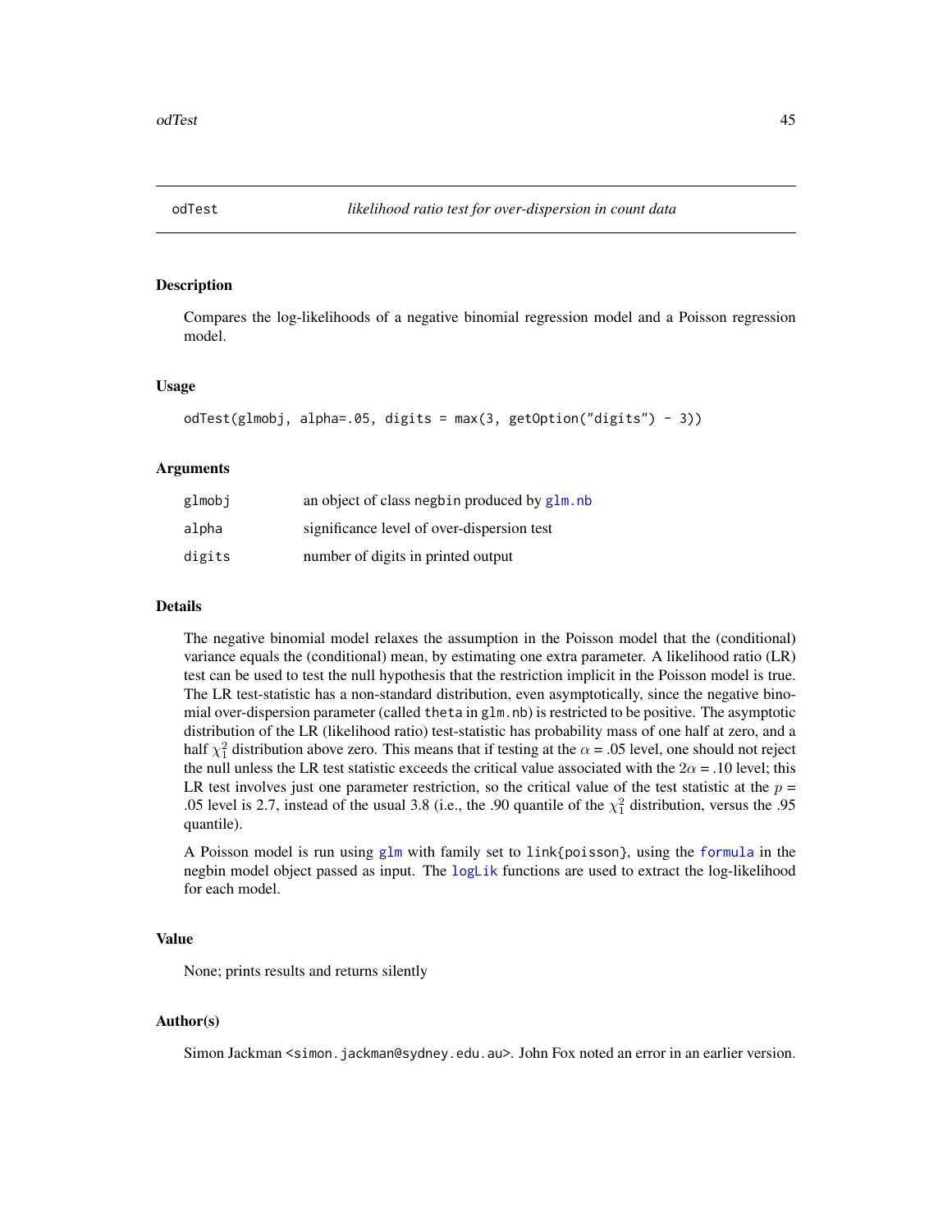odTest *likelihood ratio test for over-dispersion in count data*

### Description

Compares the log-likelihoods of a negative binomial regression model and a Poisson regression model.

### Usage

```
odTest(glmobj, alpha=.05, digits = max(3, getOption("digits") - 3))
```

### Arguments

| | |
|---|---|
| glmobj | an object of class negbin produced by glm.nb |
| alpha | significance level of over-dispersion test |
| digits | number of digits in printed output |

### Details

The negative binomial model relaxes the assumption in the Poisson model that the (conditional) variance equals the (conditional) mean, by estimating one extra parameter. A likelihood ratio (LR) test can be used to test the null hypothesis that the restriction implicit in the Poisson model is true. The LR test-statistic has a non-standard distribution, even asymptotically, since the negative binomial over-dispersion parameter (called theta in glm.nb) is restricted to be positive. The asymptotic distribution of the LR (likelihood ratio) test-statistic has probability mass of one half at zero, and a half $\chi^2_1$ distribution above zero. This means that if testing at the $\alpha$ = .05 level, one should not reject the null unless the LR test statistic exceeds the critical value associated with the $2\alpha$ = .10 level; this LR test involves just one parameter restriction, so the critical value of the test statistic at the $p$ = .05 level is 2.7, instead of the usual 3.8 (i.e., the .90 quantile of the $\chi^2_1$ distribution, versus the .95 quantile).

A Poisson model is run using glm with family set to link{poisson}, using the formula in the negbin model object passed as input. The logLik functions are used to extract the log-likelihood for each model.

### Value

None; prints results and returns silently

### Author(s)

Simon Jackman <simon.jackman@sydney.edu.au>. John Fox noted an error in an earlier version.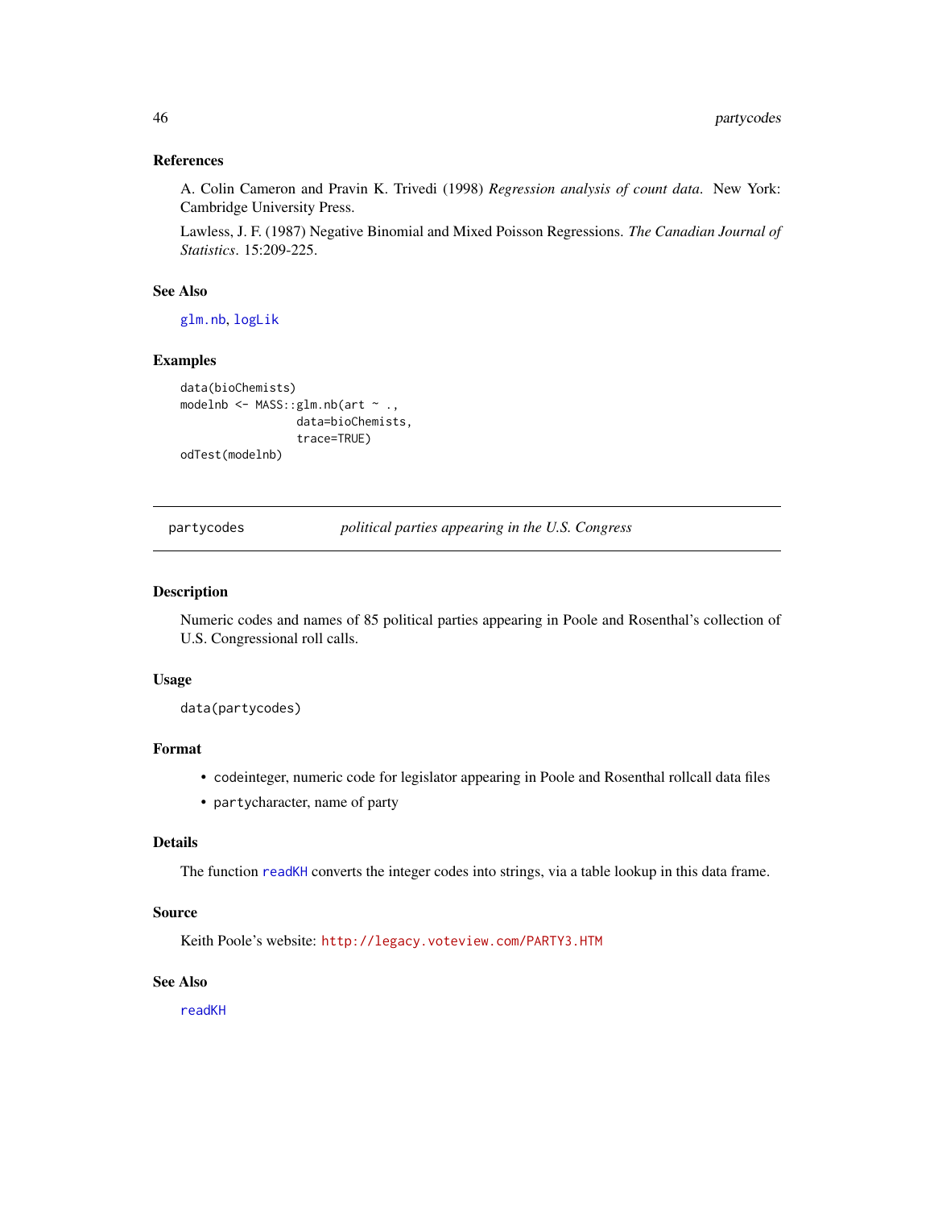### References

A. Colin Cameron and Pravin K. Trivedi (1998) *Regression analysis of count data*. New York: Cambridge University Press.

Lawless, J. F. (1987) Negative Binomial and Mixed Poisson Regressions. *The Canadian Journal of Statistics*. 15:209-225.

### See Also

glm.nb, logLik

### Examples

```
data(bioChemists)
modelnb <- MASS::glm.nb(art ~ .,
                 data=bioChemists,
                 trace=TRUE)
odTest(modelnb)
```

---

## partycodes — *political parties appearing in the U.S. Congress*

---

### Description

Numeric codes and names of 85 political parties appearing in Poole and Rosenthal's collection of U.S. Congressional roll calls.

### Usage

```
data(partycodes)
```

### Format

- codeinteger, numeric code for legislator appearing in Poole and Rosenthal rollcall data files
- partycharacter, name of party

### Details

The function readKH converts the integer codes into strings, via a table lookup in this data frame.

### Source

Keith Poole's website: http://legacy.voteview.com/PARTY3.HTM

### See Also

readKH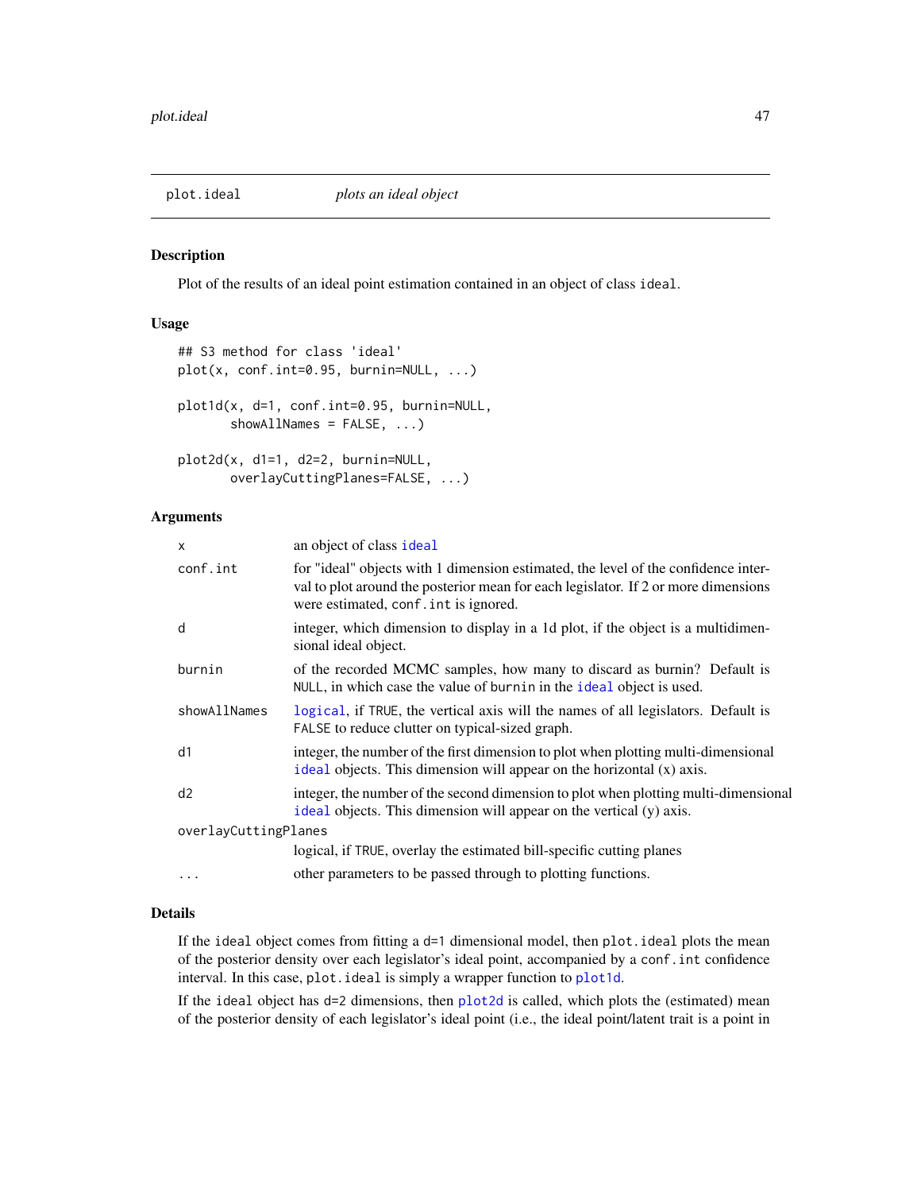# plot.ideal *plots an ideal object*

## Description

Plot of the results of an ideal point estimation contained in an object of class `ideal`.

## Usage

```
## S3 method for class 'ideal'
plot(x, conf.int=0.95, burnin=NULL, ...)

plot1d(x, d=1, conf.int=0.95, burnin=NULL,
       showAllNames = FALSE, ...)

plot2d(x, d1=1, d2=2, burnin=NULL,
       overlayCuttingPlanes=FALSE, ...)
```

## Arguments

| | |
|---|---|
| `x` | an object of class `ideal` |
| `conf.int` | for "ideal" objects with 1 dimension estimated, the level of the confidence interval to plot around the posterior mean for each legislator. If 2 or more dimensions were estimated, `conf.int` is ignored. |
| `d` | integer, which dimension to display in a 1d plot, if the object is a multidimensional ideal object. |
| `burnin` | of the recorded MCMC samples, how many to discard as burnin? Default is `NULL`, in which case the value of `burnin` in the `ideal` object is used. |
| `showAllNames` | `logical`, if `TRUE`, the vertical axis will the names of all legislators. Default is `FALSE` to reduce clutter on typical-sized graph. |
| `d1` | integer, the number of the first dimension to plot when plotting multi-dimensional `ideal` objects. This dimension will appear on the horizontal (x) axis. |
| `d2` | integer, the number of the second dimension to plot when plotting multi-dimensional `ideal` objects. This dimension will appear on the vertical (y) axis. |
| `overlayCuttingPlanes` | logical, if `TRUE`, overlay the estimated bill-specific cutting planes |
| `...` | other parameters to be passed through to plotting functions. |

## Details

If the `ideal` object comes from fitting a `d=1` dimensional model, then `plot.ideal` plots the mean of the posterior density over each legislator's ideal point, accompanied by a `conf.int` confidence interval. In this case, `plot.ideal` is simply a wrapper function to `plot1d`.

If the `ideal` object has `d=2` dimensions, then `plot2d` is called, which plots the (estimated) mean of the posterior density of each legislator's ideal point (i.e., the ideal point/latent trait is a point in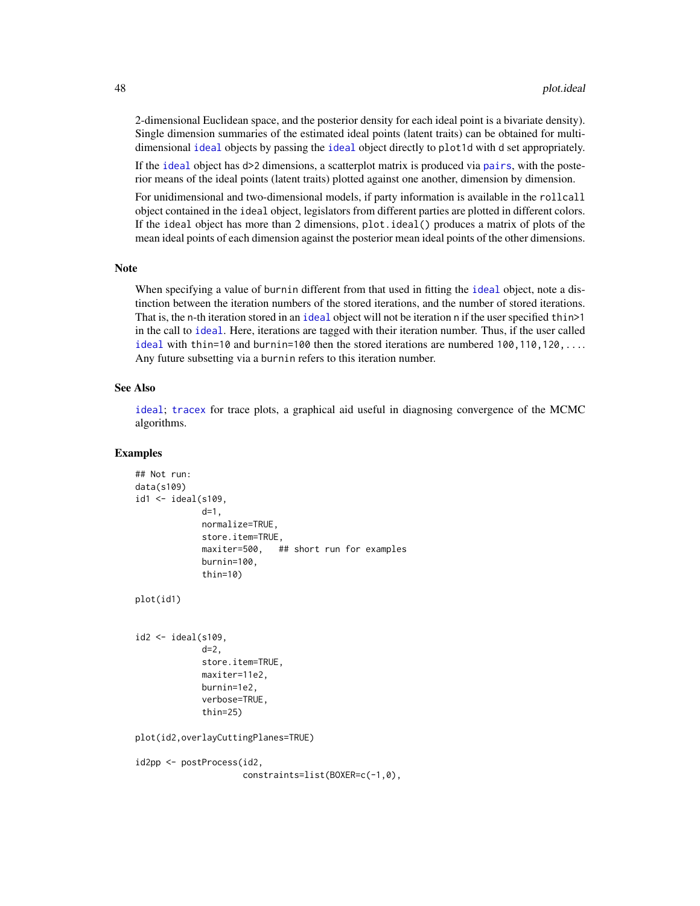2-dimensional Euclidean space, and the posterior density for each ideal point is a bivariate density). Single dimension summaries of the estimated ideal points (latent traits) can be obtained for multidimensional ideal objects by passing the ideal object directly to plot1d with d set appropriately.

If the ideal object has d>2 dimensions, a scatterplot matrix is produced via pairs, with the posterior means of the ideal points (latent traits) plotted against one another, dimension by dimension.

For unidimensional and two-dimensional models, if party information is available in the rollcall object contained in the ideal object, legislators from different parties are plotted in different colors. If the ideal object has more than 2 dimensions, plot.ideal() produces a matrix of plots of the mean ideal points of each dimension against the posterior mean ideal points of the other dimensions.

## Note

When specifying a value of burnin different from that used in fitting the ideal object, note a distinction between the iteration numbers of the stored iterations, and the number of stored iterations. That is, the n-th iteration stored in an ideal object will not be iteration n if the user specified thin>1 in the call to ideal. Here, iterations are tagged with their iteration number. Thus, if the user called ideal with thin=10 and burnin=100 then the stored iterations are numbered 100,110,120,.... Any future subsetting via a burnin refers to this iteration number.

## See Also

ideal; tracex for trace plots, a graphical aid useful in diagnosing convergence of the MCMC algorithms.

## Examples

```
## Not run:
data(s109)
id1 <- ideal(s109,
             d=1,
             normalize=TRUE,
             store.item=TRUE,
             maxiter=500,   ## short run for examples
             burnin=100,
             thin=10)

plot(id1)


id2 <- ideal(s109,
             d=2,
             store.item=TRUE,
             maxiter=11e2,
             burnin=1e2,
             verbose=TRUE,
             thin=25)

plot(id2,overlayCuttingPlanes=TRUE)

id2pp <- postProcess(id2,
                     constraints=list(BOXER=c(-1,0),
```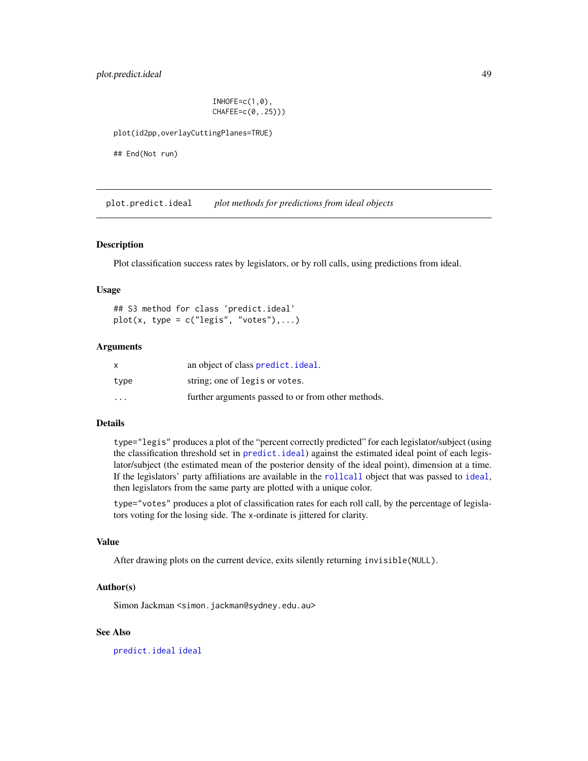```
                    INHOFE=c(1,0),
                    CHAFEE=c(0,.25)))

plot(id2pp,overlayCuttingPlanes=TRUE)

## End(Not run)
```

---

## plot.predict.ideal — *plot methods for predictions from ideal objects*

---

### Description

Plot classification success rates by legislators, or by roll calls, using predictions from ideal.

### Usage

```
## S3 method for class 'predict.ideal'
plot(x, type = c("legis", "votes"),...)
```

### Arguments

| | |
|---|---|
| `x` | an object of class `predict.ideal`. |
| `type` | string; one of `legis` or `votes`. |
| `...` | further arguments passed to or from other methods. |

### Details

`type="legis"` produces a plot of the "percent correctly predicted" for each legislator/subject (using the classification threshold set in `predict.ideal`) against the estimated ideal point of each legislator/subject (the estimated mean of the posterior density of the ideal point), dimension at a time. If the legislators' party affiliations are available in the `rollcall` object that was passed to `ideal`, then legislators from the same party are plotted with a unique color.

`type="votes"` produces a plot of classification rates for each roll call, by the percentage of legislators voting for the losing side. The x-ordinate is jittered for clarity.

### Value

After drawing plots on the current device, exits silently returning `invisible(NULL)`.

### Author(s)

Simon Jackman <simon.jackman@sydney.edu.au>

### See Also

`predict.ideal` `ideal`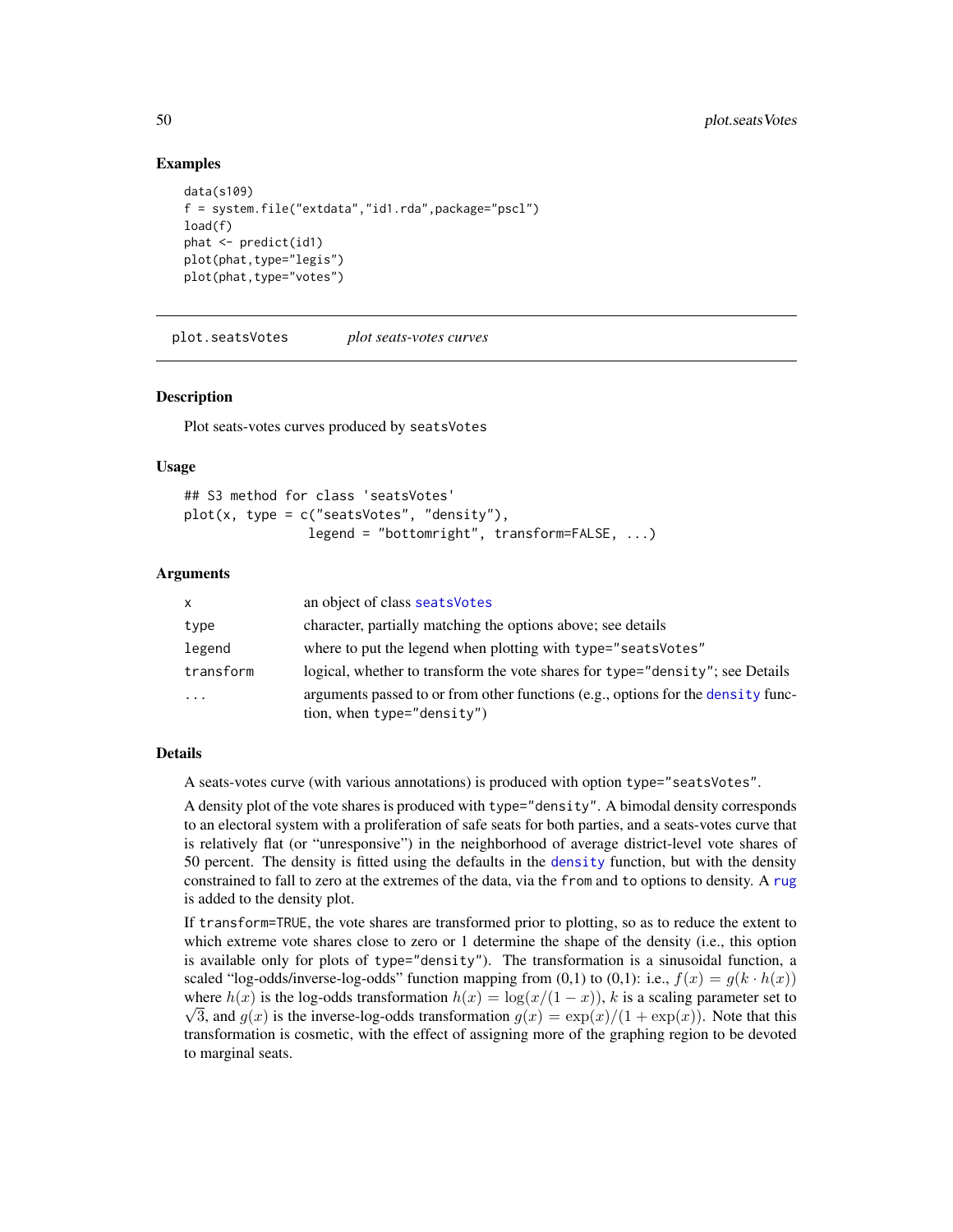### Examples

```
data(s109)
f = system.file("extdata","id1.rda",package="pscl")
load(f)
phat <- predict(id1)
plot(phat,type="legis")
plot(phat,type="votes")
```

---

## plot.seatsVotes *plot seats-votes curves*

---

### Description

Plot seats-votes curves produced by `seatsVotes`

### Usage

```
## S3 method for class 'seatsVotes'
plot(x, type = c("seatsVotes", "density"),
                legend = "bottomright", transform=FALSE, ...)
```

### Arguments

| | |
|---|---|
| `x` | an object of class `seatsVotes` |
| `type` | character, partially matching the options above; see details |
| `legend` | where to put the legend when plotting with `type="seatsVotes"` |
| `transform` | logical, whether to transform the vote shares for `type="density"`; see Details |
| `...` | arguments passed to or from other functions (e.g., options for the `density` function, when `type="density"`) |

### Details

A seats-votes curve (with various annotations) is produced with option `type="seatsVotes"`.

A density plot of the vote shares is produced with `type="density"`. A bimodal density corresponds to an electoral system with a proliferation of safe seats for both parties, and a seats-votes curve that is relatively flat (or "unresponsive") in the neighborhood of average district-level vote shares of 50 percent. The density is fitted using the defaults in the `density` function, but with the density constrained to fall to zero at the extremes of the data, via the `from` and `to` options to density. A `rug` is added to the density plot.

If `transform=TRUE`, the vote shares are transformed prior to plotting, so as to reduce the extent to which extreme vote shares close to zero or 1 determine the shape of the density (i.e., this option is available only for plots of `type="density"`). The transformation is a sinusoidal function, a scaled "log-odds/inverse-log-odds" function mapping from (0,1) to (0,1): i.e., $f(x) = g(k \cdot h(x))$ where $h(x)$ is the log-odds transformation $h(x) = \log(x/(1-x))$, $k$ is a scaling parameter set to $\sqrt{3}$, and $g(x)$ is the inverse-log-odds transformation $g(x) = \exp(x)/(1+\exp(x))$. Note that this transformation is cosmetic, with the effect of assigning more of the graphing region to be devoted to marginal seats.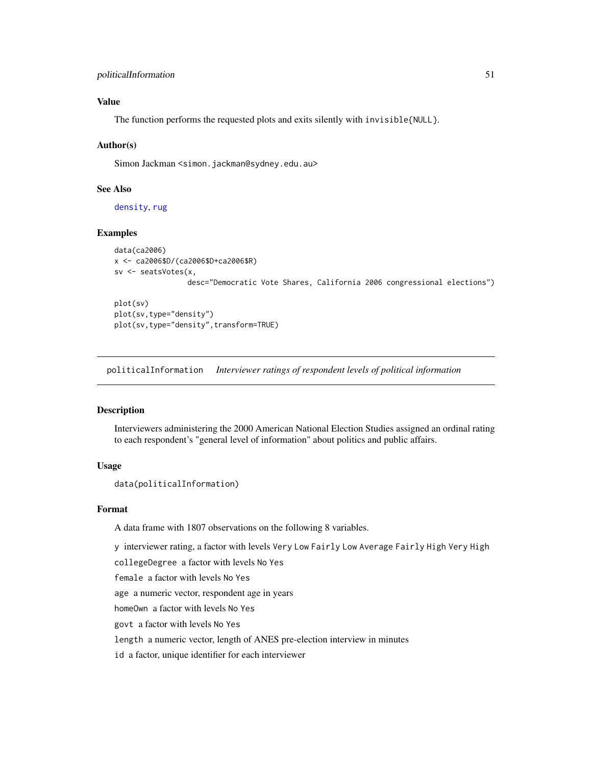### Value

The function performs the requested plots and exits silently with `invisible{NULL}`.

### Author(s)

Simon Jackman <simon.jackman@sydney.edu.au>

### See Also

density, rug

### Examples

```
data(ca2006)
x <- ca2006$D/(ca2006$D+ca2006$R)
sv <- seatsVotes(x,
                 desc="Democratic Vote Shares, California 2006 congressional elections")

plot(sv)
plot(sv,type="density")
plot(sv,type="density",transform=TRUE)
```

---

## politicalInformation   *Interviewer ratings of respondent levels of political information*

### Description

Interviewers administering the 2000 American National Election Studies assigned an ordinal rating to each respondent's "general level of information" about politics and public affairs.

### Usage

```
data(politicalInformation)
```

### Format

A data frame with 1807 observations on the following 8 variables.

- `y` interviewer rating, a factor with levels `Very Low` `Fairly Low` `Average` `Fairly High` `Very High`
- `collegeDegree` a factor with levels `No` `Yes`
- `female` a factor with levels `No` `Yes`
- `age` a numeric vector, respondent age in years
- `homeOwn` a factor with levels `No` `Yes`
- `govt` a factor with levels `No` `Yes`
- `length` a numeric vector, length of ANES pre-election interview in minutes
- `id` a factor, unique identifier for each interviewer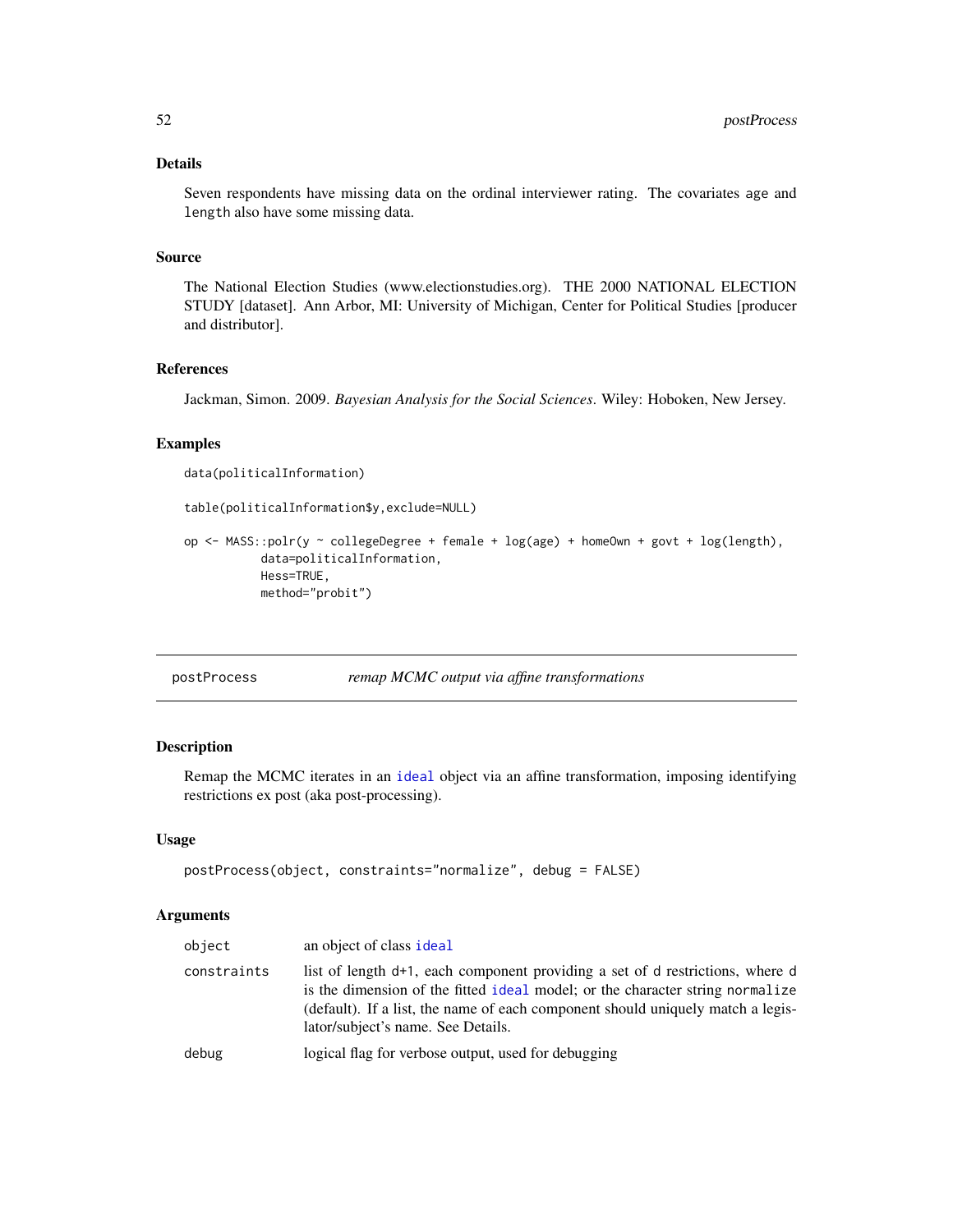## Details

Seven respondents have missing data on the ordinal interviewer rating. The covariates age and length also have some missing data.

## Source

The National Election Studies (www.electionstudies.org). THE 2000 NATIONAL ELECTION STUDY [dataset]. Ann Arbor, MI: University of Michigan, Center for Political Studies [producer and distributor].

## References

Jackman, Simon. 2009. *Bayesian Analysis for the Social Sciences*. Wiley: Hoboken, New Jersey.

## Examples

```
data(politicalInformation)

table(politicalInformation$y,exclude=NULL)

op <- MASS::polr(y ~ collegeDegree + female + log(age) + homeOwn + govt + log(length),
          data=politicalInformation,
          Hess=TRUE,
          method="probit")
```

---

# postProcess — *remap MCMC output via affine transformations*

## Description

Remap the MCMC iterates in an ideal object via an affine transformation, imposing identifying restrictions ex post (aka post-processing).

## Usage

```
postProcess(object, constraints="normalize", debug = FALSE)
```

## Arguments

| | |
|---|---|
| object | an object of class ideal |
| constraints | list of length d+1, each component providing a set of d restrictions, where d is the dimension of the fitted ideal model; or the character string normalize (default). If a list, the name of each component should uniquely match a legislator/subject's name. See Details. |
| debug | logical flag for verbose output, used for debugging |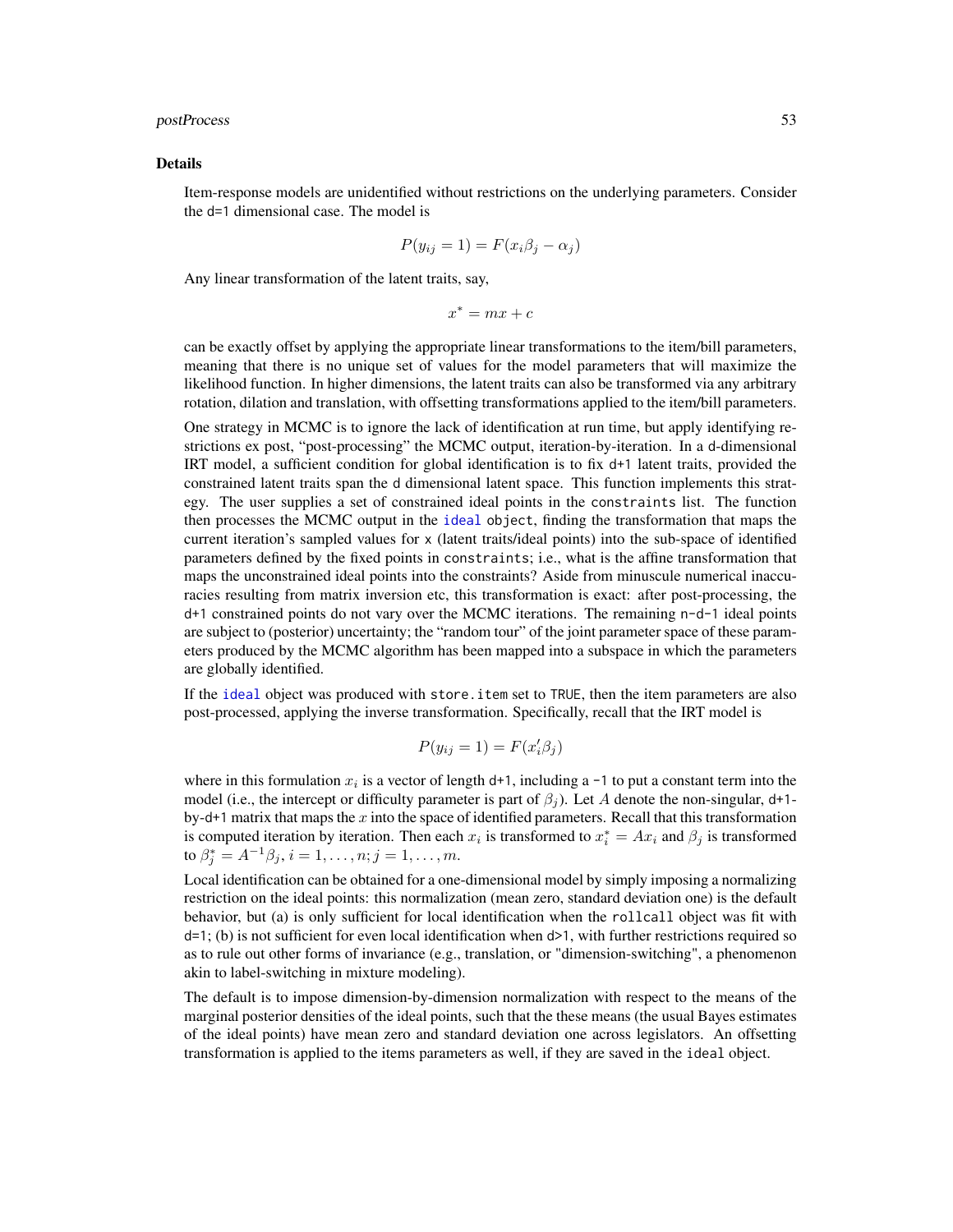## Details

Item-response models are unidentified without restrictions on the underlying parameters. Consider the `d=1` dimensional case. The model is

$$P(y_{ij} = 1) = F(x_i \beta_j - \alpha_j)$$

Any linear transformation of the latent traits, say,

$$x^* = mx + c$$

can be exactly offset by applying the appropriate linear transformations to the item/bill parameters, meaning that there is no unique set of values for the model parameters that will maximize the likelihood function. In higher dimensions, the latent traits can also be transformed via any arbitrary rotation, dilation and translation, with offsetting transformations applied to the item/bill parameters.

One strategy in MCMC is to ignore the lack of identification at run time, but apply identifying restrictions ex post, "post-processing" the MCMC output, iteration-by-iteration. In a `d`-dimensional IRT model, a sufficient condition for global identification is to fix `d+1` latent traits, provided the constrained latent traits span the `d` dimensional latent space. This function implements this strategy. The user supplies a set of constrained ideal points in the `constraints` list. The function then processes the MCMC output in the `ideal` object, finding the transformation that maps the current iteration's sampled values for `x` (latent traits/ideal points) into the sub-space of identified parameters defined by the fixed points in `constraints`; i.e., what is the affine transformation that maps the unconstrained ideal points into the constraints? Aside from minuscule numerical inaccuracies resulting from matrix inversion etc, this transformation is exact: after post-processing, the `d+1` constrained points do not vary over the MCMC iterations. The remaining `n-d-1` ideal points are subject to (posterior) uncertainty; the "random tour" of the joint parameter space of these parameters produced by the MCMC algorithm has been mapped into a subspace in which the parameters are globally identified.

If the `ideal` object was produced with `store.item` set to `TRUE`, then the item parameters are also post-processed, applying the inverse transformation. Specifically, recall that the IRT model is

$$P(y_{ij} = 1) = F(x_i' \beta_j)$$

where in this formulation $x_i$ is a vector of length `d+1`, including a `-1` to put a constant term into the model (i.e., the intercept or difficulty parameter is part of $\beta_j$). Let $A$ denote the non-singular, `d+1`-by-`d+1` matrix that maps the $x$ into the space of identified parameters. Recall that this transformation is computed iteration by iteration. Then each $x_i$ is transformed to $x_i^* = Ax_i$ and $\beta_j$ is transformed to $\beta_j^* = A^{-1}\beta_j, i = 1, \ldots, n; j = 1, \ldots, m.$

Local identification can be obtained for a one-dimensional model by simply imposing a normalizing restriction on the ideal points: this normalization (mean zero, standard deviation one) is the default behavior, but (a) is only sufficient for local identification when the `rollcall` object was fit with `d=1`; (b) is not sufficient for even local identification when `d>1`, with further restrictions required so as to rule out other forms of invariance (e.g., translation, or "dimension-switching", a phenomenon akin to label-switching in mixture modeling).

The default is to impose dimension-by-dimension normalization with respect to the means of the marginal posterior densities of the ideal points, such that the these means (the usual Bayes estimates of the ideal points) have mean zero and standard deviation one across legislators. An offsetting transformation is applied to the items parameters as well, if they are saved in the `ideal` object.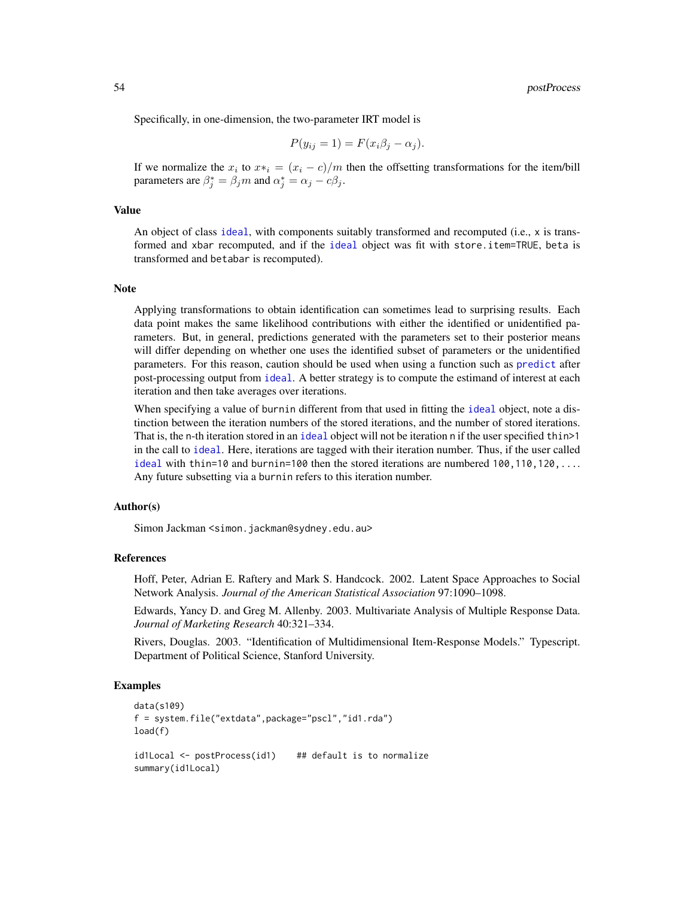Specifically, in one-dimension, the two-parameter IRT model is

$$P(y_{ij} = 1) = F(x_i \beta_j - \alpha_j).$$

If we normalize the $x_i$ to $x*_i = (x_i - c)/m$ then the offsetting transformations for the item/bill parameters are $\beta_j^* = \beta_j m$ and $\alpha_j^* = \alpha_j - c\beta_j$.

## Value

An object of class `ideal`, with components suitably transformed and recomputed (i.e., `x` is transformed and `xbar` recomputed, and if the `ideal` object was fit with `store.item=TRUE`, `beta` is transformed and `betabar` is recomputed).

## Note

Applying transformations to obtain identification can sometimes lead to surprising results. Each data point makes the same likelihood contributions with either the identified or unidentified parameters. But, in general, predictions generated with the parameters set to their posterior means will differ depending on whether one uses the identified subset of parameters or the unidentified parameters. For this reason, caution should be used when using a function such as `predict` after post-processing output from `ideal`. A better strategy is to compute the estimand of interest at each iteration and then take averages over iterations.

When specifying a value of `burnin` different from that used in fitting the `ideal` object, note a distinction between the iteration numbers of the stored iterations, and the number of stored iterations. That is, the `n`-th iteration stored in an `ideal` object will not be iteration `n` if the user specified `thin>1` in the call to `ideal`. Here, iterations are tagged with their iteration number. Thus, if the user called `ideal` with `thin=10` and `burnin=100` then the stored iterations are numbered `100,110,120,...`. Any future subsetting via a `burnin` refers to this iteration number.

## Author(s)

Simon Jackman <simon.jackman@sydney.edu.au>

## References

Hoff, Peter, Adrian E. Raftery and Mark S. Handcock. 2002. Latent Space Approaches to Social Network Analysis. *Journal of the American Statistical Association* 97:1090–1098.

Edwards, Yancy D. and Greg M. Allenby. 2003. Multivariate Analysis of Multiple Response Data. *Journal of Marketing Research* 40:321–334.

Rivers, Douglas. 2003. "Identification of Multidimensional Item-Response Models." Typescript. Department of Political Science, Stanford University.

## Examples

```
data(s109)
f = system.file("extdata",package="pscl","id1.rda")
load(f)

id1Local <- postProcess(id1)    ## default is to normalize
summary(id1Local)
```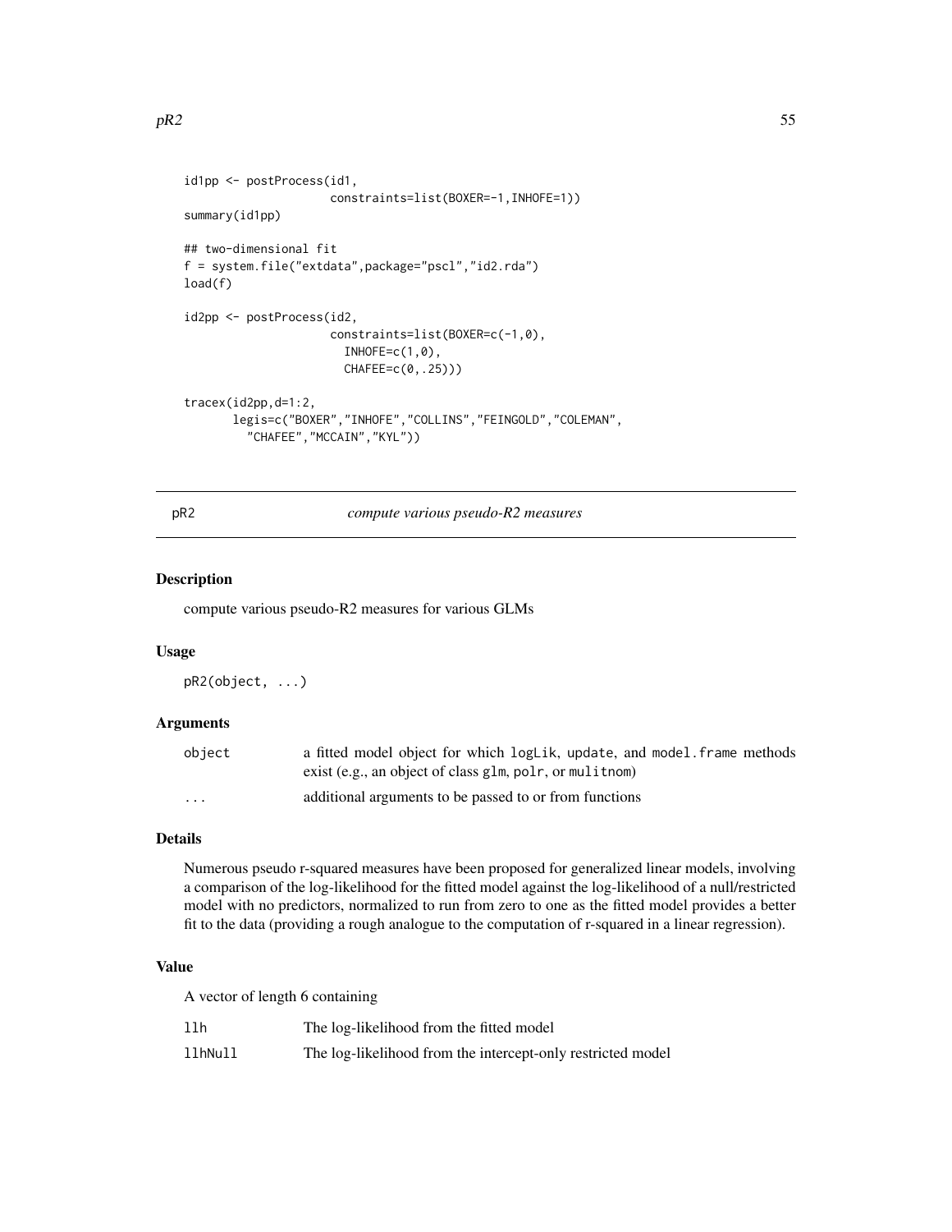```
id1pp <- postProcess(id1,
                     constraints=list(BOXER=-1,INHOFE=1))
summary(id1pp)

## two-dimensional fit
f = system.file("extdata",package="pscl","id2.rda")
load(f)

id2pp <- postProcess(id2,
                     constraints=list(BOXER=c(-1,0),
                       INHOFE=c(1,0),
                       CHAFEE=c(0,.25)))

tracex(id2pp,d=1:2,
       legis=c("BOXER","INHOFE","COLLINS","FEINGOLD","COLEMAN",
         "CHAFEE","MCCAIN","KYL"))
```

## pR2 — *compute various pseudo-R2 measures*

### Description

compute various pseudo-R2 measures for various GLMs

### Usage

```
pR2(object, ...)
```

### Arguments

| | |
|---|---|
| `object` | a fitted model object for which `logLik`, `update`, and `model.frame` methods exist (e.g., an object of class `glm`, `polr`, or `mulitnom`) |
| `...` | additional arguments to be passed to or from functions |

### Details

Numerous pseudo r-squared measures have been proposed for generalized linear models, involving a comparison of the log-likelihood for the fitted model against the log-likelihood of a null/restricted model with no predictors, normalized to run from zero to one as the fitted model provides a better fit to the data (providing a rough analogue to the computation of r-squared in a linear regression).

### Value

A vector of length 6 containing

| | |
|---|---|
| `llh` | The log-likelihood from the fitted model |
| `llhNull` | The log-likelihood from the intercept-only restricted model |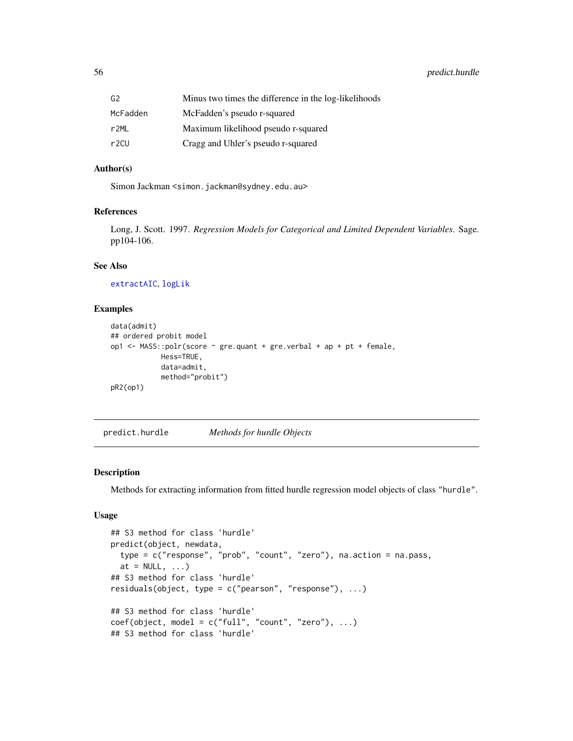| | |
|---|---|
| G2 | Minus two times the difference in the log-likelihoods |
| McFadden | McFadden's pseudo r-squared |
| r2ML | Maximum likelihood pseudo r-squared |
| r2CU | Cragg and Uhler's pseudo r-squared |

### Author(s)

Simon Jackman <simon.jackman@sydney.edu.au>

### References

Long, J. Scott. 1997. *Regression Models for Categorical and Limited Dependent Variables*. Sage. pp104-106.

### See Also

extractAIC, logLik

### Examples

```
data(admit)
## ordered probit model
op1 <- MASS::polr(score ~ gre.quant + gre.verbal + ap + pt + female,
            Hess=TRUE,
            data=admit,
            method="probit")
pR2(op1)
```

---

## predict.hurdle *Methods for hurdle Objects*

---

### Description

Methods for extracting information from fitted hurdle regression model objects of class "hurdle".

### Usage

```
## S3 method for class 'hurdle'
predict(object, newdata,
  type = c("response", "prob", "count", "zero"), na.action = na.pass,
  at = NULL, ...)
## S3 method for class 'hurdle'
residuals(object, type = c("pearson", "response"), ...)

## S3 method for class 'hurdle'
coef(object, model = c("full", "count", "zero"), ...)
## S3 method for class 'hurdle'
```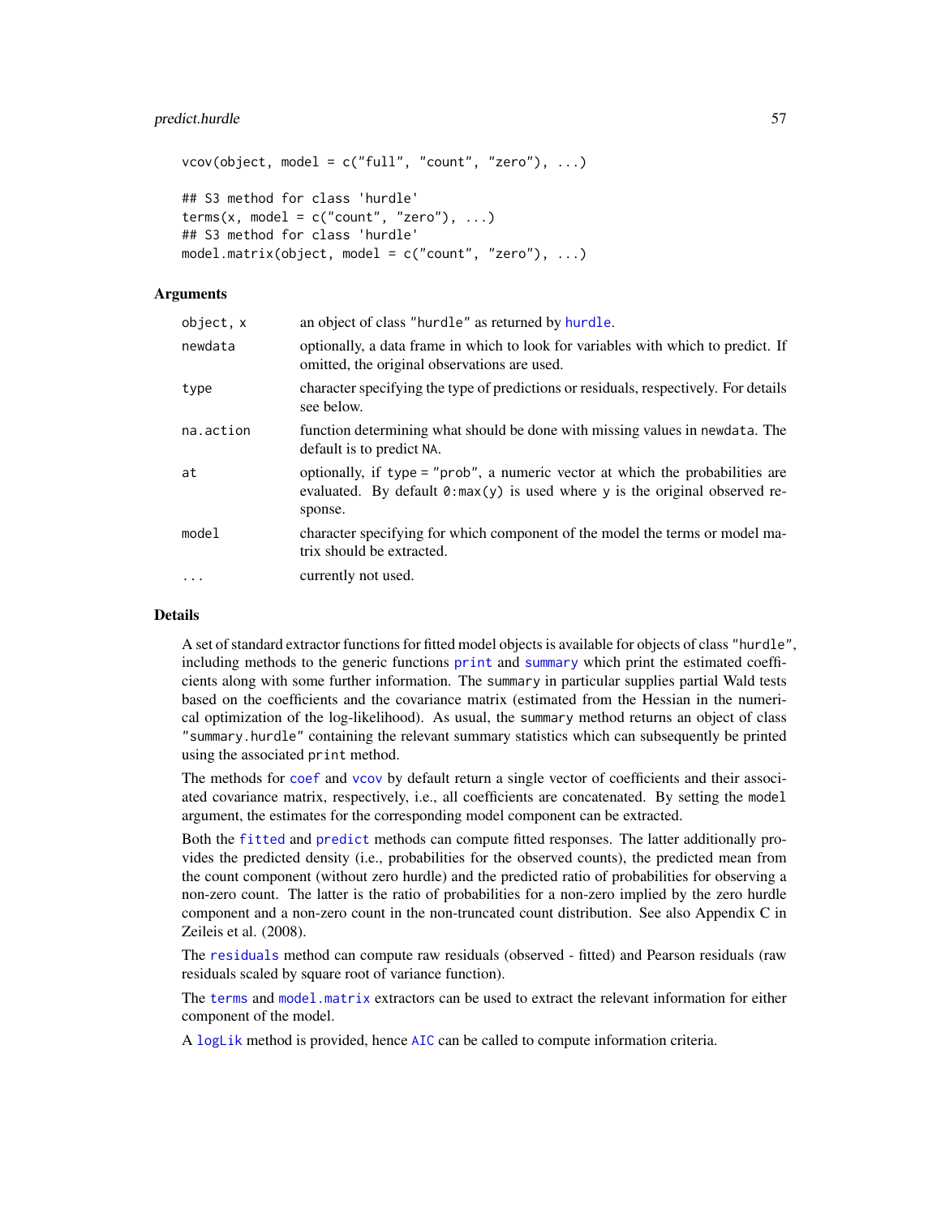```
vcov(object, model = c("full", "count", "zero"), ...)

## S3 method for class 'hurdle'
terms(x, model = c("count", "zero"), ...)
## S3 method for class 'hurdle'
model.matrix(object, model = c("count", "zero"), ...)
```

## Arguments

| | |
|---|---|
| `object, x` | an object of class "hurdle" as returned by `hurdle`. |
| `newdata` | optionally, a data frame in which to look for variables with which to predict. If omitted, the original observations are used. |
| `type` | character specifying the type of predictions or residuals, respectively. For details see below. |
| `na.action` | function determining what should be done with missing values in `newdata`. The default is to predict `NA`. |
| `at` | optionally, if `type = "prob"`, a numeric vector at which the probabilities are evaluated. By default `0:max(y)` is used where `y` is the original observed response. |
| `model` | character specifying for which component of the model the terms or model matrix should be extracted. |
| `...` | currently not used. |

## Details

A set of standard extractor functions for fitted model objects is available for objects of class "hurdle", including methods to the generic functions `print` and `summary` which print the estimated coefficients along with some further information. The `summary` in particular supplies partial Wald tests based on the coefficients and the covariance matrix (estimated from the Hessian in the numerical optimization of the log-likelihood). As usual, the `summary` method returns an object of class "summary.hurdle" containing the relevant summary statistics which can subsequently be printed using the associated `print` method.

The methods for `coef` and `vcov` by default return a single vector of coefficients and their associated covariance matrix, respectively, i.e., all coefficients are concatenated. By setting the `model` argument, the estimates for the corresponding model component can be extracted.

Both the `fitted` and `predict` methods can compute fitted responses. The latter additionally provides the predicted density (i.e., probabilities for the observed counts), the predicted mean from the count component (without zero hurdle) and the predicted ratio of probabilities for observing a non-zero count. The latter is the ratio of probabilities for a non-zero implied by the zero hurdle component and a non-zero count in the non-truncated count distribution. See also Appendix C in Zeileis et al. (2008).

The `residuals` method can compute raw residuals (observed - fitted) and Pearson residuals (raw residuals scaled by square root of variance function).

The `terms` and `model.matrix` extractors can be used to extract the relevant information for either component of the model.

A `logLik` method is provided, hence `AIC` can be called to compute information criteria.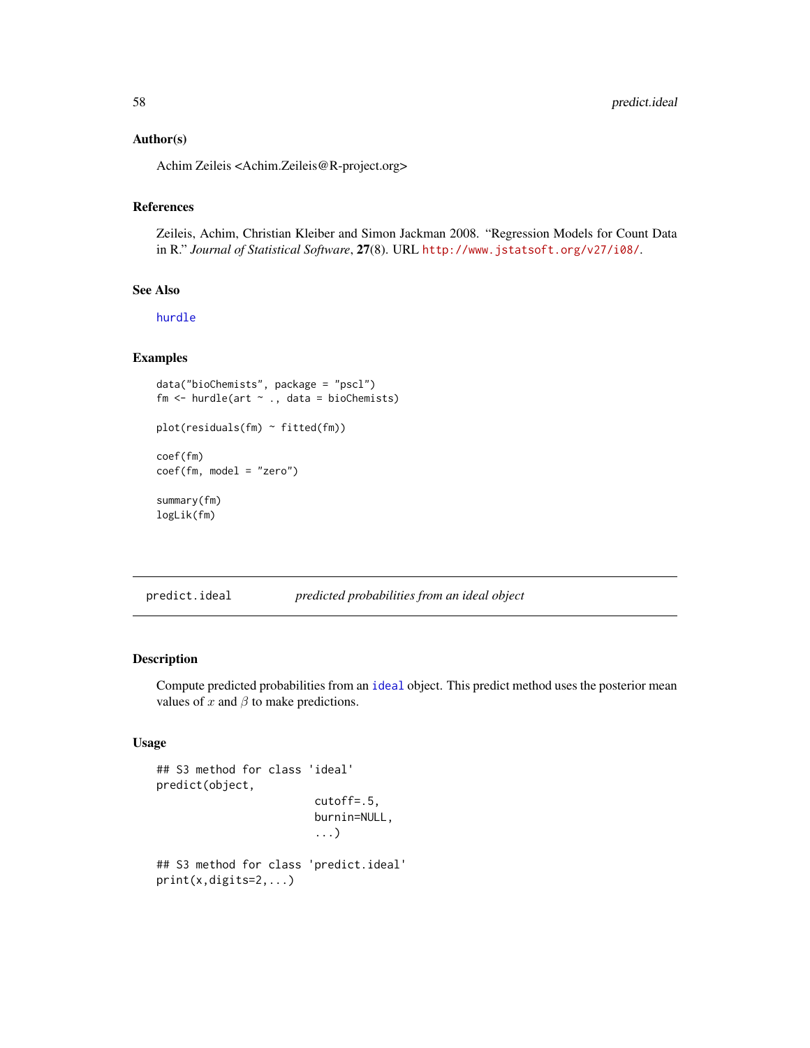### Author(s)

Achim Zeileis <Achim.Zeileis@R-project.org>

### References

Zeileis, Achim, Christian Kleiber and Simon Jackman 2008. "Regression Models for Count Data in R." *Journal of Statistical Software*, **27**(8). URL http://www.jstatsoft.org/v27/i08/.

### See Also

hurdle

### Examples

```
data("bioChemists", package = "pscl")
fm <- hurdle(art ~ ., data = bioChemists)

plot(residuals(fm) ~ fitted(fm))

coef(fm)
coef(fm, model = "zero")

summary(fm)
logLik(fm)
```

---

## predict.ideal — *predicted probabilities from an ideal object*

---

### Description

Compute predicted probabilities from an ideal object. This predict method uses the posterior mean values of $x$ and $\beta$ to make predictions.

### Usage

```
## S3 method for class 'ideal'
predict(object,
                        cutoff=.5,
                        burnin=NULL,
                        ...)

## S3 method for class 'predict.ideal'
print(x,digits=2,...)
```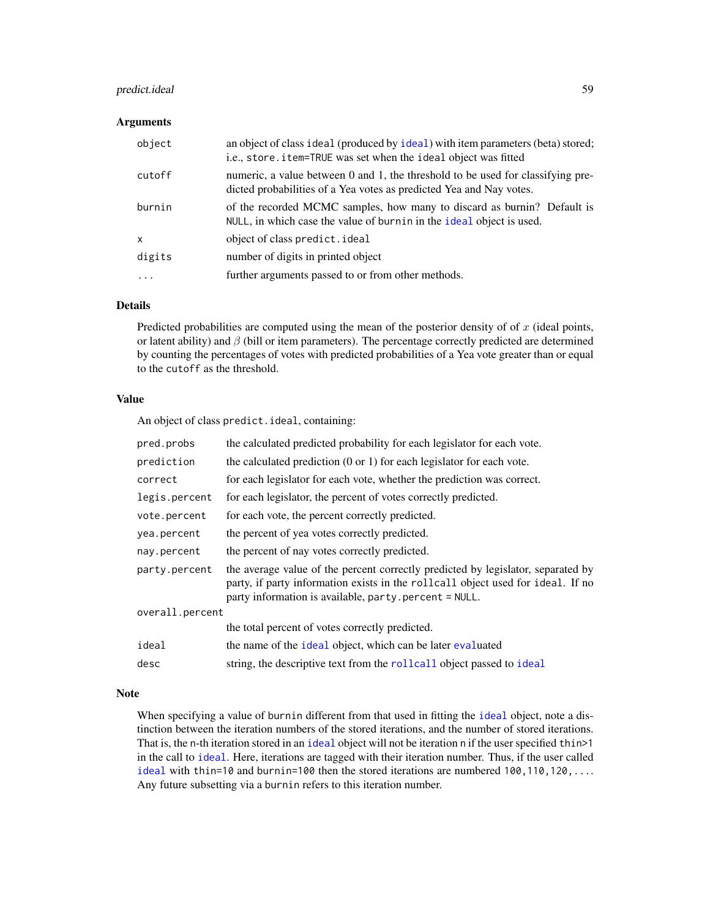### Arguments

| | |
|---|---|
| `object` | an object of class `ideal` (produced by `ideal`) with item parameters (beta) stored; i.e., `store.item=TRUE` was set when the `ideal` object was fitted |
| `cutoff` | numeric, a value between 0 and 1, the threshold to be used for classifying predicted probabilities of a Yea votes as predicted Yea and Nay votes. |
| `burnin` | of the recorded MCMC samples, how many to discard as burnin? Default is `NULL`, in which case the value of `burnin` in the `ideal` object is used. |
| `x` | object of class `predict.ideal` |
| `digits` | number of digits in printed object |
| `...` | further arguments passed to or from other methods. |

### Details

Predicted probabilities are computed using the mean of the posterior density of of $x$ (ideal points, or latent ability) and $\beta$ (bill or item parameters). The percentage correctly predicted are determined by counting the percentages of votes with predicted probabilities of a Yea vote greater than or equal to the `cutoff` as the threshold.

### Value

An object of class `predict.ideal`, containing:

| | |
|---|---|
| `pred.probs` | the calculated predicted probability for each legislator for each vote. |
| `prediction` | the calculated prediction (0 or 1) for each legislator for each vote. |
| `correct` | for each legislator for each vote, whether the prediction was correct. |
| `legis.percent` | for each legislator, the percent of votes correctly predicted. |
| `vote.percent` | for each vote, the percent correctly predicted. |
| `yea.percent` | the percent of yea votes correctly predicted. |
| `nay.percent` | the percent of nay votes correctly predicted. |
| `party.percent` | the average value of the percent correctly predicted by legislator, separated by party, if party information exists in the `rollcall` object used for `ideal`. If no party information is available, `party.percent = NULL`. |
| `overall.percent` | the total percent of votes correctly predicted. |
| `ideal` | the name of the `ideal` object, which can be later `eval`uated |
| `desc` | string, the descriptive text from the `rollcall` object passed to `ideal` |

### Note

When specifying a value of `burnin` different from that used in fitting the `ideal` object, note a distinction between the iteration numbers of the stored iterations, and the number of stored iterations. That is, the `n`-th iteration stored in an `ideal` object will not be iteration `n` if the user specified `thin>1` in the call to `ideal`. Here, iterations are tagged with their iteration number. Thus, if the user called `ideal` with `thin=10` and `burnin=100` then the stored iterations are numbered `100,110,120,...`. Any future subsetting via a `burnin` refers to this iteration number.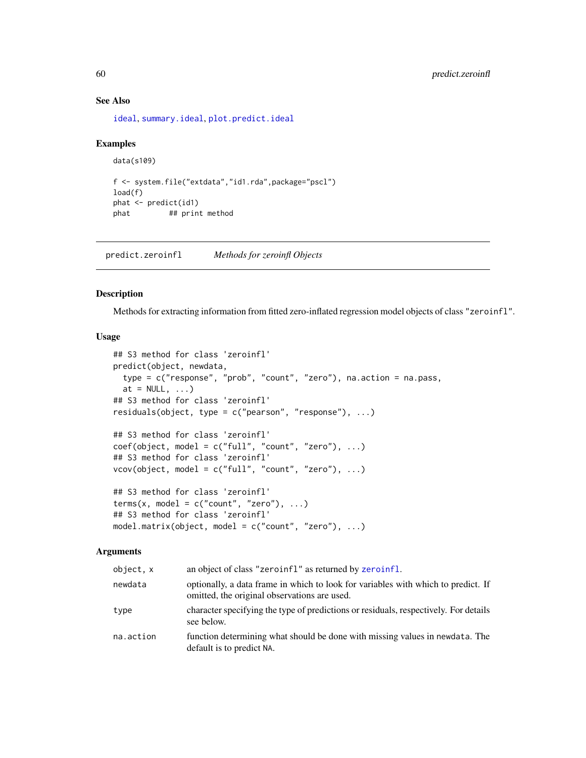### See Also

ideal, summary.ideal, plot.predict.ideal

### Examples

```
data(s109)

f <- system.file("extdata","id1.rda",package="pscl")
load(f)
phat <- predict(id1)
phat         ## print method
```

---

## predict.zeroinfl *Methods for zeroinfl Objects*

### Description

Methods for extracting information from fitted zero-inflated regression model objects of class "zeroinfl".

### Usage

```
## S3 method for class 'zeroinfl'
predict(object, newdata,
  type = c("response", "prob", "count", "zero"), na.action = na.pass,
  at = NULL, ...)
## S3 method for class 'zeroinfl'
residuals(object, type = c("pearson", "response"), ...)

## S3 method for class 'zeroinfl'
coef(object, model = c("full", "count", "zero"), ...)
## S3 method for class 'zeroinfl'
vcov(object, model = c("full", "count", "zero"), ...)

## S3 method for class 'zeroinfl'
terms(x, model = c("count", "zero"), ...)
## S3 method for class 'zeroinfl'
model.matrix(object, model = c("count", "zero"), ...)
```

### Arguments

| | |
|---|---|
| object, x | an object of class "zeroinfl" as returned by zeroinfl. |
| newdata | optionally, a data frame in which to look for variables with which to predict. If omitted, the original observations are used. |
| type | character specifying the type of predictions or residuals, respectively. For details see below. |
| na.action | function determining what should be done with missing values in newdata. The default is to predict NA. |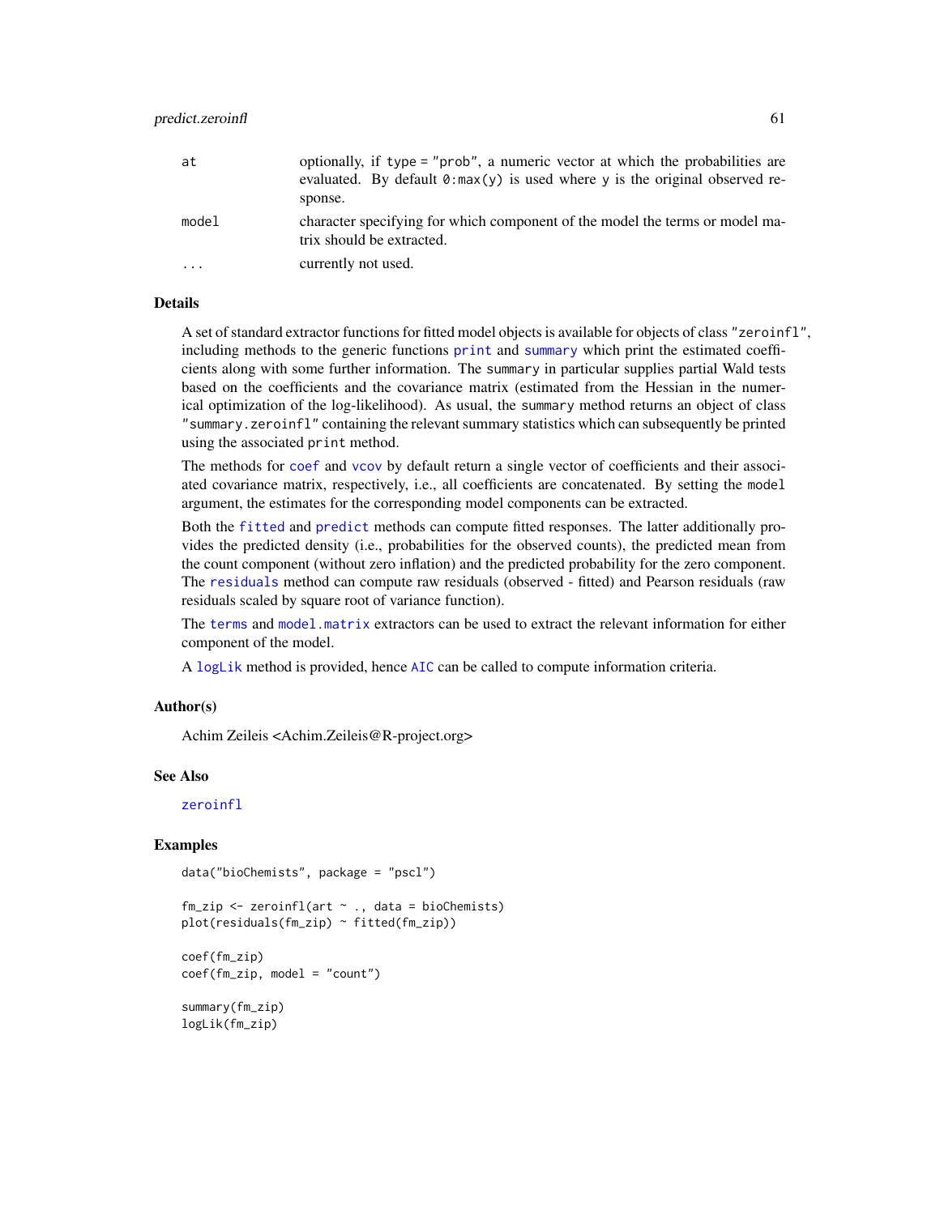| | |
|---|---|
| `at` | optionally, if `type = "prob"`, a numeric vector at which the probabilities are evaluated. By default `0:max(y)` is used where `y` is the original observed response. |
| `model` | character specifying for which component of the model the terms or model matrix should be extracted. |
| `...` | currently not used. |

## Details

A set of standard extractor functions for fitted model objects is available for objects of class `"zeroinfl"`, including methods to the generic functions `print` and `summary` which print the estimated coefficients along with some further information. The `summary` in particular supplies partial Wald tests based on the coefficients and the covariance matrix (estimated from the Hessian in the numerical optimization of the log-likelihood). As usual, the `summary` method returns an object of class `"summary.zeroinfl"` containing the relevant summary statistics which can subsequently be printed using the associated `print` method.

The methods for `coef` and `vcov` by default return a single vector of coefficients and their associated covariance matrix, respectively, i.e., all coefficients are concatenated. By setting the `model` argument, the estimates for the corresponding model components can be extracted.

Both the `fitted` and `predict` methods can compute fitted responses. The latter additionally provides the predicted density (i.e., probabilities for the observed counts), the predicted mean from the count component (without zero inflation) and the predicted probability for the zero component. The `residuals` method can compute raw residuals (observed - fitted) and Pearson residuals (raw residuals scaled by square root of variance function).

The `terms` and `model.matrix` extractors can be used to extract the relevant information for either component of the model.

A `logLik` method is provided, hence `AIC` can be called to compute information criteria.

## Author(s)

Achim Zeileis <Achim.Zeileis@R-project.org>

## See Also

`zeroinfl`

## Examples

```
data("bioChemists", package = "pscl")

fm_zip <- zeroinfl(art ~ ., data = bioChemists)
plot(residuals(fm_zip) ~ fitted(fm_zip))

coef(fm_zip)
coef(fm_zip, model = "count")

summary(fm_zip)
logLik(fm_zip)
```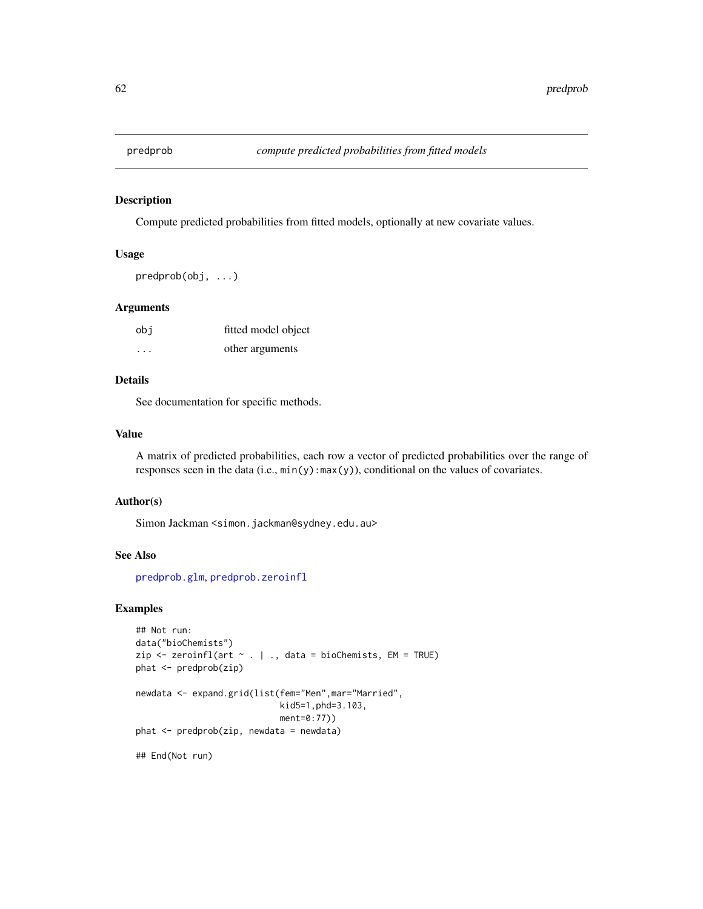## predprob *compute predicted probabilities from fitted models*

### Description

Compute predicted probabilities from fitted models, optionally at new covariate values.

### Usage

```
predprob(obj, ...)
```

### Arguments

| | |
|---|---|
| `obj` | fitted model object |
| `...` | other arguments |

### Details

See documentation for specific methods.

### Value

A matrix of predicted probabilities, each row a vector of predicted probabilities over the range of responses seen in the data (i.e., `min(y):max(y)`), conditional on the values of covariates.

### Author(s)

Simon Jackman <simon.jackman@sydney.edu.au>

### See Also

`predprob.glm`, `predprob.zeroinfl`

### Examples

```
## Not run:
data("bioChemists")
zip <- zeroinfl(art ~ . | ., data = bioChemists, EM = TRUE)
phat <- predprob(zip)

newdata <- expand.grid(list(fem="Men",mar="Married",
                            kid5=1,phd=3.103,
                            ment=0:77))
phat <- predprob(zip, newdata = newdata)

## End(Not run)
```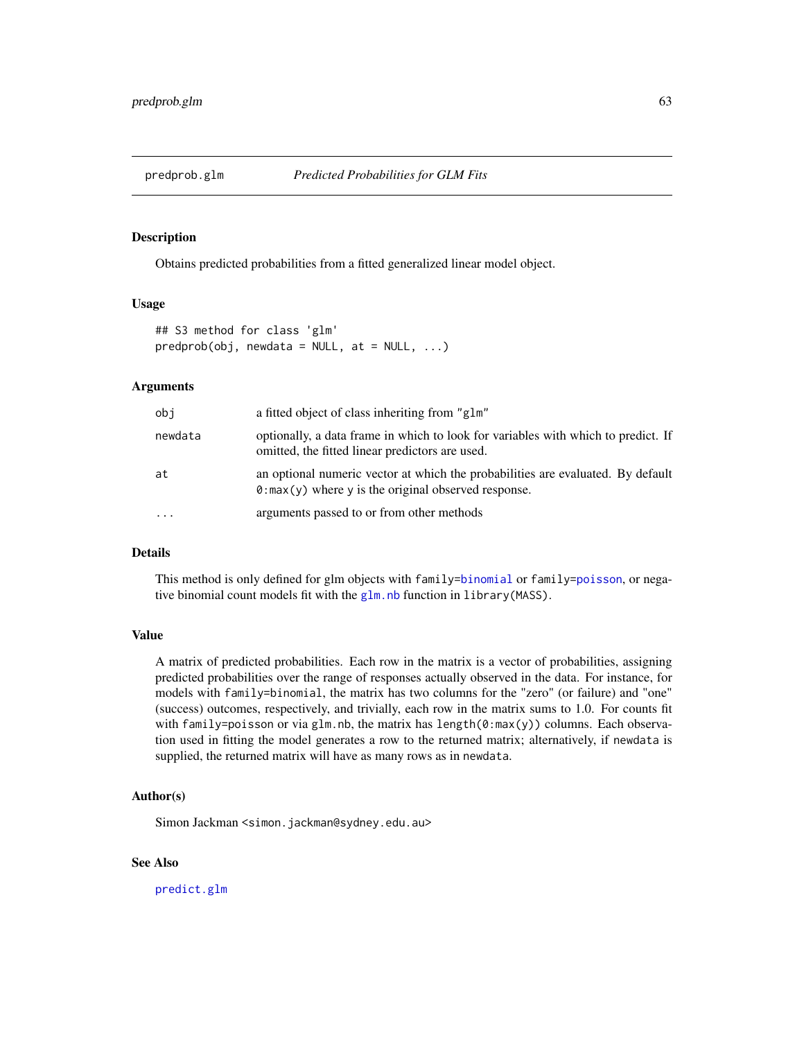predprob.glm *Predicted Probabilities for GLM Fits*

## Description

Obtains predicted probabilities from a fitted generalized linear model object.

## Usage

```
## S3 method for class 'glm'
predprob(obj, newdata = NULL, at = NULL, ...)
```

## Arguments

| | |
|---|---|
| `obj` | a fitted object of class inheriting from `"glm"` |
| `newdata` | optionally, a data frame in which to look for variables with which to predict. If omitted, the fitted linear predictors are used. |
| `at` | an optional numeric vector at which the probabilities are evaluated. By default `0:max(y)` where `y` is the original observed response. |
| `...` | arguments passed to or from other methods |

## Details

This method is only defined for glm objects with `family=binomial` or `family=poisson`, or negative binomial count models fit with the `glm.nb` function in `library(MASS)`.

## Value

A matrix of predicted probabilities. Each row in the matrix is a vector of probabilities, assigning predicted probabilities over the range of responses actually observed in the data. For instance, for models with `family=binomial`, the matrix has two columns for the "zero" (or failure) and "one" (success) outcomes, respectively, and trivially, each row in the matrix sums to 1.0. For counts fit with `family=poisson` or via `glm.nb`, the matrix has `length(0:max(y))` columns. Each observation used in fitting the model generates a row to the returned matrix; alternatively, if `newdata` is supplied, the returned matrix will have as many rows as in `newdata`.

## Author(s)

Simon Jackman <simon.jackman@sydney.edu.au>

## See Also

`predict.glm`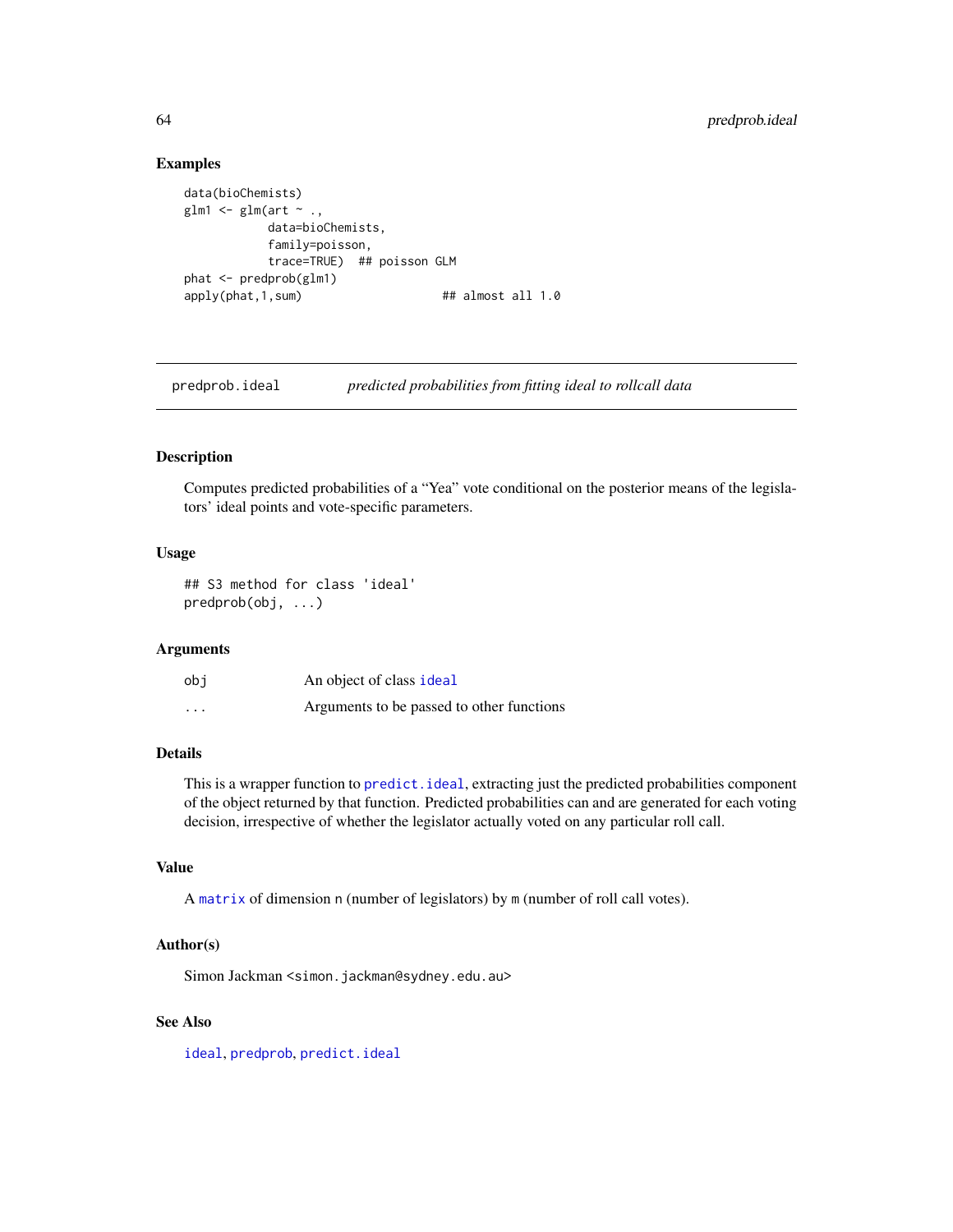## Examples

```
data(bioChemists)
glm1 <- glm(art ~ .,
            data=bioChemists,
            family=poisson,
            trace=TRUE)  ## poisson GLM
phat <- predprob(glm1)
apply(phat,1,sum)                    ## almost all 1.0
```

---

# predprob.ideal — *predicted probabilities from fitting ideal to rollcall data*

## Description

Computes predicted probabilities of a "Yea" vote conditional on the posterior means of the legislators' ideal points and vote-specific parameters.

## Usage

```
## S3 method for class 'ideal'
predprob(obj, ...)
```

## Arguments

| | |
|---|---|
| `obj` | An object of class `ideal` |
| `...` | Arguments to be passed to other functions |

## Details

This is a wrapper function to `predict.ideal`, extracting just the predicted probabilities component of the object returned by that function. Predicted probabilities can and are generated for each voting decision, irrespective of whether the legislator actually voted on any particular roll call.

## Value

A `matrix` of dimension `n` (number of legislators) by `m` (number of roll call votes).

## Author(s)

Simon Jackman <simon.jackman@sydney.edu.au>

## See Also

`ideal`, `predprob`, `predict.ideal`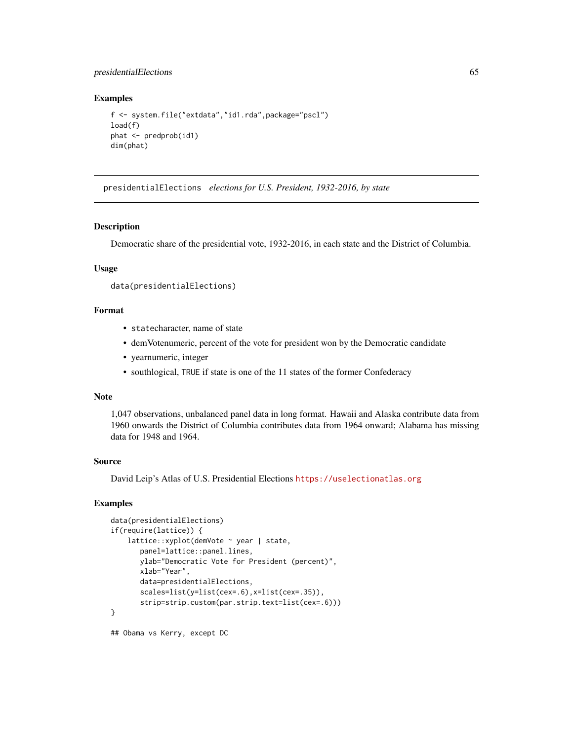## Examples

```
f <- system.file("extdata","id1.rda",package="pscl")
load(f)
phat <- predprob(id1)
dim(phat)
```

---

# presidentialElections *elections for U.S. President, 1932-2016, by state*

---

## Description

Democratic share of the presidential vote, 1932-2016, in each state and the District of Columbia.

## Usage

```
data(presidentialElections)
```

## Format

- `state`character, name of state
- demVotenumeric, percent of the vote for president won by the Democratic candidate
- yearnumeric, integer
- southlogical, `TRUE` if state is one of the 11 states of the former Confederacy

## Note

1,047 observations, unbalanced panel data in long format. Hawaii and Alaska contribute data from 1960 onwards the District of Columbia contributes data from 1964 onward; Alabama has missing data for 1948 and 1964.

## Source

David Leip's Atlas of U.S. Presidential Elections https://uselectionatlas.org

## Examples

```
data(presidentialElections)
if(require(lattice)) {
    lattice::xyplot(demVote ~ year | state,
       panel=lattice::panel.lines,
       ylab="Democratic Vote for President (percent)",
       xlab="Year",
       data=presidentialElections,
       scales=list(y=list(cex=.6),x=list(cex=.35)),
       strip=strip.custom(par.strip.text=list(cex=.6)))
}

## Obama vs Kerry, except DC
```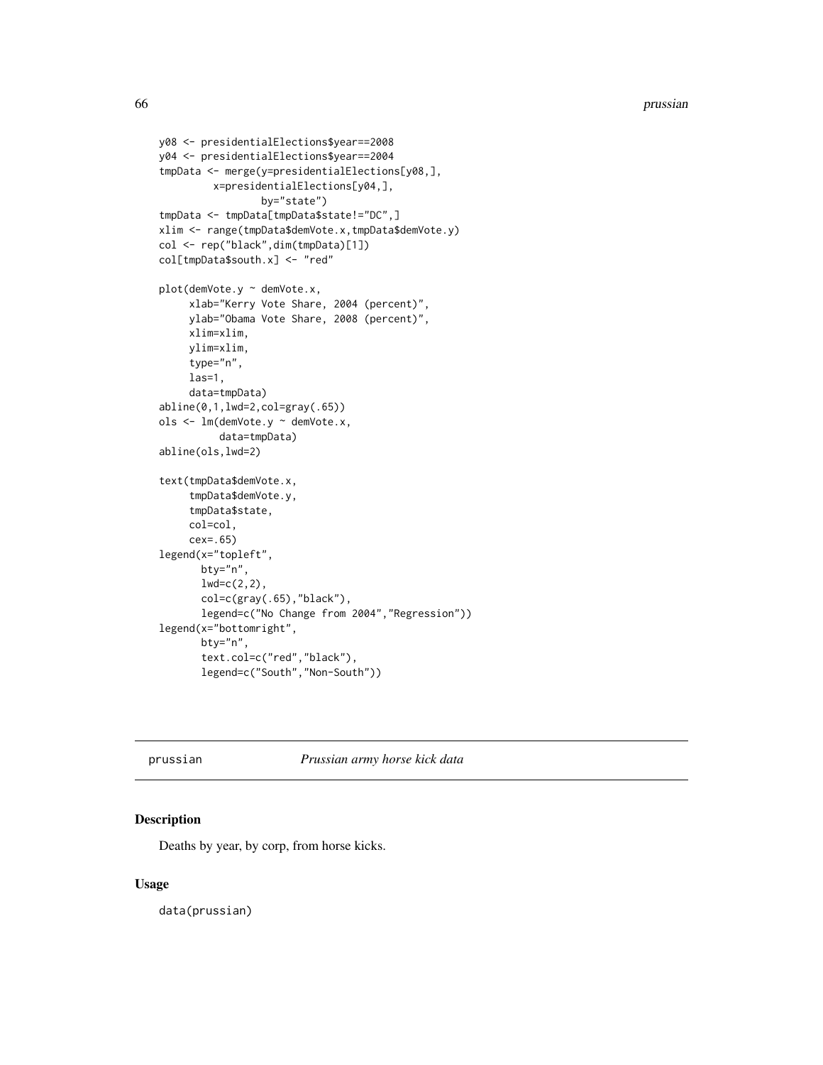```
y08 <- presidentialElections$year==2008
y04 <- presidentialElections$year==2004
tmpData <- merge(y=presidentialElections[y08,],
         x=presidentialElections[y04,],
                 by="state")
tmpData <- tmpData[tmpData$state!="DC",]
xlim <- range(tmpData$demVote.x,tmpData$demVote.y)
col <- rep("black",dim(tmpData)[1])
col[tmpData$south.x] <- "red"

plot(demVote.y ~ demVote.x,
     xlab="Kerry Vote Share, 2004 (percent)",
     ylab="Obama Vote Share, 2008 (percent)",
     xlim=xlim,
     ylim=xlim,
     type="n",
     las=1,
     data=tmpData)
abline(0,1,lwd=2,col=gray(.65))
ols <- lm(demVote.y ~ demVote.x,
          data=tmpData)
abline(ols,lwd=2)

text(tmpData$demVote.x,
     tmpData$demVote.y,
     tmpData$state,
     col=col,
     cex=.65)
legend(x="topleft",
       bty="n",
       lwd=c(2,2),
       col=c(gray(.65),"black"),
       legend=c("No Change from 2004","Regression"))
legend(x="bottomright",
       bty="n",
       text.col=c("red","black"),
       legend=c("South","Non-South"))
```

---

`prussian` *Prussian army horse kick data*

---

### Description

Deaths by year, by corp, from horse kicks.

### Usage

```
data(prussian)
```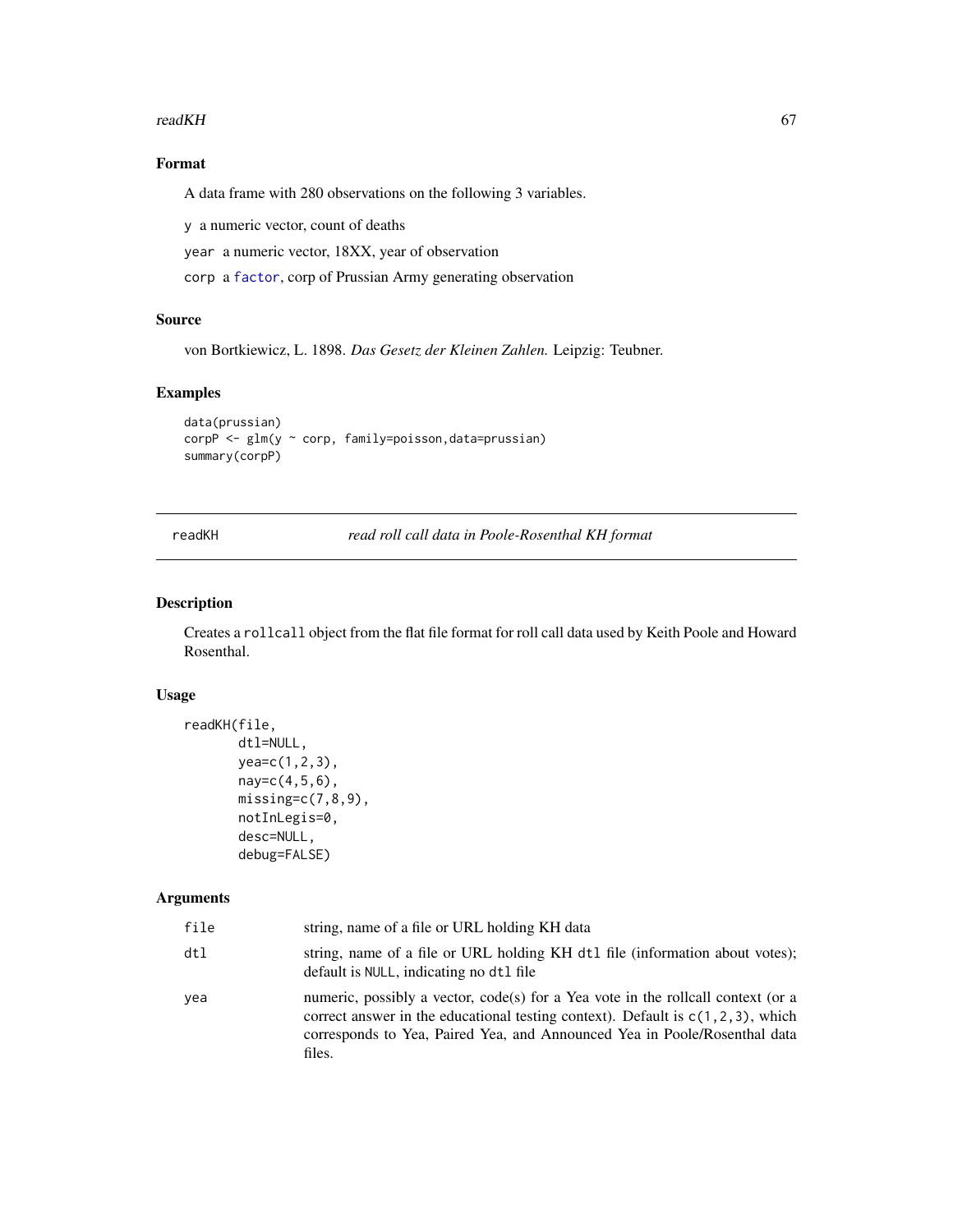## Format

A data frame with 280 observations on the following 3 variables.

y a numeric vector, count of deaths

year a numeric vector, 18XX, year of observation

corp a factor, corp of Prussian Army generating observation

## Source

von Bortkiewicz, L. 1898. *Das Gesetz der Kleinen Zahlen.* Leipzig: Teubner.

## Examples

```
data(prussian)
corpP <- glm(y ~ corp, family=poisson,data=prussian)
summary(corpP)
```

---

# readKH — *read roll call data in Poole-Rosenthal KH format*

---

## Description

Creates a `rollcall` object from the flat file format for roll call data used by Keith Poole and Howard Rosenthal.

## Usage

```
readKH(file,
       dtl=NULL,
       yea=c(1,2,3),
       nay=c(4,5,6),
       missing=c(7,8,9),
       notInLegis=0,
       desc=NULL,
       debug=FALSE)
```

## Arguments

| | |
|---|---|
| file | string, name of a file or URL holding KH data |
| dtl | string, name of a file or URL holding KH `dtl` file (information about votes); default is `NULL`, indicating no `dtl` file |
| yea | numeric, possibly a vector, code(s) for a Yea vote in the rollcall context (or a correct answer in the educational testing context). Default is `c(1,2,3)`, which corresponds to Yea, Paired Yea, and Announced Yea in Poole/Rosenthal data files. |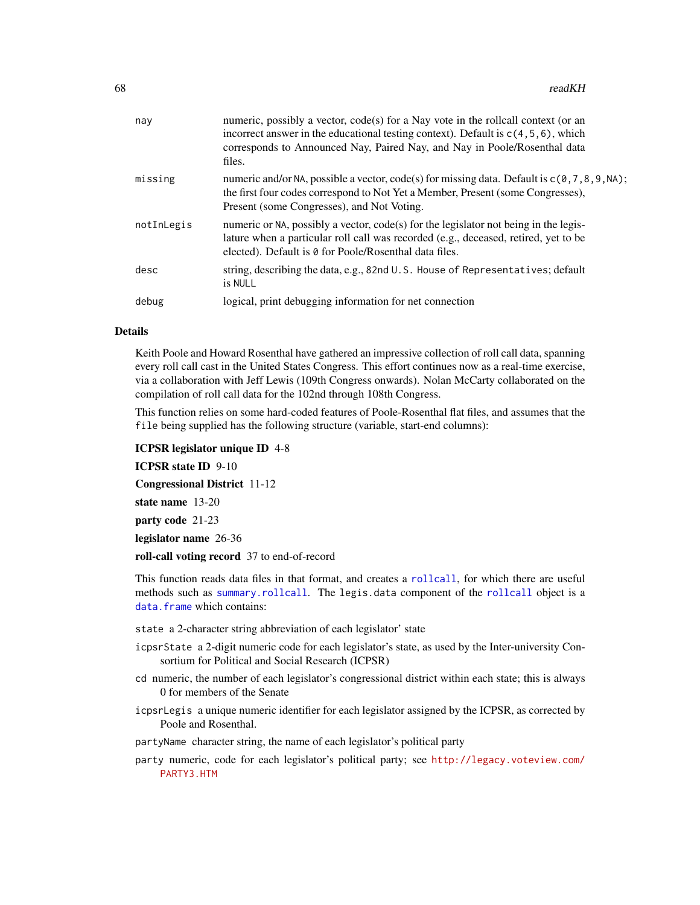| | |
|---|---|
| `nay` | numeric, possibly a vector, code(s) for a Nay vote in the rollcall context (or an incorrect answer in the educational testing context). Default is `c(4,5,6)`, which corresponds to Announced Nay, Paired Nay, and Nay in Poole/Rosenthal data files. |
| `missing` | numeric and/or `NA`, possible a vector, code(s) for missing data. Default is `c(0,7,8,9,NA)`; the first four codes correspond to Not Yet a Member, Present (some Congresses), Present (some Congresses), and Not Voting. |
| `notInLegis` | numeric or `NA`, possibly a vector, code(s) for the legislator not being in the legislature when a particular roll call was recorded (e.g., deceased, retired, yet to be elected). Default is `0` for Poole/Rosenthal data files. |
| `desc` | string, describing the data, e.g., `82nd U.S. House of Representatives`; default is `NULL` |
| `debug` | logical, print debugging information for net connection |

## Details

Keith Poole and Howard Rosenthal have gathered an impressive collection of roll call data, spanning every roll call cast in the United States Congress. This effort continues now as a real-time exercise, via a collaboration with Jeff Lewis (109th Congress onwards). Nolan McCarty collaborated on the compilation of roll call data for the 102nd through 108th Congress.

This function relies on some hard-coded features of Poole-Rosenthal flat files, and assumes that the `file` being supplied has the following structure (variable, start-end columns):

**ICPSR legislator unique ID** 4-8

**ICPSR state ID** 9-10

**Congressional District** 11-12

**state name** 13-20

**party code** 21-23

**legislator name** 26-36

**roll-call voting record** 37 to end-of-record

This function reads data files in that format, and creates a `rollcall`, for which there are useful methods such as `summary.rollcall`. The `legis.data` component of the `rollcall` object is a `data.frame` which contains:

`state` a 2-character string abbreviation of each legislator' state

`icpsrState` a 2-digit numeric code for each legislator's state, as used by the Inter-university Consortium for Political and Social Research (ICPSR)

`cd` numeric, the number of each legislator's congressional district within each state; this is always 0 for members of the Senate

`icpsrLegis` a unique numeric identifier for each legislator assigned by the ICPSR, as corrected by Poole and Rosenthal.

`partyName` character string, the name of each legislator's political party

`party` numeric, code for each legislator's political party; see http://legacy.voteview.com/PARTY3.HTM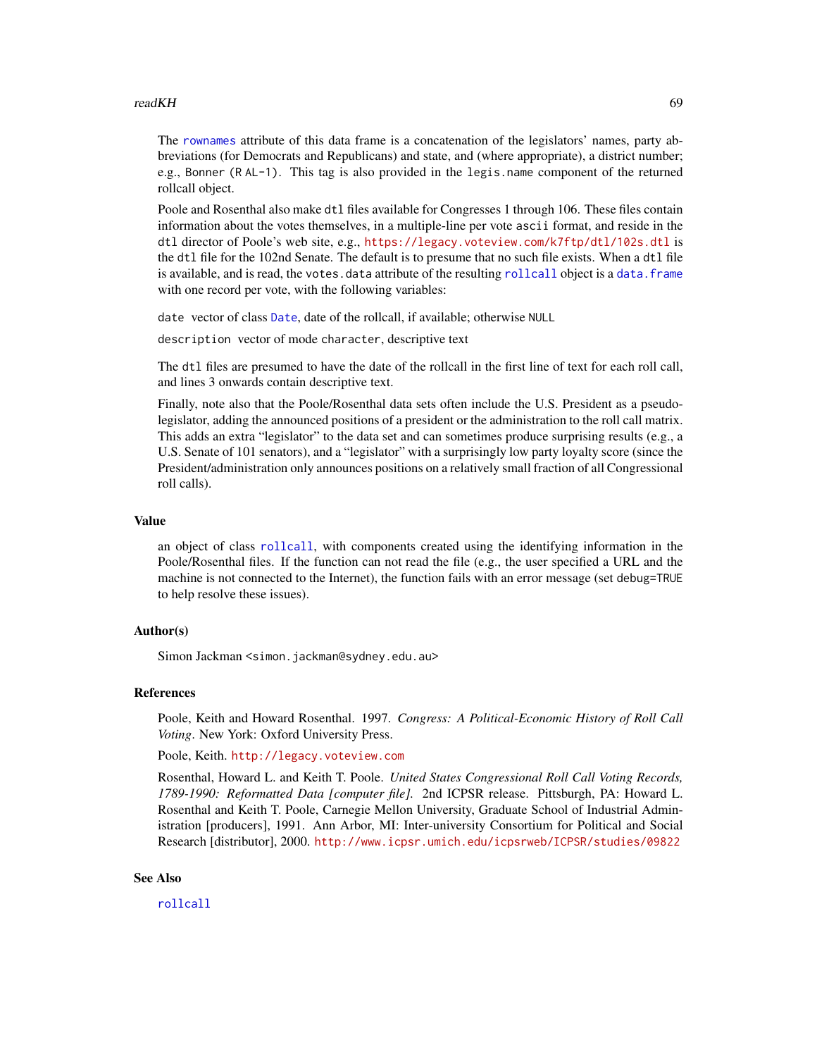The `rownames` attribute of this data frame is a concatenation of the legislators' names, party abbreviations (for Democrats and Republicans) and state, and (where appropriate), a district number; e.g., `Bonner (R AL-1)`. This tag is also provided in the `legis.name` component of the returned rollcall object.

Poole and Rosenthal also make `dtl` files available for Congresses 1 through 106. These files contain information about the votes themselves, in a multiple-line per vote `ascii` format, and reside in the `dtl` director of Poole's web site, e.g., `https://legacy.voteview.com/k7ftp/dtl/102s.dtl` is the `dtl` file for the 102nd Senate. The default is to presume that no such file exists. When a `dtl` file is available, and is read, the `votes.data` attribute of the resulting `rollcall` object is a `data.frame` with one record per vote, with the following variables:

`date` vector of class `Date`, date of the rollcall, if available; otherwise `NULL`

`description` vector of mode `character`, descriptive text

The `dtl` files are presumed to have the date of the rollcall in the first line of text for each roll call, and lines 3 onwards contain descriptive text.

Finally, note also that the Poole/Rosenthal data sets often include the U.S. President as a pseudo-legislator, adding the announced positions of a president or the administration to the roll call matrix. This adds an extra "legislator" to the data set and can sometimes produce surprising results (e.g., a U.S. Senate of 101 senators), and a "legislator" with a surprisingly low party loyalty score (since the President/administration only announces positions on a relatively small fraction of all Congressional roll calls).

### Value

an object of class `rollcall`, with components created using the identifying information in the Poole/Rosenthal files. If the function can not read the file (e.g., the user specified a URL and the machine is not connected to the Internet), the function fails with an error message (set `debug=TRUE` to help resolve these issues).

### Author(s)

Simon Jackman <simon.jackman@sydney.edu.au>

### References

Poole, Keith and Howard Rosenthal. 1997. *Congress: A Political-Economic History of Roll Call Voting*. New York: Oxford University Press.

Poole, Keith. http://legacy.voteview.com

Rosenthal, Howard L. and Keith T. Poole. *United States Congressional Roll Call Voting Records, 1789-1990: Reformatted Data [computer file].* 2nd ICPSR release. Pittsburgh, PA: Howard L. Rosenthal and Keith T. Poole, Carnegie Mellon University, Graduate School of Industrial Administration [producers], 1991. Ann Arbor, MI: Inter-university Consortium for Political and Social Research [distributor], 2000. http://www.icpsr.umich.edu/icpsrweb/ICPSR/studies/09822

### See Also

`rollcall`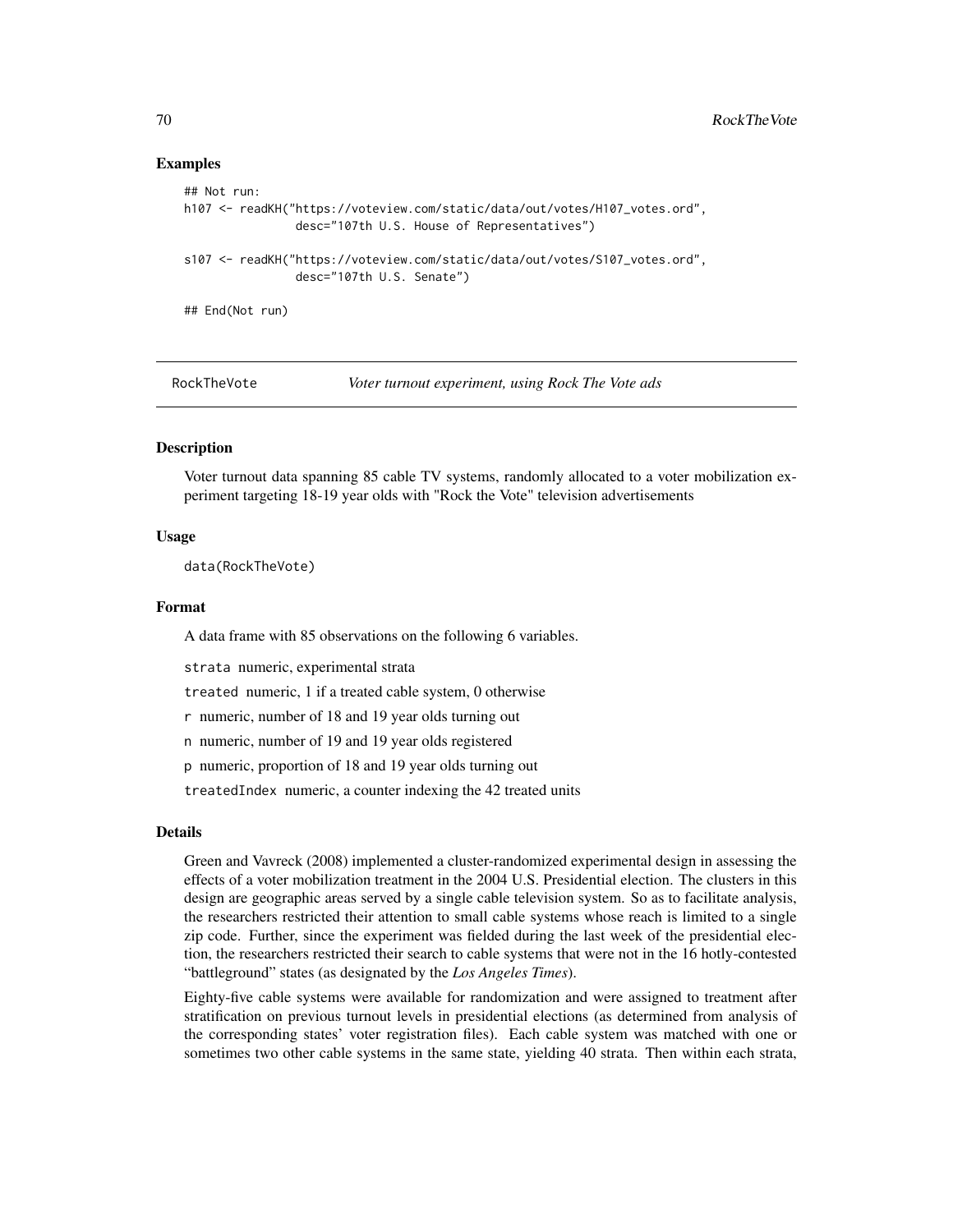### Examples

```
## Not run:
h107 <- readKH("https://voteview.com/static/data/out/votes/H107_votes.ord",
               desc="107th U.S. House of Representatives")

s107 <- readKH("https://voteview.com/static/data/out/votes/S107_votes.ord",
               desc="107th U.S. Senate")

## End(Not run)
```

---

## RockTheVote — *Voter turnout experiment, using Rock The Vote ads*

---

### Description

Voter turnout data spanning 85 cable TV systems, randomly allocated to a voter mobilization experiment targeting 18-19 year olds with "Rock the Vote" television advertisements

### Usage

```
data(RockTheVote)
```

### Format

A data frame with 85 observations on the following 6 variables.

`strata` numeric, experimental strata

`treated` numeric, 1 if a treated cable system, 0 otherwise

`r` numeric, number of 18 and 19 year olds turning out

`n` numeric, number of 19 and 19 year olds registered

`p` numeric, proportion of 18 and 19 year olds turning out

`treatedIndex` numeric, a counter indexing the 42 treated units

### Details

Green and Vavreck (2008) implemented a cluster-randomized experimental design in assessing the effects of a voter mobilization treatment in the 2004 U.S. Presidential election. The clusters in this design are geographic areas served by a single cable television system. So as to facilitate analysis, the researchers restricted their attention to small cable systems whose reach is limited to a single zip code. Further, since the experiment was fielded during the last week of the presidential election, the researchers restricted their search to cable systems that were not in the 16 hotly-contested "battleground" states (as designated by the *Los Angeles Times*).

Eighty-five cable systems were available for randomization and were assigned to treatment after stratification on previous turnout levels in presidential elections (as determined from analysis of the corresponding states' voter registration files). Each cable system was matched with one or sometimes two other cable systems in the same state, yielding 40 strata. Then within each strata,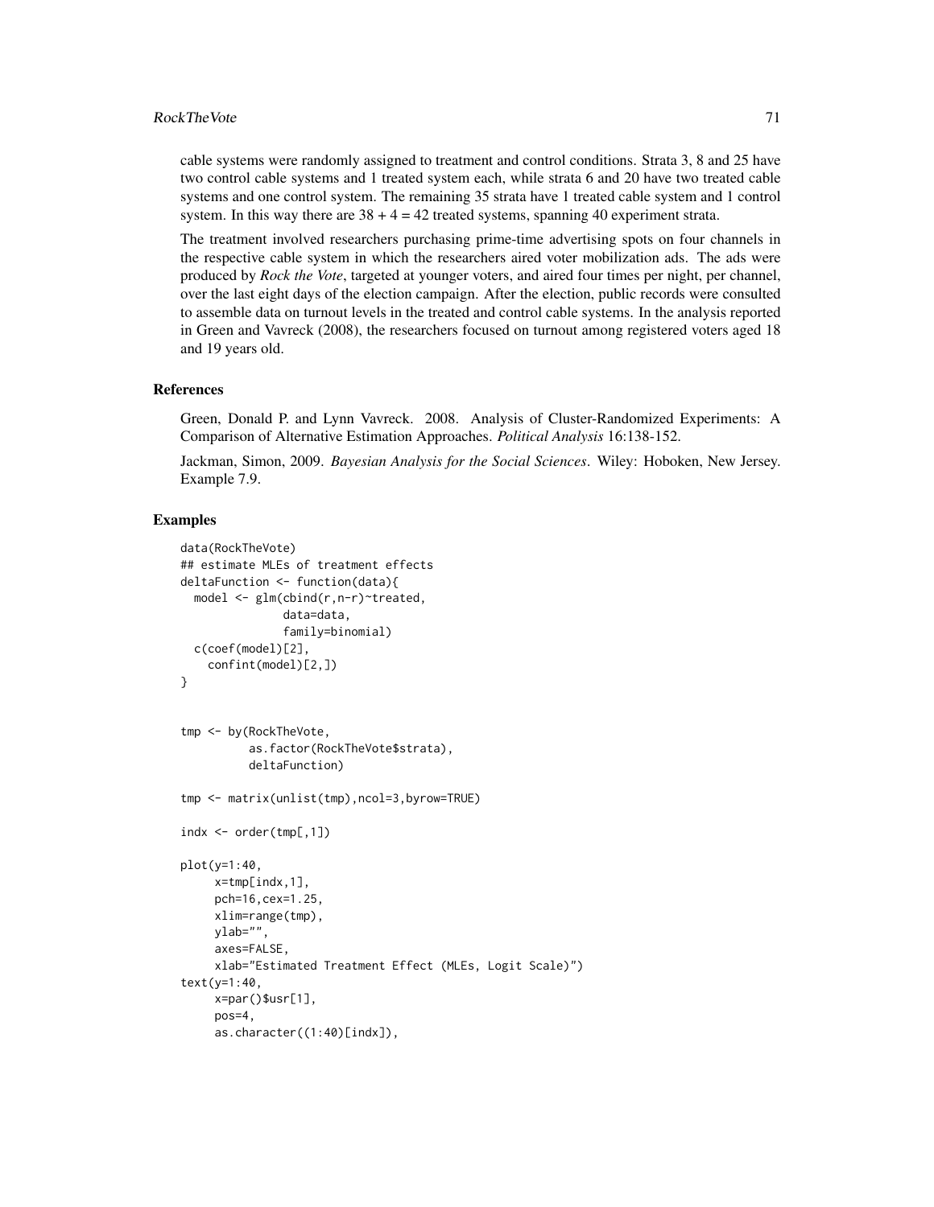cable systems were randomly assigned to treatment and control conditions. Strata 3, 8 and 25 have two control cable systems and 1 treated system each, while strata 6 and 20 have two treated cable systems and one control system. The remaining 35 strata have 1 treated cable system and 1 control system. In this way there are 38 + 4 = 42 treated systems, spanning 40 experiment strata.

The treatment involved researchers purchasing prime-time advertising spots on four channels in the respective cable system in which the researchers aired voter mobilization ads. The ads were produced by *Rock the Vote*, targeted at younger voters, and aired four times per night, per channel, over the last eight days of the election campaign. After the election, public records were consulted to assemble data on turnout levels in the treated and control cable systems. In the analysis reported in Green and Vavreck (2008), the researchers focused on turnout among registered voters aged 18 and 19 years old.

### References

Green, Donald P. and Lynn Vavreck. 2008. Analysis of Cluster-Randomized Experiments: A Comparison of Alternative Estimation Approaches. *Political Analysis* 16:138-152.

Jackman, Simon, 2009. *Bayesian Analysis for the Social Sciences*. Wiley: Hoboken, New Jersey. Example 7.9.

### Examples

```
data(RockTheVote)
## estimate MLEs of treatment effects
deltaFunction <- function(data){
  model <- glm(cbind(r,n-r)~treated,
               data=data,
               family=binomial)
  c(coef(model)[2],
    confint(model)[2,])
}


tmp <- by(RockTheVote,
          as.factor(RockTheVote$strata),
          deltaFunction)

tmp <- matrix(unlist(tmp),ncol=3,byrow=TRUE)

indx <- order(tmp[,1])

plot(y=1:40,
     x=tmp[indx,1],
     pch=16,cex=1.25,
     xlim=range(tmp),
     ylab="",
     axes=FALSE,
     xlab="Estimated Treatment Effect (MLEs, Logit Scale)")
text(y=1:40,
     x=par()$usr[1],
     pos=4,
     as.character((1:40)[indx]),
```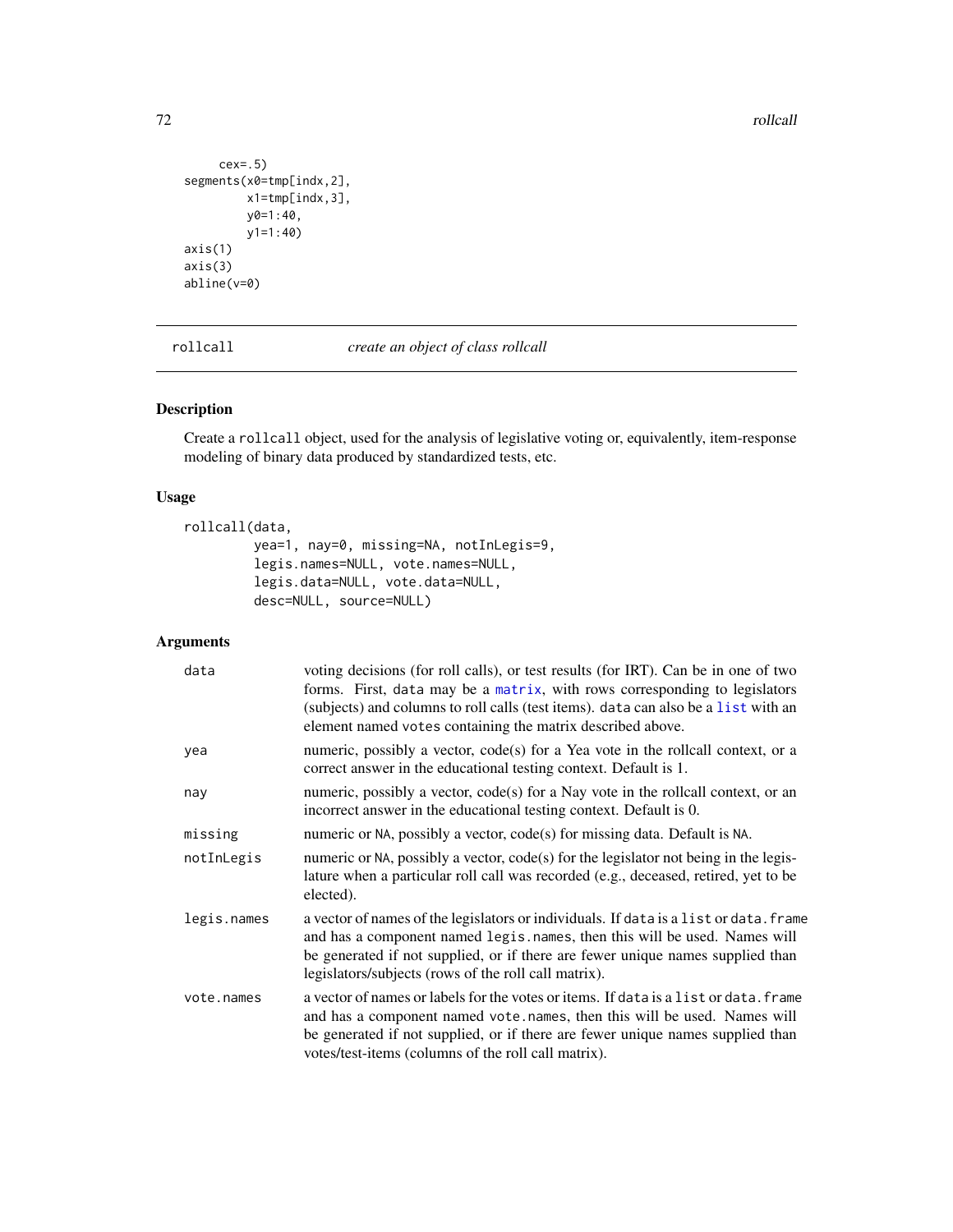```
    cex=.5)
segments(x0=tmp[indx,2],
         x1=tmp[indx,3],
         y0=1:40,
         y1=1:40)
axis(1)
axis(3)
abline(v=0)
```

---

rollcall    *create an object of class rollcall*

---

### Description

Create a rollcall object, used for the analysis of legislative voting or, equivalently, item-response modeling of binary data produced by standardized tests, etc.

### Usage

```
rollcall(data,
         yea=1, nay=0, missing=NA, notInLegis=9,
         legis.names=NULL, vote.names=NULL,
         legis.data=NULL, vote.data=NULL,
         desc=NULL, source=NULL)
```

### Arguments

| | |
|---|---|
| data | voting decisions (for roll calls), or test results (for IRT). Can be in one of two forms. First, data may be a matrix, with rows corresponding to legislators (subjects) and columns to roll calls (test items). data can also be a list with an element named votes containing the matrix described above. |
| yea | numeric, possibly a vector, code(s) for a Yea vote in the rollcall context, or a correct answer in the educational testing context. Default is 1. |
| nay | numeric, possibly a vector, code(s) for a Nay vote in the rollcall context, or an incorrect answer in the educational testing context. Default is 0. |
| missing | numeric or NA, possibly a vector, code(s) for missing data. Default is NA. |
| notInLegis | numeric or NA, possibly a vector, code(s) for the legislator not being in the legislature when a particular roll call was recorded (e.g., deceased, retired, yet to be elected). |
| legis.names | a vector of names of the legislators or individuals. If data is a list or data.frame and has a component named legis.names, then this will be used. Names will be generated if not supplied, or if there are fewer unique names supplied than legislators/subjects (rows of the roll call matrix). |
| vote.names | a vector of names or labels for the votes or items. If data is a list or data.frame and has a component named vote.names, then this will be used. Names will be generated if not supplied, or if there are fewer unique names supplied than votes/test-items (columns of the roll call matrix). |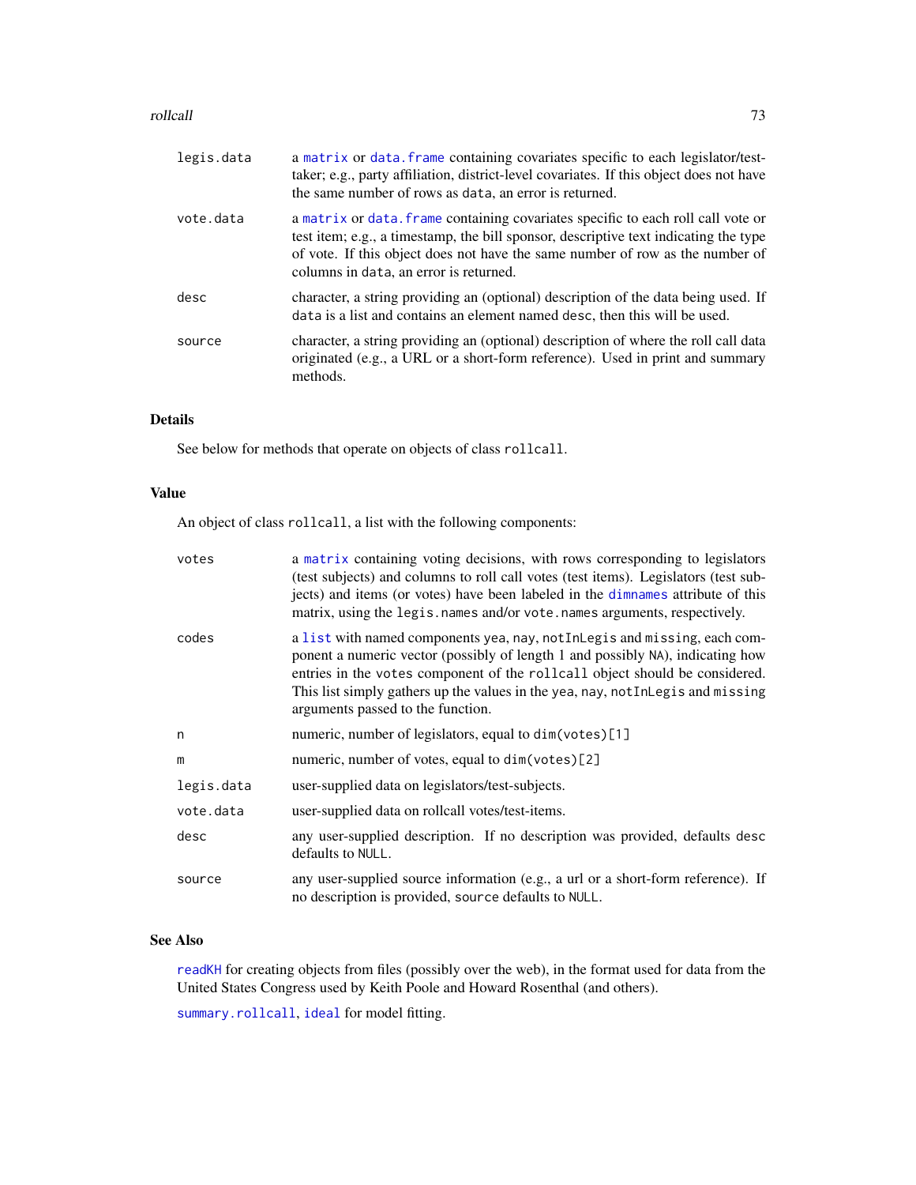| | |
|---|---|
| `legis.data` | a `matrix` or `data.frame` containing covariates specific to each legislator/test-taker; e.g., party affiliation, district-level covariates. If this object does not have the same number of rows as `data`, an error is returned. |
| `vote.data` | a `matrix` or `data.frame` containing covariates specific to each roll call vote or test item; e.g., a timestamp, the bill sponsor, descriptive text indicating the type of vote. If this object does not have the same number of row as the number of columns in `data`, an error is returned. |
| `desc` | character, a string providing an (optional) description of the data being used. If `data` is a list and contains an element named `desc`, then this will be used. |
| `source` | character, a string providing an (optional) description of where the roll call data originated (e.g., a URL or a short-form reference). Used in print and summary methods. |

### Details

See below for methods that operate on objects of class `rollcall`.

### Value

An object of class `rollcall`, a list with the following components:

| | |
|---|---|
| `votes` | a `matrix` containing voting decisions, with rows corresponding to legislators (test subjects) and columns to roll call votes (test items). Legislators (test subjects) and items (or votes) have been labeled in the `dimnames` attribute of this matrix, using the `legis.names` and/or `vote.names` arguments, respectively. |
| `codes` | a `list` with named components `yea`, `nay`, `notInLegis` and `missing`, each component a numeric vector (possibly of length 1 and possibly `NA`), indicating how entries in the `votes` component of the `rollcall` object should be considered. This list simply gathers up the values in the `yea`, `nay`, `notInLegis` and `missing` arguments passed to the function. |
| `n` | numeric, number of legislators, equal to `dim(votes)[1]` |
| `m` | numeric, number of votes, equal to `dim(votes)[2]` |
| `legis.data` | user-supplied data on legislators/test-subjects. |
| `vote.data` | user-supplied data on rollcall votes/test-items. |
| `desc` | any user-supplied description. If no description was provided, defaults `desc` defaults to `NULL`. |
| `source` | any user-supplied source information (e.g., a url or a short-form reference). If no description is provided, `source` defaults to `NULL`. |

### See Also

`readKH` for creating objects from files (possibly over the web), in the format used for data from the United States Congress used by Keith Poole and Howard Rosenthal (and others).

`summary.rollcall`, `ideal` for model fitting.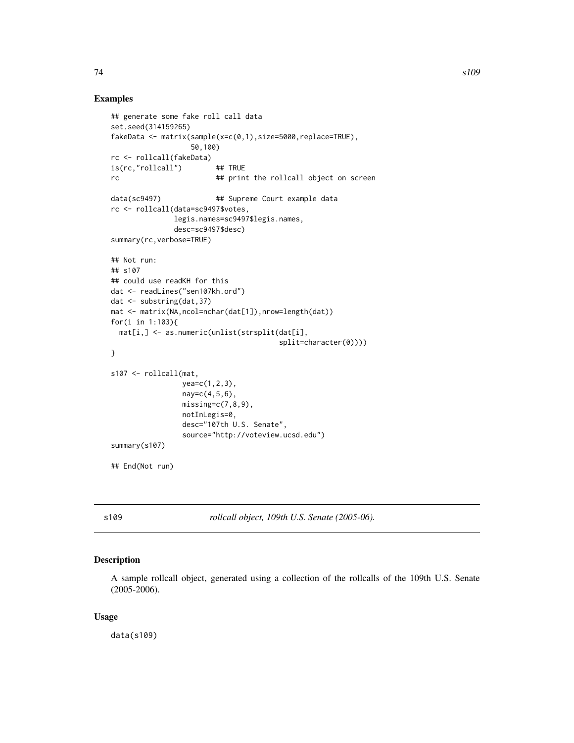## Examples

```
## generate some fake roll call data
set.seed(314159265)
fakeData <- matrix(sample(x=c(0,1),size=5000,replace=TRUE),
                   50,100)
rc <- rollcall(fakeData)
is(rc,"rollcall")        ## TRUE
rc                       ## print the rollcall object on screen

data(sc9497)             ## Supreme Court example data
rc <- rollcall(data=sc9497$votes,
               legis.names=sc9497$legis.names,
               desc=sc9497$desc)
summary(rc,verbose=TRUE)

## Not run:
## s107
## could use readKH for this
dat <- readLines("sen107kh.ord")
dat <- substring(dat,37)
mat <- matrix(NA,ncol=nchar(dat[1]),nrow=length(dat))
for(i in 1:103){
  mat[i,] <- as.numeric(unlist(strsplit(dat[i],
                                        split=character(0))))
}

s107 <- rollcall(mat,
                 yea=c(1,2,3),
                 nay=c(4,5,6),
                 missing=c(7,8,9),
                 notInLegis=0,
                 desc="107th U.S. Senate",
                 source="http://voteview.ucsd.edu")
summary(s107)

## End(Not run)
```

---

# s109 — *rollcall object, 109th U.S. Senate (2005-06).*

## Description

A sample rollcall object, generated using a collection of the rollcalls of the 109th U.S. Senate (2005-2006).

## Usage

```
data(s109)
```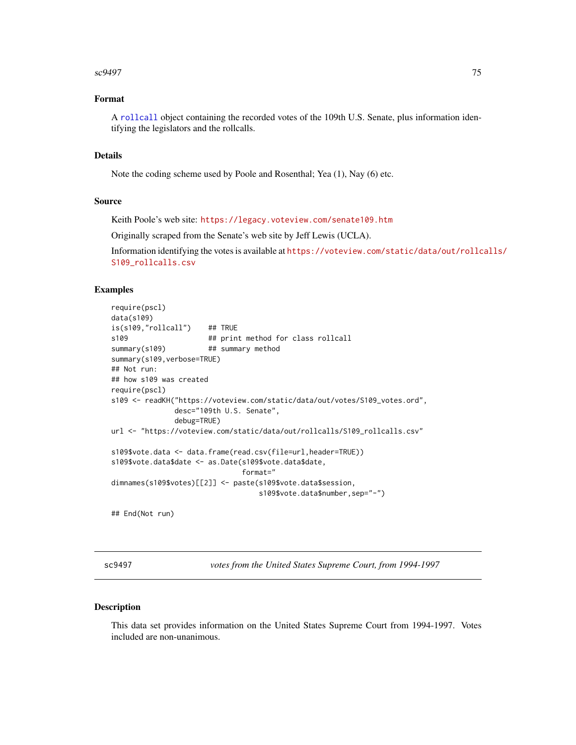## Format

A `rollcall` object containing the recorded votes of the 109th U.S. Senate, plus information identifying the legislators and the rollcalls.

## Details

Note the coding scheme used by Poole and Rosenthal; Yea (1), Nay (6) etc.

## Source

Keith Poole's web site: https://legacy.voteview.com/senate109.htm

Originally scraped from the Senate's web site by Jeff Lewis (UCLA).

Information identifying the votes is available at https://voteview.com/static/data/out/rollcalls/S109_rollcalls.csv

## Examples

```
require(pscl)
data(s109)
is(s109,"rollcall")    ## TRUE
s109                   ## print method for class rollcall
summary(s109)          ## summary method
summary(s109,verbose=TRUE)
## Not run:
## how s109 was created
require(pscl)
s109 <- readKH("https://voteview.com/static/data/out/votes/S109_votes.ord",
               desc="109th U.S. Senate",
               debug=TRUE)
url <- "https://voteview.com/static/data/out/rollcalls/S109_rollcalls.csv"

s109$vote.data <- data.frame(read.csv(file=url,header=TRUE))
s109$vote.data$date <- as.Date(s109$vote.data$date,
                               format="
dimnames(s109$votes)[[2]] <- paste(s109$vote.data$session,
                                   s109$vote.data$number,sep="-")

## End(Not run)
```

---

sc9497 &nbsp;&nbsp;&nbsp;&nbsp; *votes from the United States Supreme Court, from 1994-1997*

---

## Description

This data set provides information on the United States Supreme Court from 1994-1997. Votes included are non-unanimous.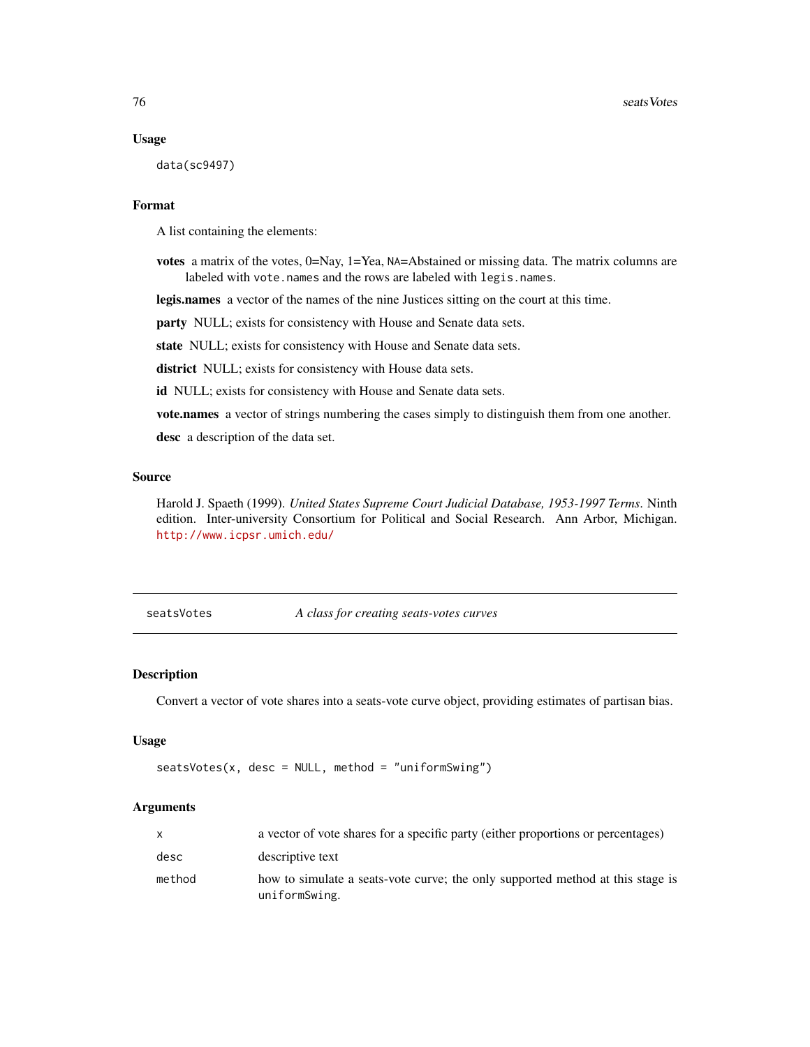### Usage

```
data(sc9497)
```

### Format

A list containing the elements:

**votes** a matrix of the votes, 0=Nay, 1=Yea, NA=Abstained or missing data. The matrix columns are labeled with `vote.names` and the rows are labeled with `legis.names`.

**legis.names** a vector of the names of the nine Justices sitting on the court at this time.

**party** NULL; exists for consistency with House and Senate data sets.

**state** NULL; exists for consistency with House and Senate data sets.

**district** NULL; exists for consistency with House data sets.

**id** NULL; exists for consistency with House and Senate data sets.

**vote.names** a vector of strings numbering the cases simply to distinguish them from one another.

**desc** a description of the data set.

### Source

Harold J. Spaeth (1999). *United States Supreme Court Judicial Database, 1953-1997 Terms*. Ninth edition. Inter-university Consortium for Political and Social Research. Ann Arbor, Michigan. http://www.icpsr.umich.edu/

---

## seatsVotes *A class for creating seats-votes curves*

### Description

Convert a vector of vote shares into a seats-vote curve object, providing estimates of partisan bias.

### Usage

```
seatsVotes(x, desc = NULL, method = "uniformSwing")
```

### Arguments

| | |
|---|---|
| x | a vector of vote shares for a specific party (either proportions or percentages) |
| desc | descriptive text |
| method | how to simulate a seats-vote curve; the only supported method at this stage is uniformSwing. |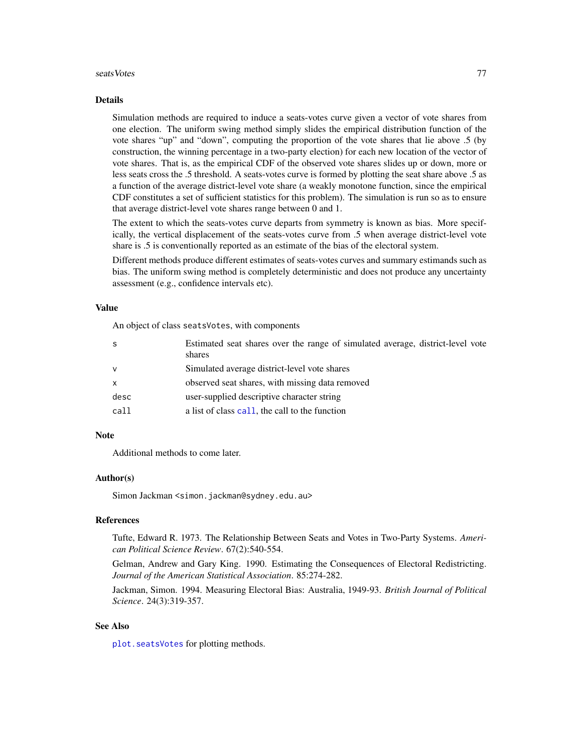## Details

Simulation methods are required to induce a seats-votes curve given a vector of vote shares from one election. The uniform swing method simply slides the empirical distribution function of the vote shares "up" and "down", computing the proportion of the vote shares that lie above .5 (by construction, the winning percentage in a two-party election) for each new location of the vector of vote shares. That is, as the empirical CDF of the observed vote shares slides up or down, more or less seats cross the .5 threshold. A seats-votes curve is formed by plotting the seat share above .5 as a function of the average district-level vote share (a weakly monotone function, since the empirical CDF constitutes a set of sufficient statistics for this problem). The simulation is run so as to ensure that average district-level vote shares range between 0 and 1.

The extent to which the seats-votes curve departs from symmetry is known as bias. More specifically, the vertical displacement of the seats-votes curve from .5 when average district-level vote share is .5 is conventionally reported as an estimate of the bias of the electoral system.

Different methods produce different estimates of seats-votes curves and summary estimands such as bias. The uniform swing method is completely deterministic and does not produce any uncertainty assessment (e.g., confidence intervals etc).

## Value

An object of class `seatsVotes`, with components

| | |
|---|---|
| `s` | Estimated seat shares over the range of simulated average, district-level vote shares |
| `v` | Simulated average district-level vote shares |
| `x` | observed seat shares, with missing data removed |
| `desc` | user-supplied descriptive character string |
| `call` | a list of class `call`, the call to the function |

## Note

Additional methods to come later.

## Author(s)

Simon Jackman <simon.jackman@sydney.edu.au>

## References

Tufte, Edward R. 1973. The Relationship Between Seats and Votes in Two-Party Systems. *American Political Science Review*. 67(2):540-554.

Gelman, Andrew and Gary King. 1990. Estimating the Consequences of Electoral Redistricting. *Journal of the American Statistical Association*. 85:274-282.

Jackman, Simon. 1994. Measuring Electoral Bias: Australia, 1949-93. *British Journal of Political Science*. 24(3):319-357.

## See Also

`plot.seatsVotes` for plotting methods.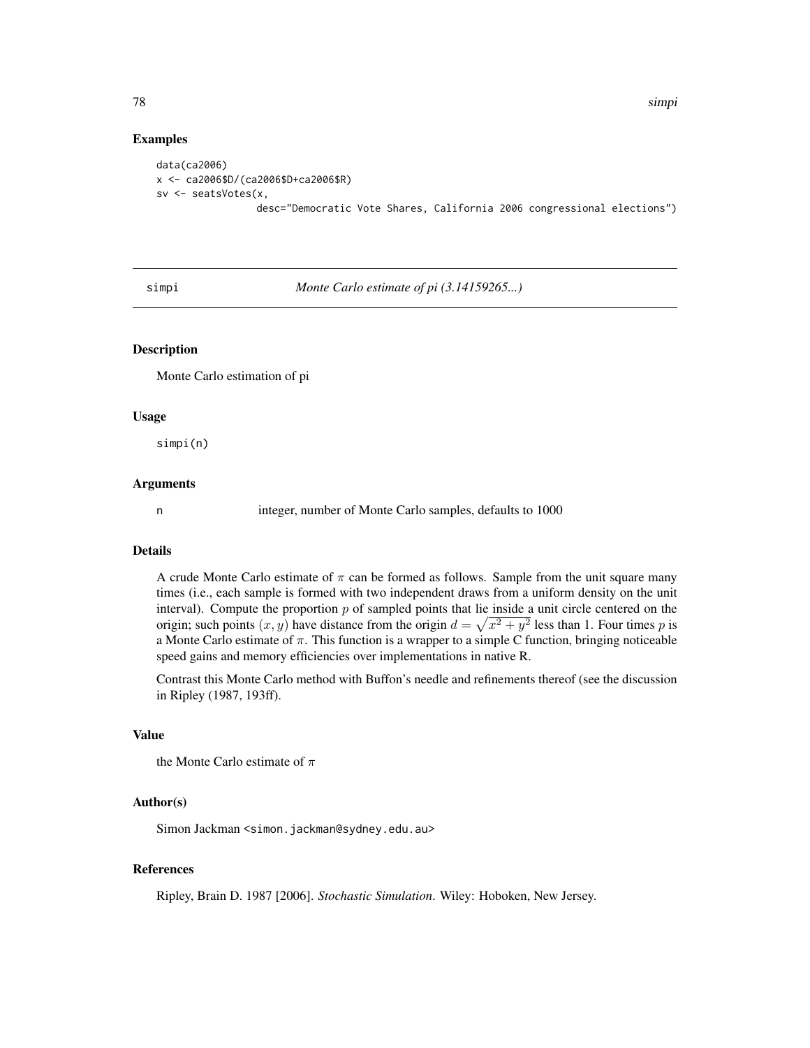## Examples

```
data(ca2006)
x <- ca2006$D/(ca2006$D+ca2006$R)
sv <- seatsVotes(x,
                 desc="Democratic Vote Shares, California 2006 congressional elections")
```

---

# simpi — *Monte Carlo estimate of pi (3.14159265...)*

---

## Description

Monte Carlo estimation of pi

## Usage

```
simpi(n)
```

## Arguments

| | |
|---|---|
| n | integer, number of Monte Carlo samples, defaults to 1000 |

## Details

A crude Monte Carlo estimate of $\pi$ can be formed as follows. Sample from the unit square many times (i.e., each sample is formed with two independent draws from a uniform density on the unit interval). Compute the proportion $p$ of sampled points that lie inside a unit circle centered on the origin; such points $(x, y)$ have distance from the origin $d = \sqrt{x^2 + y^2}$ less than 1. Four times $p$ is a Monte Carlo estimate of $\pi$. This function is a wrapper to a simple C function, bringing noticeable speed gains and memory efficiencies over implementations in native R.

Contrast this Monte Carlo method with Buffon's needle and refinements thereof (see the discussion in Ripley (1987, 193ff).

## Value

the Monte Carlo estimate of $\pi$

## Author(s)

Simon Jackman <simon.jackman@sydney.edu.au>

## References

Ripley, Brain D. 1987 [2006]. *Stochastic Simulation.* Wiley: Hoboken, New Jersey.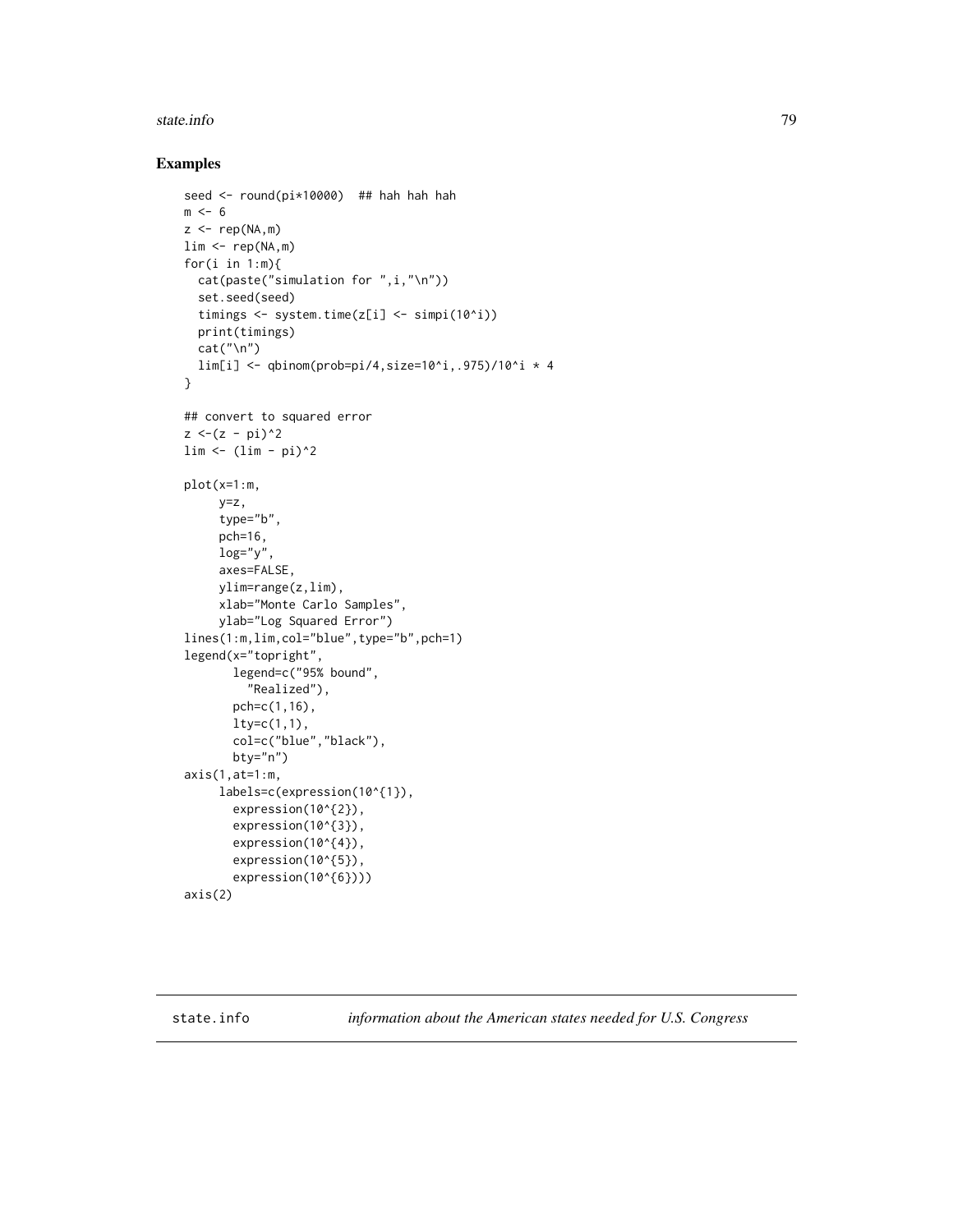## Examples

```
seed <- round(pi*10000)  ## hah hah hah
m <- 6
z <- rep(NA,m)
lim <- rep(NA,m)
for(i in 1:m){
  cat(paste("simulation for ",i,"\n"))
  set.seed(seed)
  timings <- system.time(z[i] <- simpi(10^i))
  print(timings)
  cat("\n")
  lim[i] <- qbinom(prob=pi/4,size=10^i,.975)/10^i * 4
}

## convert to squared error
z <-(z - pi)^2
lim <- (lim - pi)^2

plot(x=1:m,
     y=z,
     type="b",
     pch=16,
     log="y",
     axes=FALSE,
     ylim=range(z,lim),
     xlab="Monte Carlo Samples",
     ylab="Log Squared Error")
lines(1:m,lim,col="blue",type="b",pch=1)
legend(x="topright",
       legend=c("95% bound",
         "Realized"),
       pch=c(1,16),
       lty=c(1,1),
       col=c("blue","black"),
       bty="n")
axis(1,at=1:m,
     labels=c(expression(10^{1}),
       expression(10^{2}),
       expression(10^{3}),
       expression(10^{4}),
       expression(10^{5}),
       expression(10^{6})))
axis(2)
```

---

state.info &emsp; *information about the American states needed for U.S. Congress*

---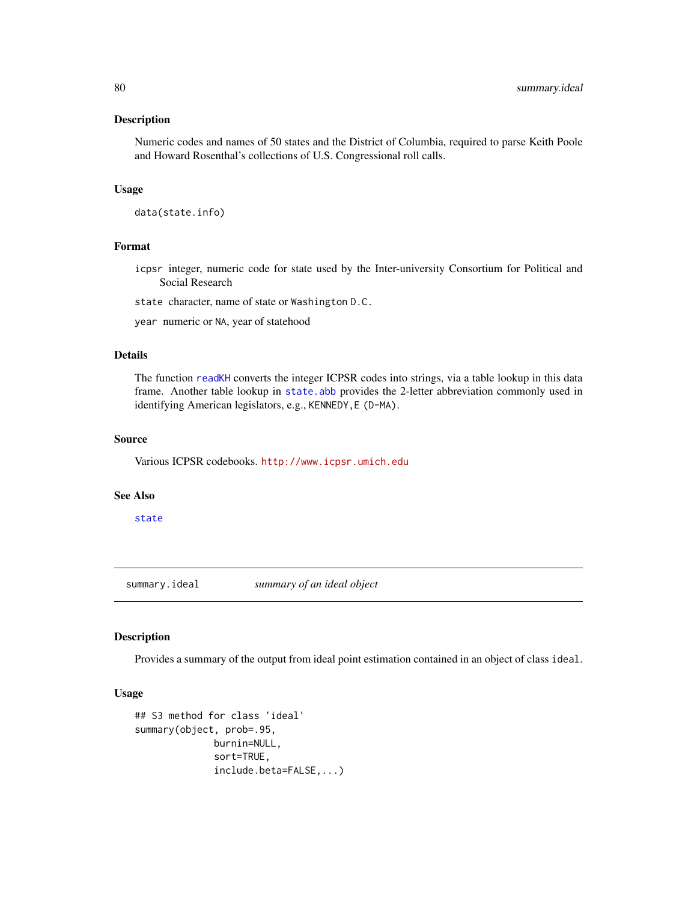### Description

Numeric codes and names of 50 states and the District of Columbia, required to parse Keith Poole and Howard Rosenthal's collections of U.S. Congressional roll calls.

### Usage

```
data(state.info)
```

### Format

`icpsr` integer, numeric code for state used by the Inter-university Consortium for Political and Social Research

`state` character, name of state or `Washington D.C.`

`year` numeric or `NA`, year of statehood

### Details

The function `readKH` converts the integer ICPSR codes into strings, via a table lookup in this data frame. Another table lookup in `state.abb` provides the 2-letter abbreviation commonly used in identifying American legislators, e.g., `KENNEDY,E (D-MA)`.

### Source

Various ICPSR codebooks. http://www.icpsr.umich.edu

### See Also

`state`

---

## summary.ideal *summary of an ideal object*

### Description

Provides a summary of the output from ideal point estimation contained in an object of class `ideal`.

### Usage

```
## S3 method for class 'ideal'
summary(object, prob=.95,
              burnin=NULL,
              sort=TRUE,
              include.beta=FALSE,...)
```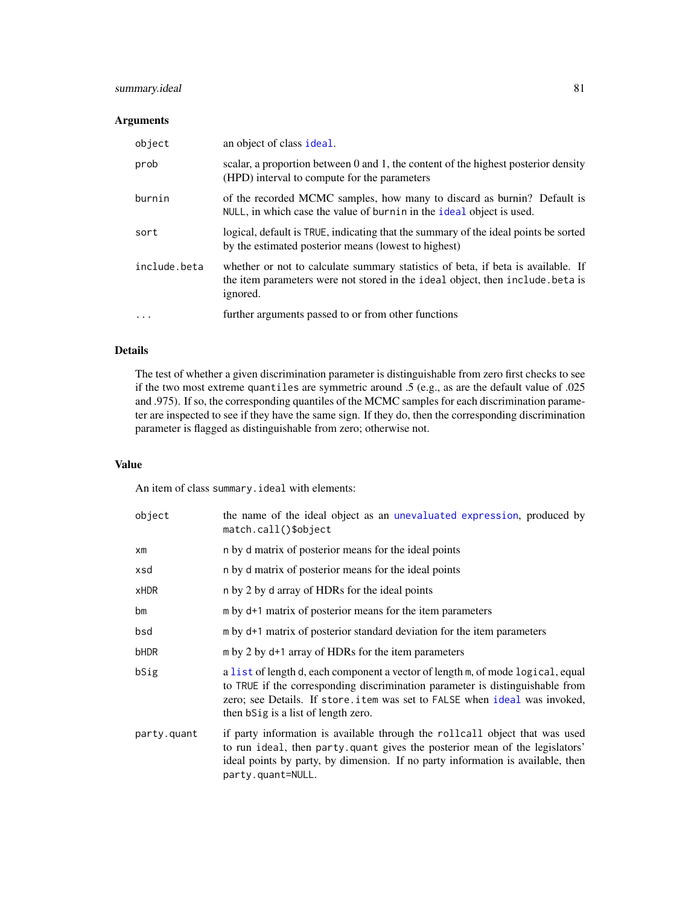## Arguments

| | |
|---|---|
| `object` | an object of class `ideal`. |
| `prob` | scalar, a proportion between 0 and 1, the content of the highest posterior density (HPD) interval to compute for the parameters |
| `burnin` | of the recorded MCMC samples, how many to discard as burnin? Default is `NULL`, in which case the value of `burnin` in the `ideal` object is used. |
| `sort` | logical, default is `TRUE`, indicating that the summary of the ideal points be sorted by the estimated posterior means (lowest to highest) |
| `include.beta` | whether or not to calculate summary statistics of beta, if beta is available. If the item parameters were not stored in the `ideal` object, then `include.beta` is ignored. |
| `...` | further arguments passed to or from other functions |

## Details

The test of whether a given discrimination parameter is distinguishable from zero first checks to see if the two most extreme `quantiles` are symmetric around .5 (e.g., as are the default value of .025 and .975). If so, the corresponding quantiles of the MCMC samples for each discrimination parameter are inspected to see if they have the same sign. If they do, then the corresponding discrimination parameter is flagged as distinguishable from zero; otherwise not.

## Value

An item of class `summary.ideal` with elements:

| | |
|---|---|
| `object` | the name of the ideal object as an `unevaluated expression`, produced by `match.call()$object` |
| `xm` | `n` by `d` matrix of posterior means for the ideal points |
| `xsd` | `n` by `d` matrix of posterior means for the ideal points |
| `xHDR` | `n` by 2 by `d` array of HDRs for the ideal points |
| `bm` | `m` by `d+1` matrix of posterior means for the item parameters |
| `bsd` | `m` by `d+1` matrix of posterior standard deviation for the item parameters |
| `bHDR` | `m` by 2 by `d+1` array of HDRs for the item parameters |
| `bSig` | a `list` of length `d`, each component a vector of length `m`, of mode `logical`, equal to `TRUE` if the corresponding discrimination parameter is distinguishable from zero; see Details. If `store.item` was set to `FALSE` when `ideal` was invoked, then `bSig` is a list of length zero. |
| `party.quant` | if party information is available through the `rollcall` object that was used to run `ideal`, then `party.quant` gives the posterior mean of the legislators' ideal points by party, by dimension. If no party information is available, then `party.quant=NULL`. |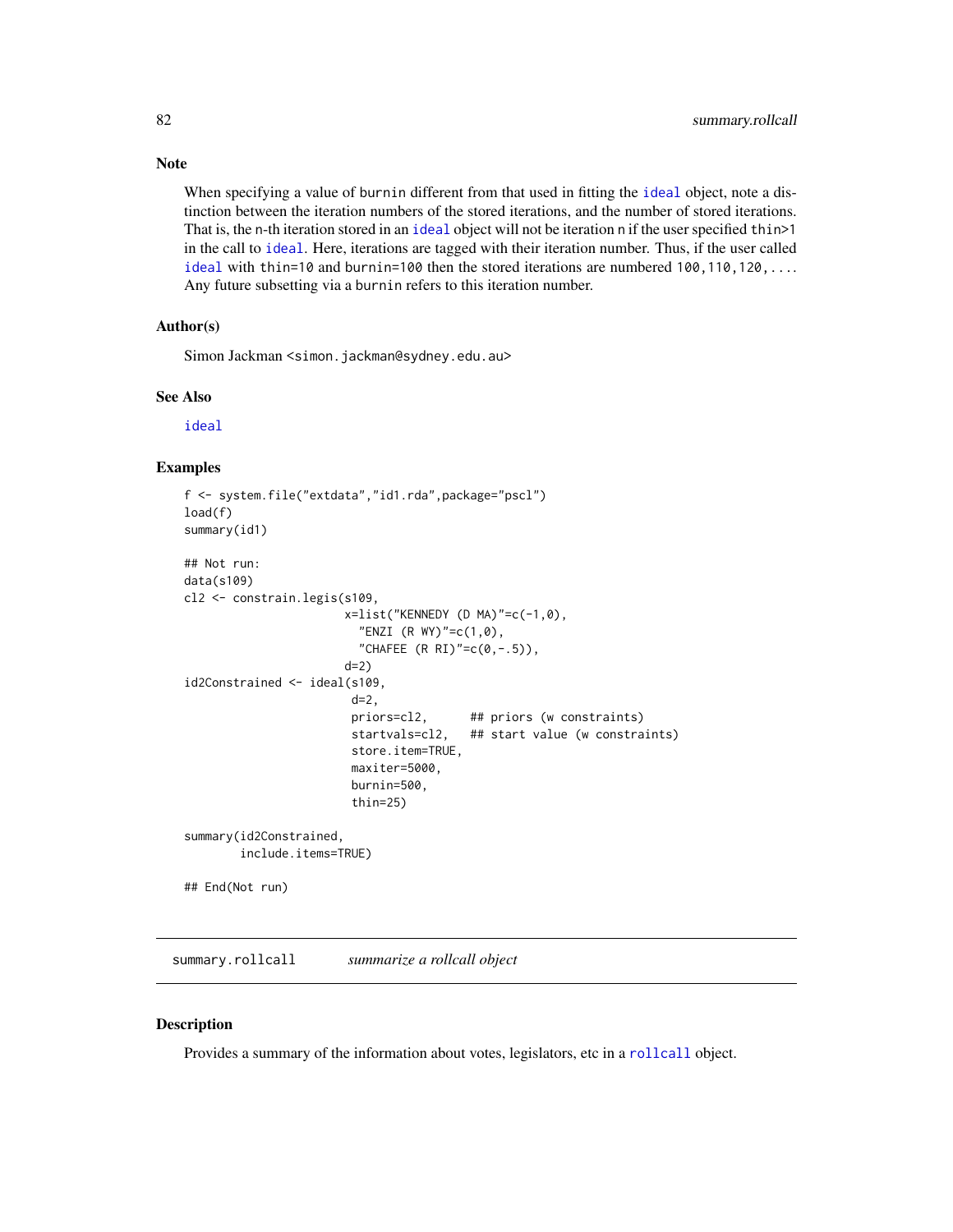## Note

When specifying a value of burnin different from that used in fitting the ideal object, note a distinction between the iteration numbers of the stored iterations, and the number of stored iterations. That is, the n-th iteration stored in an ideal object will not be iteration n if the user specified thin>1 in the call to ideal. Here, iterations are tagged with their iteration number. Thus, if the user called ideal with thin=10 and burnin=100 then the stored iterations are numbered 100,110,120,.... Any future subsetting via a burnin refers to this iteration number.

## Author(s)

Simon Jackman <simon.jackman@sydney.edu.au>

## See Also

ideal

## Examples

```
f <- system.file("extdata","id1.rda",package="pscl")
load(f)
summary(id1)

## Not run:
data(s109)
cl2 <- constrain.legis(s109,
                       x=list("KENNEDY (D MA)"=c(-1,0),
                         "ENZI (R WY)"=c(1,0),
                         "CHAFEE (R RI)"=c(0,-.5)),
                       d=2)
id2Constrained <- ideal(s109,
                        d=2,
                        priors=cl2,      ## priors (w constraints)
                        startvals=cl2,   ## start value (w constraints)
                        store.item=TRUE,
                        maxiter=5000,
                        burnin=500,
                        thin=25)

summary(id2Constrained,
        include.items=TRUE)

## End(Not run)
```

---

# summary.rollcall *summarize a rollcall object*

## Description

Provides a summary of the information about votes, legislators, etc in a rollcall object.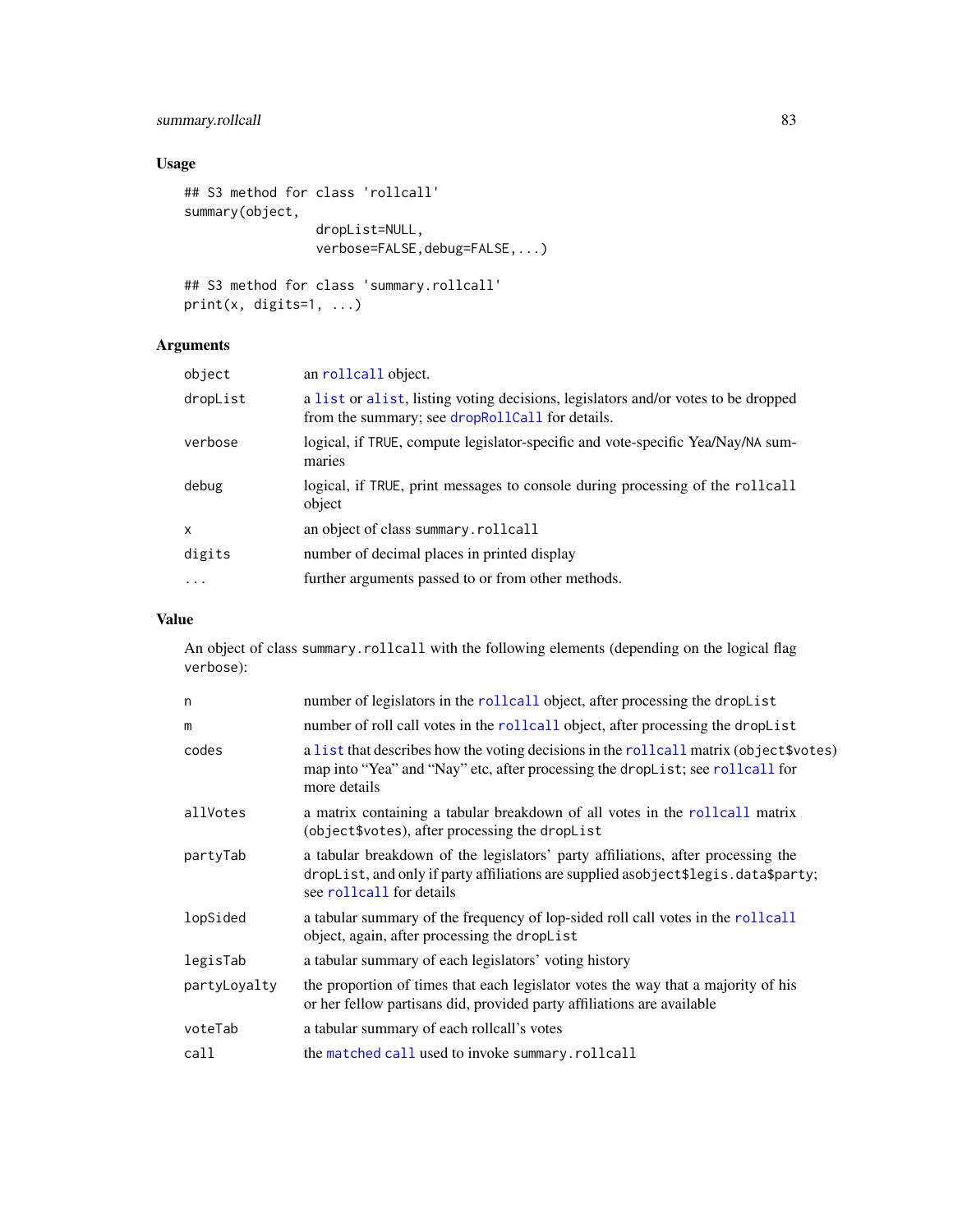## Usage

```
## S3 method for class 'rollcall'
summary(object,
                 dropList=NULL,
                 verbose=FALSE,debug=FALSE,...)

## S3 method for class 'summary.rollcall'
print(x, digits=1, ...)
```

## Arguments

| | |
|---|---|
| `object` | an `rollcall` object. |
| `dropList` | a `list` or `alist`, listing voting decisions, legislators and/or votes to be dropped from the summary; see `dropRollCall` for details. |
| `verbose` | logical, if `TRUE`, compute legislator-specific and vote-specific Yea/Nay/`NA` summaries |
| `debug` | logical, if `TRUE`, print messages to console during processing of the `rollcall` object |
| `x` | an object of class `summary.rollcall` |
| `digits` | number of decimal places in printed display |
| `...` | further arguments passed to or from other methods. |

## Value

An object of class `summary.rollcall` with the following elements (depending on the logical flag `verbose`):

| | |
|---|---|
| `n` | number of legislators in the `rollcall` object, after processing the `dropList` |
| `m` | number of roll call votes in the `rollcall` object, after processing the `dropList` |
| `codes` | a `list` that describes how the voting decisions in the `rollcall` matrix (`object$votes`) map into "Yea" and "Nay" etc, after processing the `dropList`; see `rollcall` for more details |
| `allVotes` | a matrix containing a tabular breakdown of all votes in the `rollcall` matrix (`object$votes`), after processing the `dropList` |
| `partyTab` | a tabular breakdown of the legislators' party affiliations, after processing the `dropList`, and only if party affiliations are supplied as`object$legis.data$party`; see `rollcall` for details |
| `lopSided` | a tabular summary of the frequency of lop-sided roll call votes in the `rollcall` object, again, after processing the `dropList` |
| `legisTab` | a tabular summary of each legislators' voting history |
| `partyLoyalty` | the proportion of times that each legislator votes the way that a majority of his or her fellow partisans did, provided party affiliations are available |
| `voteTab` | a tabular summary of each rollcall's votes |
| `call` | the `matched call` used to invoke `summary.rollcall` |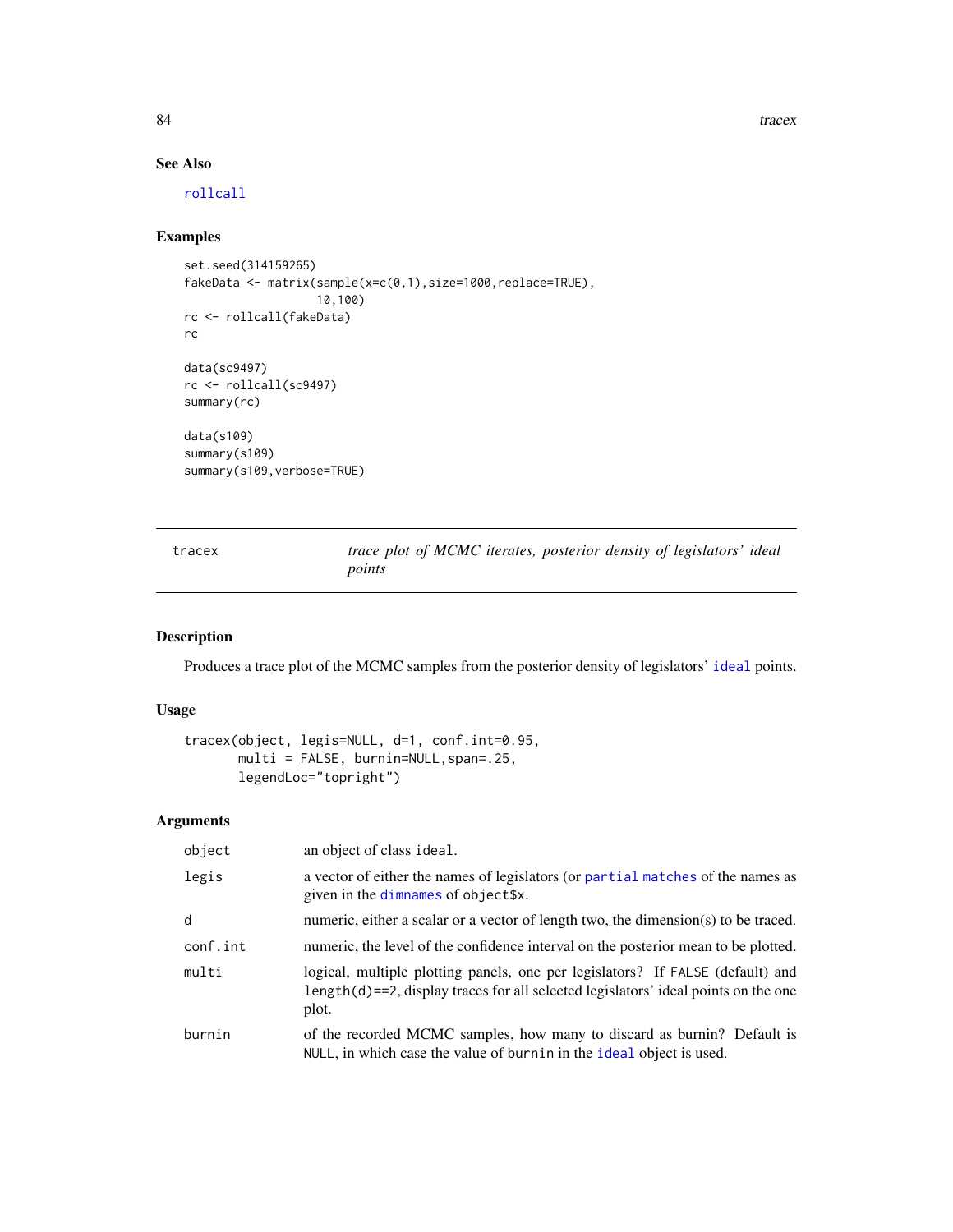## See Also

rollcall

## Examples

```
set.seed(314159265)
fakeData <- matrix(sample(x=c(0,1),size=1000,replace=TRUE),
                   10,100)
rc <- rollcall(fakeData)
rc

data(sc9497)
rc <- rollcall(sc9497)
summary(rc)

data(s109)
summary(s109)
summary(s109,verbose=TRUE)
```

---

# tracex — *trace plot of MCMC iterates, posterior density of legislators' ideal points*

---

## Description

Produces a trace plot of the MCMC samples from the posterior density of legislators' ideal points.

## Usage

```
tracex(object, legis=NULL, d=1, conf.int=0.95,
       multi = FALSE, burnin=NULL,span=.25,
       legendLoc="topright")
```

## Arguments

| | |
|---|---|
| object | an object of class ideal. |
| legis | a vector of either the names of legislators (or partial matches of the names as given in the dimnames of object$x. |
| d | numeric, either a scalar or a vector of length two, the dimension(s) to be traced. |
| conf.int | numeric, the level of the confidence interval on the posterior mean to be plotted. |
| multi | logical, multiple plotting panels, one per legislators? If FALSE (default) and length(d)==2, display traces for all selected legislators' ideal points on the one plot. |
| burnin | of the recorded MCMC samples, how many to discard as burnin? Default is NULL, in which case the value of burnin in the ideal object is used. |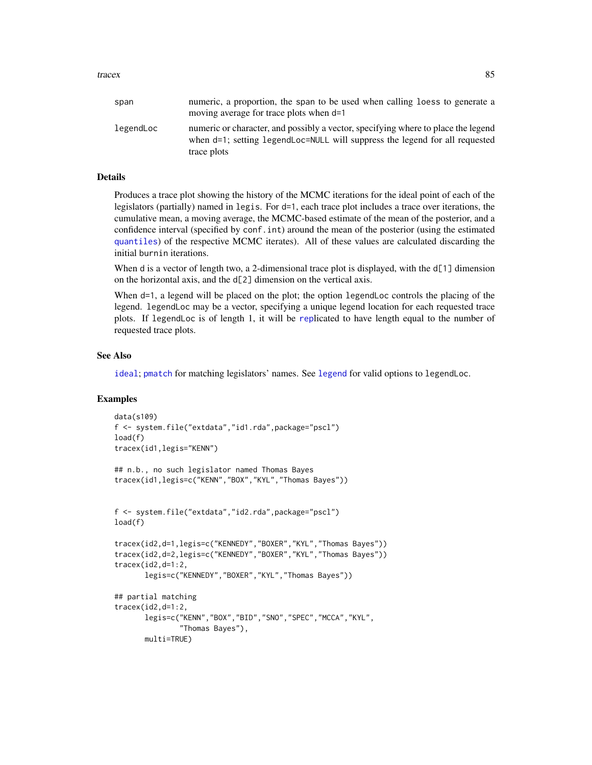| | |
|---|---|
| span | numeric, a proportion, the span to be used when calling loess to generate a moving average for trace plots when d=1 |
| legendLoc | numeric or character, and possibly a vector, specifying where to place the legend when d=1; setting legendLoc=NULL will suppress the legend for all requested trace plots |

## Details

Produces a trace plot showing the history of the MCMC iterations for the ideal point of each of the legislators (partially) named in legis. For d=1, each trace plot includes a trace over iterations, the cumulative mean, a moving average, the MCMC-based estimate of the mean of the posterior, and a confidence interval (specified by conf.int) around the mean of the posterior (using the estimated quantiles) of the respective MCMC iterates). All of these values are calculated discarding the initial burnin iterations.

When d is a vector of length two, a 2-dimensional trace plot is displayed, with the d[1] dimension on the horizontal axis, and the d[2] dimension on the vertical axis.

When d=1, a legend will be placed on the plot; the option legendLoc controls the placing of the legend. legendLoc may be a vector, specifying a unique legend location for each requested trace plots. If legendLoc is of length 1, it will be replicated to have length equal to the number of requested trace plots.

## See Also

ideal; pmatch for matching legislators' names. See legend for valid options to legendLoc.

## Examples

```
data(s109)
f <- system.file("extdata","id1.rda",package="pscl")
load(f)
tracex(id1,legis="KENN")

## n.b., no such legislator named Thomas Bayes
tracex(id1,legis=c("KENN","BOX","KYL","Thomas Bayes"))


f <- system.file("extdata","id2.rda",package="pscl")
load(f)

tracex(id2,d=1,legis=c("KENNEDY","BOXER","KYL","Thomas Bayes"))
tracex(id2,d=2,legis=c("KENNEDY","BOXER","KYL","Thomas Bayes"))
tracex(id2,d=1:2,
       legis=c("KENNEDY","BOXER","KYL","Thomas Bayes"))

## partial matching
tracex(id2,d=1:2,
       legis=c("KENN","BOX","BID","SNO","SPEC","MCCA","KYL",
               "Thomas Bayes"),
       multi=TRUE)
```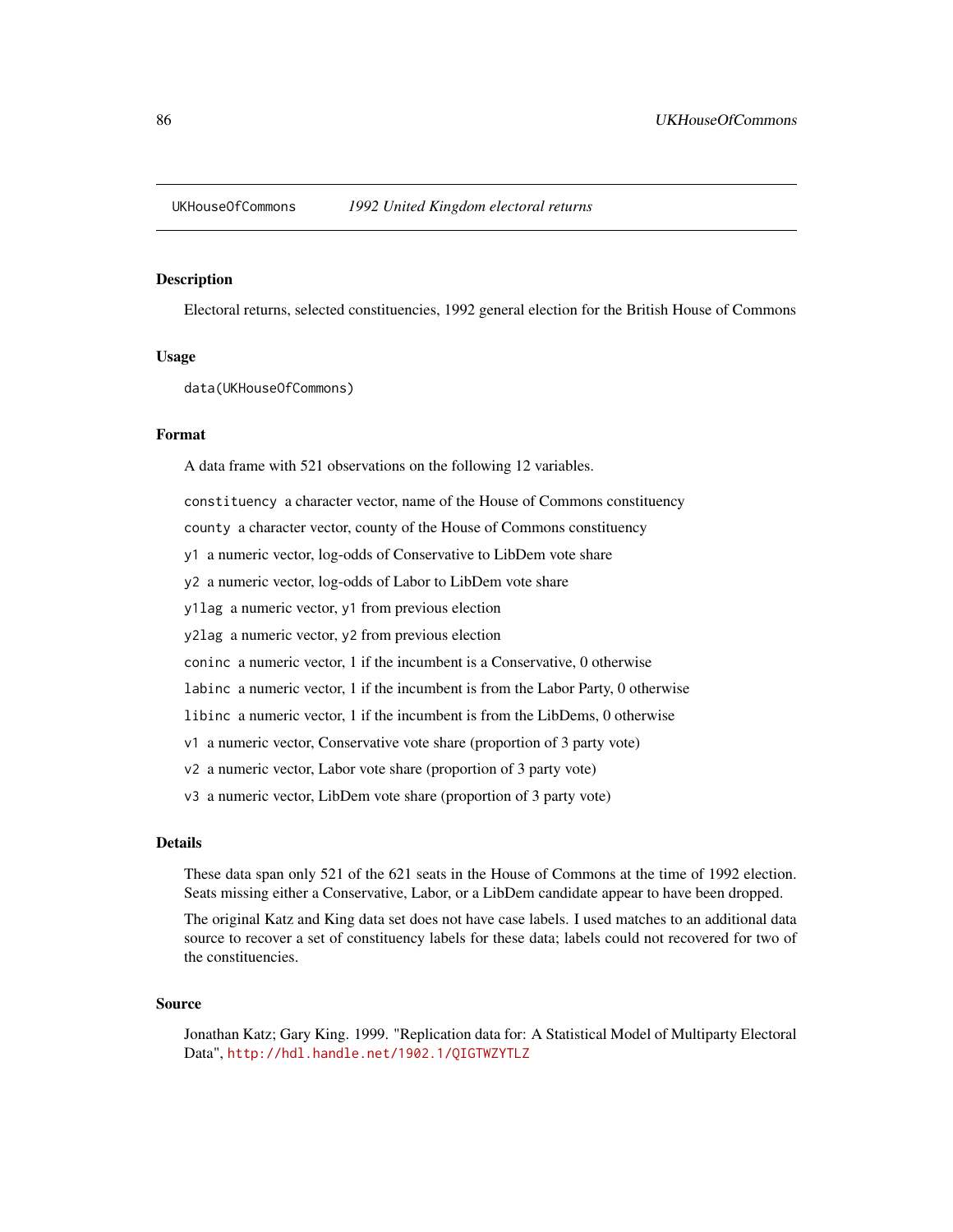UKHouseOfCommons *1992 United Kingdom electoral returns*

## Description

Electoral returns, selected constituencies, 1992 general election for the British House of Commons

## Usage

```
data(UKHouseOfCommons)
```

## Format

A data frame with 521 observations on the following 12 variables.

`constituency` a character vector, name of the House of Commons constituency

`county` a character vector, county of the House of Commons constituency

`y1` a numeric vector, log-odds of Conservative to LibDem vote share

`y2` a numeric vector, log-odds of Labor to LibDem vote share

`y1lag` a numeric vector, `y1` from previous election

`y2lag` a numeric vector, `y2` from previous election

`coninc` a numeric vector, 1 if the incumbent is a Conservative, 0 otherwise

`labinc` a numeric vector, 1 if the incumbent is from the Labor Party, 0 otherwise

`libinc` a numeric vector, 1 if the incumbent is from the LibDems, 0 otherwise

`v1` a numeric vector, Conservative vote share (proportion of 3 party vote)

`v2` a numeric vector, Labor vote share (proportion of 3 party vote)

`v3` a numeric vector, LibDem vote share (proportion of 3 party vote)

## Details

These data span only 521 of the 621 seats in the House of Commons at the time of 1992 election. Seats missing either a Conservative, Labor, or a LibDem candidate appear to have been dropped.

The original Katz and King data set does not have case labels. I used matches to an additional data source to recover a set of constituency labels for these data; labels could not recovered for two of the constituencies.

## Source

Jonathan Katz; Gary King. 1999. "Replication data for: A Statistical Model of Multiparty Electoral Data", http://hdl.handle.net/1902.1/QIGTWZYTLZ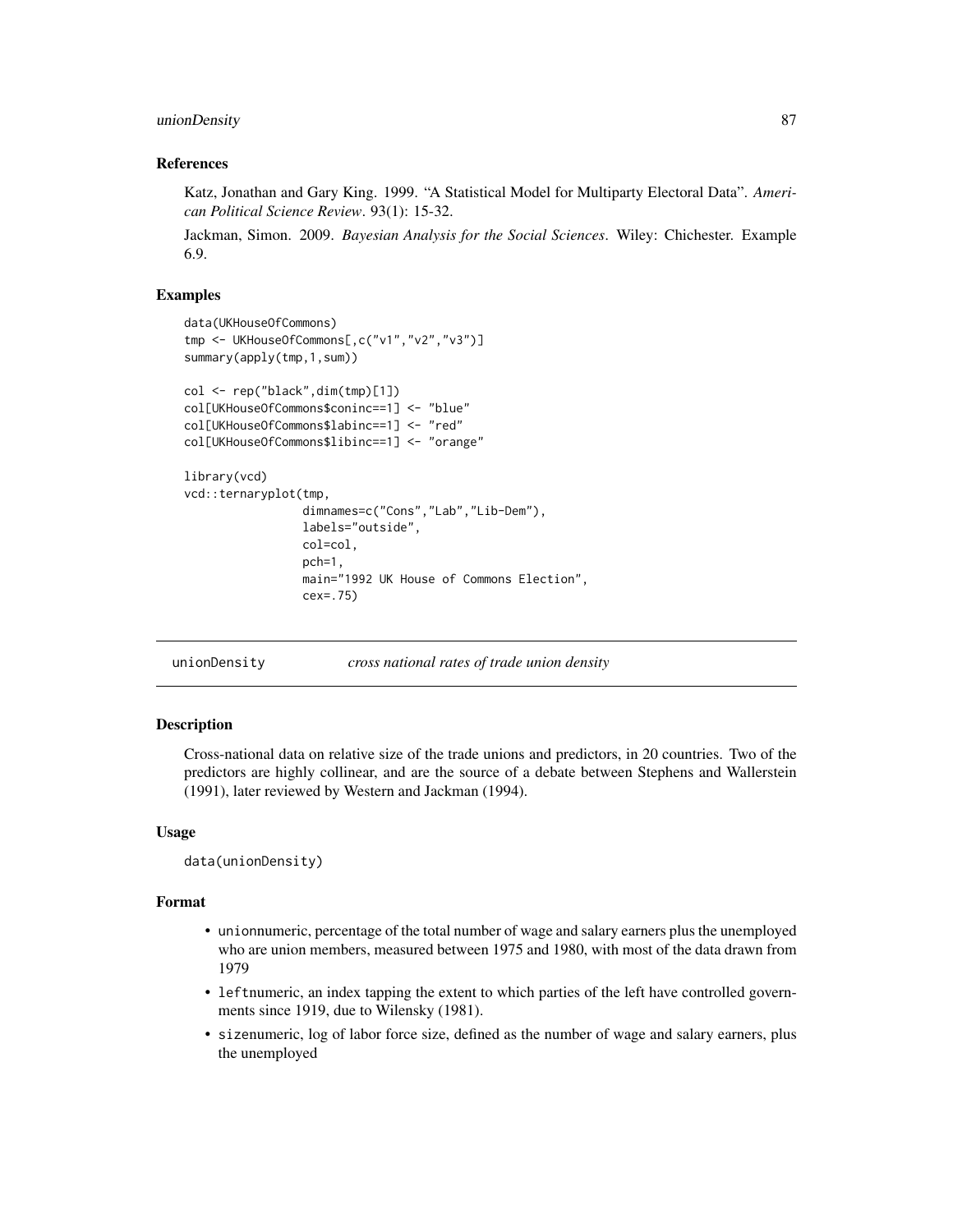### References

Katz, Jonathan and Gary King. 1999. "A Statistical Model for Multiparty Electoral Data". *American Political Science Review*. 93(1): 15-32.

Jackman, Simon. 2009. *Bayesian Analysis for the Social Sciences*. Wiley: Chichester. Example 6.9.

### Examples

```
data(UKHouseOfCommons)
tmp <- UKHouseOfCommons[,c("v1","v2","v3")]
summary(apply(tmp,1,sum))

col <- rep("black",dim(tmp)[1])
col[UKHouseOfCommons$coninc==1] <- "blue"
col[UKHouseOfCommons$labinc==1] <- "red"
col[UKHouseOfCommons$libinc==1] <- "orange"

library(vcd)
vcd::ternaryplot(tmp,
                 dimnames=c("Cons","Lab","Lib-Dem"),
                 labels="outside",
                 col=col,
                 pch=1,
                 main="1992 UK House of Commons Election",
                 cex=.75)
```

---

## unionDensity *cross national rates of trade union density*

### Description

Cross-national data on relative size of the trade unions and predictors, in 20 countries. Two of the predictors are highly collinear, and are the source of a debate between Stephens and Wallerstein (1991), later reviewed by Western and Jackman (1994).

### Usage

```
data(unionDensity)
```

### Format

- `union`numeric, percentage of the total number of wage and salary earners plus the unemployed who are union members, measured between 1975 and 1980, with most of the data drawn from 1979
- `left`numeric, an index tapping the extent to which parties of the left have controlled governments since 1919, due to Wilensky (1981).
- `size`numeric, log of labor force size, defined as the number of wage and salary earners, plus the unemployed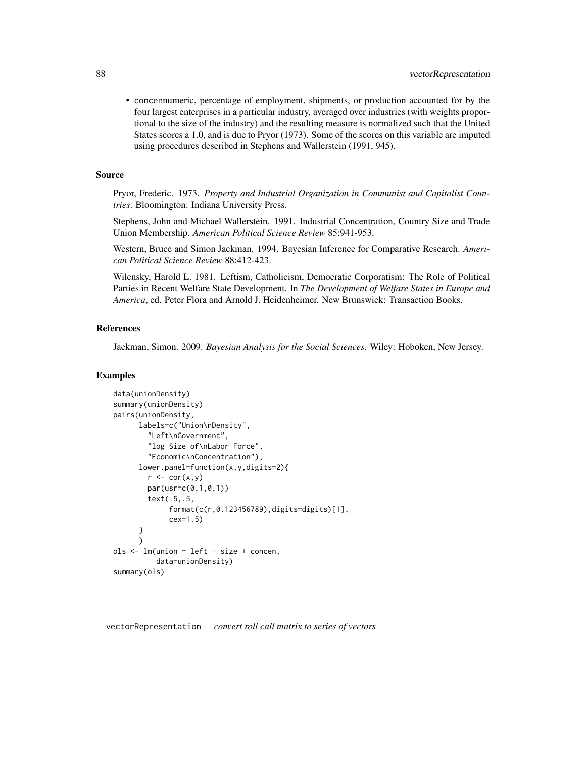- concennumeric, percentage of employment, shipments, or production accounted for by the four largest enterprises in a particular industry, averaged over industries (with weights proportional to the size of the industry) and the resulting measure is normalized such that the United States scores a 1.0, and is due to Pryor (1973). Some of the scores on this variable are imputed using procedures described in Stephens and Wallerstein (1991, 945).

### Source

Pryor, Frederic. 1973. *Property and Industrial Organization in Communist and Capitalist Countries*. Bloomington: Indiana University Press.

Stephens, John and Michael Wallerstein. 1991. Industrial Concentration, Country Size and Trade Union Membership. *American Political Science Review* 85:941-953.

Western, Bruce and Simon Jackman. 1994. Bayesian Inference for Comparative Research. *American Political Science Review* 88:412-423.

Wilensky, Harold L. 1981. Leftism, Catholicism, Democratic Corporatism: The Role of Political Parties in Recent Welfare State Development. In *The Development of Welfare States in Europe and America*, ed. Peter Flora and Arnold J. Heidenheimer. New Brunswick: Transaction Books.

### References

Jackman, Simon. 2009. *Bayesian Analysis for the Social Sciences*. Wiley: Hoboken, New Jersey.

### Examples

```
data(unionDensity)
summary(unionDensity)
pairs(unionDensity,
      labels=c("Union\nDensity",
        "Left\nGovernment",
        "log Size of\nLabor Force",
        "Economic\nConcentration"),
      lower.panel=function(x,y,digits=2){
        r <- cor(x,y)
        par(usr=c(0,1,0,1))
        text(.5,.5,
             format(c(r,0.123456789),digits=digits)[1],
             cex=1.5)
      }
      )
ols <- lm(union ~ left + size + concen,
          data=unionDensity)
summary(ols)
```

## vectorRepresentation *convert roll call matrix to series of vectors*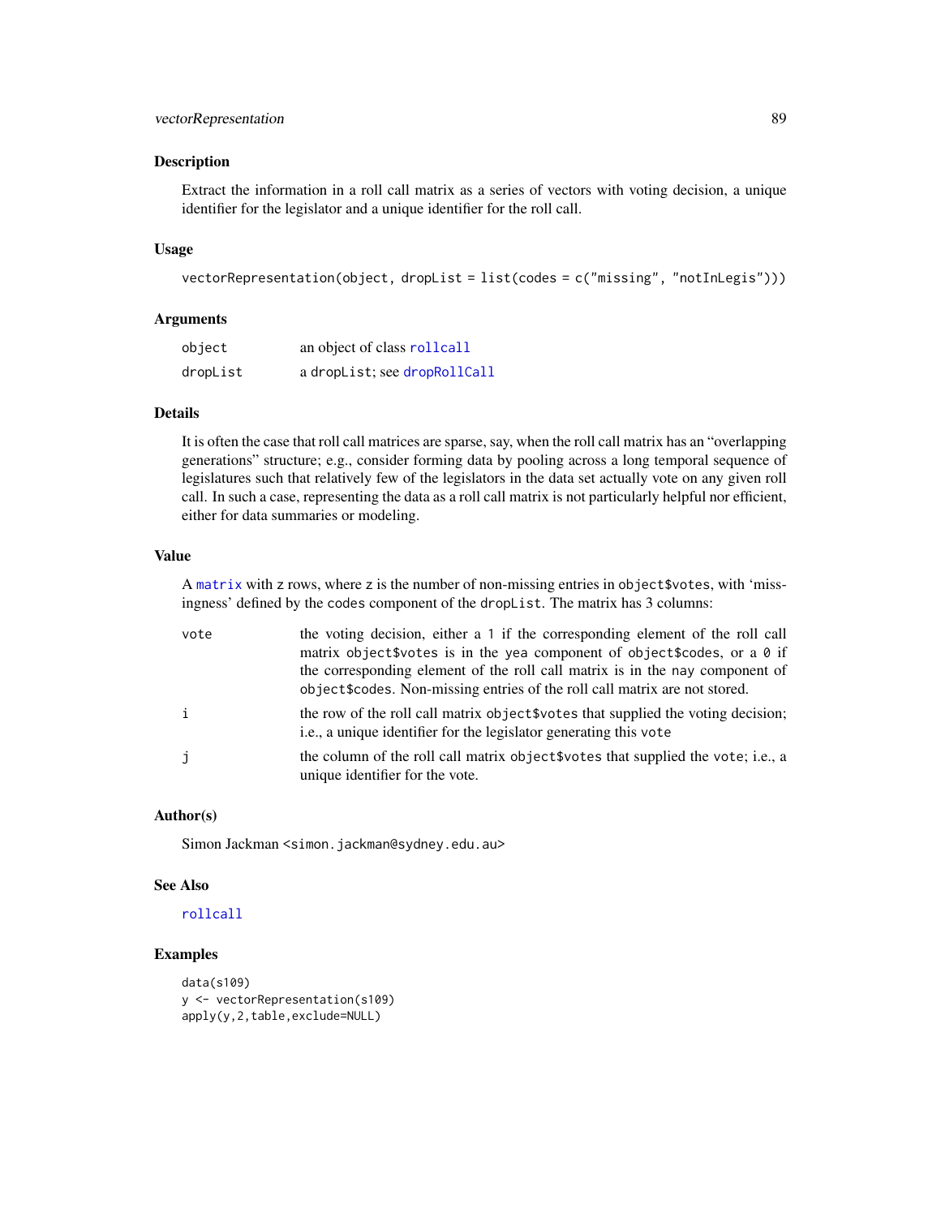## Description

Extract the information in a roll call matrix as a series of vectors with voting decision, a unique identifier for the legislator and a unique identifier for the roll call.

## Usage

```
vectorRepresentation(object, dropList = list(codes = c("missing", "notInLegis")))
```

## Arguments

| | |
|---|---|
| `object` | an object of class `rollcall` |
| `dropList` | a `dropList`; see `dropRollCall` |

## Details

It is often the case that roll call matrices are sparse, say, when the roll call matrix has an "overlapping generations" structure; e.g., consider forming data by pooling across a long temporal sequence of legislatures such that relatively few of the legislators in the data set actually vote on any given roll call. In such a case, representing the data as a roll call matrix is not particularly helpful nor efficient, either for data summaries or modeling.

## Value

A `matrix` with `z` rows, where `z` is the number of non-missing entries in `object$votes`, with 'missingness' defined by the `codes` component of the `dropList`. The matrix has 3 columns:

| | |
|---|---|
| `vote` | the voting decision, either a `1` if the corresponding element of the roll call matrix `object$votes` is in the `yea` component of `object$codes`, or a `0` if the corresponding element of the roll call matrix is in the `nay` component of `object$codes`. Non-missing entries of the roll call matrix are not stored. |
| `i` | the row of the roll call matrix `object$votes` that supplied the voting decision; i.e., a unique identifier for the legislator generating this `vote` |
| `j` | the column of the roll call matrix `object$votes` that supplied the `vote`; i.e., a unique identifier for the vote. |

## Author(s)

Simon Jackman <simon.jackman@sydney.edu.au>

## See Also

`rollcall`

## Examples

```
data(s109)
y <- vectorRepresentation(s109)
apply(y,2,table,exclude=NULL)
```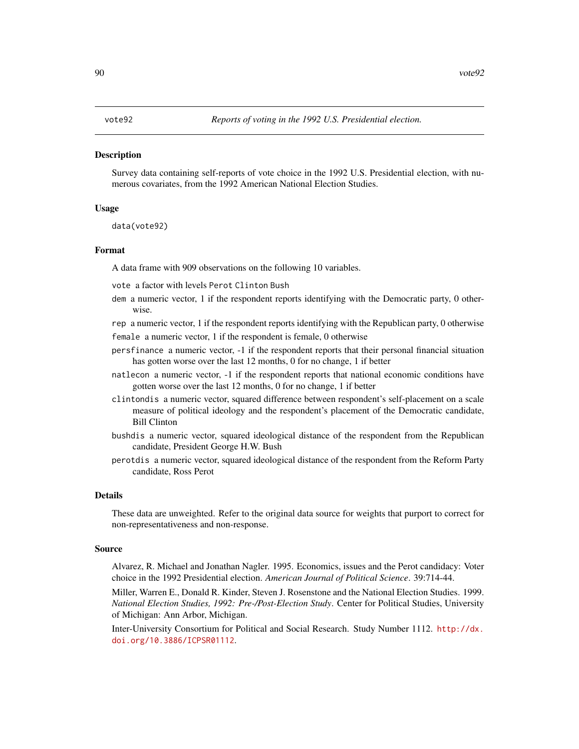# vote92 — *Reports of voting in the 1992 U.S. Presidential election.*

## Description

Survey data containing self-reports of vote choice in the 1992 U.S. Presidential election, with numerous covariates, from the 1992 American National Election Studies.

## Usage

```
data(vote92)
```

## Format

A data frame with 909 observations on the following 10 variables.

- `vote` a factor with levels `Perot` `Clinton` `Bush`
- `dem` a numeric vector, 1 if the respondent reports identifying with the Democratic party, 0 otherwise.
- `rep` a numeric vector, 1 if the respondent reports identifying with the Republican party, 0 otherwise
- `female` a numeric vector, 1 if the respondent is female, 0 otherwise
- `persfinance` a numeric vector, -1 if the respondent reports that their personal financial situation has gotten worse over the last 12 months, 0 for no change, 1 if better
- `natlecon` a numeric vector, -1 if the respondent reports that national economic conditions have gotten worse over the last 12 months, 0 for no change, 1 if better
- `clintondis` a numeric vector, squared difference between respondent's self-placement on a scale measure of political ideology and the respondent's placement of the Democratic candidate, Bill Clinton
- `bushdis` a numeric vector, squared ideological distance of the respondent from the Republican candidate, President George H.W. Bush
- `perotdis` a numeric vector, squared ideological distance of the respondent from the Reform Party candidate, Ross Perot

## Details

These data are unweighted. Refer to the original data source for weights that purport to correct for non-representativeness and non-response.

## Source

Alvarez, R. Michael and Jonathan Nagler. 1995. Economics, issues and the Perot candidacy: Voter choice in the 1992 Presidential election. *American Journal of Political Science*. 39:714-44.

Miller, Warren E., Donald R. Kinder, Steven J. Rosenstone and the National Election Studies. 1999. *National Election Studies, 1992: Pre-/Post-Election Study*. Center for Political Studies, University of Michigan: Ann Arbor, Michigan.

Inter-University Consortium for Political and Social Research. Study Number 1112. http://dx.doi.org/10.3886/ICPSR01112.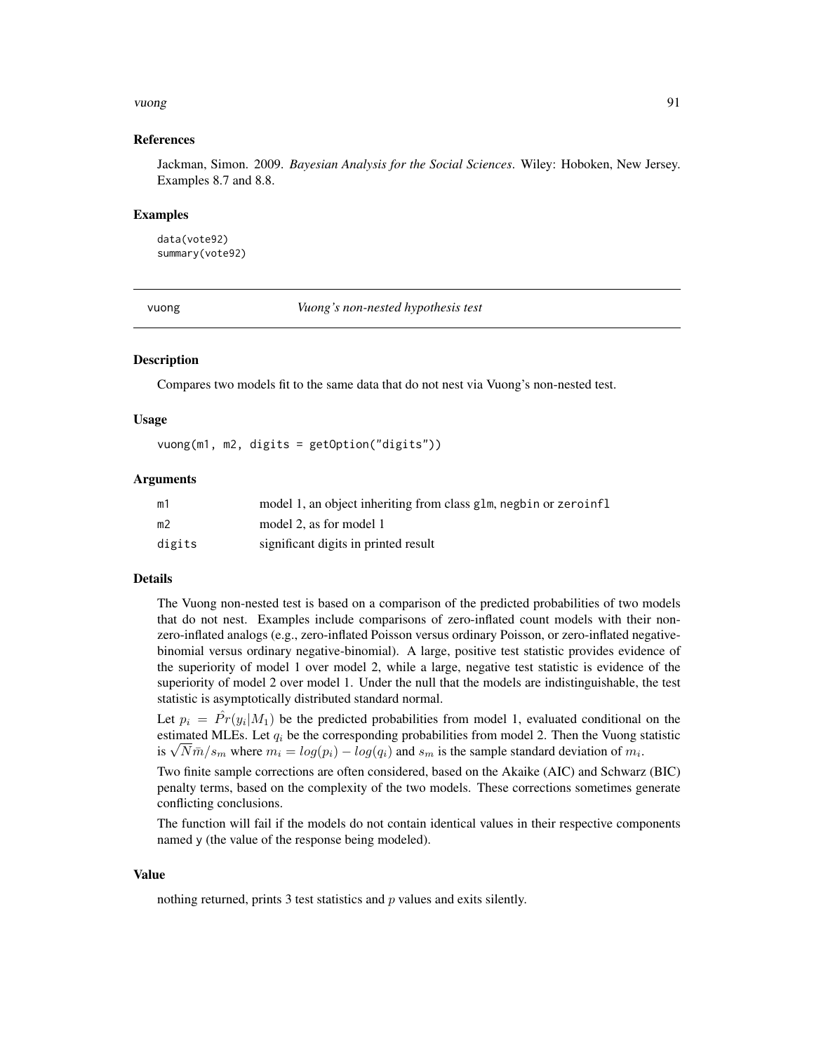### References

Jackman, Simon. 2009. *Bayesian Analysis for the Social Sciences*. Wiley: Hoboken, New Jersey. Examples 8.7 and 8.8.

### Examples

```
data(vote92)
summary(vote92)
```

---

## vuong — *Vuong's non-nested hypothesis test*

### Description

Compares two models fit to the same data that do not nest via Vuong's non-nested test.

### Usage

```
vuong(m1, m2, digits = getOption("digits"))
```

### Arguments

| | |
|---|---|
| m1 | model 1, an object inheriting from class glm, negbin or zeroinfl |
| m2 | model 2, as for model 1 |
| digits | significant digits in printed result |

### Details

The Vuong non-nested test is based on a comparison of the predicted probabilities of two models that do not nest. Examples include comparisons of zero-inflated count models with their non-zero-inflated analogs (e.g., zero-inflated Poisson versus ordinary Poisson, or zero-inflated negative-binomial versus ordinary negative-binomial). A large, positive test statistic provides evidence of the superiority of model 1 over model 2, while a large, negative test statistic is evidence of the superiority of model 2 over model 1. Under the null that the models are indistinguishable, the test statistic is asymptotically distributed standard normal.

Let $p_i = \hat{Pr}(y_i|M_1)$ be the predicted probabilities from model 1, evaluated conditional on the estimated MLEs. Let $q_i$ be the corresponding probabilities from model 2. Then the Vuong statistic is $\sqrt{N}\bar{m}/s_m$ where $m_i = log(p_i) - log(q_i)$ and $s_m$ is the sample standard deviation of $m_i$.

Two finite sample corrections are often considered, based on the Akaike (AIC) and Schwarz (BIC) penalty terms, based on the complexity of the two models. These corrections sometimes generate conflicting conclusions.

The function will fail if the models do not contain identical values in their respective components named y (the value of the response being modeled).

### Value

nothing returned, prints 3 test statistics and $p$ values and exits silently.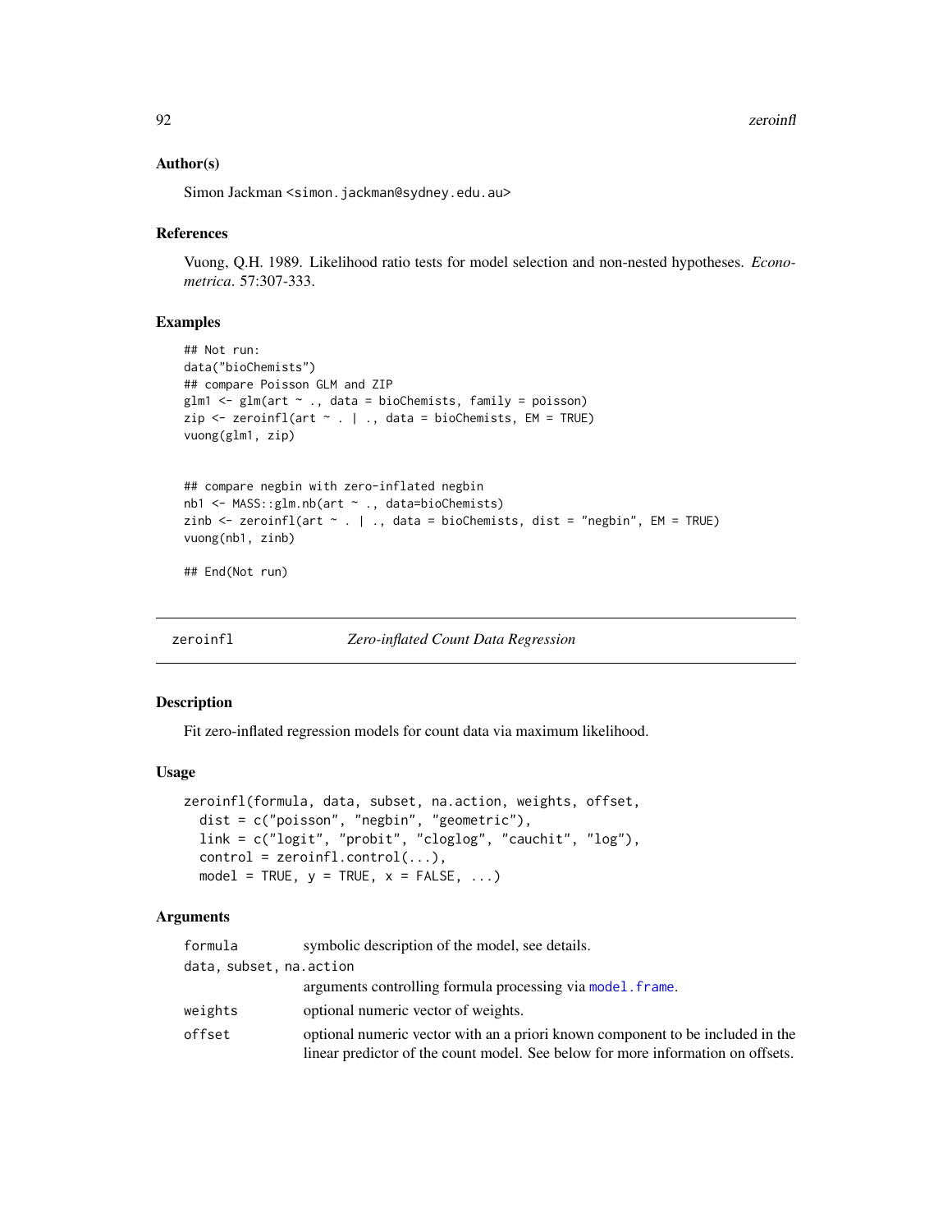## Author(s)

Simon Jackman <simon.jackman@sydney.edu.au>

## References

Vuong, Q.H. 1989. Likelihood ratio tests for model selection and non-nested hypotheses. *Econometrica*. 57:307-333.

## Examples

```
## Not run:
data("bioChemists")
## compare Poisson GLM and ZIP
glm1 <- glm(art ~ ., data = bioChemists, family = poisson)
zip <- zeroinfl(art ~ . | ., data = bioChemists, EM = TRUE)
vuong(glm1, zip)


## compare negbin with zero-inflated negbin
nb1 <- MASS::glm.nb(art ~ ., data=bioChemists)
zinb <- zeroinfl(art ~ . | ., data = bioChemists, dist = "negbin", EM = TRUE)
vuong(nb1, zinb)

## End(Not run)
```

---

# zeroinfl — *Zero-inflated Count Data Regression*

## Description

Fit zero-inflated regression models for count data via maximum likelihood.

## Usage

```
zeroinfl(formula, data, subset, na.action, weights, offset,
  dist = c("poisson", "negbin", "geometric"),
  link = c("logit", "probit", "cloglog", "cauchit", "log"),
  control = zeroinfl.control(...),
  model = TRUE, y = TRUE, x = FALSE, ...)
```

## Arguments

| | |
|---|---|
| `formula` | symbolic description of the model, see details. |
| `data, subset, na.action` | arguments controlling formula processing via `model.frame`. |
| `weights` | optional numeric vector of weights. |
| `offset` | optional numeric vector with an a priori known component to be included in the linear predictor of the count model. See below for more information on offsets. |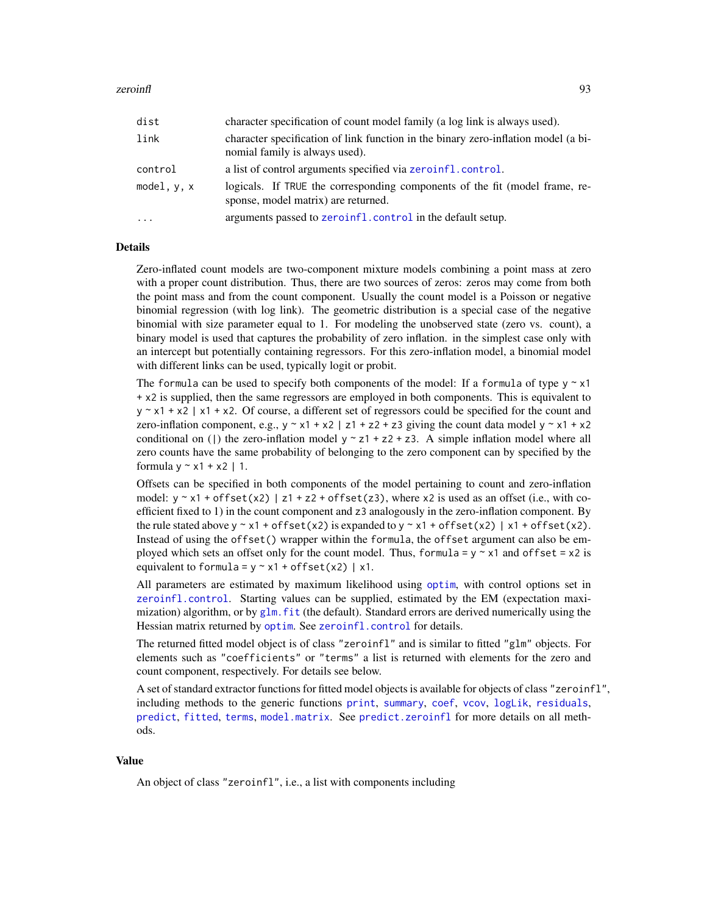| | |
|---|---|
| `dist` | character specification of count model family (a log link is always used). |
| `link` | character specification of link function in the binary zero-inflation model (a binomial family is always used). |
| `control` | a list of control arguments specified via `zeroinfl.control`. |
| `model, y, x` | logicals. If `TRUE` the corresponding components of the fit (model frame, response, model matrix) are returned. |
| `...` | arguments passed to `zeroinfl.control` in the default setup. |

## Details

Zero-inflated count models are two-component mixture models combining a point mass at zero with a proper count distribution. Thus, there are two sources of zeros: zeros may come from both the point mass and from the count component. Usually the count model is a Poisson or negative binomial regression (with log link). The geometric distribution is a special case of the negative binomial with size parameter equal to 1. For modeling the unobserved state (zero vs. count), a binary model is used that captures the probability of zero inflation. in the simplest case only with an intercept but potentially containing regressors. For this zero-inflation model, a binomial model with different links can be used, typically logit or probit.

The `formula` can be used to specify both components of the model: If a `formula` of type `y ~ x1 + x2` is supplied, then the same regressors are employed in both components. This is equivalent to `y ~ x1 + x2 | x1 + x2`. Of course, a different set of regressors could be specified for the count and zero-inflation component, e.g., `y ~ x1 + x2 | z1 + z2 + z3` giving the count data model `y ~ x1 + x2` conditional on (`|`) the zero-inflation model `y ~ z1 + z2 + z3`. A simple inflation model where all zero counts have the same probability of belonging to the zero component can by specified by the formula `y ~ x1 + x2 | 1`.

Offsets can be specified in both components of the model pertaining to count and zero-inflation model: `y ~ x1 + offset(x2) | z1 + z2 + offset(z3)`, where `x2` is used as an offset (i.e., with coefficient fixed to 1) in the count component and `z3` analogously in the zero-inflation component. By the rule stated above `y ~ x1 + offset(x2)` is expanded to `y ~ x1 + offset(x2) | x1 + offset(x2)`. Instead of using the `offset()` wrapper within the `formula`, the `offset` argument can also be employed which sets an offset only for the count model. Thus, `formula = y ~ x1` and `offset = x2` is equivalent to `formula = y ~ x1 + offset(x2) | x1`.

All parameters are estimated by maximum likelihood using `optim`, with control options set in `zeroinfl.control`. Starting values can be supplied, estimated by the EM (expectation maximization) algorithm, or by `glm.fit` (the default). Standard errors are derived numerically using the Hessian matrix returned by `optim`. See `zeroinfl.control` for details.

The returned fitted model object is of class `"zeroinfl"` and is similar to fitted `"glm"` objects. For elements such as `"coefficients"` or `"terms"` a list is returned with elements for the zero and count component, respectively. For details see below.

A set of standard extractor functions for fitted model objects is available for objects of class `"zeroinfl"`, including methods to the generic functions `print`, `summary`, `coef`, `vcov`, `logLik`, `residuals`, `predict`, `fitted`, `terms`, `model.matrix`. See `predict.zeroinfl` for more details on all methods.

## Value

An object of class `"zeroinfl"`, i.e., a list with components including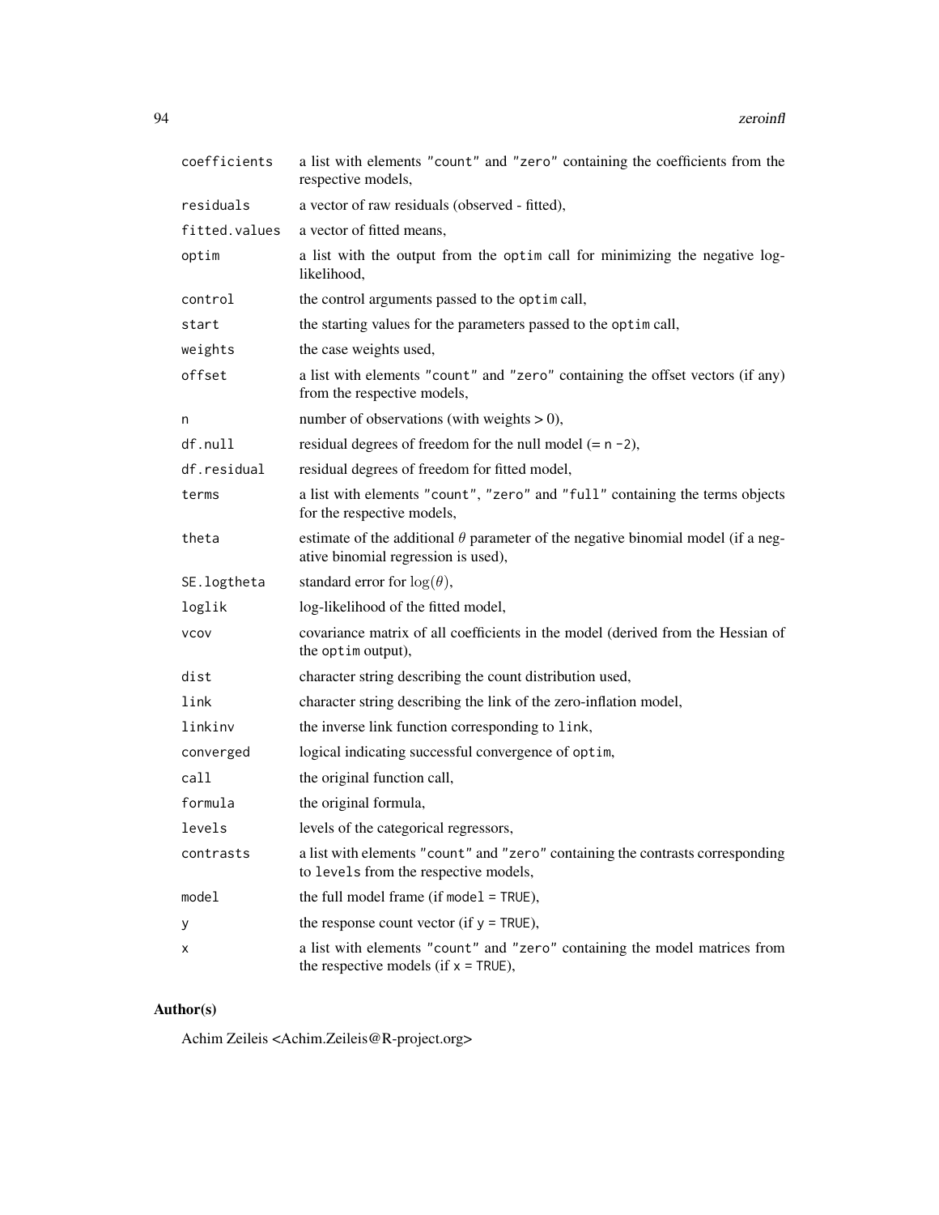| | |
|---|---|
| `coefficients` | a list with elements "count" and "zero" containing the coefficients from the respective models, |
| `residuals` | a vector of raw residuals (observed - fitted), |
| `fitted.values` | a vector of fitted means, |
| `optim` | a list with the output from the `optim` call for minimizing the negative log-likelihood, |
| `control` | the control arguments passed to the `optim` call, |
| `start` | the starting values for the parameters passed to the `optim` call, |
| `weights` | the case weights used, |
| `offset` | a list with elements "count" and "zero" containing the offset vectors (if any) from the respective models, |
| `n` | number of observations (with weights > 0), |
| `df.null` | residual degrees of freedom for the null model (= `n - 2`), |
| `df.residual` | residual degrees of freedom for fitted model, |
| `terms` | a list with elements "count", "zero" and "full" containing the terms objects for the respective models, |
| `theta` | estimate of the additional $\theta$ parameter of the negative binomial model (if a negative binomial regression is used), |
| `SE.logtheta` | standard error for $\log(\theta)$, |
| `loglik` | log-likelihood of the fitted model, |
| `vcov` | covariance matrix of all coefficients in the model (derived from the Hessian of the `optim` output), |
| `dist` | character string describing the count distribution used, |
| `link` | character string describing the link of the zero-inflation model, |
| `linkinv` | the inverse link function corresponding to `link`, |
| `converged` | logical indicating successful convergence of `optim`, |
| `call` | the original function call, |
| `formula` | the original formula, |
| `levels` | levels of the categorical regressors, |
| `contrasts` | a list with elements "count" and "zero" containing the contrasts corresponding to `levels` from the respective models, |
| `model` | the full model frame (if `model = TRUE`), |
| `y` | the response count vector (if `y = TRUE`), |
| `x` | a list with elements "count" and "zero" containing the model matrices from the respective models (if `x = TRUE`), |

## Author(s)

Achim Zeileis <Achim.Zeileis@R-project.org>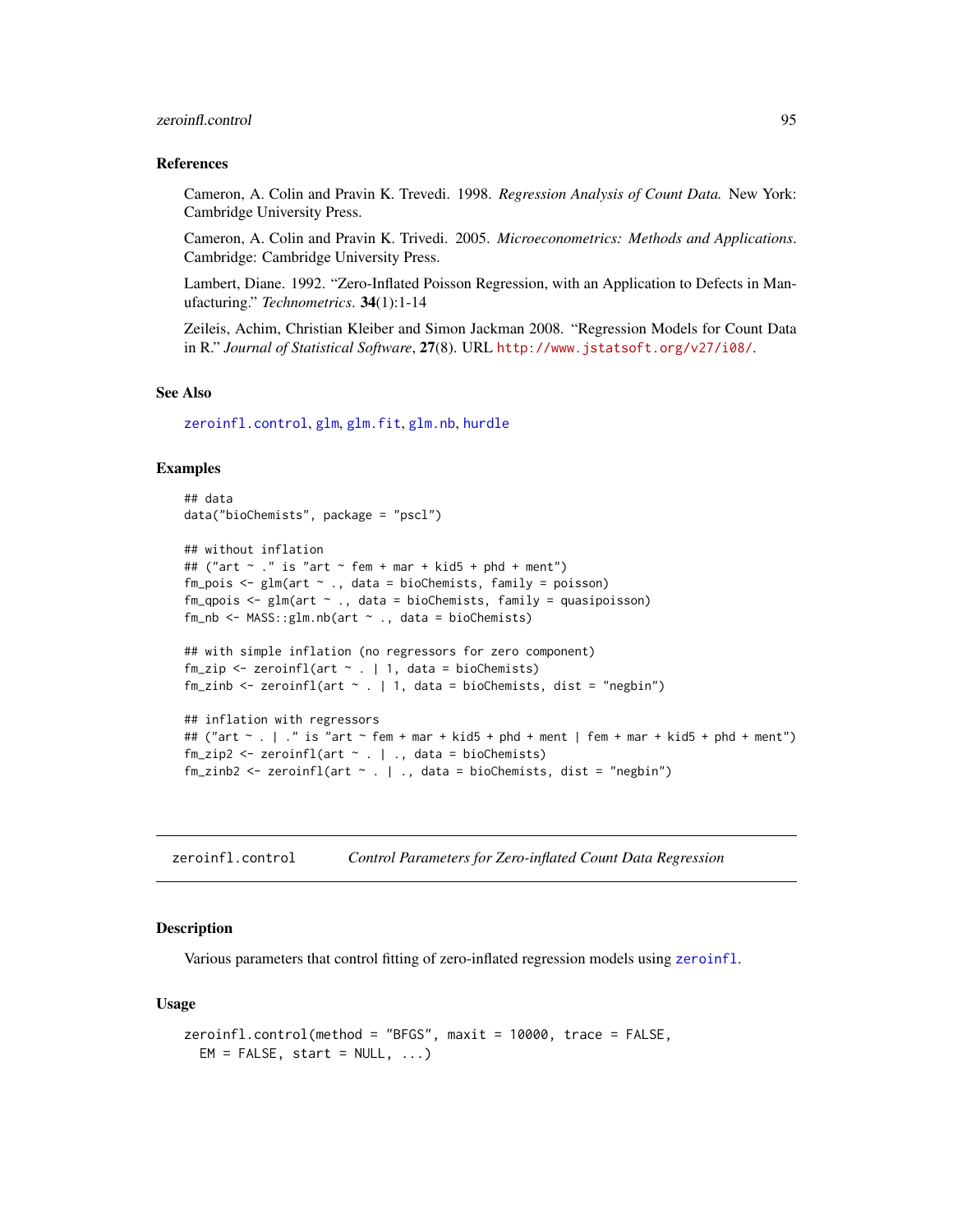### References

Cameron, A. Colin and Pravin K. Trevedi. 1998. *Regression Analysis of Count Data.* New York: Cambridge University Press.

Cameron, A. Colin and Pravin K. Trivedi. 2005. *Microeconometrics: Methods and Applications*. Cambridge: Cambridge University Press.

Lambert, Diane. 1992. "Zero-Inflated Poisson Regression, with an Application to Defects in Manufacturing." *Technometrics*. **34**(1):1-14

Zeileis, Achim, Christian Kleiber and Simon Jackman 2008. "Regression Models for Count Data in R." *Journal of Statistical Software*, **27**(8). URL http://www.jstatsoft.org/v27/i08/.

### See Also

zeroinfl.control, glm, glm.fit, glm.nb, hurdle

### Examples

```
## data
data("bioChemists", package = "pscl")

## without inflation
## ("art ~ ." is "art ~ fem + mar + kid5 + phd + ment")
fm_pois <- glm(art ~ ., data = bioChemists, family = poisson)
fm_qpois <- glm(art ~ ., data = bioChemists, family = quasipoisson)
fm_nb <- MASS::glm.nb(art ~ ., data = bioChemists)

## with simple inflation (no regressors for zero component)
fm_zip <- zeroinfl(art ~ . | 1, data = bioChemists)
fm_zinb <- zeroinfl(art ~ . | 1, data = bioChemists, dist = "negbin")

## inflation with regressors
## ("art ~ . | ." is "art ~ fem + mar + kid5 + phd + ment | fem + mar + kid5 + phd + ment")
fm_zip2 <- zeroinfl(art ~ . | ., data = bioChemists)
fm_zinb2 <- zeroinfl(art ~ . | ., data = bioChemists, dist = "negbin")
```

---

## zeroinfl.control — *Control Parameters for Zero-inflated Count Data Regression*

### Description

Various parameters that control fitting of zero-inflated regression models using zeroinfl.

### Usage

```
zeroinfl.control(method = "BFGS", maxit = 10000, trace = FALSE,
  EM = FALSE, start = NULL, ...)
```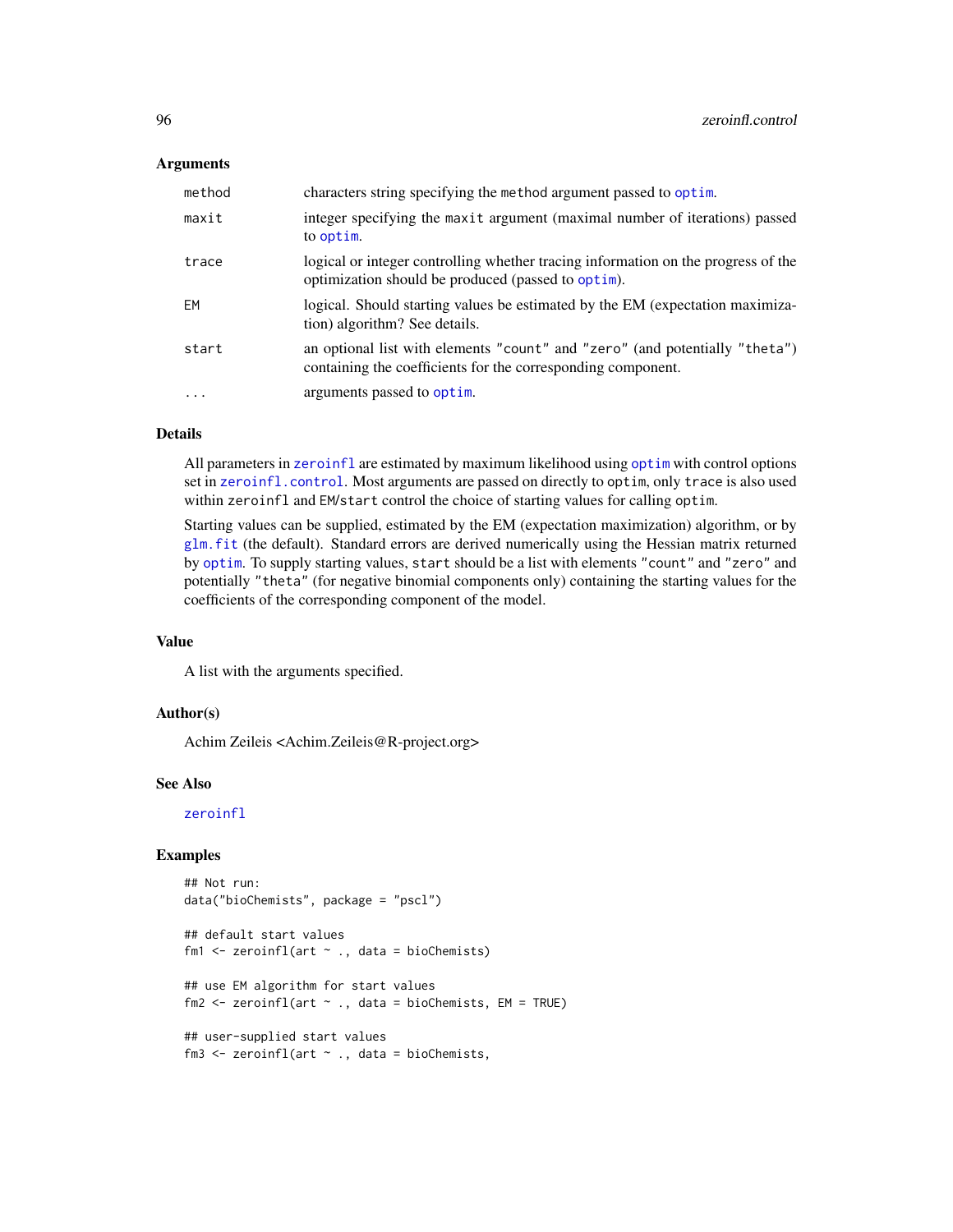### Arguments

| | |
|---|---|
| `method` | characters string specifying the `method` argument passed to `optim`. |
| `maxit` | integer specifying the `maxit` argument (maximal number of iterations) passed to `optim`. |
| `trace` | logical or integer controlling whether tracing information on the progress of the optimization should be produced (passed to `optim`). |
| `EM` | logical. Should starting values be estimated by the EM (expectation maximization) algorithm? See details. |
| `start` | an optional list with elements `"count"` and `"zero"` (and potentially `"theta"`) containing the coefficients for the corresponding component. |
| `...` | arguments passed to `optim`. |

### Details

All parameters in `zeroinfl` are estimated by maximum likelihood using `optim` with control options set in `zeroinfl.control`. Most arguments are passed on directly to `optim`, only `trace` is also used within `zeroinfl` and `EM`/`start` control the choice of starting values for calling `optim`.

Starting values can be supplied, estimated by the EM (expectation maximization) algorithm, or by `glm.fit` (the default). Standard errors are derived numerically using the Hessian matrix returned by `optim`. To supply starting values, `start` should be a list with elements `"count"` and `"zero"` and potentially `"theta"` (for negative binomial components only) containing the starting values for the coefficients of the corresponding component of the model.

### Value

A list with the arguments specified.

### Author(s)

Achim Zeileis <Achim.Zeileis@R-project.org>

### See Also

`zeroinfl`

### Examples

```
## Not run:
data("bioChemists", package = "pscl")

## default start values
fm1 <- zeroinfl(art ~ ., data = bioChemists)

## use EM algorithm for start values
fm2 <- zeroinfl(art ~ ., data = bioChemists, EM = TRUE)

## user-supplied start values
fm3 <- zeroinfl(art ~ ., data = bioChemists,
```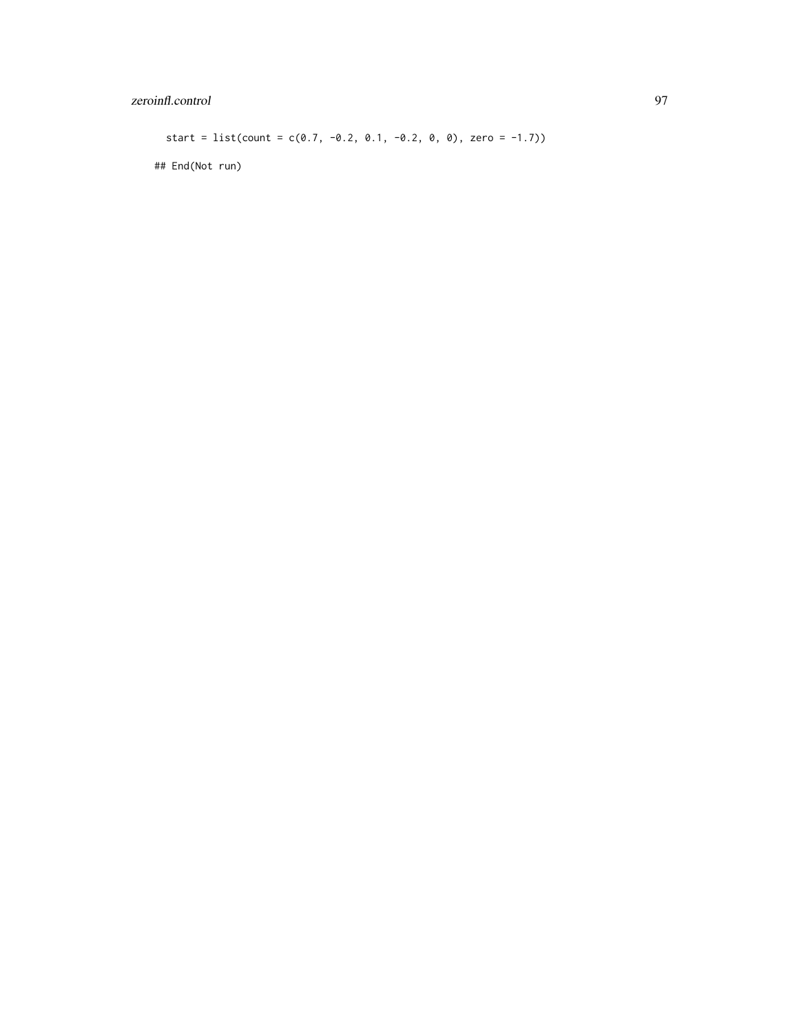```
  start = list(count = c(0.7, -0.2, 0.1, -0.2, 0, 0), zero = -1.7))

## End(Not run)
```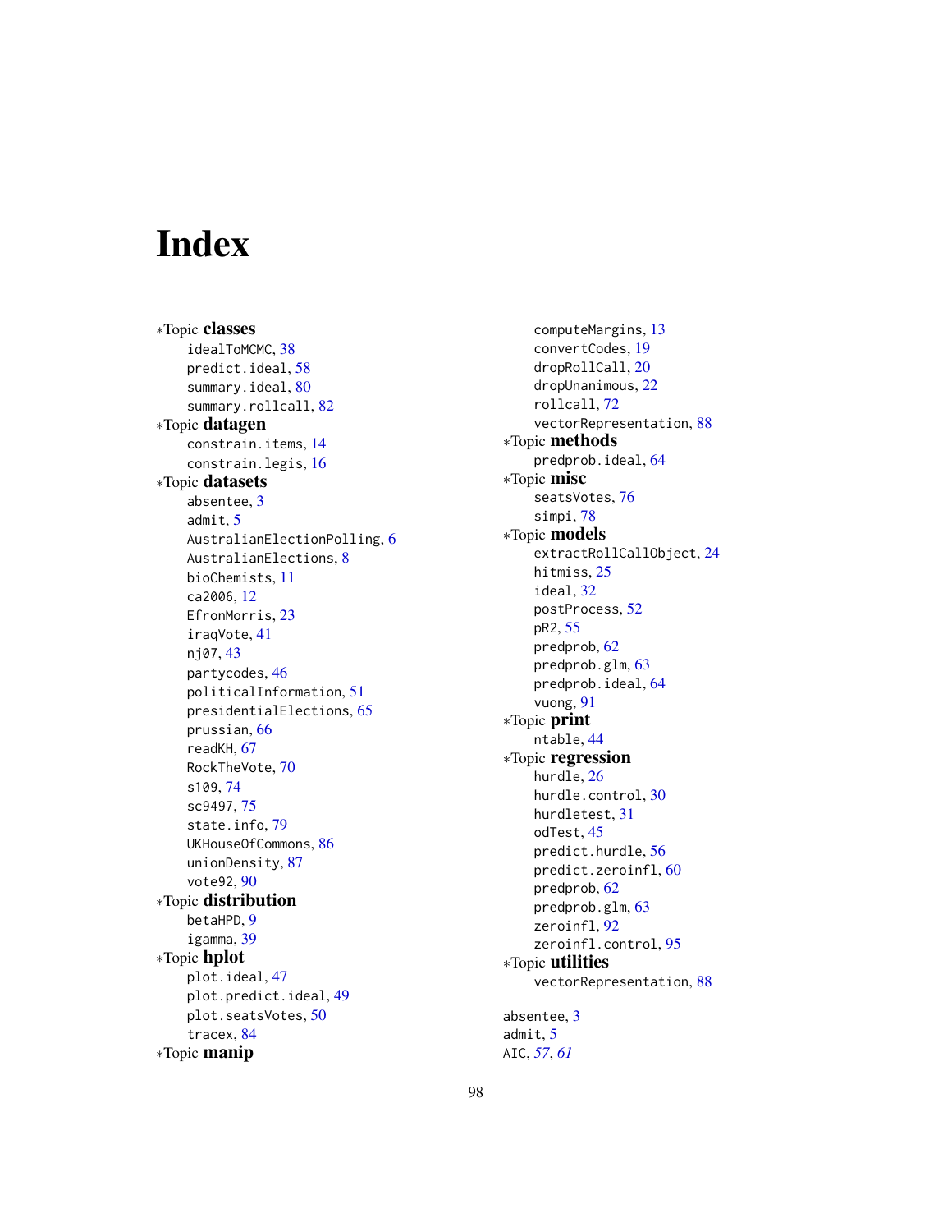# Index

*Topic **classes**
- idealToMCMC, 38
- predict.ideal, 58
- summary.ideal, 80
- summary.rollcall, 82

*Topic **datagen**
- constrain.items, 14
- constrain.legis, 16

*Topic **datasets**
- absentee, 3
- admit, 5
- AustralianElectionPolling, 6
- AustralianElections, 8
- bioChemists, 11
- ca2006, 12
- EfronMorris, 23
- iraqVote, 41
- nj07, 43
- partycodes, 46
- politicalInformation, 51
- presidentialElections, 65
- prussian, 66
- readKH, 67
- RockTheVote, 70
- s109, 74
- sc9497, 75
- state.info, 79
- UKHouseOfCommons, 86
- unionDensity, 87
- vote92, 90

*Topic **distribution**
- betaHPD, 9
- igamma, 39

*Topic **hplot**
- plot.ideal, 47
- plot.predict.ideal, 49
- plot.seatsVotes, 50
- tracex, 84

*Topic **manip**
- computeMargins, 13
- convertCodes, 19
- dropRollCall, 20
- dropUnanimous, 22
- rollcall, 72
- vectorRepresentation, 88

*Topic **methods**
- predprob.ideal, 64

*Topic **misc**
- seatsVotes, 76
- simpi, 78

*Topic **models**
- extractRollCallObject, 24
- hitmiss, 25
- ideal, 32
- postProcess, 52
- pR2, 55
- predprob, 62
- predprob.glm, 63
- predprob.ideal, 64
- vuong, 91

*Topic **print**
- ntable, 44

*Topic **regression**
- hurdle, 26
- hurdle.control, 30
- hurdletest, 31
- odTest, 45
- predict.hurdle, 56
- predict.zeroinfl, 60
- predprob, 62
- predprob.glm, 63
- zeroinfl, 92
- zeroinfl.control, 95

*Topic **utilities**
- vectorRepresentation, 88

absentee, 3
admit, 5
AIC, *57*, *61*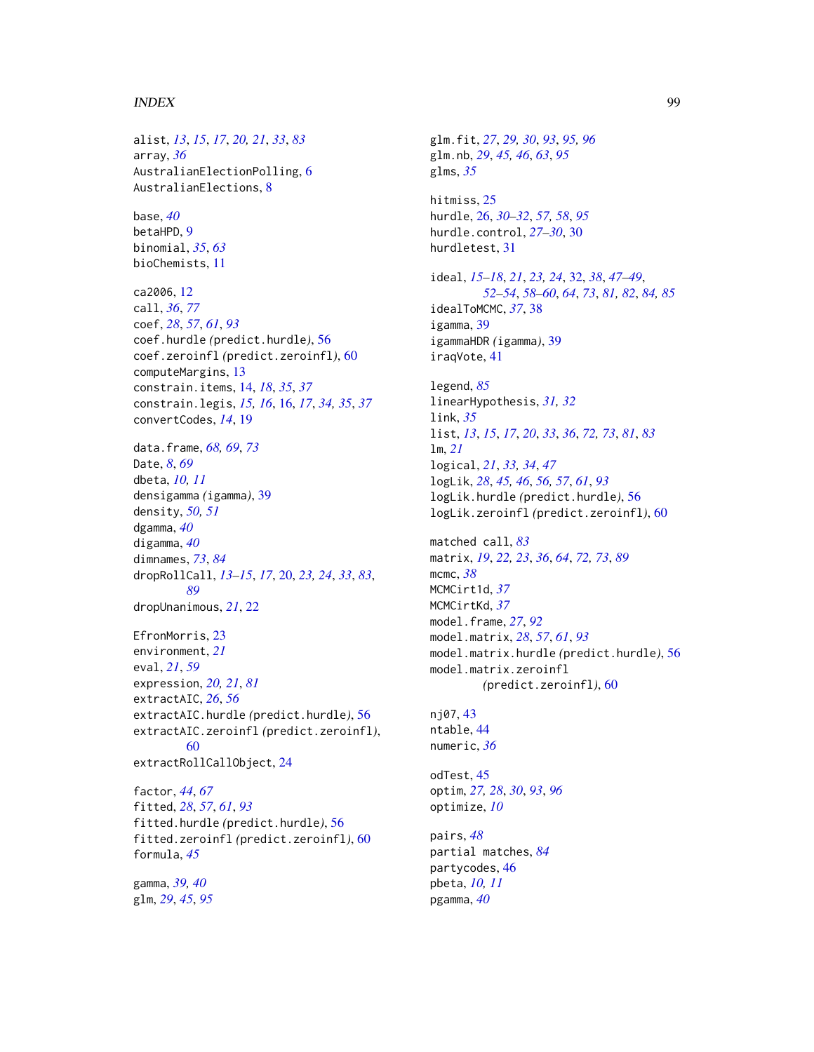alist, *13*, *15*, *17*, *20, 21*, *33*, *83*
array, *36*
AustralianElectionPolling, 6
AustralianElections, 8

base, *40*
betaHPD, 9
binomial, *35*, *63*
bioChemists, 11

ca2006, 12
call, *36*, *77*
coef, *28*, *57*, *61*, *93*
coef.hurdle *(predict.hurdle)*, 56
coef.zeroinfl *(predict.zeroinfl)*, 60
computeMargins, 13
constrain.items, 14, *18*, *35*, *37*
constrain.legis, *15*, *16*, 16, *17*, *34*, *35*, *37*
convertCodes, *14*, 19

data.frame, *68*, *69*, *73*
Date, *8*, *69*
dbeta, *10, 11*
densigamma *(igamma)*, 39
density, *50, 51*
dgamma, *40*
digamma, *40*
dimnames, *73*, *84*
dropRollCall, *13–15*, *17*, 20, *23, 24*, *33*, *83*, *89*
dropUnanimous, *21*, 22

EfronMorris, 23
environment, *21*
eval, *21*, *59*
expression, *20, 21*, *81*
extractAIC, *26*, *56*
extractAIC.hurdle *(predict.hurdle)*, 56
extractAIC.zeroinfl *(predict.zeroinfl)*, 60
extractRollCallObject, 24

factor, *44*, *67*
fitted, *28*, *57*, *61*, *93*
fitted.hurdle *(predict.hurdle)*, 56
fitted.zeroinfl *(predict.zeroinfl)*, 60
formula, *45*

gamma, *39, 40*
glm, *29*, *45*, *95*
glm.fit, *27*, *29, 30*, *93*, *95, 96*
glm.nb, *29*, *45, 46*, *63*, *95*
glms, *35*

hitmiss, 25
hurdle, 26, *30–32*, *57, 58*, *95*
hurdle.control, *27–30*, 30
hurdletest, 31

ideal, *15–18*, *21*, *23, 24*, 32, *38*, *47–49*, *52–54*, *58–60*, *64*, *73*, *81, 82*, *84, 85*
idealToMCMC, *37*, 38
igamma, 39
igammaHDR *(igamma)*, 39
iraqVote, 41

legend, *85*
linearHypothesis, *31, 32*
link, *35*
list, *13*, *15*, *17*, *20*, *33*, *36*, *72, 73*, *81*, *83*
lm, *21*
logical, *21*, *33, 34*, *47*
logLik, *28*, *45, 46*, *56, 57*, *61*, *93*
logLik.hurdle *(predict.hurdle)*, 56
logLik.zeroinfl *(predict.zeroinfl)*, 60

matched call, *83*
matrix, *19*, *22, 23*, *36*, *64*, *72, 73*, *89*
mcmc, *38*
MCMCirt1d, *37*
MCMCirtKd, *37*
model.frame, *27*, *92*
model.matrix, *28*, *57*, *61*, *93*
model.matrix.hurdle *(predict.hurdle)*, 56
model.matrix.zeroinfl *(predict.zeroinfl)*, 60

nj07, 43
ntable, 44
numeric, *36*

odTest, 45
optim, *27, 28*, *30*, *93*, *96*
optimize, *10*

pairs, *48*
partial matches, *84*
partycodes, 46
pbeta, *10, 11*
pgamma, *40*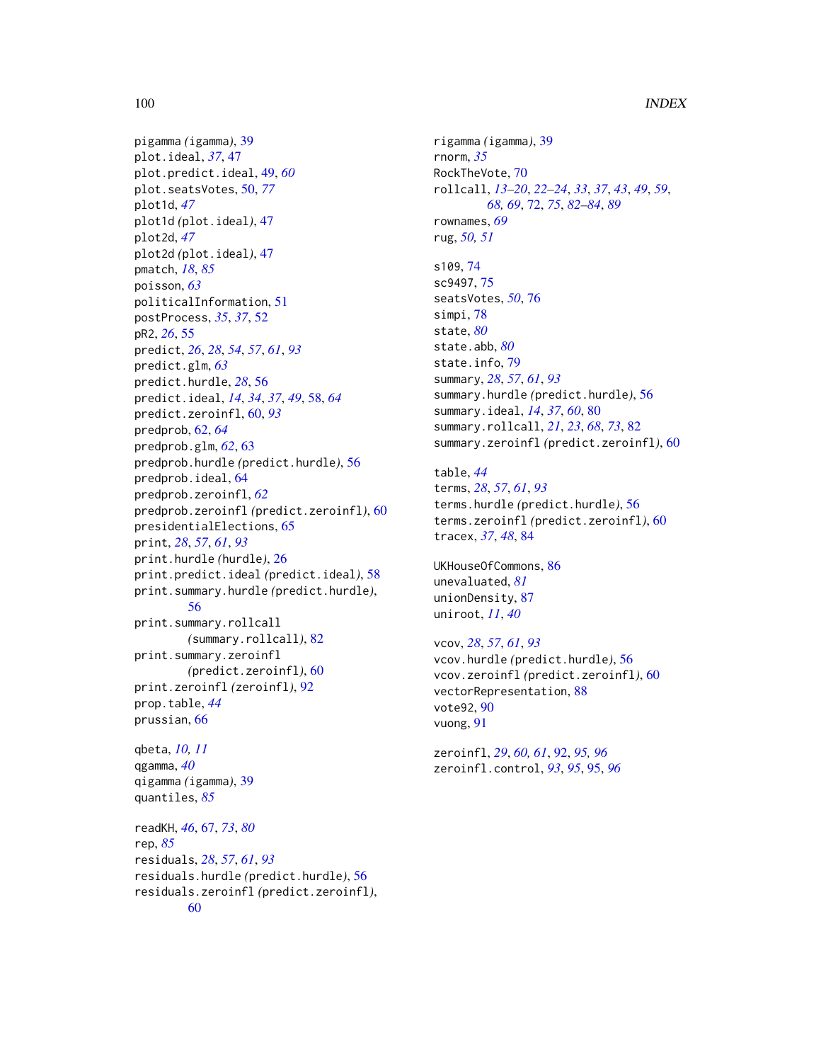pigamma *(igamma)*, 39
plot.ideal, *37*, 47
plot.predict.ideal, 49, *60*
plot.seatsVotes, 50, *77*
plot1d, *47*
plot1d *(plot.ideal)*, 47
plot2d, *47*
plot2d *(plot.ideal)*, 47
pmatch, *18*, *85*
poisson, *63*
politicalInformation, 51
postProcess, *35*, *37*, 52
pR2, *26*, 55
predict, *26*, *28*, *54*, *57*, *61*, *93*
predict.glm, *63*
predict.hurdle, *28*, 56
predict.ideal, *14*, *34*, *37*, *49*, 58, *64*
predict.zeroinfl, 60, *93*
predprob, 62, *64*
predprob.glm, *62*, 63
predprob.hurdle *(predict.hurdle)*, 56
predprob.ideal, 64
predprob.zeroinfl, *62*
predprob.zeroinfl *(predict.zeroinfl)*, 60
presidentialElections, 65
print, *28*, *57*, *61*, *93*
print.hurdle *(hurdle)*, 26
print.predict.ideal *(predict.ideal)*, 58
print.summary.hurdle *(predict.hurdle)*, 56
print.summary.rollcall *(summary.rollcall)*, 82
print.summary.zeroinfl *(predict.zeroinfl)*, 60
print.zeroinfl *(zeroinfl)*, 92
prop.table, *44*
prussian, 66

qbeta, *10, 11*
qgamma, *40*
qigamma *(igamma)*, 39
quantiles, *85*

readKH, *46*, 67, *73*, *80*
rep, *85*
residuals, *28*, *57*, *61*, *93*
residuals.hurdle *(predict.hurdle)*, 56
residuals.zeroinfl *(predict.zeroinfl)*, 60
rigamma *(igamma)*, 39
rnorm, *35*
RockTheVote, 70
rollcall, *13–20*, *22–24*, *33*, *37*, *43*, *49*, *59*, *68, 69*, 72, *75*, *82–84*, *89*
rownames, *69*
rug, *50, 51*

s109, 74
sc9497, 75
seatsVotes, *50*, 76
simpi, 78
state, *80*
state.abb, *80*
state.info, 79
summary, *28*, *57*, *61*, *93*
summary.hurdle *(predict.hurdle)*, 56
summary.ideal, *14*, *37*, *60*, 80
summary.rollcall, *21*, *23*, *68*, *73*, 82
summary.zeroinfl *(predict.zeroinfl)*, 60

table, *44*
terms, *28*, *57*, *61*, *93*
terms.hurdle *(predict.hurdle)*, 56
terms.zeroinfl *(predict.zeroinfl)*, 60
tracex, *37*, *48*, 84

UKHouseOfCommons, 86
unevaluated, *81*
unionDensity, 87
uniroot, *11*, *40*

vcov, *28*, *57*, *61*, *93*
vcov.hurdle *(predict.hurdle)*, 56
vcov.zeroinfl *(predict.zeroinfl)*, 60
vectorRepresentation, 88
vote92, 90
vuong, 91

zeroinfl, *29*, *60, 61*, 92, *95, 96*
zeroinfl.control, *93*, *95*, 95, *96*